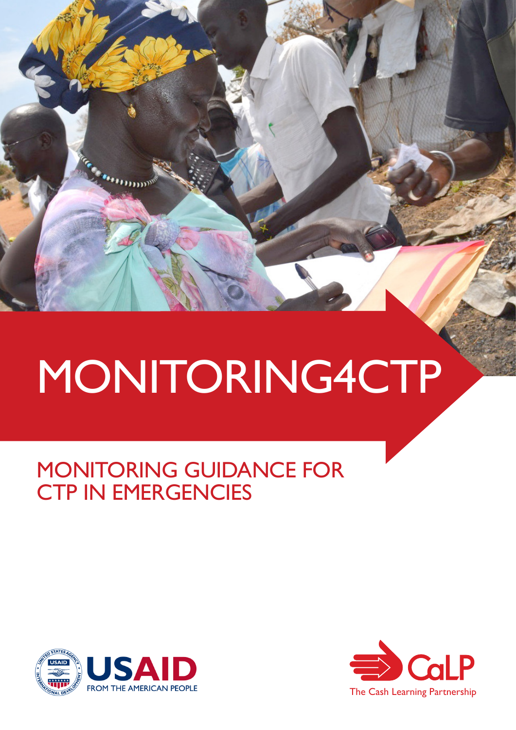# MONITORING4CTP

## MONITORING GUIDANCE FOR CTP IN EMERGENCIES

USAID FROM THE AMERICAN PEOPLE

CaLP The Cash Learning Partnership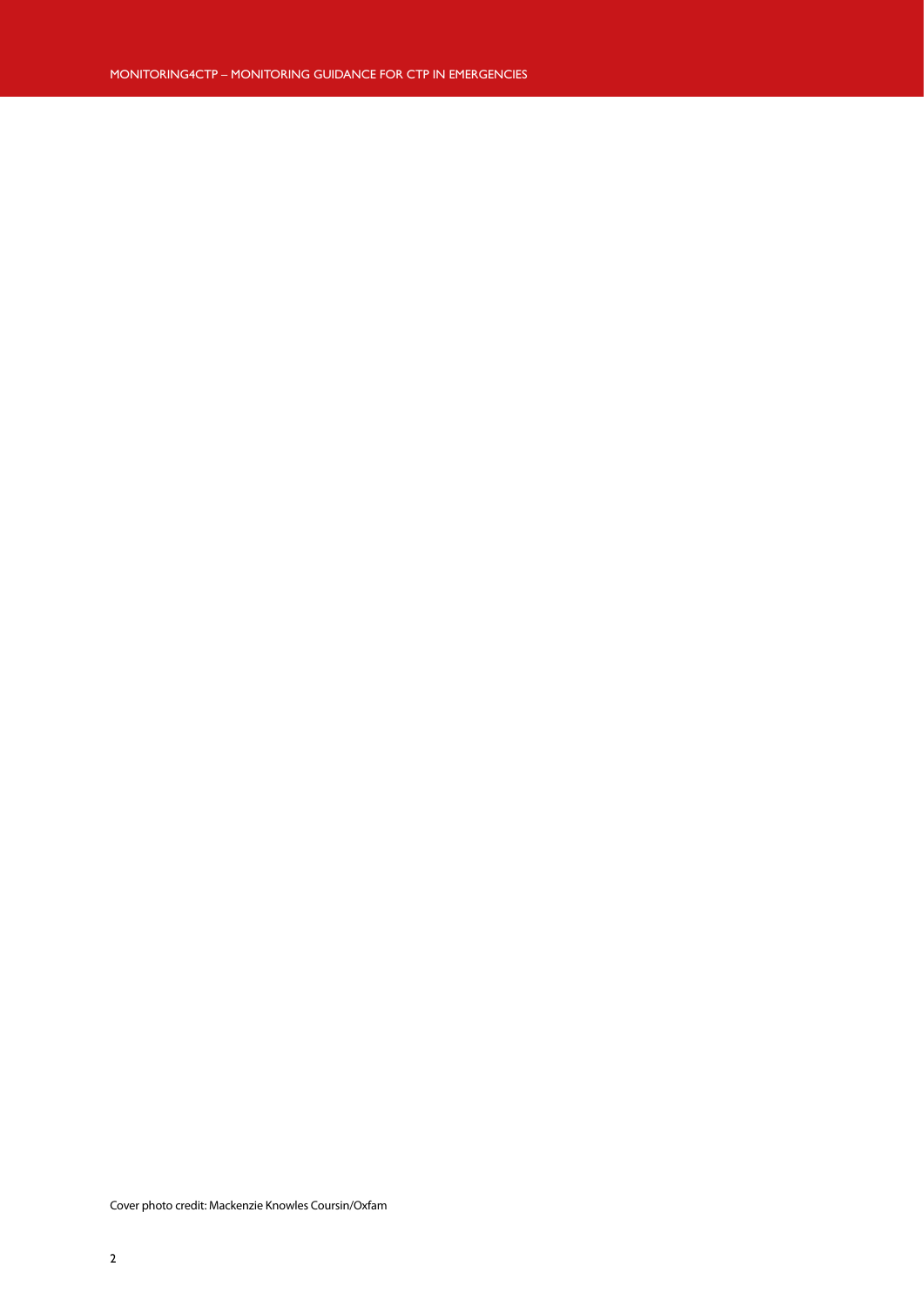Cover photo credit: Mackenzie Knowles Coursin/Oxfam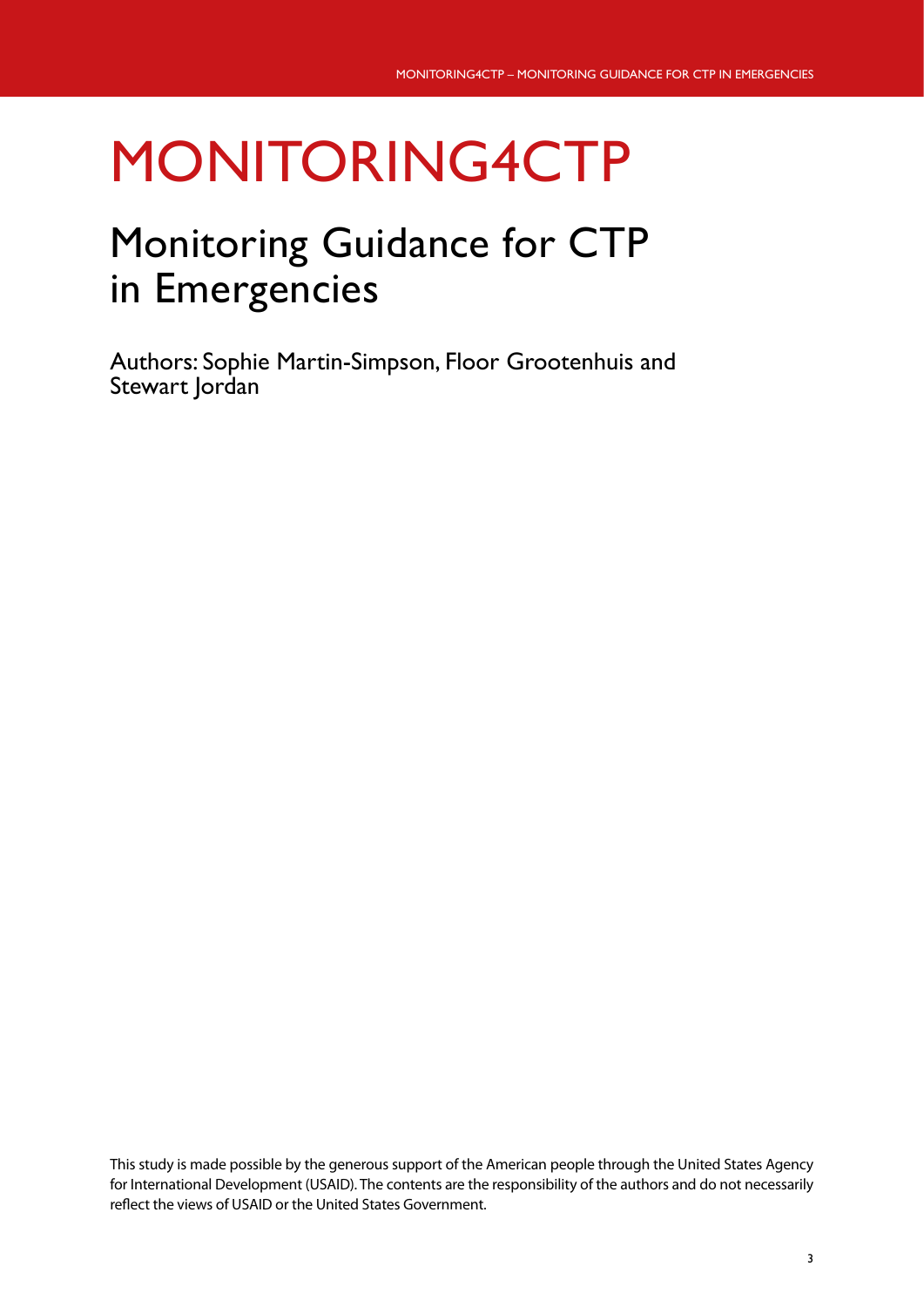# MONITORING4CTP

## Monitoring Guidance for CTP in Emergencies

Authors: Sophie Martin-Simpson, Floor Grootenhuis and Stewart Jordan

This study is made possible by the generous support of the American people through the United States Agency for International Development (USAID). The contents are the responsibility of the authors and do not necessarily reflect the views of USAID or the United States Government.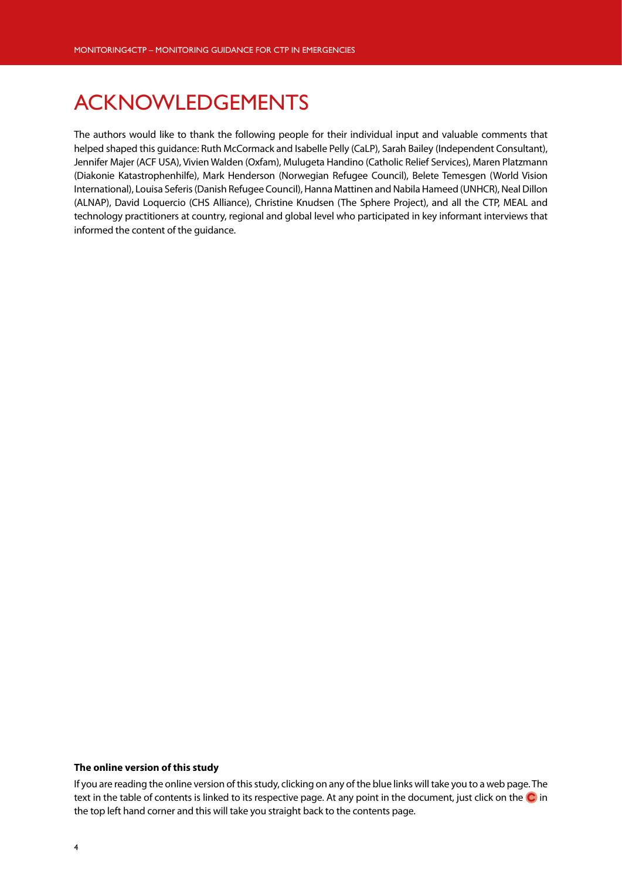# ACKNOWLEDGEMENTS

The authors would like to thank the following people for their individual input and valuable comments that helped shaped this guidance: Ruth McCormack and Isabelle Pelly (CaLP), Sarah Bailey (Independent Consultant), Jennifer Majer (ACF USA), Vivien Walden (Oxfam), Mulugeta Handino (Catholic Relief Services), Maren Platzmann (Diakonie Katastrophenhilfe), Mark Henderson (Norwegian Refugee Council), Belete Temesgen (World Vision International), Louisa Seferis (Danish Refugee Council), Hanna Mattinen and Nabila Hameed (UNHCR), Neal Dillon (ALNAP), David Loquercio (CHS Alliance), Christine Knudsen (The Sphere Project), and all the CTP, MEAL and technology practitioners at country, regional and global level who participated in key informant interviews that informed the content of the guidance.

**The online version of this study**

If you are reading the online version of this study, clicking on any of the blue links will take you to a web page. The text in the table of contents is linked to its respective page. At any point in the document, just click on the C in the top left hand corner and this will take you straight back to the contents page.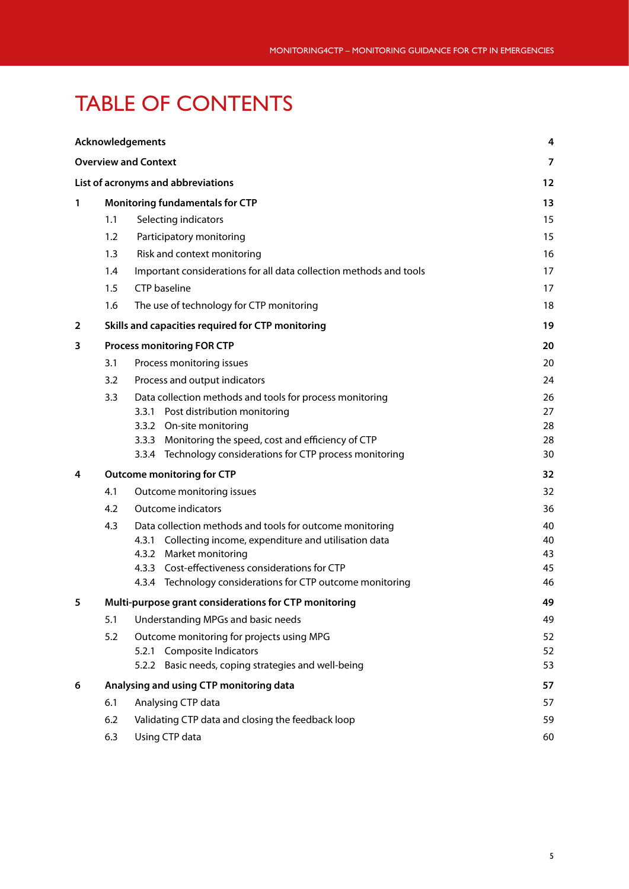# TABLE OF CONTENTS

| | | |
|---|---|---|
| **Acknowledgements** | | **4** |
| **Overview and Context** | | **7** |
| **List of acronyms and abbreviations** | | **12** |
| **1** | **Monitoring fundamentals for CTP** | **13** |
| | 1.1 Selecting indicators | 15 |
| | 1.2 Participatory monitoring | 15 |
| | 1.3 Risk and context monitoring | 16 |
| | 1.4 Important considerations for all data collection methods and tools | 17 |
| | 1.5 CTP baseline | 17 |
| | 1.6 The use of technology for CTP monitoring | 18 |
| **2** | **Skills and capacities required for CTP monitoring** | **19** |
| **3** | **Process monitoring FOR CTP** | **20** |
| | 3.1 Process monitoring issues | 20 |
| | 3.2 Process and output indicators | 24 |
| | 3.3 Data collection methods and tools for process monitoring | 26 |
| | 3.3.1 Post distribution monitoring | 27 |
| | 3.3.2 On-site monitoring | 28 |
| | 3.3.3 Monitoring the speed, cost and efficiency of CTP | 28 |
| | 3.3.4 Technology considerations for CTP process monitoring | 30 |
| **4** | **Outcome monitoring for CTP** | **32** |
| | 4.1 Outcome monitoring issues | 32 |
| | 4.2 Outcome indicators | 36 |
| | 4.3 Data collection methods and tools for outcome monitoring | 40 |
| | 4.3.1 Collecting income, expenditure and utilisation data | 40 |
| | 4.3.2 Market monitoring | 43 |
| | 4.3.3 Cost-effectiveness considerations for CTP | 45 |
| | 4.3.4 Technology considerations for CTP outcome monitoring | 46 |
| **5** | **Multi-purpose grant considerations for CTP monitoring** | **49** |
| | 5.1 Understanding MPGs and basic needs | 49 |
| | 5.2 Outcome monitoring for projects using MPG | 52 |
| | 5.2.1 Composite Indicators | 52 |
| | 5.2.2 Basic needs, coping strategies and well-being | 53 |
| **6** | **Analysing and using CTP monitoring data** | **57** |
| | 6.1 Analysing CTP data | 57 |
| | 6.2 Validating CTP data and closing the feedback loop | 59 |
| | 6.3 Using CTP data | 60 |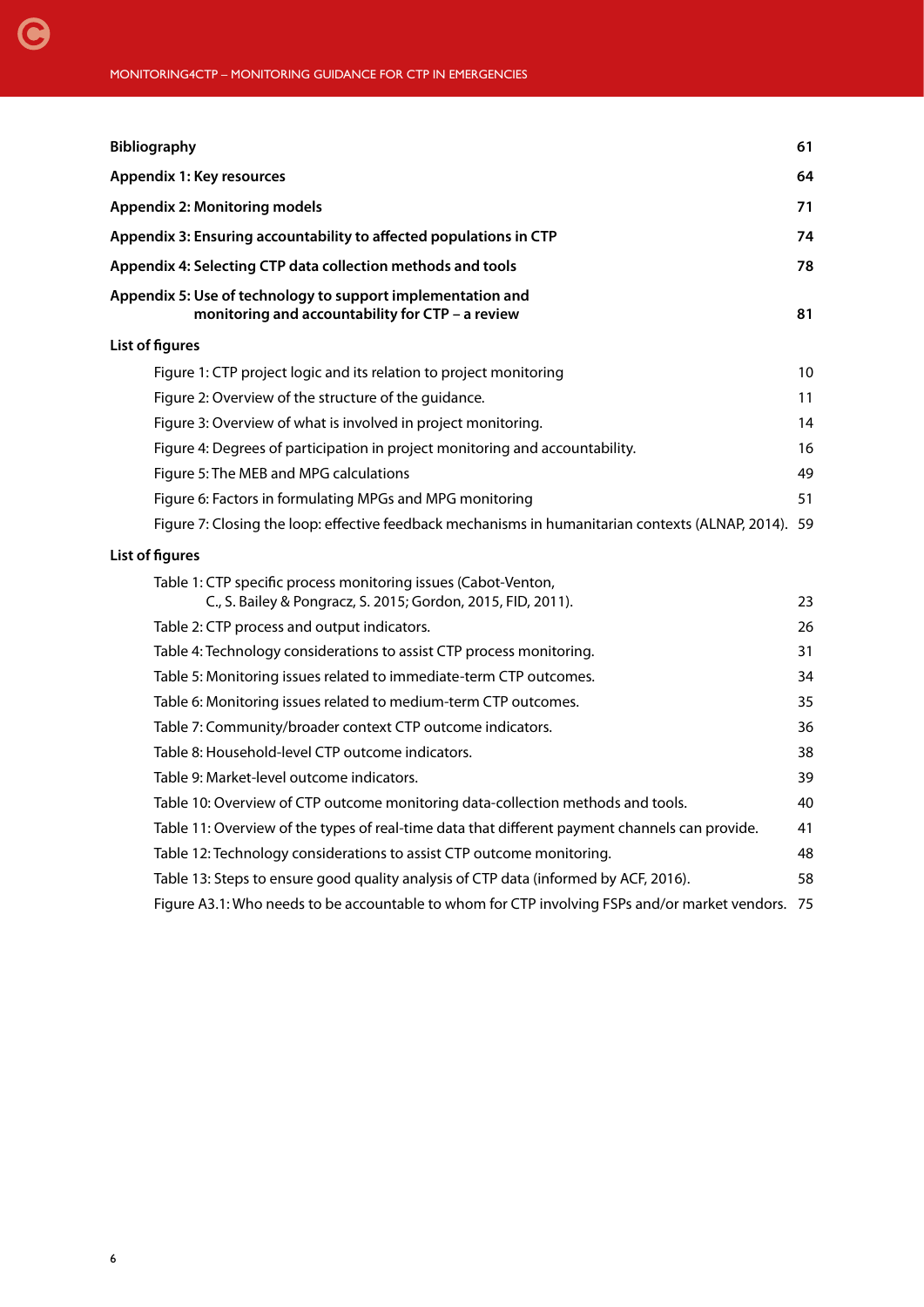**Bibliography** 61

**Appendix 1: Key resources** 64

**Appendix 2: Monitoring models** 71

**Appendix 3: Ensuring accountability to affected populations in CTP** 74

**Appendix 4: Selecting CTP data collection methods and tools** 78

**Appendix 5: Use of technology to support implementation and monitoring and accountability for CTP – a review** 81

**List of figures**

- Figure 1: CTP project logic and its relation to project monitoring 10
- Figure 2: Overview of the structure of the guidance. 11
- Figure 3: Overview of what is involved in project monitoring. 14
- Figure 4: Degrees of participation in project monitoring and accountability. 16
- Figure 5: The MEB and MPG calculations 49
- Figure 6: Factors in formulating MPGs and MPG monitoring 51
- Figure 7: Closing the loop: effective feedback mechanisms in humanitarian contexts (ALNAP, 2014). 59

**List of figures**

- Table 1: CTP specific process monitoring issues (Cabot-Venton, C., S. Bailey & Pongracz, S. 2015; Gordon, 2015, FID, 2011). 23
- Table 2: CTP process and output indicators. 26
- Table 4: Technology considerations to assist CTP process monitoring. 31
- Table 5: Monitoring issues related to immediate-term CTP outcomes. 34
- Table 6: Monitoring issues related to medium-term CTP outcomes. 35
- Table 7: Community/broader context CTP outcome indicators. 36
- Table 8: Household-level CTP outcome indicators. 38
- Table 9: Market-level outcome indicators. 39
- Table 10: Overview of CTP outcome monitoring data-collection methods and tools. 40
- Table 11: Overview of the types of real-time data that different payment channels can provide. 41
- Table 12: Technology considerations to assist CTP outcome monitoring. 48
- Table 13: Steps to ensure good quality analysis of CTP data (informed by ACF, 2016). 58
- Figure A3.1: Who needs to be accountable to whom for CTP involving FSPs and/or market vendors. 75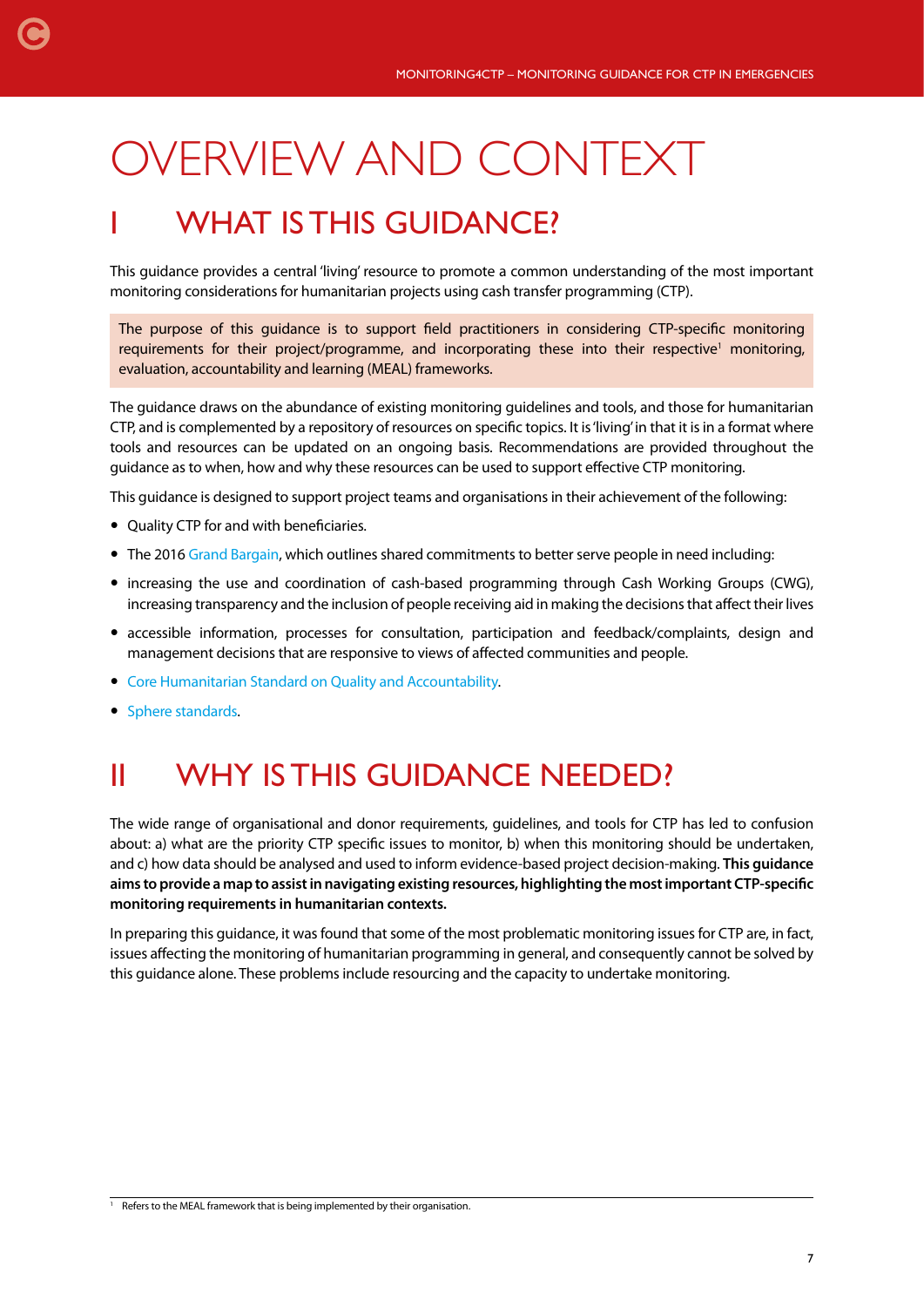# OVERVIEW AND CONTEXT

## I WHAT IS THIS GUIDANCE?

This guidance provides a central 'living' resource to promote a common understanding of the most important monitoring considerations for humanitarian projects using cash transfer programming (CTP).

The purpose of this guidance is to support field practitioners in considering CTP-specific monitoring requirements for their project/programme, and incorporating these into their respective[1] monitoring, evaluation, accountability and learning (MEAL) frameworks.

The guidance draws on the abundance of existing monitoring guidelines and tools, and those for humanitarian CTP, and is complemented by a repository of resources on specific topics. It is 'living' in that it is in a format where tools and resources can be updated on an ongoing basis. Recommendations are provided throughout the guidance as to when, how and why these resources can be used to support effective CTP monitoring.

This guidance is designed to support project teams and organisations in their achievement of the following:

- Quality CTP for and with beneficiaries.
- The 2016 Grand Bargain, which outlines shared commitments to better serve people in need including:
- increasing the use and coordination of cash-based programming through Cash Working Groups (CWG), increasing transparency and the inclusion of people receiving aid in making the decisions that affect their lives
- accessible information, processes for consultation, participation and feedback/complaints, design and management decisions that are responsive to views of affected communities and people.
- Core Humanitarian Standard on Quality and Accountability.
- Sphere standards.

## II WHY IS THIS GUIDANCE NEEDED?

The wide range of organisational and donor requirements, guidelines, and tools for CTP has led to confusion about: a) what are the priority CTP specific issues to monitor, b) when this monitoring should be undertaken, and c) how data should be analysed and used to inform evidence-based project decision-making. **This guidance aims to provide a map to assist in navigating existing resources, highlighting the most important CTP-specific monitoring requirements in humanitarian contexts.**

In preparing this guidance, it was found that some of the most problematic monitoring issues for CTP are, in fact, issues affecting the monitoring of humanitarian programming in general, and consequently cannot be solved by this guidance alone. These problems include resourcing and the capacity to undertake monitoring.

---

[1] Refers to the MEAL framework that is being implemented by their organisation.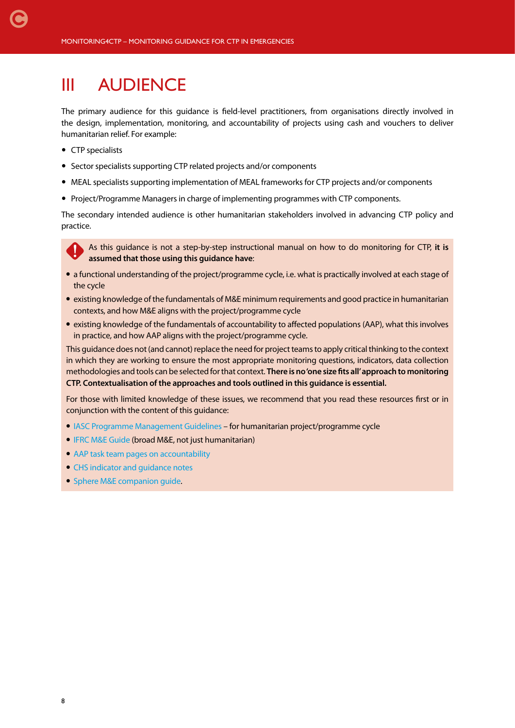# III AUDIENCE

The primary audience for this guidance is field-level practitioners, from organisations directly involved in the design, implementation, monitoring, and accountability of projects using cash and vouchers to deliver humanitarian relief. For example:

- CTP specialists
- Sector specialists supporting CTP related projects and/or components
- MEAL specialists supporting implementation of MEAL frameworks for CTP projects and/or components
- Project/Programme Managers in charge of implementing programmes with CTP components.

The secondary intended audience is other humanitarian stakeholders involved in advancing CTP policy and practice.

As this guidance is not a step-by-step instructional manual on how to do monitoring for CTP, **it is assumed that those using this guidance have**:

- a functional understanding of the project/programme cycle, i.e. what is practically involved at each stage of the cycle
- existing knowledge of the fundamentals of M&E minimum requirements and good practice in humanitarian contexts, and how M&E aligns with the project/programme cycle
- existing knowledge of the fundamentals of accountability to affected populations (AAP), what this involves in practice, and how AAP aligns with the project/programme cycle.

This guidance does not (and cannot) replace the need for project teams to apply critical thinking to the context in which they are working to ensure the most appropriate monitoring questions, indicators, data collection methodologies and tools can be selected for that context. **There is no 'one size fits all' approach to monitoring CTP. Contextualisation of the approaches and tools outlined in this guidance is essential.**

For those with limited knowledge of these issues, we recommend that you read these resources first or in conjunction with the content of this guidance:

- IASC Programme Management Guidelines – for humanitarian project/programme cycle
- IFRC M&E Guide (broad M&E, not just humanitarian)
- AAP task team pages on accountability
- CHS indicator and guidance notes
- Sphere M&E companion guide.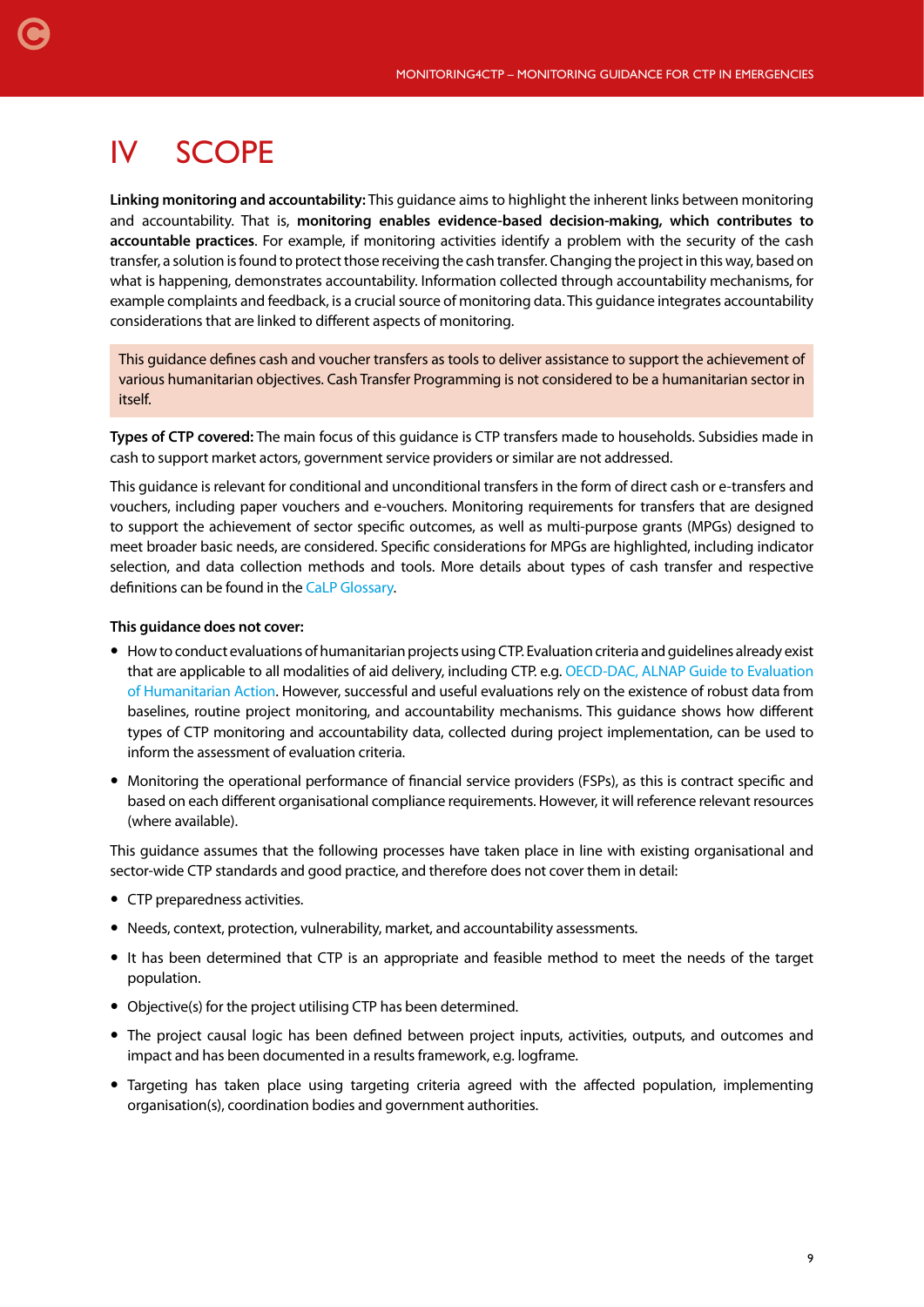# IV SCOPE

**Linking monitoring and accountability:** This guidance aims to highlight the inherent links between monitoring and accountability. That is, **monitoring enables evidence-based decision-making, which contributes to accountable practices**. For example, if monitoring activities identify a problem with the security of the cash transfer, a solution is found to protect those receiving the cash transfer. Changing the project in this way, based on what is happening, demonstrates accountability. Information collected through accountability mechanisms, for example complaints and feedback, is a crucial source of monitoring data. This guidance integrates accountability considerations that are linked to different aspects of monitoring.

> This guidance defines cash and voucher transfers as tools to deliver assistance to support the achievement of various humanitarian objectives. Cash Transfer Programming is not considered to be a humanitarian sector in itself.

**Types of CTP covered:** The main focus of this guidance is CTP transfers made to households. Subsidies made in cash to support market actors, government service providers or similar are not addressed.

This guidance is relevant for conditional and unconditional transfers in the form of direct cash or e-transfers and vouchers, including paper vouchers and e-vouchers. Monitoring requirements for transfers that are designed to support the achievement of sector specific outcomes, as well as multi-purpose grants (MPGs) designed to meet broader basic needs, are considered. Specific considerations for MPGs are highlighted, including indicator selection, and data collection methods and tools. More details about types of cash transfer and respective definitions can be found in the CaLP Glossary.

**This guidance does not cover:**

- How to conduct evaluations of humanitarian projects using CTP. Evaluation criteria and guidelines already exist that are applicable to all modalities of aid delivery, including CTP. e.g. OECD-DAC, ALNAP Guide to Evaluation of Humanitarian Action. However, successful and useful evaluations rely on the existence of robust data from baselines, routine project monitoring, and accountability mechanisms. This guidance shows how different types of CTP monitoring and accountability data, collected during project implementation, can be used to inform the assessment of evaluation criteria.
- Monitoring the operational performance of financial service providers (FSPs), as this is contract specific and based on each different organisational compliance requirements. However, it will reference relevant resources (where available).

This guidance assumes that the following processes have taken place in line with existing organisational and sector-wide CTP standards and good practice, and therefore does not cover them in detail:

- CTP preparedness activities.
- Needs, context, protection, vulnerability, market, and accountability assessments.
- It has been determined that CTP is an appropriate and feasible method to meet the needs of the target population.
- Objective(s) for the project utilising CTP has been determined.
- The project causal logic has been defined between project inputs, activities, outputs, and outcomes and impact and has been documented in a results framework, e.g. logframe.
- Targeting has taken place using targeting criteria agreed with the affected population, implementing organisation(s), coordination bodies and government authorities.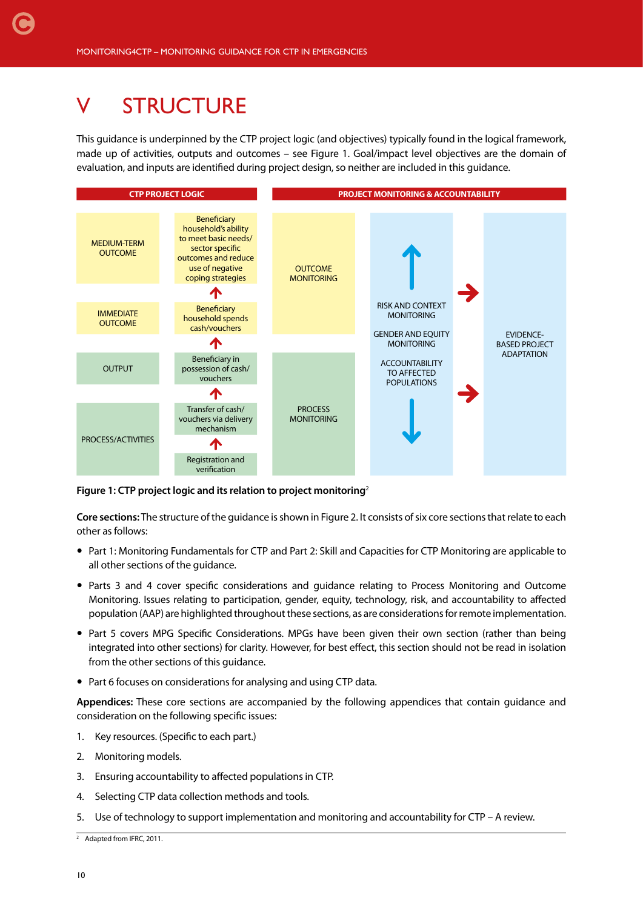# V STRUCTURE

This guidance is underpinned by the CTP project logic (and objectives) typically found in the logical framework, made up of activities, outputs and outcomes – see Figure 1. Goal/impact level objectives are the domain of evaluation, and inputs are identified during project design, so neither are included in this guidance.

| CTP PROJECT LOGIC | | PROJECT MONITORING & ACCOUNTABILITY | | |
|---|---|---|---|---|
| MEDIUM-TERM OUTCOME | Beneficiary household's ability to meet basic needs/ sector specific outcomes and reduce use of negative coping strategies | OUTCOME MONITORING | RISK AND CONTEXT MONITORING<br>GENDER AND EQUITY MONITORING<br>ACCOUNTABILITY TO AFFECTED POPULATIONS | EVIDENCE-BASED PROJECT ADAPTATION |
| IMMEDIATE OUTCOME | Beneficiary household spends cash/vouchers | | | |
| OUTPUT | Beneficiary in possession of cash/ vouchers | PROCESS MONITORING | | |
| PROCESS/ACTIVITIES | Transfer of cash/ vouchers via delivery mechanism | | | |
| | Registration and verification | | | |

**Figure 1: CTP project logic and its relation to project monitoring**[2]

**Core sections:** The structure of the guidance is shown in Figure 2. It consists of six core sections that relate to each other as follows:

- Part 1: Monitoring Fundamentals for CTP and Part 2: Skill and Capacities for CTP Monitoring are applicable to all other sections of the guidance.
- Parts 3 and 4 cover specific considerations and guidance relating to Process Monitoring and Outcome Monitoring. Issues relating to participation, gender, equity, technology, risk, and accountability to affected population (AAP) are highlighted throughout these sections, as are considerations for remote implementation.
- Part 5 covers MPG Specific Considerations. MPGs have been given their own section (rather than being integrated into other sections) for clarity. However, for best effect, this section should not be read in isolation from the other sections of this guidance.
- Part 6 focuses on considerations for analysing and using CTP data.

**Appendices:** These core sections are accompanied by the following appendices that contain guidance and consideration on the following specific issues:

1. Key resources. (Specific to each part.)
2. Monitoring models.
3. Ensuring accountability to affected populations in CTP.
4. Selecting CTP data collection methods and tools.
5. Use of technology to support implementation and monitoring and accountability for CTP – A review.

[2] Adapted from IFRC, 2011.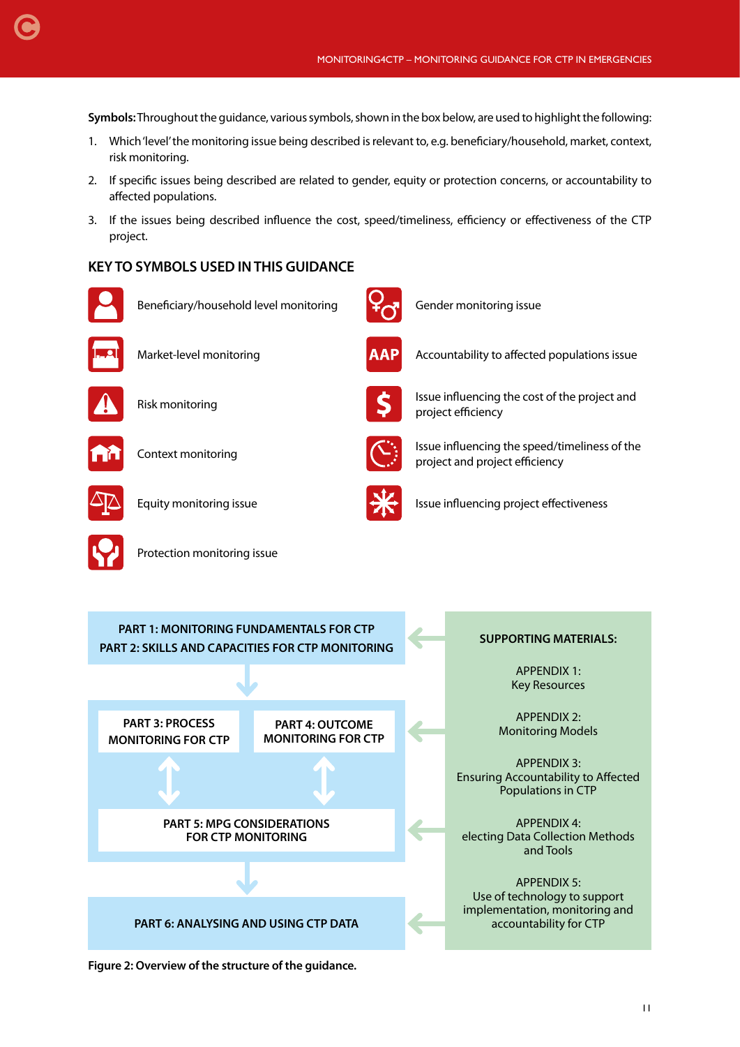**Symbols:** Throughout the guidance, various symbols, shown in the box below, are used to highlight the following:

1. Which 'level' the monitoring issue being described is relevant to, e.g. beneficiary/household, market, context, risk monitoring.
2. If specific issues being described are related to gender, equity or protection concerns, or accountability to affected populations.
3. If the issues being described influence the cost, speed/timeliness, efficiency or effectiveness of the CTP project.

## KEY TO SYMBOLS USED IN THIS GUIDANCE

- Beneficiary/household level monitoring
- Market-level monitoring
- Risk monitoring
- Context monitoring
- Equity monitoring issue
- Protection monitoring issue
- Gender monitoring issue
- AAP – Accountability to affected populations issue
- Issue influencing the cost of the project and project efficiency
- Issue influencing the speed/timeliness of the project and project efficiency
- Issue influencing project effectiveness

PART 1: MONITORING FUNDAMENTALS FOR CTP
PART 2: SKILLS AND CAPACITIES FOR CTP MONITORING

PART 3: PROCESS MONITORING FOR CTP

PART 4: OUTCOME MONITORING FOR CTP

PART 5: MPG CONSIDERATIONS FOR CTP MONITORING

PART 6: ANALYSING AND USING CTP DATA

SUPPORTING MATERIALS:

APPENDIX 1: Key Resources

APPENDIX 2: Monitoring Models

APPENDIX 3: Ensuring Accountability to Affected Populations in CTP

APPENDIX 4: electing Data Collection Methods and Tools

APPENDIX 5: Use of technology to support implementation, monitoring and accountability for CTP

**Figure 2: Overview of the structure of the guidance.**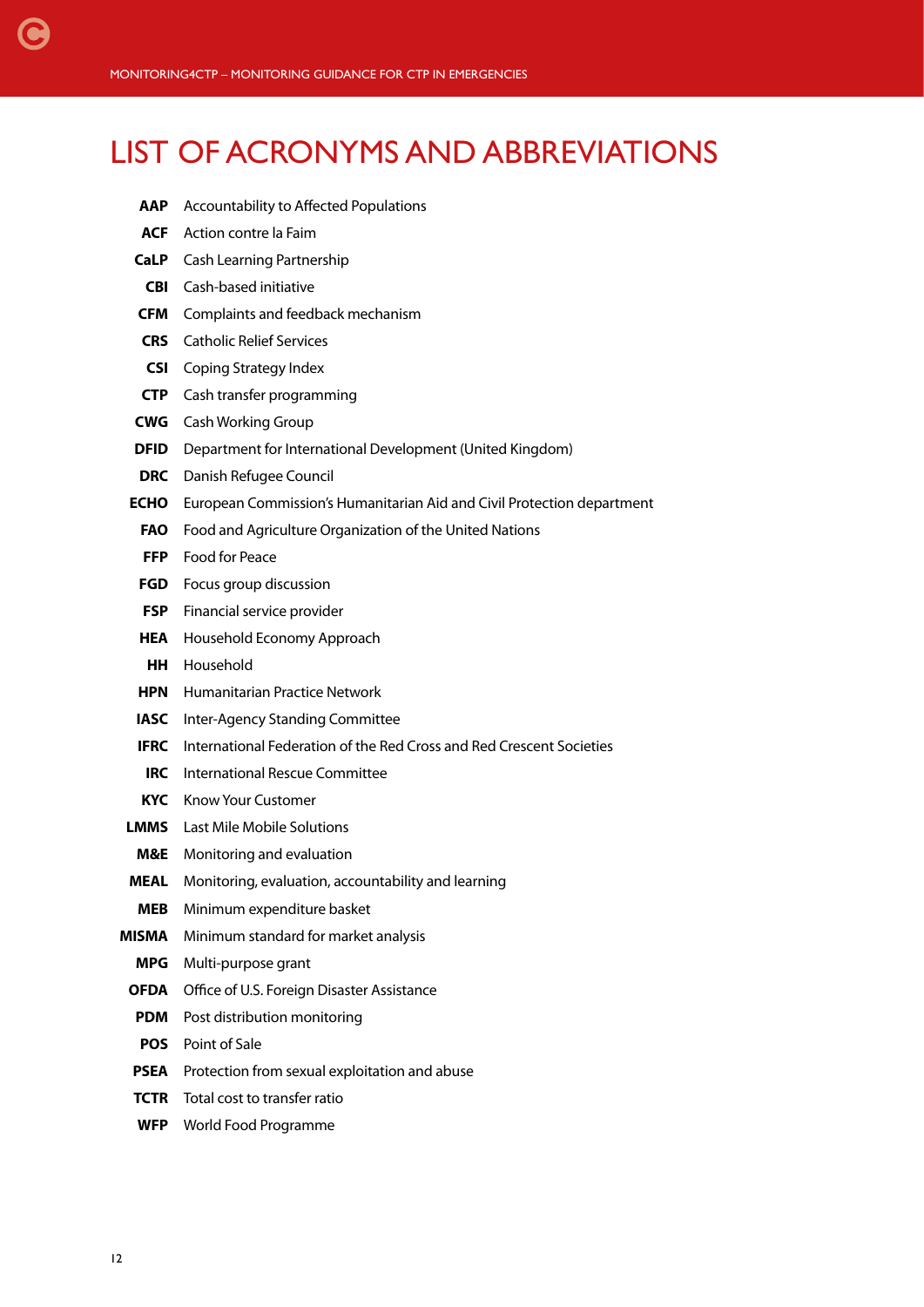# LIST OF ACRONYMS AND ABBREVIATIONS

| | |
|---|---|
| **AAP** | Accountability to Affected Populations |
| **ACF** | Action contre la Faim |
| **CaLP** | Cash Learning Partnership |
| **CBI** | Cash-based initiative |
| **CFM** | Complaints and feedback mechanism |
| **CRS** | Catholic Relief Services |
| **CSI** | Coping Strategy Index |
| **CTP** | Cash transfer programming |
| **CWG** | Cash Working Group |
| **DFID** | Department for International Development (United Kingdom) |
| **DRC** | Danish Refugee Council |
| **ECHO** | European Commission's Humanitarian Aid and Civil Protection department |
| **FAO** | Food and Agriculture Organization of the United Nations |
| **FFP** | Food for Peace |
| **FGD** | Focus group discussion |
| **FSP** | Financial service provider |
| **HEA** | Household Economy Approach |
| **HH** | Household |
| **HPN** | Humanitarian Practice Network |
| **IASC** | Inter-Agency Standing Committee |
| **IFRC** | International Federation of the Red Cross and Red Crescent Societies |
| **IRC** | International Rescue Committee |
| **KYC** | Know Your Customer |
| **LMMS** | Last Mile Mobile Solutions |
| **M&E** | Monitoring and evaluation |
| **MEAL** | Monitoring, evaluation, accountability and learning |
| **MEB** | Minimum expenditure basket |
| **MISMA** | Minimum standard for market analysis |
| **MPG** | Multi-purpose grant |
| **OFDA** | Office of U.S. Foreign Disaster Assistance |
| **PDM** | Post distribution monitoring |
| **POS** | Point of Sale |
| **PSEA** | Protection from sexual exploitation and abuse |
| **TCTR** | Total cost to transfer ratio |
| **WFP** | World Food Programme |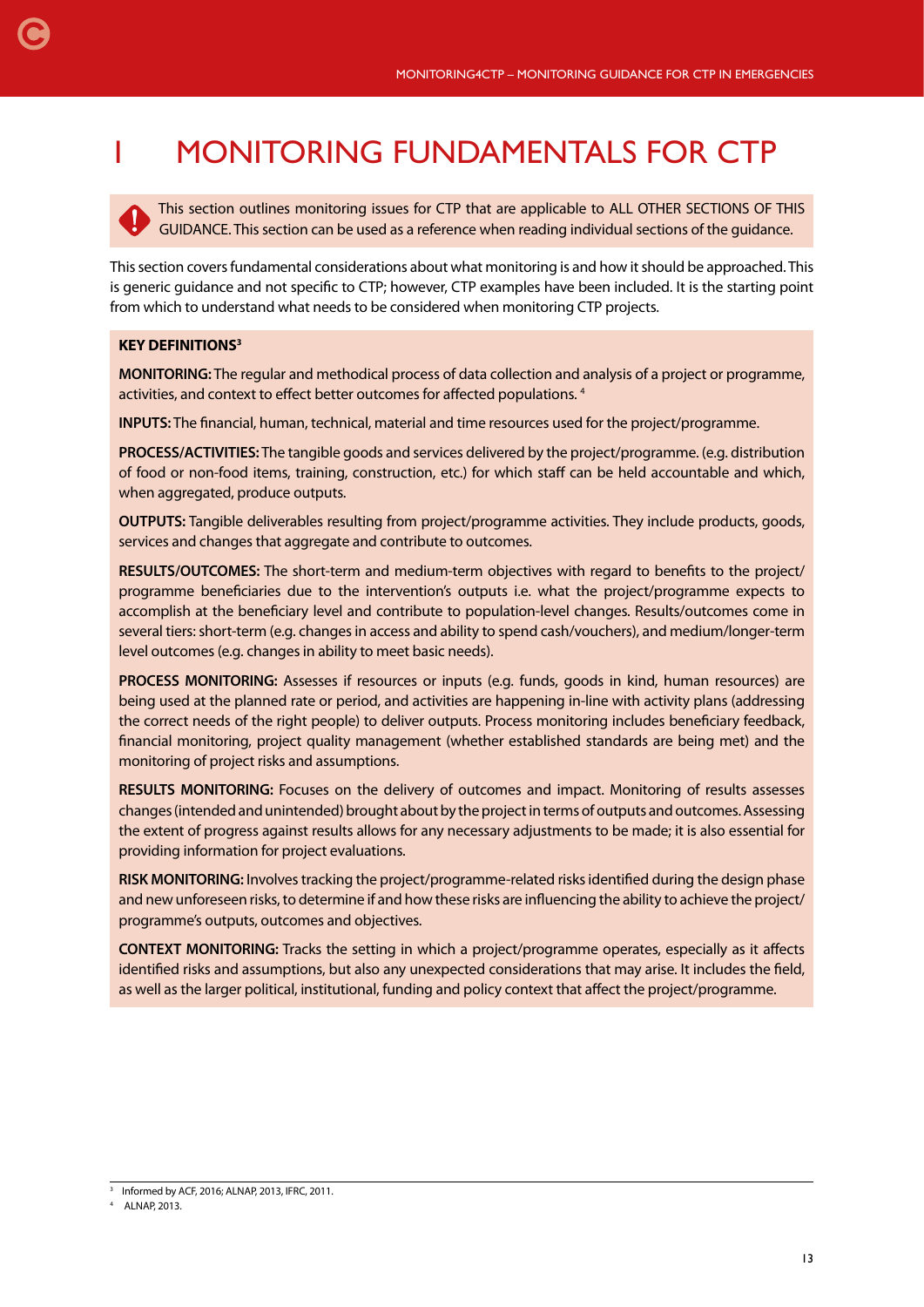# 1 MONITORING FUNDAMENTALS FOR CTP

This section outlines monitoring issues for CTP that are applicable to ALL OTHER SECTIONS OF THIS GUIDANCE. This section can be used as a reference when reading individual sections of the guidance.

This section covers fundamental considerations about what monitoring is and how it should be approached. This is generic guidance and not specific to CTP; however, CTP examples have been included. It is the starting point from which to understand what needs to be considered when monitoring CTP projects.

**KEY DEFINITIONS**[3]

**MONITORING:** The regular and methodical process of data collection and analysis of a project or programme, activities, and context to effect better outcomes for affected populations. [4]

**INPUTS:** The financial, human, technical, material and time resources used for the project/programme.

**PROCESS/ACTIVITIES:** The tangible goods and services delivered by the project/programme. (e.g. distribution of food or non-food items, training, construction, etc.) for which staff can be held accountable and which, when aggregated, produce outputs.

**OUTPUTS:** Tangible deliverables resulting from project/programme activities. They include products, goods, services and changes that aggregate and contribute to outcomes.

**RESULTS/OUTCOMES:** The short-term and medium-term objectives with regard to benefits to the project/programme beneficiaries due to the intervention's outputs i.e. what the project/programme expects to accomplish at the beneficiary level and contribute to population-level changes. Results/outcomes come in several tiers: short-term (e.g. changes in access and ability to spend cash/vouchers), and medium/longer-term level outcomes (e.g. changes in ability to meet basic needs).

**PROCESS MONITORING:** Assesses if resources or inputs (e.g. funds, goods in kind, human resources) are being used at the planned rate or period, and activities are happening in-line with activity plans (addressing the correct needs of the right people) to deliver outputs. Process monitoring includes beneficiary feedback, financial monitoring, project quality management (whether established standards are being met) and the monitoring of project risks and assumptions.

**RESULTS MONITORING:** Focuses on the delivery of outcomes and impact. Monitoring of results assesses changes (intended and unintended) brought about by the project in terms of outputs and outcomes. Assessing the extent of progress against results allows for any necessary adjustments to be made; it is also essential for providing information for project evaluations.

**RISK MONITORING:** Involves tracking the project/programme-related risks identified during the design phase and new unforeseen risks, to determine if and how these risks are influencing the ability to achieve the project/programme's outputs, outcomes and objectives.

**CONTEXT MONITORING:** Tracks the setting in which a project/programme operates, especially as it affects identified risks and assumptions, but also any unexpected considerations that may arise. It includes the field, as well as the larger political, institutional, funding and policy context that affect the project/programme.

---

[3] Informed by ACF, 2016; ALNAP, 2013, IFRC, 2011.

[4] ALNAP, 2013.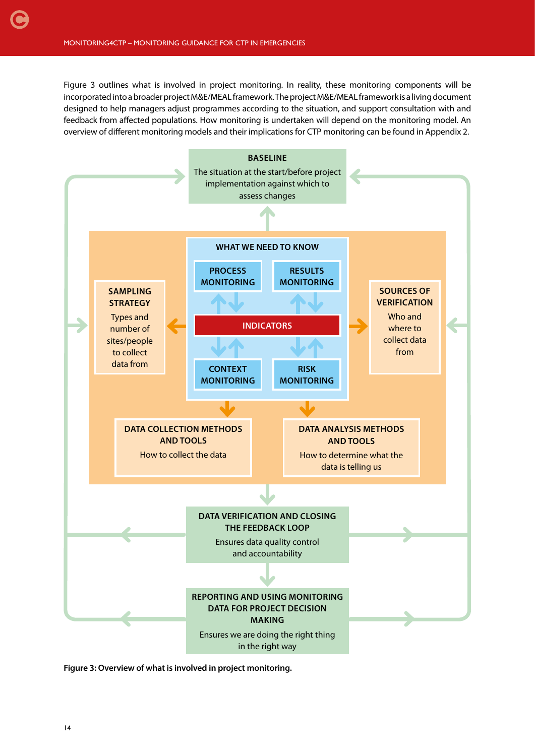Figure 3 outlines what is involved in project monitoring. In reality, these monitoring components will be incorporated into a broader project M&E/MEAL framework. The project M&E/MEAL framework is a living document designed to help managers adjust programmes according to the situation, and support consultation with and feedback from affected populations. How monitoring is undertaken will depend on the monitoring model. An overview of different monitoring models and their implications for CTP monitoring can be found in Appendix 2.

**BASELINE**
The situation at the start/before project implementation against which to assess changes

**WHAT WE NEED TO KNOW**

**PROCESS MONITORING**

**RESULTS MONITORING**

**INDICATORS**

**CONTEXT MONITORING**

**RISK MONITORING**

**SAMPLING STRATEGY**
Types and number of sites/people to collect data from

**SOURCES OF VERIFICATION**
Who and where to collect data from

**DATA COLLECTION METHODS AND TOOLS**
How to collect the data

**DATA ANALYSIS METHODS AND TOOLS**
How to determine what the data is telling us

**DATA VERIFICATION AND CLOSING THE FEEDBACK LOOP**
Ensures data quality control and accountability

**REPORTING AND USING MONITORING DATA FOR PROJECT DECISION MAKING**
Ensures we are doing the right thing in the right way

**Figure 3: Overview of what is involved in project monitoring.**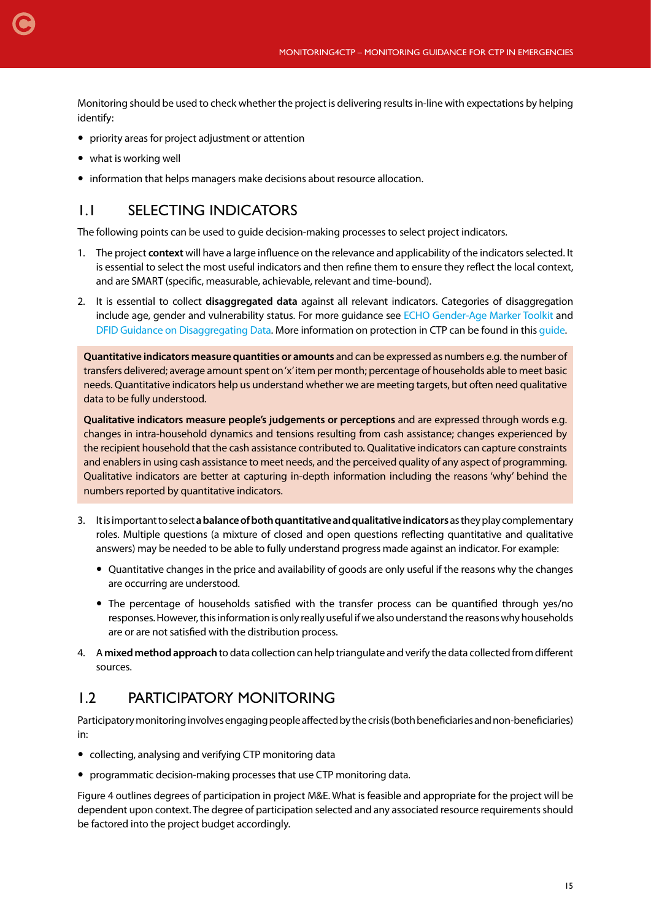Monitoring should be used to check whether the project is delivering results in-line with expectations by helping identify:

- priority areas for project adjustment or attention
- what is working well
- information that helps managers make decisions about resource allocation.

## 1.1 SELECTING INDICATORS

The following points can be used to guide decision-making processes to select project indicators.

1. The project **context** will have a large influence on the relevance and applicability of the indicators selected. It is essential to select the most useful indicators and then refine them to ensure they reflect the local context, and are SMART (specific, measurable, achievable, relevant and time-bound).
2. It is essential to collect **disaggregated data** against all relevant indicators. Categories of disaggregation include age, gender and vulnerability status. For more guidance see ECHO Gender-Age Marker Toolkit and DFID Guidance on Disaggregating Data. More information on protection in CTP can be found in this guide.

> **Quantitative indicators measure quantities or amounts** and can be expressed as numbers e.g. the number of transfers delivered; average amount spent on 'x' item per month; percentage of households able to meet basic needs. Quantitative indicators help us understand whether we are meeting targets, but often need qualitative data to be fully understood.
>
> **Qualitative indicators measure people's judgements or perceptions** and are expressed through words e.g. changes in intra-household dynamics and tensions resulting from cash assistance; changes experienced by the recipient household that the cash assistance contributed to. Qualitative indicators can capture constraints and enablers in using cash assistance to meet needs, and the perceived quality of any aspect of programming. Qualitative indicators are better at capturing in-depth information including the reasons 'why' behind the numbers reported by quantitative indicators.

3. It is important to select **a balance of both quantitative and qualitative indicators** as they play complementary roles. Multiple questions (a mixture of closed and open questions reflecting quantitative and qualitative answers) may be needed to be able to fully understand progress made against an indicator. For example:
   - Quantitative changes in the price and availability of goods are only useful if the reasons why the changes are occurring are understood.
   - The percentage of households satisfied with the transfer process can be quantified through yes/no responses. However, this information is only really useful if we also understand the reasons why households are or are not satisfied with the distribution process.
4. A **mixed method approach** to data collection can help triangulate and verify the data collected from different sources.

## 1.2 PARTICIPATORY MONITORING

Participatory monitoring involves engaging people affected by the crisis (both beneficiaries and non-beneficiaries) in:

- collecting, analysing and verifying CTP monitoring data
- programmatic decision-making processes that use CTP monitoring data.

Figure 4 outlines degrees of participation in project M&E. What is feasible and appropriate for the project will be dependent upon context. The degree of participation selected and any associated resource requirements should be factored into the project budget accordingly.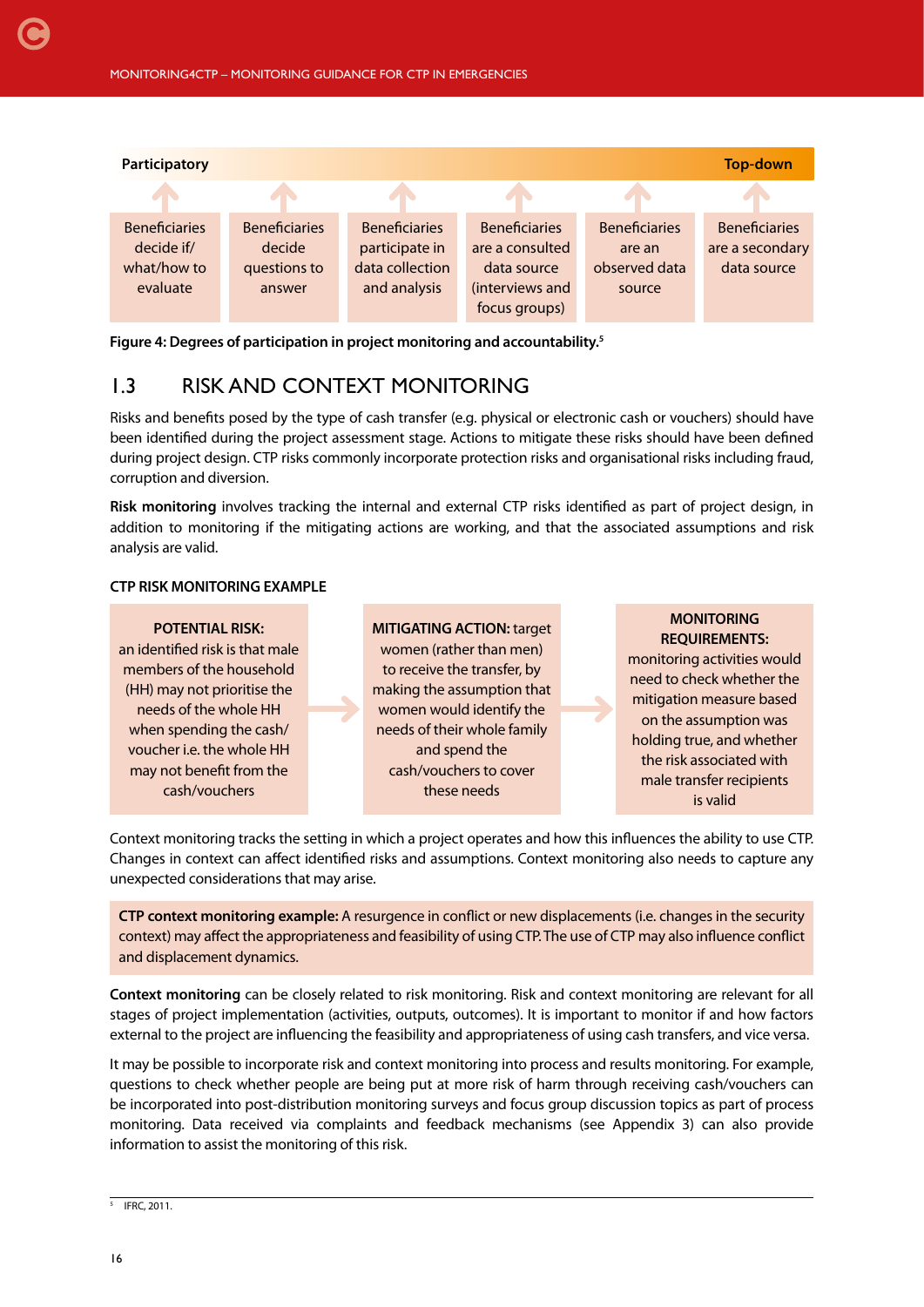| Participatory | | | | | Top-down |
|---|---|---|---|---|---|
| Beneficiaries decide if/ what/how to evaluate | Beneficiaries decide questions to answer | Beneficiaries participate in data collection and analysis | Beneficiaries are a consulted data source (interviews and focus groups) | Beneficiaries are an observed data source | Beneficiaries are a secondary data source |

**Figure 4: Degrees of participation in project monitoring and accountability.**[5]

## 1.3 RISK AND CONTEXT MONITORING

Risks and benefits posed by the type of cash transfer (e.g. physical or electronic cash or vouchers) should have been identified during the project assessment stage. Actions to mitigate these risks should have been defined during project design. CTP risks commonly incorporate protection risks and organisational risks including fraud, corruption and diversion.

**Risk monitoring** involves tracking the internal and external CTP risks identified as part of project design, in addition to monitoring if the mitigating actions are working, and that the associated assumptions and risk analysis are valid.

**CTP RISK MONITORING EXAMPLE**

| **POTENTIAL RISK:** | → | **MITIGATING ACTION:** | → | **MONITORING REQUIREMENTS:** |
|---|---|---|---|---|
| an identified risk is that male members of the household (HH) may not prioritise the needs of the whole HH when spending the cash/ voucher i.e. the whole HH may not benefit from the cash/vouchers | | target women (rather than men) to receive the transfer, by making the assumption that women would identify the needs of their whole family and spend the cash/vouchers to cover these needs | | monitoring activities would need to check whether the mitigation measure based on the assumption was holding true, and whether the risk associated with male transfer recipients is valid |

Context monitoring tracks the setting in which a project operates and how this influences the ability to use CTP. Changes in context can affect identified risks and assumptions. Context monitoring also needs to capture any unexpected considerations that may arise.

> **CTP context monitoring example:** A resurgence in conflict or new displacements (i.e. changes in the security context) may affect the appropriateness and feasibility of using CTP. The use of CTP may also influence conflict and displacement dynamics.

**Context monitoring** can be closely related to risk monitoring. Risk and context monitoring are relevant for all stages of project implementation (activities, outputs, outcomes). It is important to monitor if and how factors external to the project are influencing the feasibility and appropriateness of using cash transfers, and vice versa.

It may be possible to incorporate risk and context monitoring into process and results monitoring. For example, questions to check whether people are being put at more risk of harm through receiving cash/vouchers can be incorporated into post-distribution monitoring surveys and focus group discussion topics as part of process monitoring. Data received via complaints and feedback mechanisms (see Appendix 3) can also provide information to assist the monitoring of this risk.

[5] IFRC, 2011.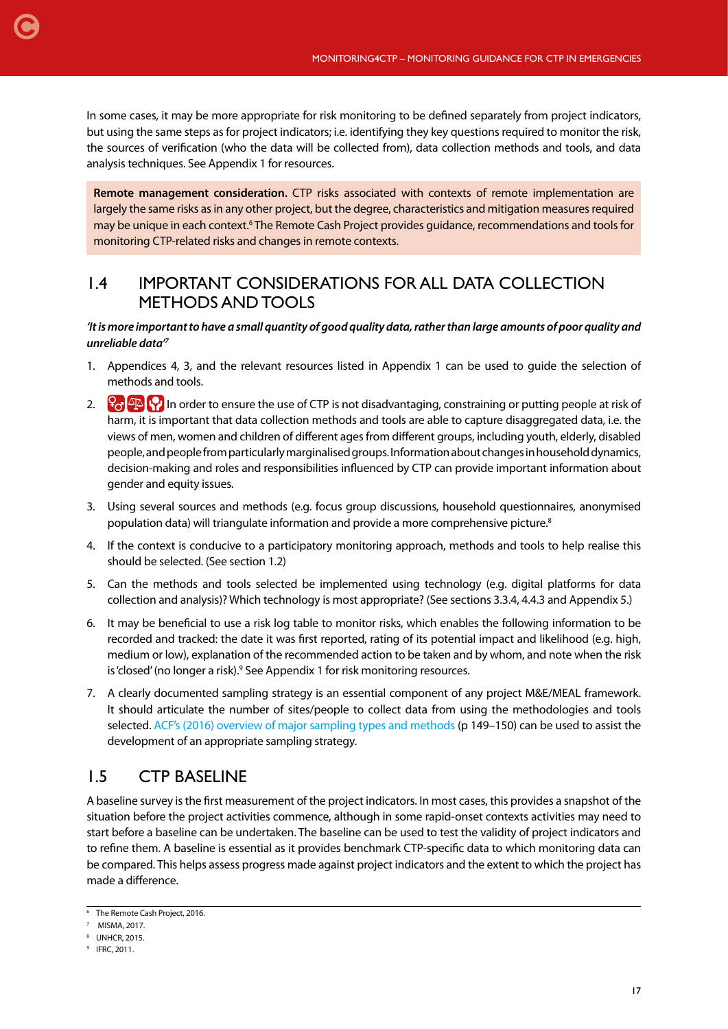In some cases, it may be more appropriate for risk monitoring to be defined separately from project indicators, but using the same steps as for project indicators; i.e. identifying they key questions required to monitor the risk, the sources of verification (who the data will be collected from), data collection methods and tools, and data analysis techniques. See Appendix 1 for resources.

**Remote management consideration.** CTP risks associated with contexts of remote implementation are largely the same risks as in any other project, but the degree, characteristics and mitigation measures required may be unique in each context.[6] The Remote Cash Project provides guidance, recommendations and tools for monitoring CTP-related risks and changes in remote contexts.

## 1.4 IMPORTANT CONSIDERATIONS FOR ALL DATA COLLECTION METHODS AND TOOLS

***'It is more important to have a small quantity of good quality data, rather than large amounts of poor quality and unreliable data'[7]***

1. Appendices 4, 3, and the relevant resources listed in Appendix 1 can be used to guide the selection of methods and tools.
2. In order to ensure the use of CTP is not disadvantaging, constraining or putting people at risk of harm, it is important that data collection methods and tools are able to capture disaggregated data, i.e. the views of men, women and children of different ages from different groups, including youth, elderly, disabled people, and people from particularly marginalised groups. Information about changes in household dynamics, decision-making and roles and responsibilities influenced by CTP can provide important information about gender and equity issues.
3. Using several sources and methods (e.g. focus group discussions, household questionnaires, anonymised population data) will triangulate information and provide a more comprehensive picture.[8]
4. If the context is conducive to a participatory monitoring approach, methods and tools to help realise this should be selected. (See section 1.2)
5. Can the methods and tools selected be implemented using technology (e.g. digital platforms for data collection and analysis)? Which technology is most appropriate? (See sections 3.3.4, 4.4.3 and Appendix 5.)
6. It may be beneficial to use a risk log table to monitor risks, which enables the following information to be recorded and tracked: the date it was first reported, rating of its potential impact and likelihood (e.g. high, medium or low), explanation of the recommended action to be taken and by whom, and note when the risk is 'closed' (no longer a risk).[9] See Appendix 1 for risk monitoring resources.
7. A clearly documented sampling strategy is an essential component of any project M&E/MEAL framework. It should articulate the number of sites/people to collect data from using the methodologies and tools selected. ACF's (2016) overview of major sampling types and methods (p 149–150) can be used to assist the development of an appropriate sampling strategy.

## 1.5 CTP BASELINE

A baseline survey is the first measurement of the project indicators. In most cases, this provides a snapshot of the situation before the project activities commence, although in some rapid-onset contexts activities may need to start before a baseline can be undertaken. The baseline can be used to test the validity of project indicators and to refine them. A baseline is essential as it provides benchmark CTP-specific data to which monitoring data can be compared. This helps assess progress made against project indicators and the extent to which the project has made a difference.

---

[6] The Remote Cash Project, 2016.
[7] MISMA, 2017.
[8] UNHCR, 2015.
[9] IFRC, 2011.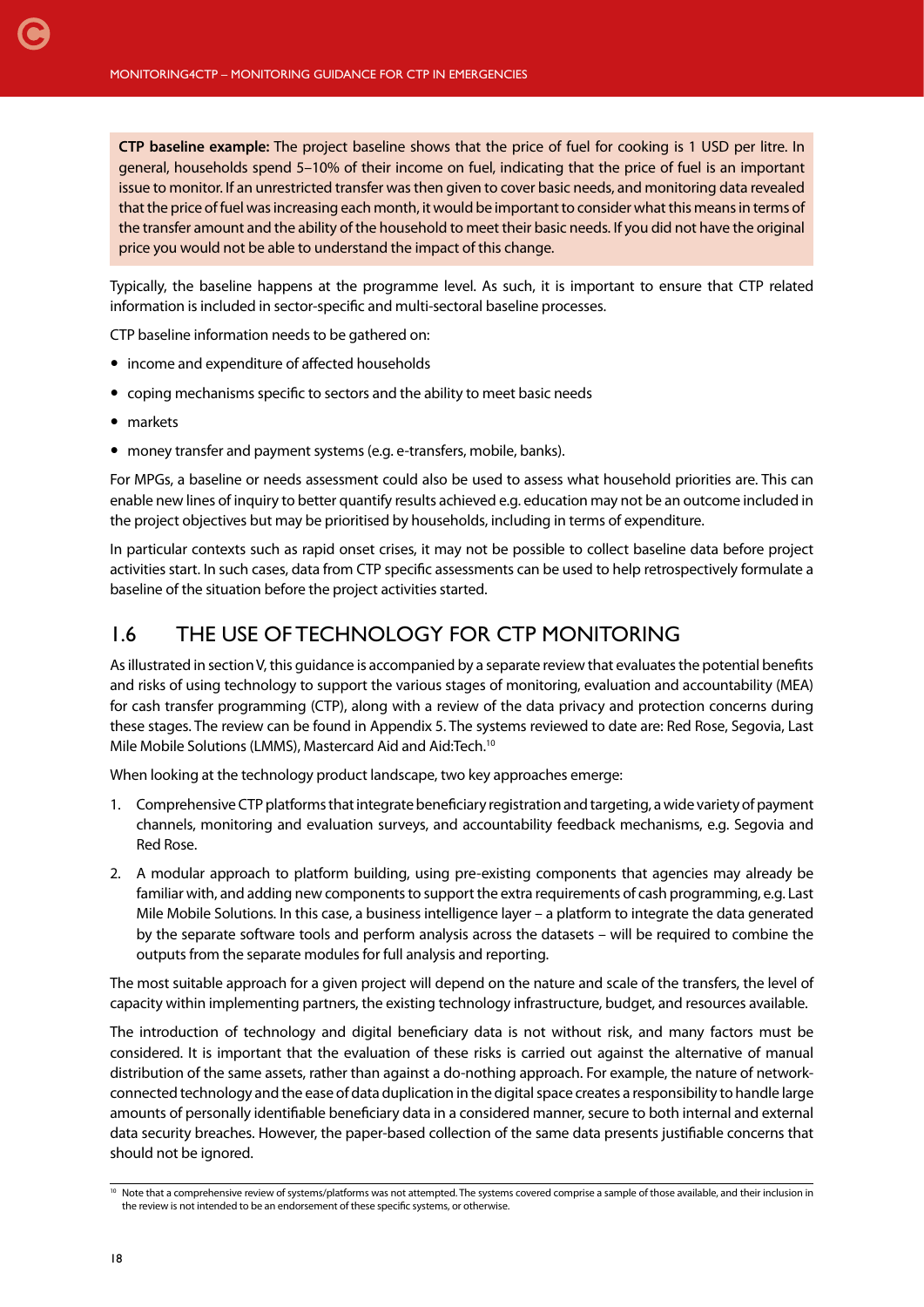**CTP baseline example:** The project baseline shows that the price of fuel for cooking is 1 USD per litre. In general, households spend 5–10% of their income on fuel, indicating that the price of fuel is an important issue to monitor. If an unrestricted transfer was then given to cover basic needs, and monitoring data revealed that the price of fuel was increasing each month, it would be important to consider what this means in terms of the transfer amount and the ability of the household to meet their basic needs. If you did not have the original price you would not be able to understand the impact of this change.

Typically, the baseline happens at the programme level. As such, it is important to ensure that CTP related information is included in sector-specific and multi-sectoral baseline processes.

CTP baseline information needs to be gathered on:

- income and expenditure of affected households
- coping mechanisms specific to sectors and the ability to meet basic needs
- markets
- money transfer and payment systems (e.g. e-transfers, mobile, banks).

For MPGs, a baseline or needs assessment could also be used to assess what household priorities are. This can enable new lines of inquiry to better quantify results achieved e.g. education may not be an outcome included in the project objectives but may be prioritised by households, including in terms of expenditure.

In particular contexts such as rapid onset crises, it may not be possible to collect baseline data before project activities start. In such cases, data from CTP specific assessments can be used to help retrospectively formulate a baseline of the situation before the project activities started.

## 1.6 THE USE OF TECHNOLOGY FOR CTP MONITORING

As illustrated in section V, this guidance is accompanied by a separate review that evaluates the potential benefits and risks of using technology to support the various stages of monitoring, evaluation and accountability (MEA) for cash transfer programming (CTP), along with a review of the data privacy and protection concerns during these stages. The review can be found in Appendix 5. The systems reviewed to date are: Red Rose, Segovia, Last Mile Mobile Solutions (LMMS), Mastercard Aid and Aid:Tech.[10]

When looking at the technology product landscape, two key approaches emerge:

1. Comprehensive CTP platforms that integrate beneficiary registration and targeting, a wide variety of payment channels, monitoring and evaluation surveys, and accountability feedback mechanisms, e.g. Segovia and Red Rose.
2. A modular approach to platform building, using pre-existing components that agencies may already be familiar with, and adding new components to support the extra requirements of cash programming, e.g. Last Mile Mobile Solutions. In this case, a business intelligence layer – a platform to integrate the data generated by the separate software tools and perform analysis across the datasets – will be required to combine the outputs from the separate modules for full analysis and reporting.

The most suitable approach for a given project will depend on the nature and scale of the transfers, the level of capacity within implementing partners, the existing technology infrastructure, budget, and resources available.

The introduction of technology and digital beneficiary data is not without risk, and many factors must be considered. It is important that the evaluation of these risks is carried out against the alternative of manual distribution of the same assets, rather than against a do-nothing approach. For example, the nature of network-connected technology and the ease of data duplication in the digital space creates a responsibility to handle large amounts of personally identifiable beneficiary data in a considered manner, secure to both internal and external data security breaches. However, the paper-based collection of the same data presents justifiable concerns that should not be ignored.

[10] Note that a comprehensive review of systems/platforms was not attempted. The systems covered comprise a sample of those available, and their inclusion in the review is not intended to be an endorsement of these specific systems, or otherwise.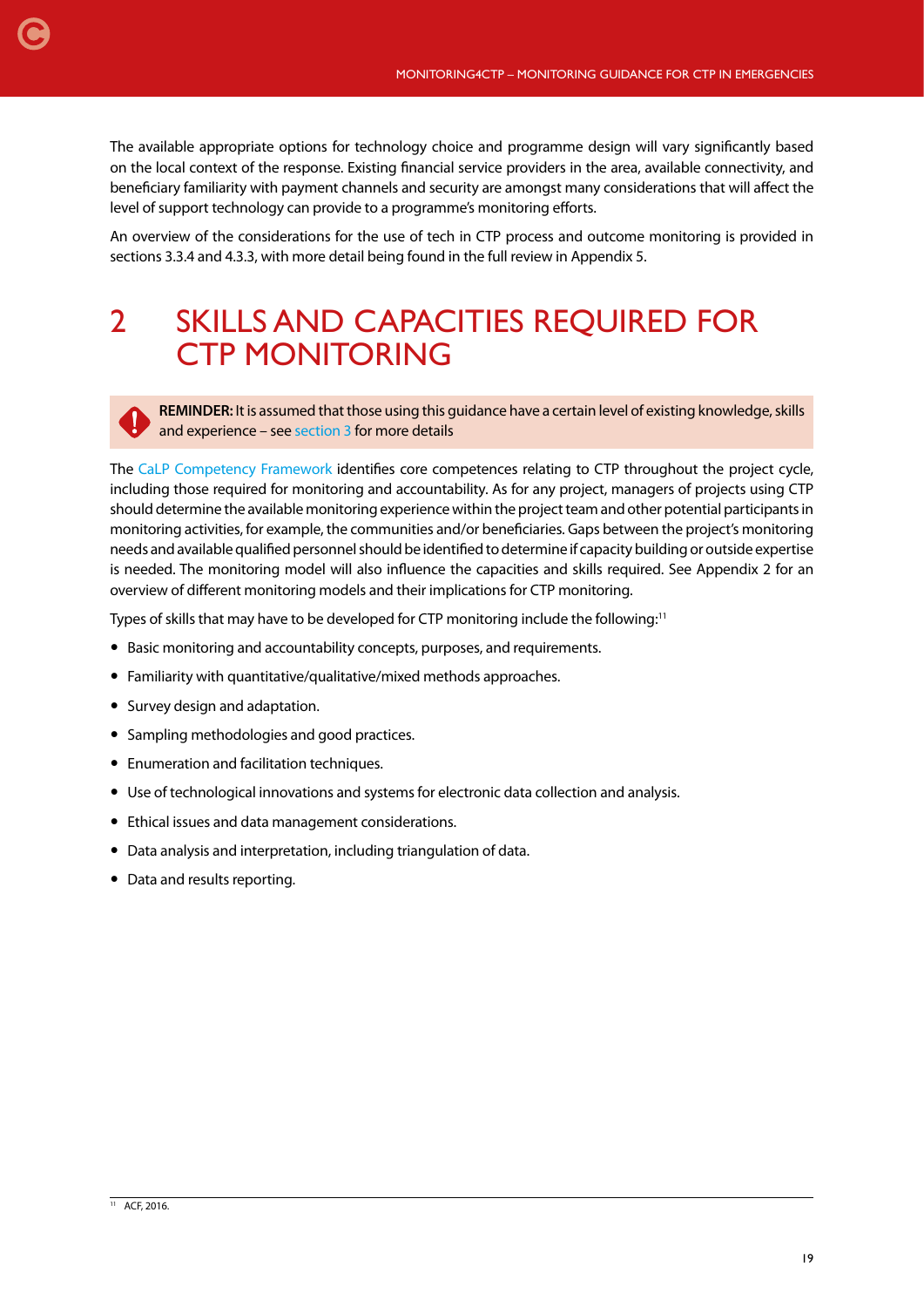The available appropriate options for technology choice and programme design will vary significantly based on the local context of the response. Existing financial service providers in the area, available connectivity, and beneficiary familiarity with payment channels and security are amongst many considerations that will affect the level of support technology can provide to a programme's monitoring efforts.

An overview of the considerations for the use of tech in CTP process and outcome monitoring is provided in sections 3.3.4 and 4.3.3, with more detail being found in the full review in Appendix 5.

# 2 SKILLS AND CAPACITIES REQUIRED FOR CTP MONITORING

**REMINDER:** It is assumed that those using this guidance have a certain level of existing knowledge, skills and experience – see section 3 for more details

The CaLP Competency Framework identifies core competences relating to CTP throughout the project cycle, including those required for monitoring and accountability. As for any project, managers of projects using CTP should determine the available monitoring experience within the project team and other potential participants in monitoring activities, for example, the communities and/or beneficiaries. Gaps between the project's monitoring needs and available qualified personnel should be identified to determine if capacity building or outside expertise is needed. The monitoring model will also influence the capacities and skills required. See Appendix 2 for an overview of different monitoring models and their implications for CTP monitoring.

Types of skills that may have to be developed for CTP monitoring include the following:[11]

- Basic monitoring and accountability concepts, purposes, and requirements.
- Familiarity with quantitative/qualitative/mixed methods approaches.
- Survey design and adaptation.
- Sampling methodologies and good practices.
- Enumeration and facilitation techniques.
- Use of technological innovations and systems for electronic data collection and analysis.
- Ethical issues and data management considerations.
- Data analysis and interpretation, including triangulation of data.
- Data and results reporting.

[11] ACF, 2016.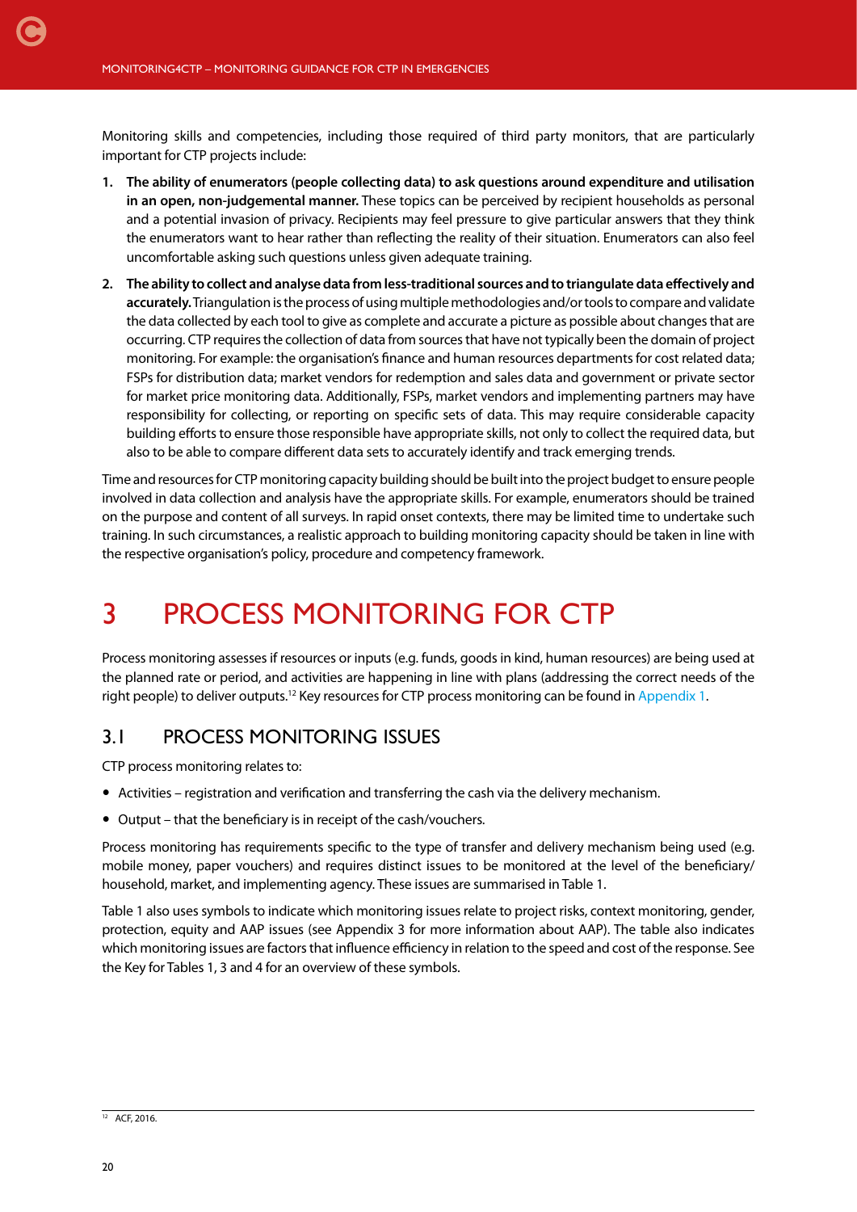Monitoring skills and competencies, including those required of third party monitors, that are particularly important for CTP projects include:

1. **The ability of enumerators (people collecting data) to ask questions around expenditure and utilisation in an open, non-judgemental manner.** These topics can be perceived by recipient households as personal and a potential invasion of privacy. Recipients may feel pressure to give particular answers that they think the enumerators want to hear rather than reflecting the reality of their situation. Enumerators can also feel uncomfortable asking such questions unless given adequate training.
2. **The ability to collect and analyse data from less-traditional sources and to triangulate data effectively and accurately.** Triangulation is the process of using multiple methodologies and/or tools to compare and validate the data collected by each tool to give as complete and accurate a picture as possible about changes that are occurring. CTP requires the collection of data from sources that have not typically been the domain of project monitoring. For example: the organisation's finance and human resources departments for cost related data; FSPs for distribution data; market vendors for redemption and sales data and government or private sector for market price monitoring data. Additionally, FSPs, market vendors and implementing partners may have responsibility for collecting, or reporting on specific sets of data. This may require considerable capacity building efforts to ensure those responsible have appropriate skills, not only to collect the required data, but also to be able to compare different data sets to accurately identify and track emerging trends.

Time and resources for CTP monitoring capacity building should be built into the project budget to ensure people involved in data collection and analysis have the appropriate skills. For example, enumerators should be trained on the purpose and content of all surveys. In rapid onset contexts, there may be limited time to undertake such training. In such circumstances, a realistic approach to building monitoring capacity should be taken in line with the respective organisation's policy, procedure and competency framework.

# 3 PROCESS MONITORING FOR CTP

Process monitoring assesses if resources or inputs (e.g. funds, goods in kind, human resources) are being used at the planned rate or period, and activities are happening in line with plans (addressing the correct needs of the right people) to deliver outputs.[12] Key resources for CTP process monitoring can be found in Appendix 1.

## 3.1 PROCESS MONITORING ISSUES

CTP process monitoring relates to:

- Activities – registration and verification and transferring the cash via the delivery mechanism.
- Output – that the beneficiary is in receipt of the cash/vouchers.

Process monitoring has requirements specific to the type of transfer and delivery mechanism being used (e.g. mobile money, paper vouchers) and requires distinct issues to be monitored at the level of the beneficiary/household, market, and implementing agency. These issues are summarised in Table 1.

Table 1 also uses symbols to indicate which monitoring issues relate to project risks, context monitoring, gender, protection, equity and AAP issues (see Appendix 3 for more information about AAP). The table also indicates which monitoring issues are factors that influence efficiency in relation to the speed and cost of the response. See the Key for Tables 1, 3 and 4 for an overview of these symbols.

[12] ACF, 2016.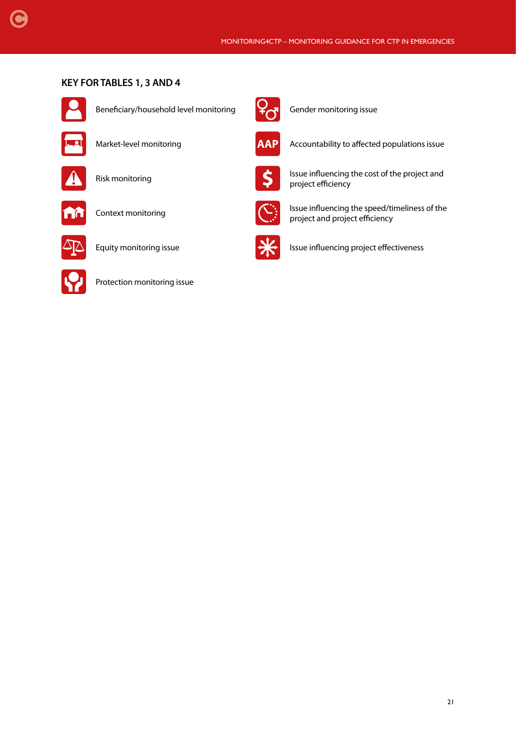## KEY FOR TABLES 1, 3 AND 4

- Beneficiary/household level monitoring
- Market-level monitoring
- Risk monitoring
- Context monitoring
- Equity monitoring issue
- Protection monitoring issue
- Gender monitoring issue
- AAP – Accountability to affected populations issue
- Issue influencing the cost of the project and project efficiency
- Issue influencing the speed/timeliness of the project and project efficiency
- Issue influencing project effectiveness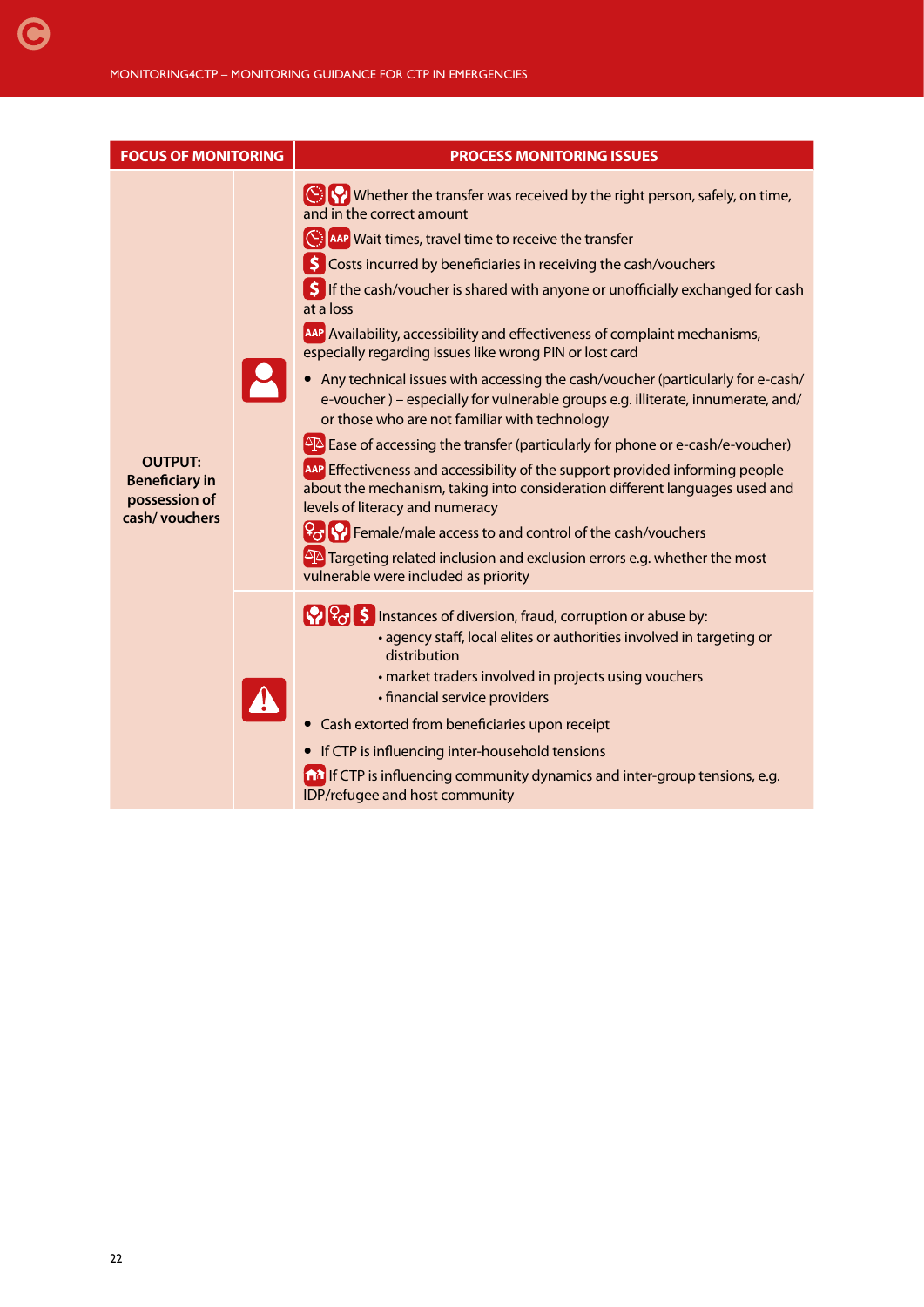| FOCUS OF MONITORING | | PROCESS MONITORING ISSUES |
|---|---|---|
| OUTPUT: Beneficiary in possession of cash/ vouchers | | Whether the transfer was received by the right person, safely, on time, and in the correct amount<br>AAP Wait times, travel time to receive the transfer<br>$ Costs incurred by beneficiaries in receiving the cash/vouchers<br>$ If the cash/voucher is shared with anyone or unofficially exchanged for cash at a loss<br>AAP Availability, accessibility and effectiveness of complaint mechanisms, especially regarding issues like wrong PIN or lost card<br>• Any technical issues with accessing the cash/voucher (particularly for e-cash/ e-voucher ) – especially for vulnerable groups e.g. illiterate, innumerate, and/ or those who are not familiar with technology<br>Ease of accessing the transfer (particularly for phone or e-cash/e-voucher)<br>AAP Effectiveness and accessibility of the support provided informing people about the mechanism, taking into consideration different languages used and levels of literacy and numeracy<br>Female/male access to and control of the cash/vouchers<br>Targeting related inclusion and exclusion errors e.g. whether the most vulnerable were included as priority |
| | | $ Instances of diversion, fraud, corruption or abuse by:<br>• agency staff, local elites or authorities involved in targeting or distribution<br>• market traders involved in projects using vouchers<br>• financial service providers<br>• Cash extorted from beneficiaries upon receipt<br>• If CTP is influencing inter-household tensions<br>If CTP is influencing community dynamics and inter-group tensions, e.g. IDP/refugee and host community |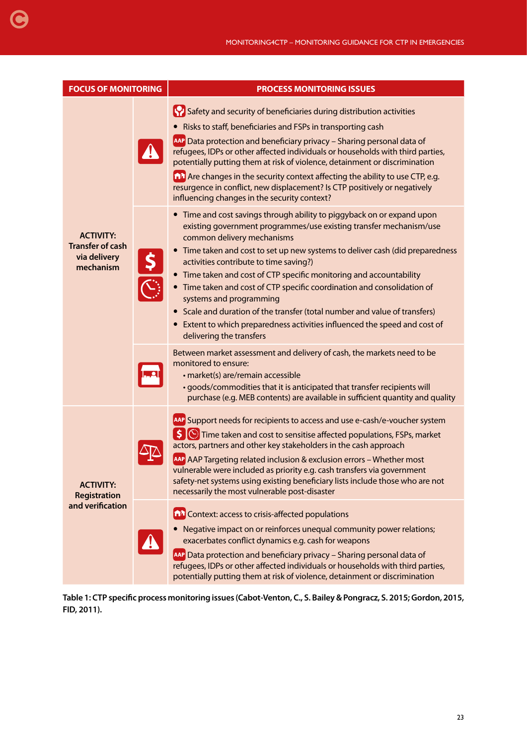| FOCUS OF MONITORING | | PROCESS MONITORING ISSUES |
|---|---|---|
| ACTIVITY: Transfer of cash via delivery mechanism | | Safety and security of beneficiaries during distribution activities<br>• Risks to staff, beneficiaries and FSPs in transporting cash<br>AAP Data protection and beneficiary privacy – Sharing personal data of refugees, IDPs or other affected individuals or households with third parties, potentially putting them at risk of violence, detainment or discrimination<br>Are changes in the security context affecting the ability to use CTP, e.g. resurgence in conflict, new displacement? Is CTP positively or negatively influencing changes in the security context? |
| | | • Time and cost savings through ability to piggyback on or expand upon existing government programmes/use existing transfer mechanism/use common delivery mechanisms<br>• Time taken and cost to set up new systems to deliver cash (did preparedness activities contribute to time saving?)<br>• Time taken and cost of CTP specific monitoring and accountability<br>• Time taken and cost of CTP specific coordination and consolidation of systems and programming<br>• Scale and duration of the transfer (total number and value of transfers)<br>• Extent to which preparedness activities influenced the speed and cost of delivering the transfers |
| | | Between market assessment and delivery of cash, the markets need to be monitored to ensure:<br>• market(s) are/remain accessible<br>• goods/commodities that it is anticipated that transfer recipients will purchase (e.g. MEB contents) are available in sufficient quantity and quality |
| ACTIVITY: Registration and verification | | AAP Support needs for recipients to access and use e-cash/e-voucher system<br>$ Time taken and cost to sensitise affected populations, FSPs, market actors, partners and other key stakeholders in the cash approach<br>AAP AAP Targeting related inclusion & exclusion errors – Whether most vulnerable were included as priority e.g. cash transfers via government safety-net systems using existing beneficiary lists include those who are not necessarily the most vulnerable post-disaster |
| | | Context: access to crisis-affected populations<br>• Negative impact on or reinforces unequal community power relations; exacerbates conflict dynamics e.g. cash for weapons<br>AAP Data protection and beneficiary privacy – Sharing personal data of refugees, IDPs or other affected individuals or households with third parties, potentially putting them at risk of violence, detainment or discrimination |

**Table 1: CTP specific process monitoring issues (Cabot-Venton, C., S. Bailey & Pongracz, S. 2015; Gordon, 2015, FID, 2011).**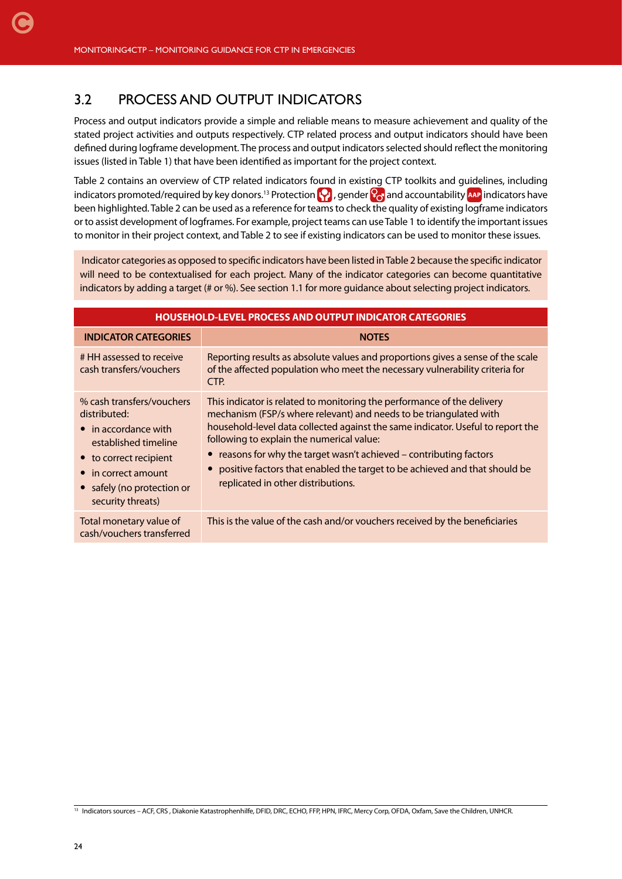## 3.2 PROCESS AND OUTPUT INDICATORS

Process and output indicators provide a simple and reliable means to measure achievement and quality of the stated project activities and outputs respectively. CTP related process and output indicators should have been defined during logframe development. The process and output indicators selected should reflect the monitoring issues (listed in Table 1) that have been identified as important for the project context.

Table 2 contains an overview of CTP related indicators found in existing CTP toolkits and guidelines, including indicators promoted/required by key donors.[13] Protection , gender and accountability AAP indicators have been highlighted. Table 2 can be used as a reference for teams to check the quality of existing logframe indicators or to assist development of logframes. For example, project teams can use Table 1 to identify the important issues to monitor in their project context, and Table 2 to see if existing indicators can be used to monitor these issues.

Indicator categories as opposed to specific indicators have been listed in Table 2 because the specific indicator will need to be contextualised for each project. Many of the indicator categories can become quantitative indicators by adding a target (# or %). See section 1.1 for more guidance about selecting project indicators.

| HOUSEHOLD-LEVEL PROCESS AND OUTPUT INDICATOR CATEGORIES | |
|---|---|
| **INDICATOR CATEGORIES** | **NOTES** |
| # HH assessed to receive cash transfers/vouchers | Reporting results as absolute values and proportions gives a sense of the scale of the affected population who meet the necessary vulnerability criteria for CTP. |
| % cash transfers/vouchers distributed:<br>• in accordance with established timeline<br>• to correct recipient<br>• in correct amount<br>• safely (no protection or security threats) | This indicator is related to monitoring the performance of the delivery mechanism (FSP/s where relevant) and needs to be triangulated with household-level data collected against the same indicator. Useful to report the following to explain the numerical value:<br>• reasons for why the target wasn't achieved – contributing factors<br>• positive factors that enabled the target to be achieved and that should be replicated in other distributions. |
| Total monetary value of cash/vouchers transferred | This is the value of the cash and/or vouchers received by the beneficiaries |

[13] Indicators sources – ACF, CRS , Diakonie Katastrophenhilfe, DFID, DRC, ECHO, FFP, HPN, IFRC, Mercy Corp, OFDA, Oxfam, Save the Children, UNHCR.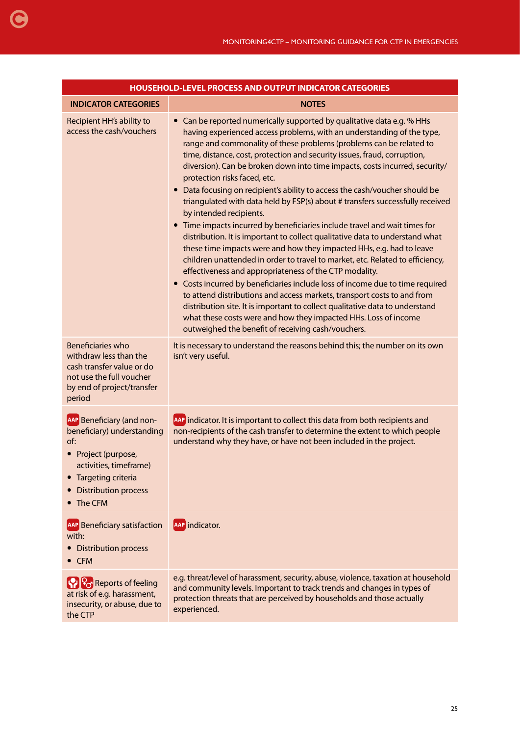| HOUSEHOLD-LEVEL PROCESS AND OUTPUT INDICATOR CATEGORIES | |
|---|---|
| **INDICATOR CATEGORIES** | **NOTES** |
| Recipient HH's ability to access the cash/vouchers | • Can be reported numerically supported by qualitative data e.g. % HHs having experienced access problems, with an understanding of the type, range and commonality of these problems (problems can be related to time, distance, cost, protection and security issues, fraud, corruption, diversion). Can be broken down into time impacts, costs incurred, security/protection risks faced, etc.<br>• Data focusing on recipient's ability to access the cash/voucher should be triangulated with data held by FSP(s) about # transfers successfully received by intended recipients.<br>• Time impacts incurred by beneficiaries include travel and wait times for distribution. It is important to collect qualitative data to understand what these time impacts were and how they impacted HHs, e.g. had to leave children unattended in order to travel to market, etc. Related to efficiency, effectiveness and appropriateness of the CTP modality.<br>• Costs incurred by beneficiaries include loss of income due to time required to attend distributions and access markets, transport costs to and from distribution site. It is important to collect qualitative data to understand what these costs were and how they impacted HHs. Loss of income outweighed the benefit of receiving cash/vouchers. |
| Beneficiaries who withdraw less than the cash transfer value or do not use the full voucher by end of project/transfer period | It is necessary to understand the reasons behind this; the number on its own isn't very useful. |
| AAP Beneficiary (and non-beneficiary) understanding of:<br>• Project (purpose, activities, timeframe)<br>• Targeting criteria<br>• Distribution process<br>• The CFM | AAP indicator. It is important to collect this data from both recipients and non-recipients of the cash transfer to determine the extent to which people understand why they have, or have not been included in the project. |
| AAP Beneficiary satisfaction with:<br>• Distribution process<br>• CFM | AAP indicator. |
| Reports of feeling at risk of e.g. harassment, insecurity, or abuse, due to the CTP | e.g. threat/level of harassment, security, abuse, violence, taxation at household and community levels. Important to track trends and changes in types of protection threats that are perceived by households and those actually experienced. |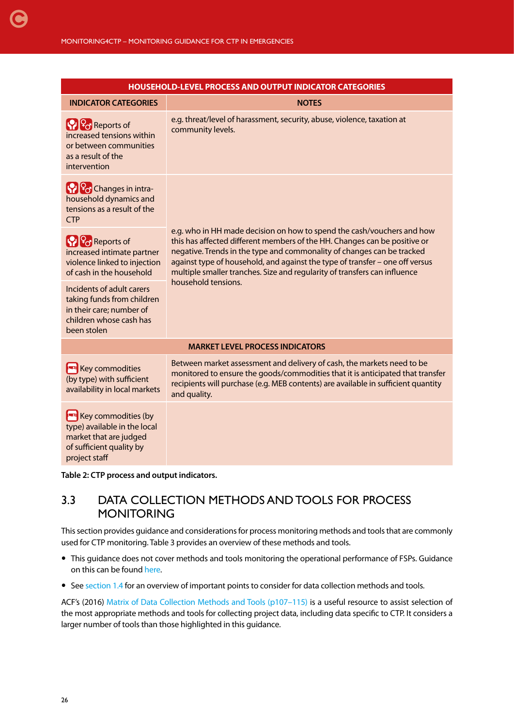| HOUSEHOLD-LEVEL PROCESS AND OUTPUT INDICATOR CATEGORIES | |
|---|---|
| **INDICATOR CATEGORIES** | **NOTES** |
| Reports of increased tensions within or between communities as a result of the intervention | e.g. threat/level of harassment, security, abuse, violence, taxation at community levels. |
| Changes in intra-household dynamics and tensions as a result of the CTP | e.g. who in HH made decision on how to spend the cash/vouchers and how this has affected different members of the HH. Changes can be positive or negative. Trends in the type and commonality of changes can be tracked against type of household, and against the type of transfer – one off versus multiple smaller tranches. Size and regularity of transfers can influence household tensions. |
| Reports of increased intimate partner violence linked to injection of cash in the household | |
| Incidents of adult carers taking funds from children in their care; number of children whose cash has been stolen | |
| **MARKET LEVEL PROCESS INDICATORS** | |
| Key commodities (by type) with sufficient availability in local markets | Between market assessment and delivery of cash, the markets need to be monitored to ensure the goods/commodities that it is anticipated that transfer recipients will purchase (e.g. MEB contents) are available in sufficient quantity and quality. |
| Key commodities (by type) available in the local market that are judged of sufficient quality by project staff | |

**Table 2: CTP process and output indicators.**

## 3.3 DATA COLLECTION METHODS AND TOOLS FOR PROCESS MONITORING

This section provides guidance and considerations for process monitoring methods and tools that are commonly used for CTP monitoring. Table 3 provides an overview of these methods and tools.

- This guidance does not cover methods and tools monitoring the operational performance of FSPs. Guidance on this can be found here.
- See section 1.4 for an overview of important points to consider for data collection methods and tools.

ACF's (2016) Matrix of Data Collection Methods and Tools (p107–115) is a useful resource to assist selection of the most appropriate methods and tools for collecting project data, including data specific to CTP. It considers a larger number of tools than those highlighted in this guidance.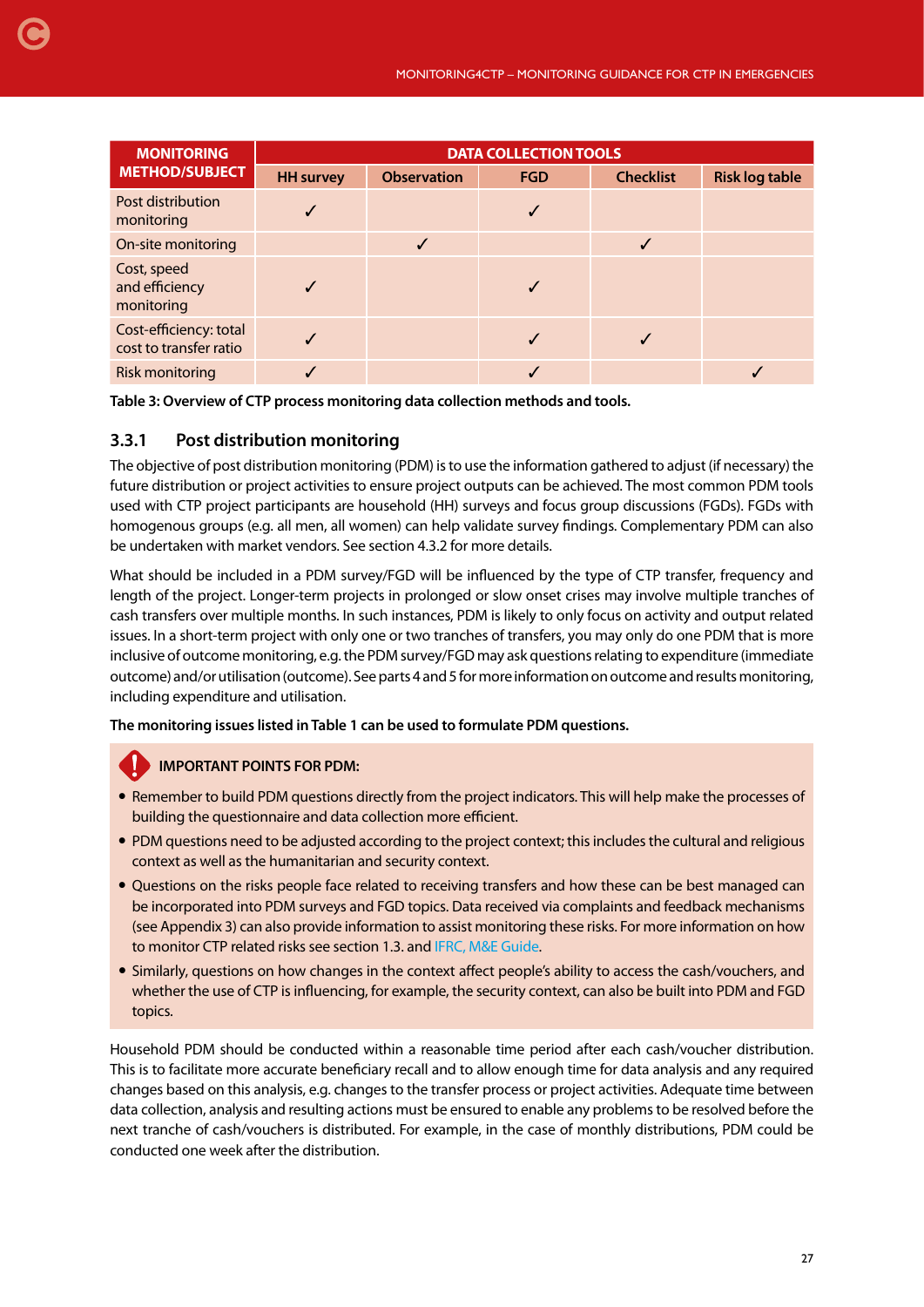| MONITORING METHOD/SUBJECT | DATA COLLECTION TOOLS | | | | |
|---|---|---|---|---|---|
| | HH survey | Observation | FGD | Checklist | Risk log table |
| Post distribution monitoring | ✓ | | ✓ | | |
| On-site monitoring | | ✓ | | ✓ | |
| Cost, speed and efficiency monitoring | ✓ | | ✓ | | |
| Cost-efficiency: total cost to transfer ratio | ✓ | | ✓ | ✓ | |
| Risk monitoring | ✓ | | ✓ | | ✓ |

**Table 3: Overview of CTP process monitoring data collection methods and tools.**

### 3.3.1 Post distribution monitoring

The objective of post distribution monitoring (PDM) is to use the information gathered to adjust (if necessary) the future distribution or project activities to ensure project outputs can be achieved. The most common PDM tools used with CTP project participants are household (HH) surveys and focus group discussions (FGDs). FGDs with homogenous groups (e.g. all men, all women) can help validate survey findings. Complementary PDM can also be undertaken with market vendors. See section 4.3.2 for more details.

What should be included in a PDM survey/FGD will be influenced by the type of CTP transfer, frequency and length of the project. Longer-term projects in prolonged or slow onset crises may involve multiple tranches of cash transfers over multiple months. In such instances, PDM is likely to only focus on activity and output related issues. In a short-term project with only one or two tranches of transfers, you may only do one PDM that is more inclusive of outcome monitoring, e.g. the PDM survey/FGD may ask questions relating to expenditure (immediate outcome) and/or utilisation (outcome). See parts 4 and 5 for more information on outcome and results monitoring, including expenditure and utilisation.

**The monitoring issues listed in Table 1 can be used to formulate PDM questions.**

**IMPORTANT POINTS FOR PDM:**

- Remember to build PDM questions directly from the project indicators. This will help make the processes of building the questionnaire and data collection more efficient.
- PDM questions need to be adjusted according to the project context; this includes the cultural and religious context as well as the humanitarian and security context.
- Questions on the risks people face related to receiving transfers and how these can be best managed can be incorporated into PDM surveys and FGD topics. Data received via complaints and feedback mechanisms (see Appendix 3) can also provide information to assist monitoring these risks. For more information on how to monitor CTP related risks see section 1.3. and IFRC, M&E Guide.
- Similarly, questions on how changes in the context affect people's ability to access the cash/vouchers, and whether the use of CTP is influencing, for example, the security context, can also be built into PDM and FGD topics.

Household PDM should be conducted within a reasonable time period after each cash/voucher distribution. This is to facilitate more accurate beneficiary recall and to allow enough time for data analysis and any required changes based on this analysis, e.g. changes to the transfer process or project activities. Adequate time between data collection, analysis and resulting actions must be ensured to enable any problems to be resolved before the next tranche of cash/vouchers is distributed. For example, in the case of monthly distributions, PDM could be conducted one week after the distribution.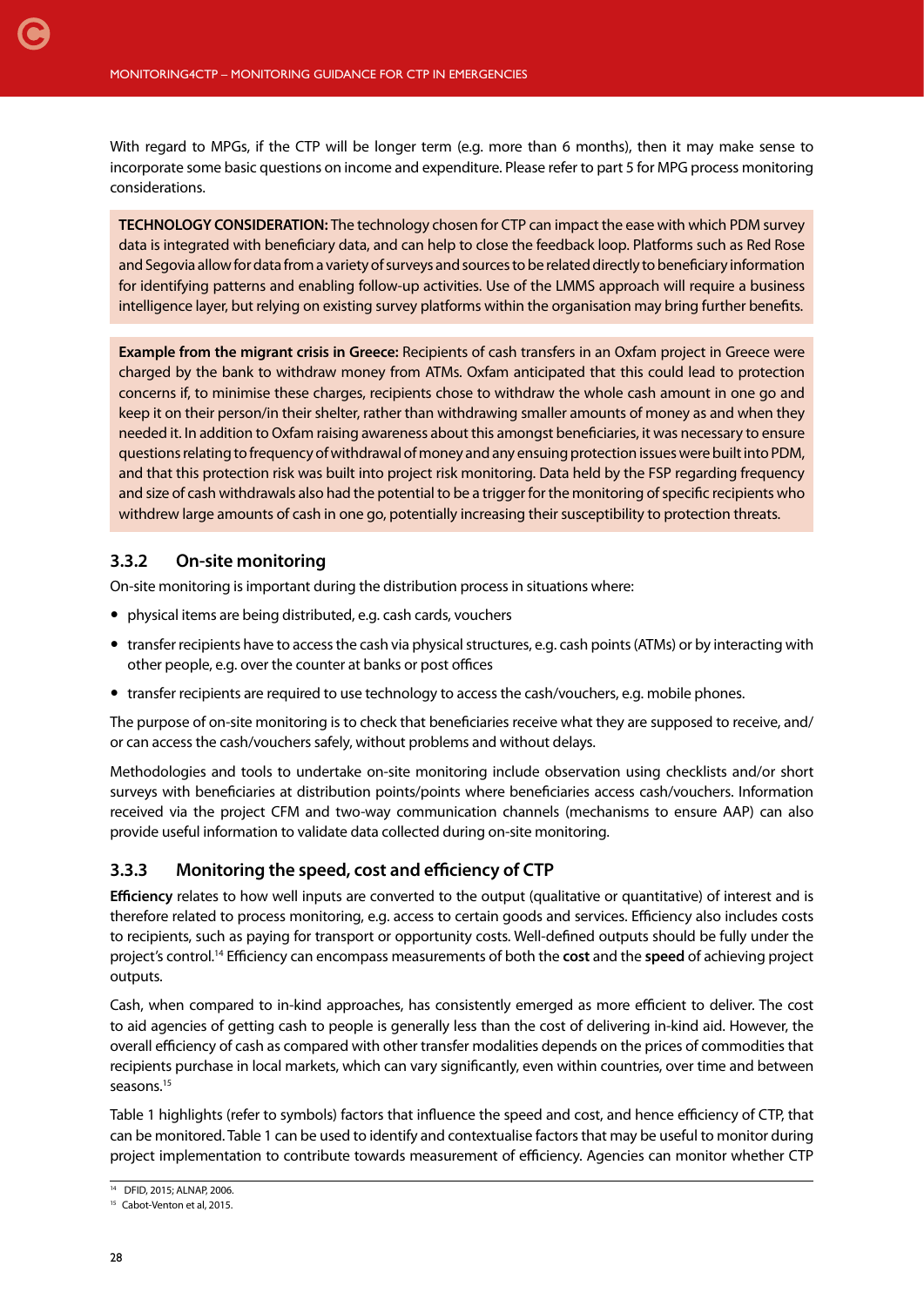With regard to MPGs, if the CTP will be longer term (e.g. more than 6 months), then it may make sense to incorporate some basic questions on income and expenditure. Please refer to part 5 for MPG process monitoring considerations.

> **TECHNOLOGY CONSIDERATION:** The technology chosen for CTP can impact the ease with which PDM survey data is integrated with beneficiary data, and can help to close the feedback loop. Platforms such as Red Rose and Segovia allow for data from a variety of surveys and sources to be related directly to beneficiary information for identifying patterns and enabling follow-up activities. Use of the LMMS approach will require a business intelligence layer, but relying on existing survey platforms within the organisation may bring further benefits.

> **Example from the migrant crisis in Greece:** Recipients of cash transfers in an Oxfam project in Greece were charged by the bank to withdraw money from ATMs. Oxfam anticipated that this could lead to protection concerns if, to minimise these charges, recipients chose to withdraw the whole cash amount in one go and keep it on their person/in their shelter, rather than withdrawing smaller amounts of money as and when they needed it. In addition to Oxfam raising awareness about this amongst beneficiaries, it was necessary to ensure questions relating to frequency of withdrawal of money and any ensuing protection issues were built into PDM, and that this protection risk was built into project risk monitoring. Data held by the FSP regarding frequency and size of cash withdrawals also had the potential to be a trigger for the monitoring of specific recipients who withdrew large amounts of cash in one go, potentially increasing their susceptibility to protection threats.

### 3.3.2 On-site monitoring

On-site monitoring is important during the distribution process in situations where:

- physical items are being distributed, e.g. cash cards, vouchers
- transfer recipients have to access the cash via physical structures, e.g. cash points (ATMs) or by interacting with other people, e.g. over the counter at banks or post offices
- transfer recipients are required to use technology to access the cash/vouchers, e.g. mobile phones.

The purpose of on-site monitoring is to check that beneficiaries receive what they are supposed to receive, and/or can access the cash/vouchers safely, without problems and without delays.

Methodologies and tools to undertake on-site monitoring include observation using checklists and/or short surveys with beneficiaries at distribution points/points where beneficiaries access cash/vouchers. Information received via the project CFM and two-way communication channels (mechanisms to ensure AAP) can also provide useful information to validate data collected during on-site monitoring.

### 3.3.3 Monitoring the speed, cost and efficiency of CTP

**Efficiency** relates to how well inputs are converted to the output (qualitative or quantitative) of interest and is therefore related to process monitoring, e.g. access to certain goods and services. Efficiency also includes costs to recipients, such as paying for transport or opportunity costs. Well-defined outputs should be fully under the project's control.[14] Efficiency can encompass measurements of both the **cost** and the **speed** of achieving project outputs.

Cash, when compared to in-kind approaches, has consistently emerged as more efficient to deliver. The cost to aid agencies of getting cash to people is generally less than the cost of delivering in-kind aid. However, the overall efficiency of cash as compared with other transfer modalities depends on the prices of commodities that recipients purchase in local markets, which can vary significantly, even within countries, over time and between seasons.[15]

Table 1 highlights (refer to symbols) factors that influence the speed and cost, and hence efficiency of CTP, that can be monitored. Table 1 can be used to identify and contextualise factors that may be useful to monitor during project implementation to contribute towards measurement of efficiency. Agencies can monitor whether CTP

[14] DFID, 2015; ALNAP, 2006.

[15] Cabot-Venton et al, 2015.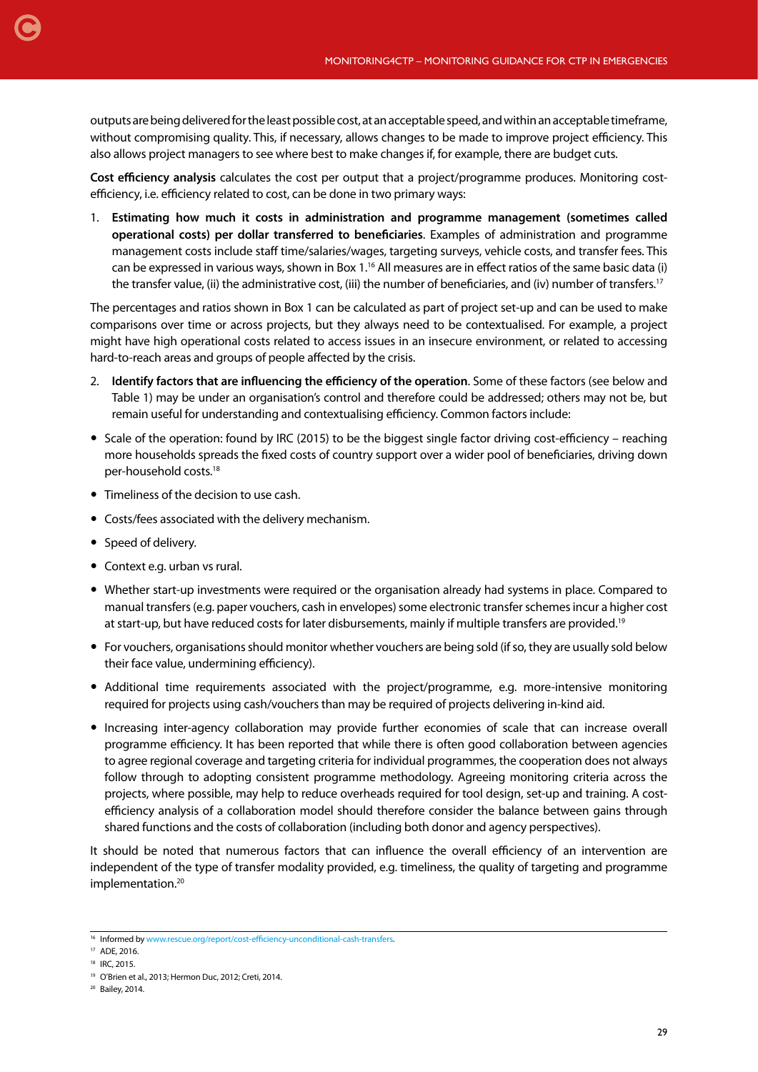outputs are being delivered for the least possible cost, at an acceptable speed, and within an acceptable timeframe, without compromising quality. This, if necessary, allows changes to be made to improve project efficiency. This also allows project managers to see where best to make changes if, for example, there are budget cuts.

**Cost efficiency analysis** calculates the cost per output that a project/programme produces. Monitoring cost-efficiency, i.e. efficiency related to cost, can be done in two primary ways:

1. **Estimating how much it costs in administration and programme management (sometimes called operational costs) per dollar transferred to beneficiaries**. Examples of administration and programme management costs include staff time/salaries/wages, targeting surveys, vehicle costs, and transfer fees. This can be expressed in various ways, shown in Box 1.[16] All measures are in effect ratios of the same basic data (i) the transfer value, (ii) the administrative cost, (iii) the number of beneficiaries, and (iv) number of transfers.[17]

The percentages and ratios shown in Box 1 can be calculated as part of project set-up and can be used to make comparisons over time or across projects, but they always need to be contextualised. For example, a project might have high operational costs related to access issues in an insecure environment, or related to accessing hard-to-reach areas and groups of people affected by the crisis.

2. **Identify factors that are influencing the efficiency of the operation**. Some of these factors (see below and Table 1) may be under an organisation's control and therefore could be addressed; others may not be, but remain useful for understanding and contextualising efficiency. Common factors include:

- Scale of the operation: found by IRC (2015) to be the biggest single factor driving cost-efficiency – reaching more households spreads the fixed costs of country support over a wider pool of beneficiaries, driving down per-household costs.[18]
- Timeliness of the decision to use cash.
- Costs/fees associated with the delivery mechanism.
- Speed of delivery.
- Context e.g. urban vs rural.
- Whether start-up investments were required or the organisation already had systems in place. Compared to manual transfers (e.g. paper vouchers, cash in envelopes) some electronic transfer schemes incur a higher cost at start-up, but have reduced costs for later disbursements, mainly if multiple transfers are provided.[19]
- For vouchers, organisations should monitor whether vouchers are being sold (if so, they are usually sold below their face value, undermining efficiency).
- Additional time requirements associated with the project/programme, e.g. more-intensive monitoring required for projects using cash/vouchers than may be required of projects delivering in-kind aid.
- Increasing inter-agency collaboration may provide further economies of scale that can increase overall programme efficiency. It has been reported that while there is often good collaboration between agencies to agree regional coverage and targeting criteria for individual programmes, the cooperation does not always follow through to adopting consistent programme methodology. Agreeing monitoring criteria across the projects, where possible, may help to reduce overheads required for tool design, set-up and training. A cost-efficiency analysis of a collaboration model should therefore consider the balance between gains through shared functions and the costs of collaboration (including both donor and agency perspectives).

It should be noted that numerous factors that can influence the overall efficiency of an intervention are independent of the type of transfer modality provided, e.g. timeliness, the quality of targeting and programme implementation.[20]

---

[16] Informed by www.rescue.org/report/cost-efficiency-unconditional-cash-transfers.

[17] ADE, 2016.

[18] IRC, 2015.

[19] O'Brien et al., 2013; Hermon Duc, 2012; Creti, 2014.

[20] Bailey, 2014.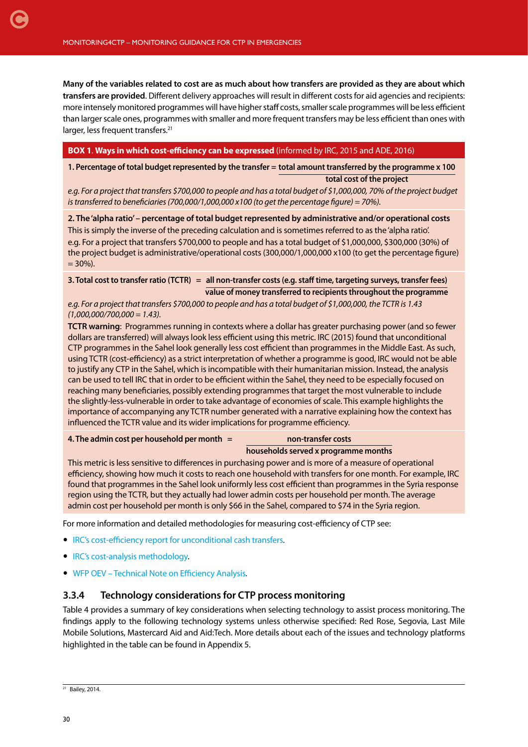**Many of the variables related to cost are as much about how transfers are provided as they are about which transfers are provided**. Different delivery approaches will result in different costs for aid agencies and recipients: more intensely monitored programmes will have higher staff costs, smaller scale programmes will be less efficient than larger scale ones, programmes with smaller and more frequent transfers may be less efficient than ones with larger, less frequent transfers.[21]

**BOX 1. Ways in which cost-efficiency can be expressed** (informed by IRC, 2015 and ADE, 2016)

**1. Percentage of total budget represented by the transfer** = $\dfrac{\textbf{total amount transferred by the programme x 100}}{\textbf{total cost of the project}}$

*e.g. For a project that transfers $700,000 to people and has a total budget of $1,000,000, 70% of the project budget is transferred to beneficiaries (700,000/1,000,000 x100 (to get the percentage figure) = 70%).*

**2. The 'alpha ratio' – percentage of total budget represented by administrative and/or operational costs**

This is simply the inverse of the preceding calculation and is sometimes referred to as the 'alpha ratio'.

e.g. For a project that transfers $700,000 to people and has a total budget of $1,000,000, $300,000 (30%) of the project budget is administrative/operational costs (300,000/1,000,000 x100 (to get the percentage figure) = 30%).

**3. Total cost to transfer ratio (TCTR)** = $\dfrac{\textbf{all non-transfer costs (e.g. staff time, targeting surveys, transfer fees)}}{\textbf{value of money transferred to recipients throughout the programme}}$

*e.g. For a project that transfers $700,000 to people and has a total budget of $1,000,000, the TCTR is 1.43 (1,000,000/700,000 = 1.43).*

**TCTR warning**: Programmes running in contexts where a dollar has greater purchasing power (and so fewer dollars are transferred) will always look less efficient using this metric. IRC (2015) found that unconditional CTP programmes in the Sahel look generally less cost efficient than programmes in the Middle East. As such, using TCTR (cost-efficiency) as a strict interpretation of whether a programme is good, IRC would not be able to justify any CTP in the Sahel, which is incompatible with their humanitarian mission. Instead, the analysis can be used to tell IRC that in order to be efficient within the Sahel, they need to be especially focused on reaching many beneficiaries, possibly extending programmes that target the most vulnerable to include the slightly-less-vulnerable in order to take advantage of economies of scale. This example highlights the importance of accompanying any TCTR number generated with a narrative explaining how the context has influenced the TCTR value and its wider implications for programme efficiency.

**4. The admin cost per household per month** = $\dfrac{\textbf{non-transfer costs}}{\textbf{households served x programme months}}$

This metric is less sensitive to differences in purchasing power and is more of a measure of operational efficiency, showing how much it costs to reach one household with transfers for one month. For example, IRC found that programmes in the Sahel look uniformly less cost efficient than programmes in the Syria response region using the TCTR, but they actually had lower admin costs per household per month. The average admin cost per household per month is only $66 in the Sahel, compared to $74 in the Syria region.

For more information and detailed methodologies for measuring cost-efficiency of CTP see:

- IRC's cost-efficiency report for unconditional cash transfers.
- IRC's cost-analysis methodology.
- WFP OEV – Technical Note on Efficiency Analysis.

### 3.3.4 Technology considerations for CTP process monitoring

Table 4 provides a summary of key considerations when selecting technology to assist process monitoring. The findings apply to the following technology systems unless otherwise specified: Red Rose, Segovia, Last Mile Mobile Solutions, Mastercard Aid and Aid:Tech. More details about each of the issues and technology platforms highlighted in the table can be found in Appendix 5.

[21] Bailey, 2014.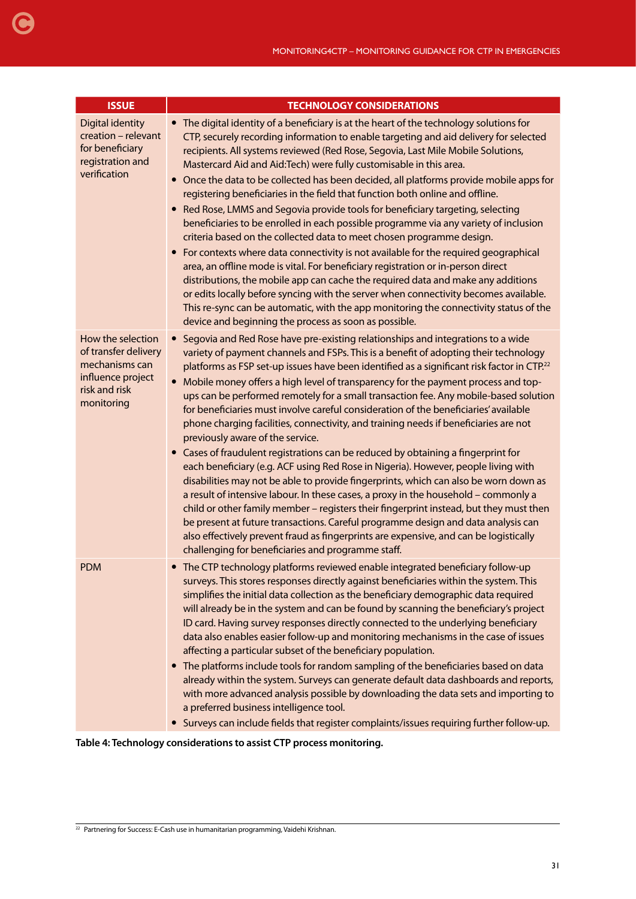| ISSUE | TECHNOLOGY CONSIDERATIONS |
| --- | --- |
| Digital identity creation – relevant for beneficiary registration and verification | • The digital identity of a beneficiary is at the heart of the technology solutions for CTP, securely recording information to enable targeting and aid delivery for selected recipients. All systems reviewed (Red Rose, Segovia, Last Mile Mobile Solutions, Mastercard Aid and Aid:Tech) were fully customisable in this area.<br>• Once the data to be collected has been decided, all platforms provide mobile apps for registering beneficiaries in the field that function both online and offline.<br>• Red Rose, LMMS and Segovia provide tools for beneficiary targeting, selecting beneficiaries to be enrolled in each possible programme via any variety of inclusion criteria based on the collected data to meet chosen programme design.<br>• For contexts where data connectivity is not available for the required geographical area, an offline mode is vital. For beneficiary registration or in-person direct distributions, the mobile app can cache the required data and make any additions or edits locally before syncing with the server when connectivity becomes available. This re-sync can be automatic, with the app monitoring the connectivity status of the device and beginning the process as soon as possible. |
| How the selection of transfer delivery mechanisms can influence project risk and risk monitoring | • Segovia and Red Rose have pre-existing relationships and integrations to a wide variety of payment channels and FSPs. This is a benefit of adopting their technology platforms as FSP set-up issues have been identified as a significant risk factor in CTP.[22]<br>• Mobile money offers a high level of transparency for the payment process and top-ups can be performed remotely for a small transaction fee. Any mobile-based solution for beneficiaries must involve careful consideration of the beneficiaries' available phone charging facilities, connectivity, and training needs if beneficiaries are not previously aware of the service.<br>• Cases of fraudulent registrations can be reduced by obtaining a fingerprint for each beneficiary (e.g. ACF using Red Rose in Nigeria). However, people living with disabilities may not be able to provide fingerprints, which can also be worn down as a result of intensive labour. In these cases, a proxy in the household – commonly a child or other family member – registers their fingerprint instead, but they must then be present at future transactions. Careful programme design and data analysis can also effectively prevent fraud as fingerprints are expensive, and can be logistically challenging for beneficiaries and programme staff. |
| PDM | • The CTP technology platforms reviewed enable integrated beneficiary follow-up surveys. This stores responses directly against beneficiaries within the system. This simplifies the initial data collection as the beneficiary demographic data required will already be in the system and can be found by scanning the beneficiary's project ID card. Having survey responses directly connected to the underlying beneficiary data also enables easier follow-up and monitoring mechanisms in the case of issues affecting a particular subset of the beneficiary population.<br>• The platforms include tools for random sampling of the beneficiaries based on data already within the system. Surveys can generate default data dashboards and reports, with more advanced analysis possible by downloading the data sets and importing to a preferred business intelligence tool.<br>• Surveys can include fields that register complaints/issues requiring further follow-up. |

**Table 4: Technology considerations to assist CTP process monitoring.**

[22] Partnering for Success: E-Cash use in humanitarian programming, Vaidehi Krishnan.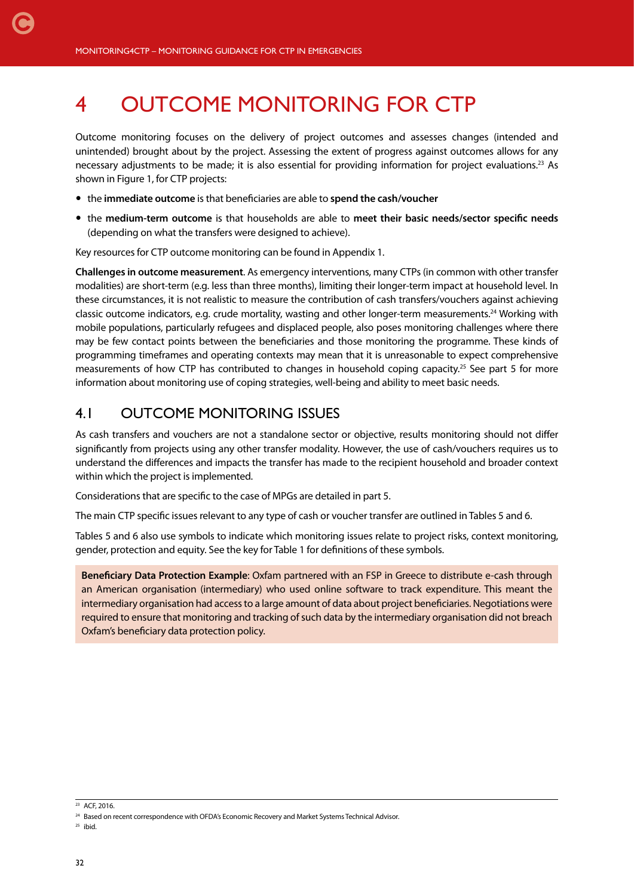# 4 OUTCOME MONITORING FOR CTP

Outcome monitoring focuses on the delivery of project outcomes and assesses changes (intended and unintended) brought about by the project. Assessing the extent of progress against outcomes allows for any necessary adjustments to be made; it is also essential for providing information for project evaluations.[23] As shown in Figure 1, for CTP projects:

- the **immediate outcome** is that beneficiaries are able to **spend the cash/voucher**
- the **medium-term outcome** is that households are able to **meet their basic needs/sector specific needs** (depending on what the transfers were designed to achieve).

Key resources for CTP outcome monitoring can be found in Appendix 1.

**Challenges in outcome measurement**. As emergency interventions, many CTPs (in common with other transfer modalities) are short-term (e.g. less than three months), limiting their longer-term impact at household level. In these circumstances, it is not realistic to measure the contribution of cash transfers/vouchers against achieving classic outcome indicators, e.g. crude mortality, wasting and other longer-term measurements.[24] Working with mobile populations, particularly refugees and displaced people, also poses monitoring challenges where there may be few contact points between the beneficiaries and those monitoring the programme. These kinds of programming timeframes and operating contexts may mean that it is unreasonable to expect comprehensive measurements of how CTP has contributed to changes in household coping capacity.[25] See part 5 for more information about monitoring use of coping strategies, well-being and ability to meet basic needs.

## 4.1 OUTCOME MONITORING ISSUES

As cash transfers and vouchers are not a standalone sector or objective, results monitoring should not differ significantly from projects using any other transfer modality. However, the use of cash/vouchers requires us to understand the differences and impacts the transfer has made to the recipient household and broader context within which the project is implemented.

Considerations that are specific to the case of MPGs are detailed in part 5.

The main CTP specific issues relevant to any type of cash or voucher transfer are outlined in Tables 5 and 6.

Tables 5 and 6 also use symbols to indicate which monitoring issues relate to project risks, context monitoring, gender, protection and equity. See the key for Table 1 for definitions of these symbols.

> **Beneficiary Data Protection Example**: Oxfam partnered with an FSP in Greece to distribute e-cash through an American organisation (intermediary) who used online software to track expenditure. This meant the intermediary organisation had access to a large amount of data about project beneficiaries. Negotiations were required to ensure that monitoring and tracking of such data by the intermediary organisation did not breach Oxfam's beneficiary data protection policy.

[23] ACF, 2016.

[24] Based on recent correspondence with OFDA's Economic Recovery and Market Systems Technical Advisor.

[25] ibid.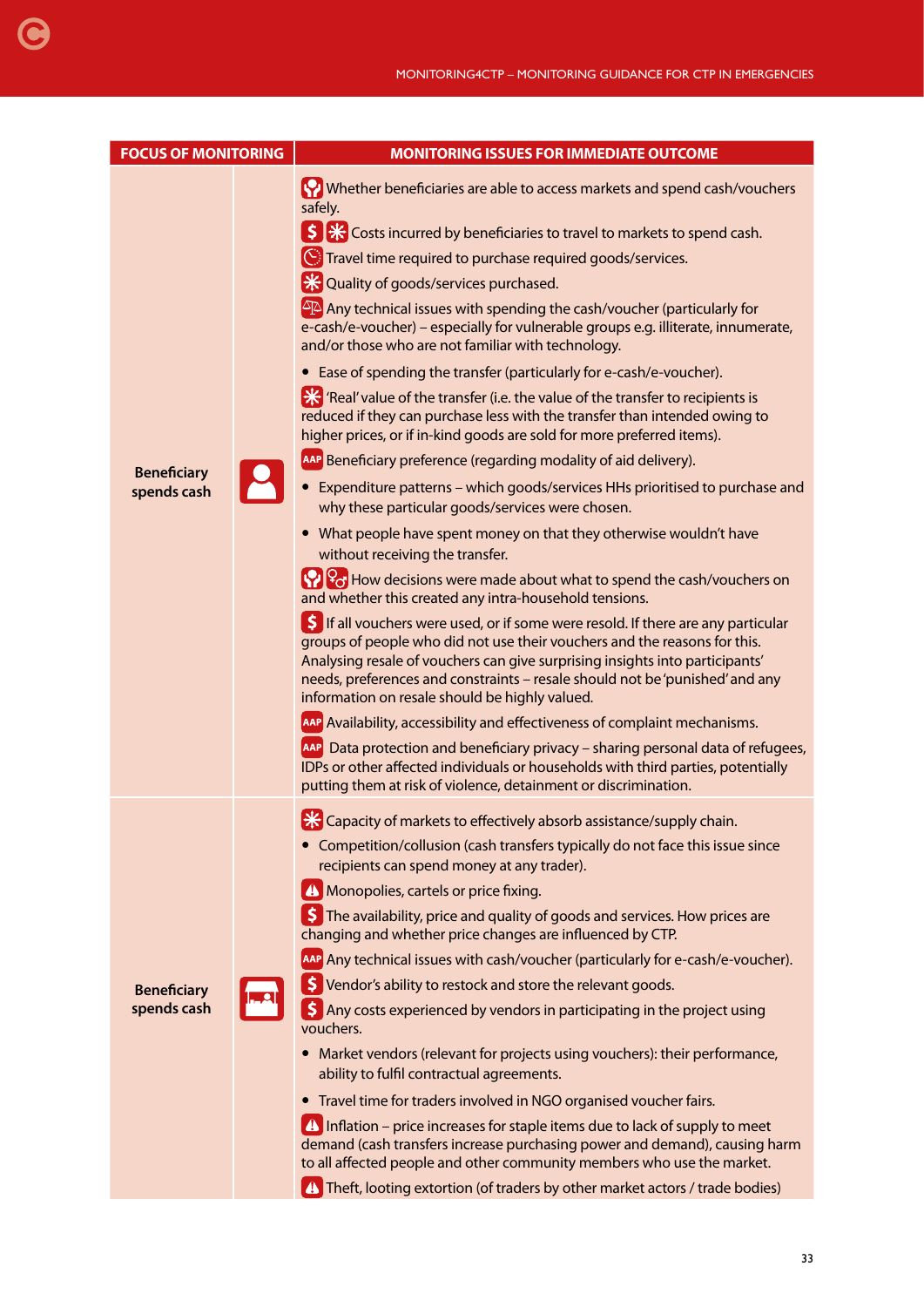| FOCUS OF MONITORING | | MONITORING ISSUES FOR IMMEDIATE OUTCOME |
|---|---|---|
| Beneficiary spends cash | | Whether beneficiaries are able to access markets and spend cash/vouchers safely.<br>Costs incurred by beneficiaries to travel to markets to spend cash.<br>Travel time required to purchase required goods/services.<br>Quality of goods/services purchased.<br>Any technical issues with spending the cash/voucher (particularly for e-cash/e-voucher) – especially for vulnerable groups e.g. illiterate, innumerate, and/or those who are not familiar with technology.<br>• Ease of spending the transfer (particularly for e-cash/e-voucher).<br>'Real' value of the transfer (i.e. the value of the transfer to recipients is reduced if they can purchase less with the transfer than intended owing to higher prices, or if in-kind goods are sold for more preferred items).<br>AAP Beneficiary preference (regarding modality of aid delivery).<br>• Expenditure patterns – which goods/services HHs prioritised to purchase and why these particular goods/services were chosen.<br>• What people have spent money on that they otherwise wouldn't have without receiving the transfer.<br>How decisions were made about what to spend the cash/vouchers on and whether this created any intra-household tensions.<br>If all vouchers were used, or if some were resold. If there are any particular groups of people who did not use their vouchers and the reasons for this. Analysing resale of vouchers can give surprising insights into participants' needs, preferences and constraints – resale should not be 'punished' and any information on resale should be highly valued.<br>AAP Availability, accessibility and effectiveness of complaint mechanisms.<br>AAP Data protection and beneficiary privacy – sharing personal data of refugees, IDPs or other affected individuals or households with third parties, potentially putting them at risk of violence, detainment or discrimination. |
| Beneficiary spends cash | | Capacity of markets to effectively absorb assistance/supply chain.<br>• Competition/collusion (cash transfers typically do not face this issue since recipients can spend money at any trader).<br>Monopolies, cartels or price fixing.<br>The availability, price and quality of goods and services. How prices are changing and whether price changes are influenced by CTP.<br>AAP Any technical issues with cash/voucher (particularly for e-cash/e-voucher).<br>Vendor's ability to restock and store the relevant goods.<br>Any costs experienced by vendors in participating in the project using vouchers.<br>• Market vendors (relevant for projects using vouchers): their performance, ability to fulfil contractual agreements.<br>• Travel time for traders involved in NGO organised voucher fairs.<br>Inflation – price increases for staple items due to lack of supply to meet demand (cash transfers increase purchasing power and demand), causing harm to all affected people and other community members who use the market.<br>Theft, looting extortion (of traders by other market actors / trade bodies) |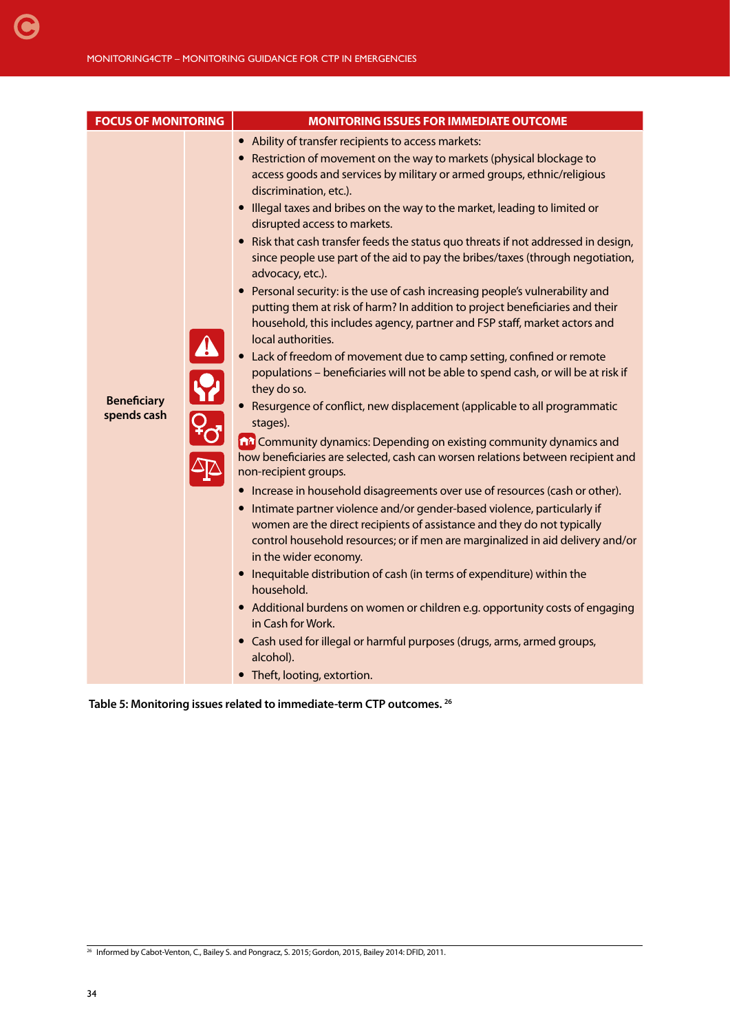| FOCUS OF MONITORING | | MONITORING ISSUES FOR IMMEDIATE OUTCOME |
|---|---|---|
| Beneficiary spends cash | | • Ability of transfer recipients to access markets:<br>• Restriction of movement on the way to markets (physical blockage to access goods and services by military or armed groups, ethnic/religious discrimination, etc.).<br>• Illegal taxes and bribes on the way to the market, leading to limited or disrupted access to markets.<br>• Risk that cash transfer feeds the status quo threats if not addressed in design, since people use part of the aid to pay the bribes/taxes (through negotiation, advocacy, etc.).<br>• Personal security: is the use of cash increasing people's vulnerability and putting them at risk of harm? In addition to project beneficiaries and their household, this includes agency, partner and FSP staff, market actors and local authorities.<br>• Lack of freedom of movement due to camp setting, confined or remote populations – beneficiaries will not be able to spend cash, or will be at risk if they do so.<br>• Resurgence of conflict, new displacement (applicable to all programmatic stages).<br>Community dynamics: Depending on existing community dynamics and how beneficiaries are selected, cash can worsen relations between recipient and non-recipient groups.<br>• Increase in household disagreements over use of resources (cash or other).<br>• Intimate partner violence and/or gender-based violence, particularly if women are the direct recipients of assistance and they do not typically control household resources; or if men are marginalized in aid delivery and/or in the wider economy.<br>• Inequitable distribution of cash (in terms of expenditure) within the household.<br>• Additional burdens on women or children e.g. opportunity costs of engaging in Cash for Work.<br>• Cash used for illegal or harmful purposes (drugs, arms, armed groups, alcohol).<br>• Theft, looting, extortion. |

**Table 5: Monitoring issues related to immediate-term CTP outcomes.** [26]

[26] Informed by Cabot-Venton, C., Bailey S. and Pongracz, S. 2015; Gordon, 2015, Bailey 2014: DFID, 2011.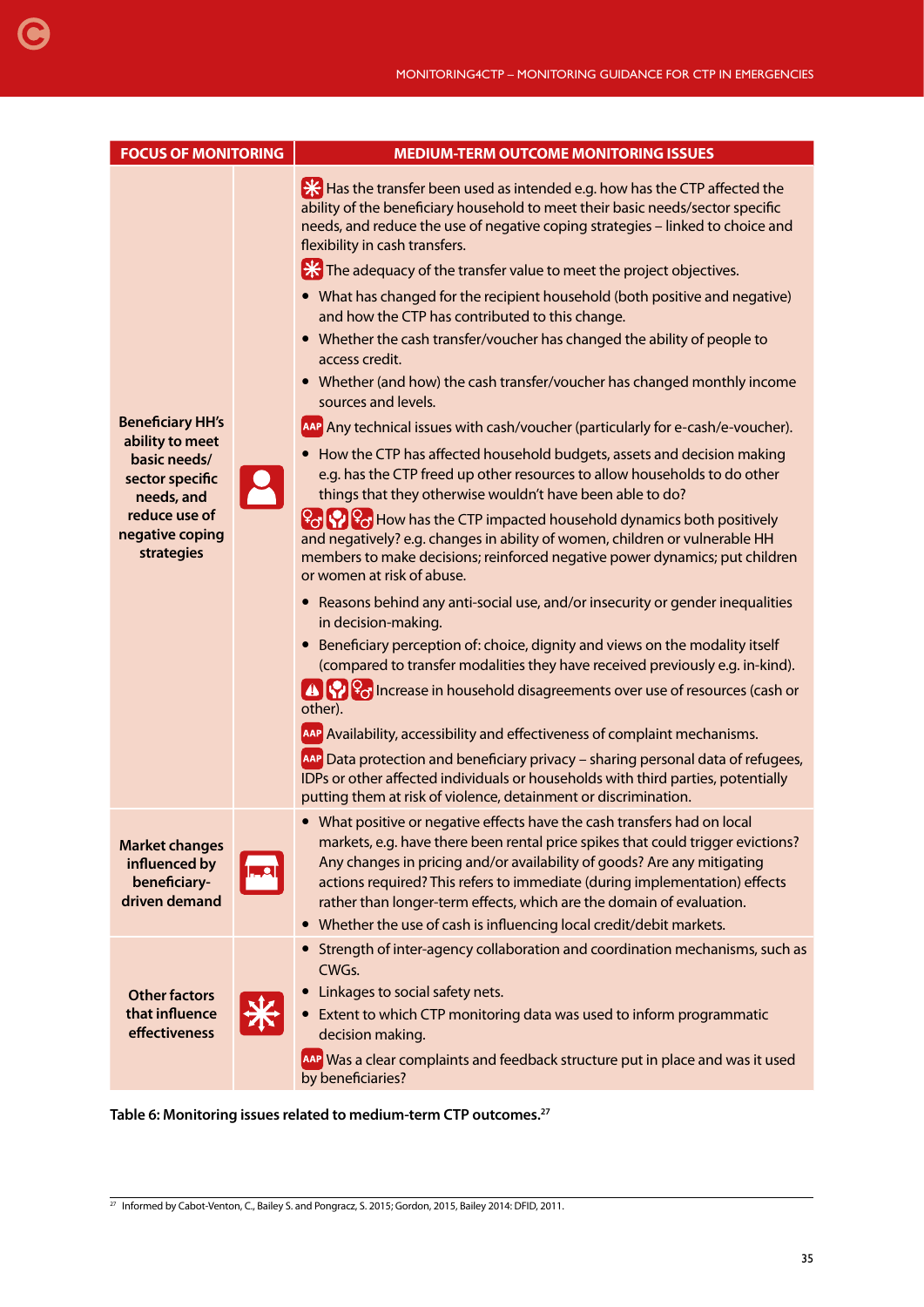| FOCUS OF MONITORING | | MEDIUM-TERM OUTCOME MONITORING ISSUES |
|---|---|---|
| Beneficiary HH's ability to meet basic needs/ sector specific needs, and reduce use of negative coping strategies | | Has the transfer been used as intended e.g. how has the CTP affected the ability of the beneficiary household to meet their basic needs/sector specific needs, and reduce the use of negative coping strategies – linked to choice and flexibility in cash transfers.<br>The adequacy of the transfer value to meet the project objectives.<br>• What has changed for the recipient household (both positive and negative) and how the CTP has contributed to this change.<br>• Whether the cash transfer/voucher has changed the ability of people to access credit.<br>• Whether (and how) the cash transfer/voucher has changed monthly income sources and levels.<br>AAP Any technical issues with cash/voucher (particularly for e-cash/e-voucher).<br>• How the CTP has affected household budgets, assets and decision making e.g. has the CTP freed up other resources to allow households to do other things that they otherwise wouldn't have been able to do?<br>How has the CTP impacted household dynamics both positively and negatively? e.g. changes in ability of women, children or vulnerable HH members to make decisions; reinforced negative power dynamics; put children or women at risk of abuse.<br>• Reasons behind any anti-social use, and/or insecurity or gender inequalities in decision-making.<br>• Beneficiary perception of: choice, dignity and views on the modality itself (compared to transfer modalities they have received previously e.g. in-kind).<br>Increase in household disagreements over use of resources (cash or other).<br>AAP Availability, accessibility and effectiveness of complaint mechanisms.<br>AAP Data protection and beneficiary privacy – sharing personal data of refugees, IDPs or other affected individuals or households with third parties, potentially putting them at risk of violence, detainment or discrimination. |
| Market changes influenced by beneficiary-driven demand | | • What positive or negative effects have the cash transfers had on local markets, e.g. have there been rental price spikes that could trigger evictions? Any changes in pricing and/or availability of goods? Are any mitigating actions required? This refers to immediate (during implementation) effects rather than longer-term effects, which are the domain of evaluation.<br>• Whether the use of cash is influencing local credit/debit markets. |
| Other factors that influence effectiveness | | • Strength of inter-agency collaboration and coordination mechanisms, such as CWGs.<br>• Linkages to social safety nets.<br>• Extent to which CTP monitoring data was used to inform programmatic decision making.<br>AAP Was a clear complaints and feedback structure put in place and was it used by beneficiaries? |

**Table 6: Monitoring issues related to medium-term CTP outcomes.**[27]

[27] Informed by Cabot-Venton, C., Bailey S. and Pongracz, S. 2015; Gordon, 2015, Bailey 2014: DFID, 2011.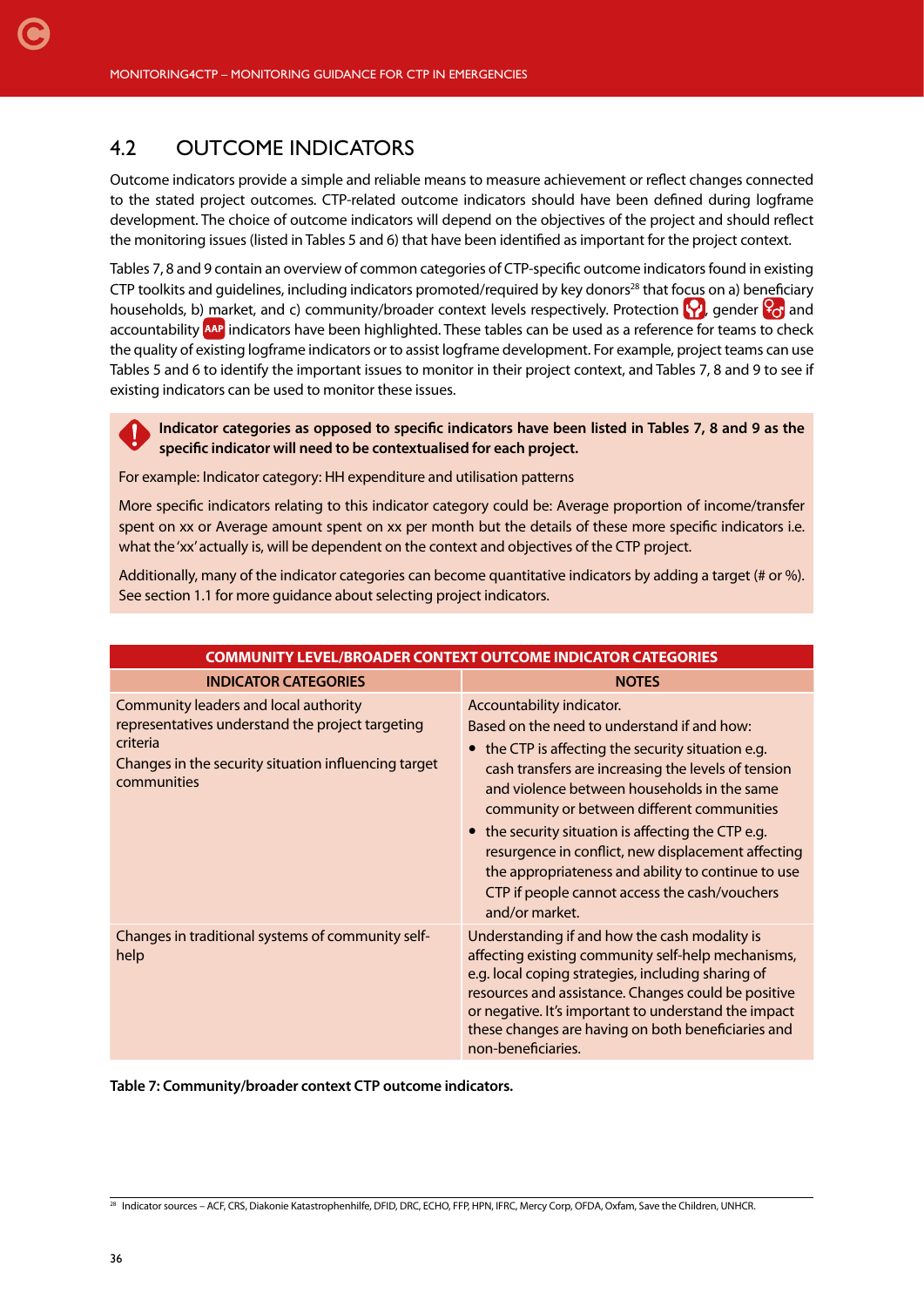## 4.2 OUTCOME INDICATORS

Outcome indicators provide a simple and reliable means to measure achievement or reflect changes connected to the stated project outcomes. CTP-related outcome indicators should have been defined during logframe development. The choice of outcome indicators will depend on the objectives of the project and should reflect the monitoring issues (listed in Tables 5 and 6) that have been identified as important for the project context.

Tables 7, 8 and 9 contain an overview of common categories of CTP-specific outcome indicators found in existing CTP toolkits and guidelines, including indicators promoted/required by key donors[28] that focus on a) beneficiary households, b) market, and c) community/broader context levels respectively. Protection, gender and accountability AAP indicators have been highlighted. These tables can be used as a reference for teams to check the quality of existing logframe indicators or to assist logframe development. For example, project teams can use Tables 5 and 6 to identify the important issues to monitor in their project context, and Tables 7, 8 and 9 to see if existing indicators can be used to monitor these issues.

**Indicator categories as opposed to specific indicators have been listed in Tables 7, 8 and 9 as the specific indicator will need to be contextualised for each project.**

For example: Indicator category: HH expenditure and utilisation patterns

More specific indicators relating to this indicator category could be: Average proportion of income/transfer spent on xx or Average amount spent on xx per month but the details of these more specific indicators i.e. what the 'xx' actually is, will be dependent on the context and objectives of the CTP project.

Additionally, many of the indicator categories can become quantitative indicators by adding a target (# or %). See section 1.1 for more guidance about selecting project indicators.

| COMMUNITY LEVEL/BROADER CONTEXT OUTCOME INDICATOR CATEGORIES | |
|---|---|
| **INDICATOR CATEGORIES** | **NOTES** |
| Community leaders and local authority representatives understand the project targeting criteria<br>Changes in the security situation influencing target communities | Accountability indicator.<br>Based on the need to understand if and how:<br>• the CTP is affecting the security situation e.g. cash transfers are increasing the levels of tension and violence between households in the same community or between different communities<br>• the security situation is affecting the CTP e.g. resurgence in conflict, new displacement affecting the appropriateness and ability to continue to use CTP if people cannot access the cash/vouchers and/or market. |
| Changes in traditional systems of community self-help | Understanding if and how the cash modality is affecting existing community self-help mechanisms, e.g. local coping strategies, including sharing of resources and assistance. Changes could be positive or negative. It's important to understand the impact these changes are having on both beneficiaries and non-beneficiaries. |

**Table 7: Community/broader context CTP outcome indicators.**

[28] Indicator sources – ACF, CRS, Diakonie Katastrophenhilfe, DFID, DRC, ECHO, FFP, HPN, IFRC, Mercy Corp, OFDA, Oxfam, Save the Children, UNHCR.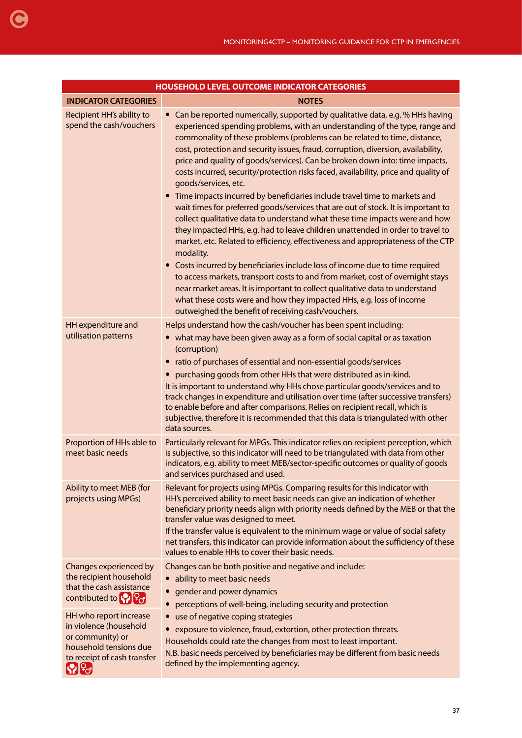| HOUSEHOLD LEVEL OUTCOME INDICATOR CATEGORIES | |
|---|---|
| **INDICATOR CATEGORIES** | **NOTES** |
| Recipient HH's ability to spend the cash/vouchers | • Can be reported numerically, supported by qualitative data, e.g. % HHs having experienced spending problems, with an understanding of the type, range and commonality of these problems (problems can be related to time, distance, cost, protection and security issues, fraud, corruption, diversion, availability, price and quality of goods/services). Can be broken down into: time impacts, costs incurred, security/protection risks faced, availability, price and quality of goods/services, etc.<br>• Time impacts incurred by beneficiaries include travel time to markets and wait times for preferred goods/services that are out of stock. It is important to collect qualitative data to understand what these time impacts were and how they impacted HHs, e.g. had to leave children unattended in order to travel to market, etc. Related to efficiency, effectiveness and appropriateness of the CTP modality.<br>• Costs incurred by beneficiaries include loss of income due to time required to access markets, transport costs to and from market, cost of overnight stays near market areas. It is important to collect qualitative data to understand what these costs were and how they impacted HHs, e.g. loss of income outweighed the benefit of receiving cash/vouchers. |
| HH expenditure and utilisation patterns | Helps understand how the cash/voucher has been spent including:<br>• what may have been given away as a form of social capital or as taxation (corruption)<br>• ratio of purchases of essential and non-essential goods/services<br>• purchasing goods from other HHs that were distributed as in-kind.<br>It is important to understand why HHs chose particular goods/services and to track changes in expenditure and utilisation over time (after successive transfers) to enable before and after comparisons. Relies on recipient recall, which is subjective, therefore it is recommended that this data is triangulated with other data sources. |
| Proportion of HHs able to meet basic needs | Particularly relevant for MPGs. This indicator relies on recipient perception, which is subjective, so this indicator will need to be triangulated with data from other indicators, e.g. ability to meet MEB/sector-specific outcomes or quality of goods and services purchased and used. |
| Ability to meet MEB (for projects using MPGs) | Relevant for projects using MPGs. Comparing results for this indicator with HH's perceived ability to meet basic needs can give an indication of whether beneficiary priority needs align with priority needs defined by the MEB or that the transfer value was designed to meet.<br>If the transfer value is equivalent to the minimum wage or value of social safety net transfers, this indicator can provide information about the sufficiency of these values to enable HHs to cover their basic needs. |
| Changes experienced by the recipient household that the cash assistance contributed to<br><br>HH who report increase in violence (household or community) or household tensions due to receipt of cash transfer | Changes can be both positive and negative and include:<br>• ability to meet basic needs<br>• gender and power dynamics<br>• perceptions of well-being, including security and protection<br>• use of negative coping strategies<br>• exposure to violence, fraud, extortion, other protection threats.<br>Households could rate the changes from most to least important.<br>N.B. basic needs perceived by beneficiaries may be different from basic needs defined by the implementing agency. |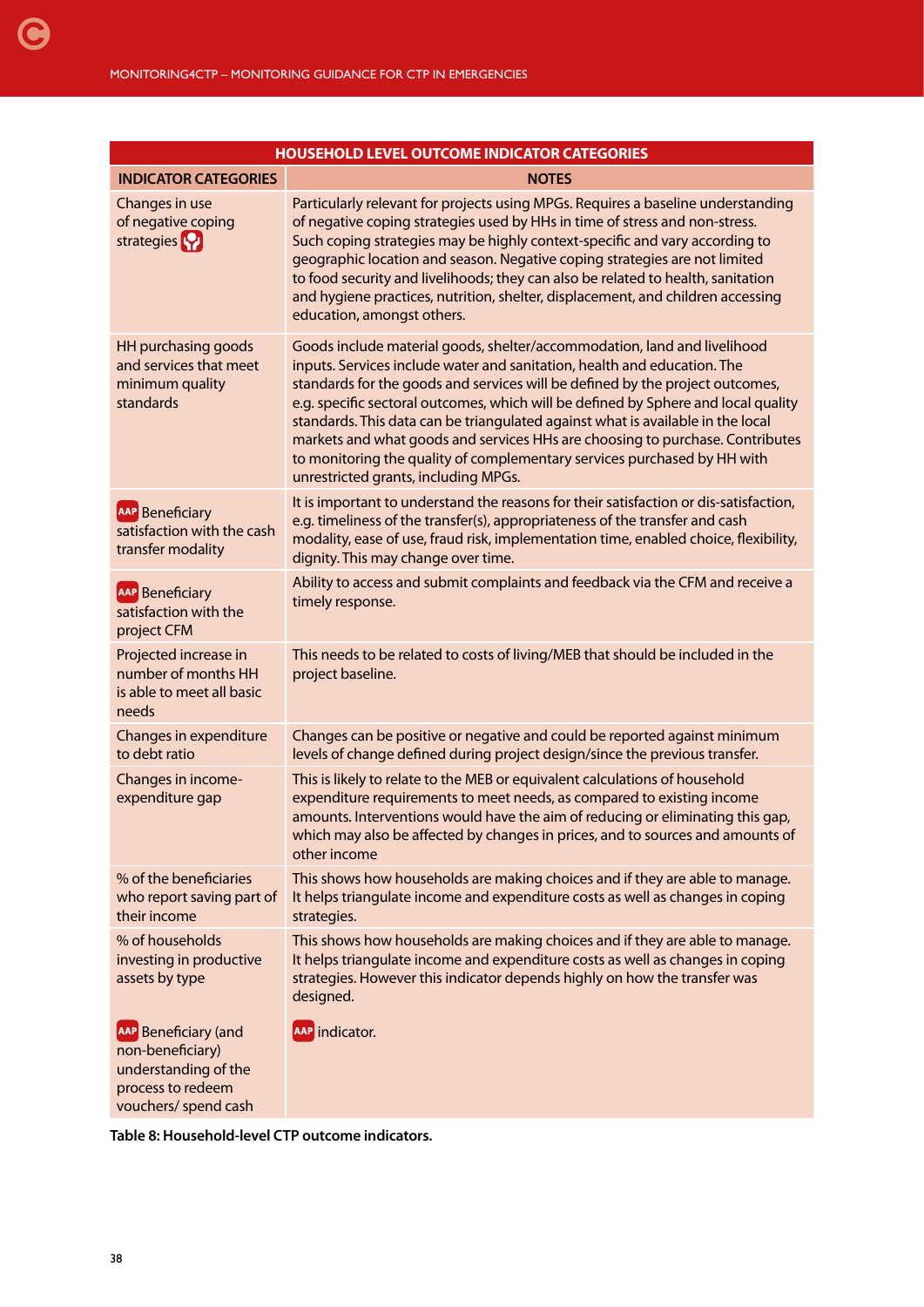| HOUSEHOLD LEVEL OUTCOME INDICATOR CATEGORIES | |
|---|---|
| **INDICATOR CATEGORIES** | **NOTES** |
| Changes in use of negative coping strategies | Particularly relevant for projects using MPGs. Requires a baseline understanding of negative coping strategies used by HHs in time of stress and non-stress. Such coping strategies may be highly context-specific and vary according to geographic location and season. Negative coping strategies are not limited to food security and livelihoods; they can also be related to health, sanitation and hygiene practices, nutrition, shelter, displacement, and children accessing education, amongst others. |
| HH purchasing goods and services that meet minimum quality standards | Goods include material goods, shelter/accommodation, land and livelihood inputs. Services include water and sanitation, health and education. The standards for the goods and services will be defined by the project outcomes, e.g. specific sectoral outcomes, which will be defined by Sphere and local quality standards. This data can be triangulated against what is available in the local markets and what goods and services HHs are choosing to purchase. Contributes to monitoring the quality of complementary services purchased by HH with unrestricted grants, including MPGs. |
| AAP Beneficiary satisfaction with the cash transfer modality | It is important to understand the reasons for their satisfaction or dis-satisfaction, e.g. timeliness of the transfer(s), appropriateness of the transfer and cash modality, ease of use, fraud risk, implementation time, enabled choice, flexibility, dignity. This may change over time. |
| AAP Beneficiary satisfaction with the project CFM | Ability to access and submit complaints and feedback via the CFM and receive a timely response. |
| Projected increase in number of months HH is able to meet all basic needs | This needs to be related to costs of living/MEB that should be included in the project baseline. |
| Changes in expenditure to debt ratio | Changes can be positive or negative and could be reported against minimum levels of change defined during project design/since the previous transfer. |
| Changes in income-expenditure gap | This is likely to relate to the MEB or equivalent calculations of household expenditure requirements to meet needs, as compared to existing income amounts. Interventions would have the aim of reducing or eliminating this gap, which may also be affected by changes in prices, and to sources and amounts of other income |
| % of the beneficiaries who report saving part of their income | This shows how households are making choices and if they are able to manage. It helps triangulate income and expenditure costs as well as changes in coping strategies. |
| % of households investing in productive assets by type | This shows how households are making choices and if they are able to manage. It helps triangulate income and expenditure costs as well as changes in coping strategies. However this indicator depends highly on how the transfer was designed. |
| AAP Beneficiary (and non-beneficiary) understanding of the process to redeem vouchers/ spend cash | AAP indicator. |

**Table 8: Household-level CTP outcome indicators.**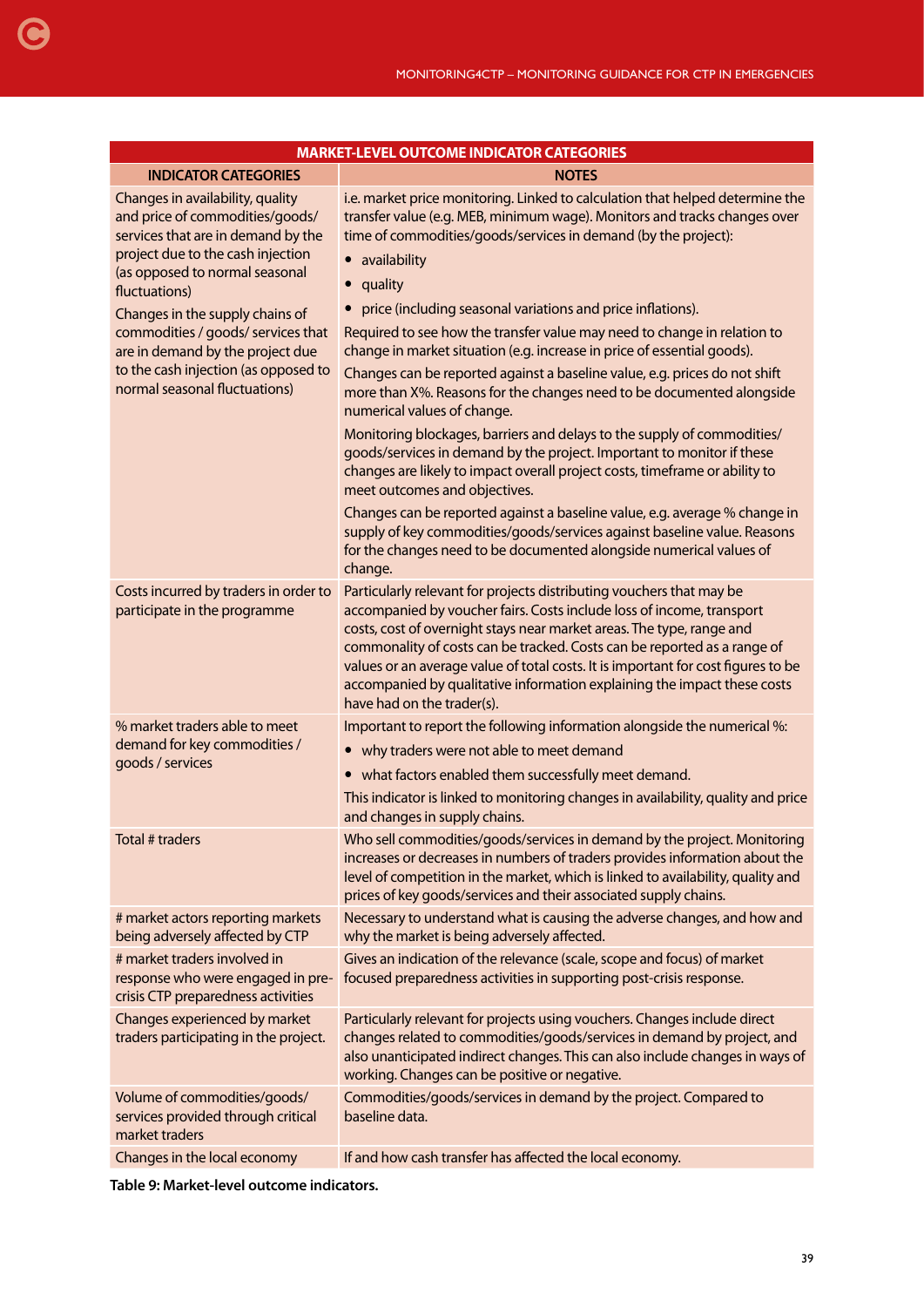| MARKET-LEVEL OUTCOME INDICATOR CATEGORIES | |
|---|---|
| **INDICATOR CATEGORIES** | **NOTES** |
| Changes in availability, quality and price of commodities/goods/ services that are in demand by the project due to the cash injection (as opposed to normal seasonal fluctuations)<br><br>Changes in the supply chains of commodities / goods/ services that are in demand by the project due to the cash injection (as opposed to normal seasonal fluctuations) | i.e. market price monitoring. Linked to calculation that helped determine the transfer value (e.g. MEB, minimum wage). Monitors and tracks changes over time of commodities/goods/services in demand (by the project):<br>• availability<br>• quality<br>• price (including seasonal variations and price inflations).<br>Required to see how the transfer value may need to change in relation to change in market situation (e.g. increase in price of essential goods).<br>Changes can be reported against a baseline value, e.g. prices do not shift more than X%. Reasons for the changes need to be documented alongside numerical values of change.<br>Monitoring blockages, barriers and delays to the supply of commodities/ goods/services in demand by the project. Important to monitor if these changes are likely to impact overall project costs, timeframe or ability to meet outcomes and objectives.<br>Changes can be reported against a baseline value, e.g. average % change in supply of key commodities/goods/services against baseline value. Reasons for the changes need to be documented alongside numerical values of change. |
| Costs incurred by traders in order to participate in the programme | Particularly relevant for projects distributing vouchers that may be accompanied by voucher fairs. Costs include loss of income, transport costs, cost of overnight stays near market areas. The type, range and commonality of costs can be tracked. Costs can be reported as a range of values or an average value of total costs. It is important for cost figures to be accompanied by qualitative information explaining the impact these costs have had on the trader(s). |
| % market traders able to meet demand for key commodities / goods / services | Important to report the following information alongside the numerical %:<br>• why traders were not able to meet demand<br>• what factors enabled them successfully meet demand.<br>This indicator is linked to monitoring changes in availability, quality and price and changes in supply chains. |
| Total # traders | Who sell commodities/goods/services in demand by the project. Monitoring increases or decreases in numbers of traders provides information about the level of competition in the market, which is linked to availability, quality and prices of key goods/services and their associated supply chains. |
| # market actors reporting markets being adversely affected by CTP | Necessary to understand what is causing the adverse changes, and how and why the market is being adversely affected. |
| # market traders involved in response who were engaged in pre-crisis CTP preparedness activities | Gives an indication of the relevance (scale, scope and focus) of market focused preparedness activities in supporting post-crisis response. |
| Changes experienced by market traders participating in the project. | Particularly relevant for projects using vouchers. Changes include direct changes related to commodities/goods/services in demand by project, and also unanticipated indirect changes. This can also include changes in ways of working. Changes can be positive or negative. |
| Volume of commodities/goods/ services provided through critical market traders | Commodities/goods/services in demand by the project. Compared to baseline data. |
| Changes in the local economy | If and how cash transfer has affected the local economy. |

**Table 9: Market-level outcome indicators.**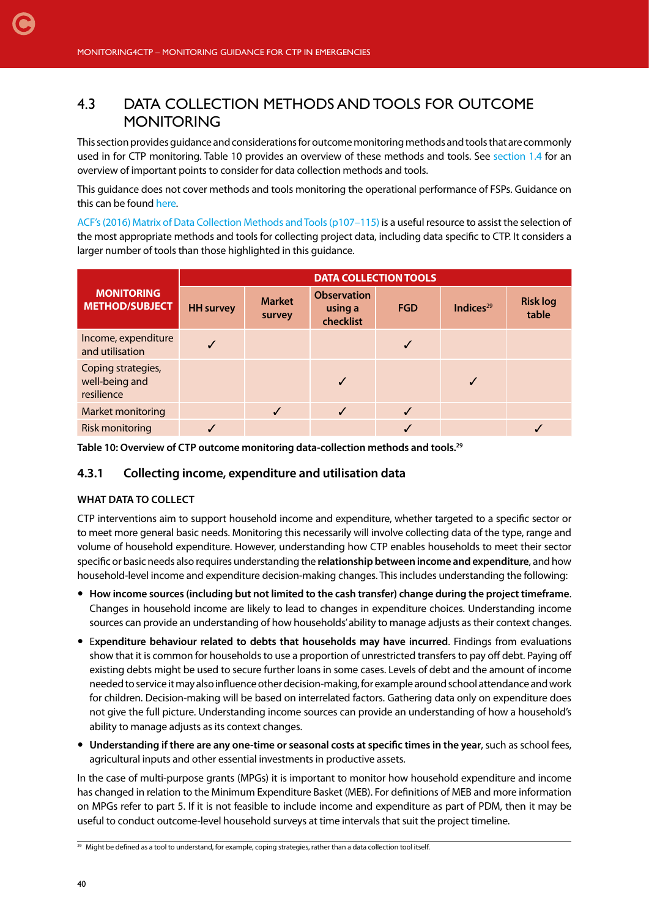## 4.3 DATA COLLECTION METHODS AND TOOLS FOR OUTCOME MONITORING

This section provides guidance and considerations for outcome monitoring methods and tools that are commonly used in for CTP monitoring. Table 10 provides an overview of these methods and tools. See section 1.4 for an overview of important points to consider for data collection methods and tools.

This guidance does not cover methods and tools monitoring the operational performance of FSPs. Guidance on this can be found here.

ACF's (2016) Matrix of Data Collection Methods and Tools (p107–115) is a useful resource to assist the selection of the most appropriate methods and tools for collecting project data, including data specific to CTP. It considers a larger number of tools than those highlighted in this guidance.

| MONITORING METHOD/SUBJECT | DATA COLLECTION TOOLS | | | | | |
|---|---|---|---|---|---|---|
| | HH survey | Market survey | Observation using a checklist | FGD | Indices[29] | Risk log table |
| Income, expenditure and utilisation | ✓ | | | ✓ | | |
| Coping strategies, well-being and resilience | | | ✓ | | ✓ | |
| Market monitoring | | ✓ | ✓ | ✓ | | |
| Risk monitoring | ✓ | | | ✓ | | ✓ |

**Table 10: Overview of CTP outcome monitoring data-collection methods and tools.[29]**

### 4.3.1 Collecting income, expenditure and utilisation data

#### WHAT DATA TO COLLECT

CTP interventions aim to support household income and expenditure, whether targeted to a specific sector or to meet more general basic needs. Monitoring this necessarily will involve collecting data of the type, range and volume of household expenditure. However, understanding how CTP enables households to meet their sector specific or basic needs also requires understanding the **relationship between income and expenditure**, and how household-level income and expenditure decision-making changes. This includes understanding the following:

- **How income sources (including but not limited to the cash transfer) change during the project timeframe**. Changes in household income are likely to lead to changes in expenditure choices. Understanding income sources can provide an understanding of how households' ability to manage adjusts as their context changes.
- **Expenditure behaviour related to debts that households may have incurred**. Findings from evaluations show that it is common for households to use a proportion of unrestricted transfers to pay off debt. Paying off existing debts might be used to secure further loans in some cases. Levels of debt and the amount of income needed to service it may also influence other decision-making, for example around school attendance and work for children. Decision-making will be based on interrelated factors. Gathering data only on expenditure does not give the full picture. Understanding income sources can provide an understanding of how a household's ability to manage adjusts as its context changes.
- **Understanding if there are any one-time or seasonal costs at specific times in the year**, such as school fees, agricultural inputs and other essential investments in productive assets.

In the case of multi-purpose grants (MPGs) it is important to monitor how household expenditure and income has changed in relation to the Minimum Expenditure Basket (MEB). For definitions of MEB and more information on MPGs refer to part 5. If it is not feasible to include income and expenditure as part of PDM, then it may be useful to conduct outcome-level household surveys at time intervals that suit the project timeline.

[29] Might be defined as a tool to understand, for example, coping strategies, rather than a data collection tool itself.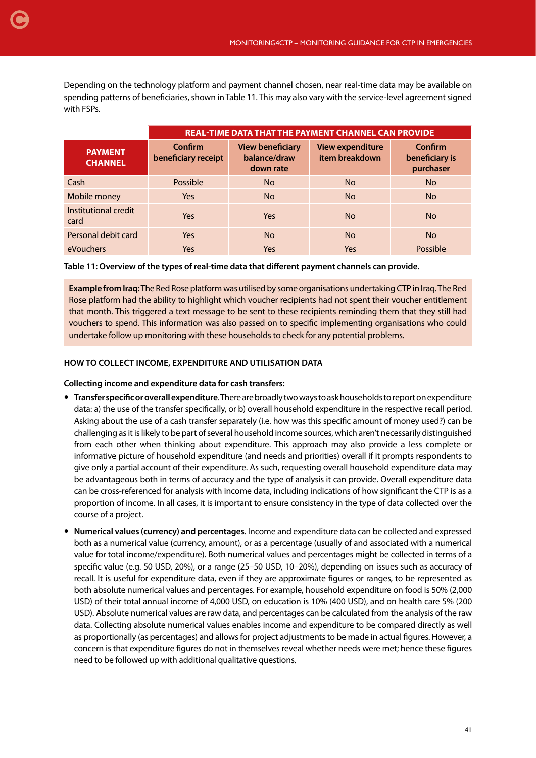Depending on the technology platform and payment channel chosen, near real-time data may be available on spending patterns of beneficiaries, shown in Table 11. This may also vary with the service-level agreement signed with FSPs.

| PAYMENT CHANNEL | REAL-TIME DATA THAT THE PAYMENT CHANNEL CAN PROVIDE | | | |
|---|---|---|---|---|
| | Confirm beneficiary receipt | View beneficiary balance/draw down rate | View expenditure item breakdown | Confirm beneficiary is purchaser |
| Cash | Possible | No | No | No |
| Mobile money | Yes | No | No | No |
| Institutional credit card | Yes | Yes | No | No |
| Personal debit card | Yes | No | No | No |
| eVouchers | Yes | Yes | Yes | Possible |

**Table 11: Overview of the types of real-time data that different payment channels can provide.**

**Example from Iraq:** The Red Rose platform was utilised by some organisations undertaking CTP in Iraq. The Red Rose platform had the ability to highlight which voucher recipients had not spent their voucher entitlement that month. This triggered a text message to be sent to these recipients reminding them that they still had vouchers to spend. This information was also passed on to specific implementing organisations who could undertake follow up monitoring with these households to check for any potential problems.

### HOW TO COLLECT INCOME, EXPENDITURE AND UTILISATION DATA

**Collecting income and expenditure data for cash transfers:**

- **Transfer specific or overall expenditure.** There are broadly two ways to ask households to report on expenditure data: a) the use of the transfer specifically, or b) overall household expenditure in the respective recall period. Asking about the use of a cash transfer separately (i.e. how was this specific amount of money used?) can be challenging as it is likely to be part of several household income sources, which aren't necessarily distinguished from each other when thinking about expenditure. This approach may also provide a less complete or informative picture of household expenditure (and needs and priorities) overall if it prompts respondents to give only a partial account of their expenditure. As such, requesting overall household expenditure data may be advantageous both in terms of accuracy and the type of analysis it can provide. Overall expenditure data can be cross-referenced for analysis with income data, including indications of how significant the CTP is as a proportion of income. In all cases, it is important to ensure consistency in the type of data collected over the course of a project.
- **Numerical values (currency) and percentages**. Income and expenditure data can be collected and expressed both as a numerical value (currency, amount), or as a percentage (usually of and associated with a numerical value for total income/expenditure). Both numerical values and percentages might be collected in terms of a specific value (e.g. 50 USD, 20%), or a range (25–50 USD, 10–20%), depending on issues such as accuracy of recall. It is useful for expenditure data, even if they are approximate figures or ranges, to be represented as both absolute numerical values and percentages. For example, household expenditure on food is 50% (2,000 USD) of their total annual income of 4,000 USD, on education is 10% (400 USD), and on health care 5% (200 USD). Absolute numerical values are raw data, and percentages can be calculated from the analysis of the raw data. Collecting absolute numerical values enables income and expenditure to be compared directly as well as proportionally (as percentages) and allows for project adjustments to be made in actual figures. However, a concern is that expenditure figures do not in themselves reveal whether needs were met; hence these figures need to be followed up with additional qualitative questions.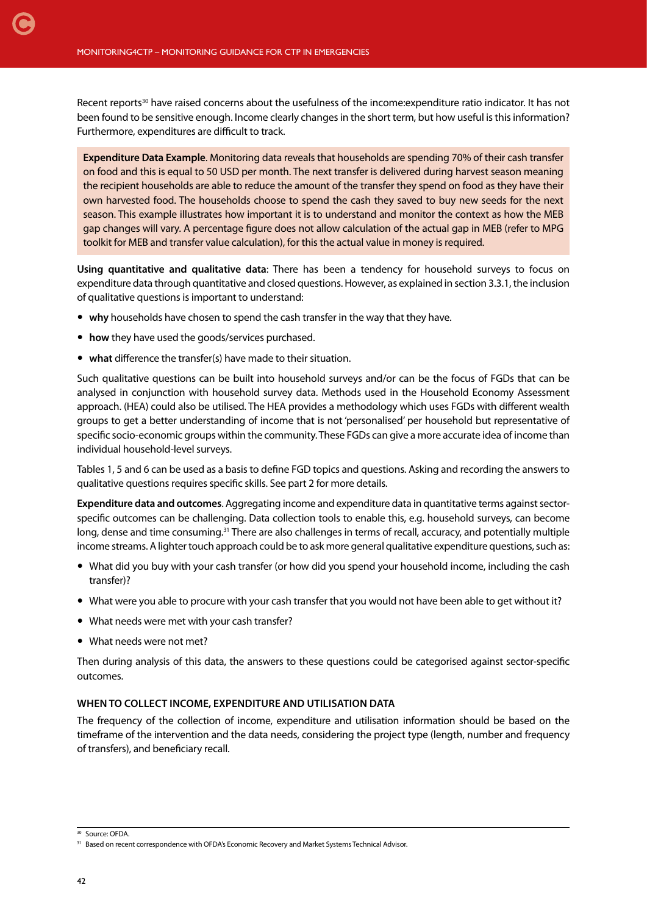Recent reports[30] have raised concerns about the usefulness of the income:expenditure ratio indicator. It has not been found to be sensitive enough. Income clearly changes in the short term, but how useful is this information? Furthermore, expenditures are difficult to track.

> **Expenditure Data Example**. Monitoring data reveals that households are spending 70% of their cash transfer on food and this is equal to 50 USD per month. The next transfer is delivered during harvest season meaning the recipient households are able to reduce the amount of the transfer they spend on food as they have their own harvested food. The households choose to spend the cash they saved to buy new seeds for the next season. This example illustrates how important it is to understand and monitor the context as how the MEB gap changes will vary. A percentage figure does not allow calculation of the actual gap in MEB (refer to MPG toolkit for MEB and transfer value calculation), for this the actual value in money is required.

**Using quantitative and qualitative data**: There has been a tendency for household surveys to focus on expenditure data through quantitative and closed questions. However, as explained in section 3.3.1, the inclusion of qualitative questions is important to understand:

- **why** households have chosen to spend the cash transfer in the way that they have.
- **how** they have used the goods/services purchased.
- **what** difference the transfer(s) have made to their situation.

Such qualitative questions can be built into household surveys and/or can be the focus of FGDs that can be analysed in conjunction with household survey data. Methods used in the Household Economy Assessment approach. (HEA) could also be utilised. The HEA provides a methodology which uses FGDs with different wealth groups to get a better understanding of income that is not 'personalised' per household but representative of specific socio-economic groups within the community. These FGDs can give a more accurate idea of income than individual household-level surveys.

Tables 1, 5 and 6 can be used as a basis to define FGD topics and questions. Asking and recording the answers to qualitative questions requires specific skills. See part 2 for more details.

**Expenditure data and outcomes**. Aggregating income and expenditure data in quantitative terms against sector-specific outcomes can be challenging. Data collection tools to enable this, e.g. household surveys, can become long, dense and time consuming.[31] There are also challenges in terms of recall, accuracy, and potentially multiple income streams. A lighter touch approach could be to ask more general qualitative expenditure questions, such as:

- What did you buy with your cash transfer (or how did you spend your household income, including the cash transfer)?
- What were you able to procure with your cash transfer that you would not have been able to get without it?
- What needs were met with your cash transfer?
- What needs were not met?

Then during analysis of this data, the answers to these questions could be categorised against sector-specific outcomes.

#### WHEN TO COLLECT INCOME, EXPENDITURE AND UTILISATION DATA

The frequency of the collection of income, expenditure and utilisation information should be based on the timeframe of the intervention and the data needs, considering the project type (length, number and frequency of transfers), and beneficiary recall.

---

[30] Source: OFDA.

[31] Based on recent correspondence with OFDA's Economic Recovery and Market Systems Technical Advisor.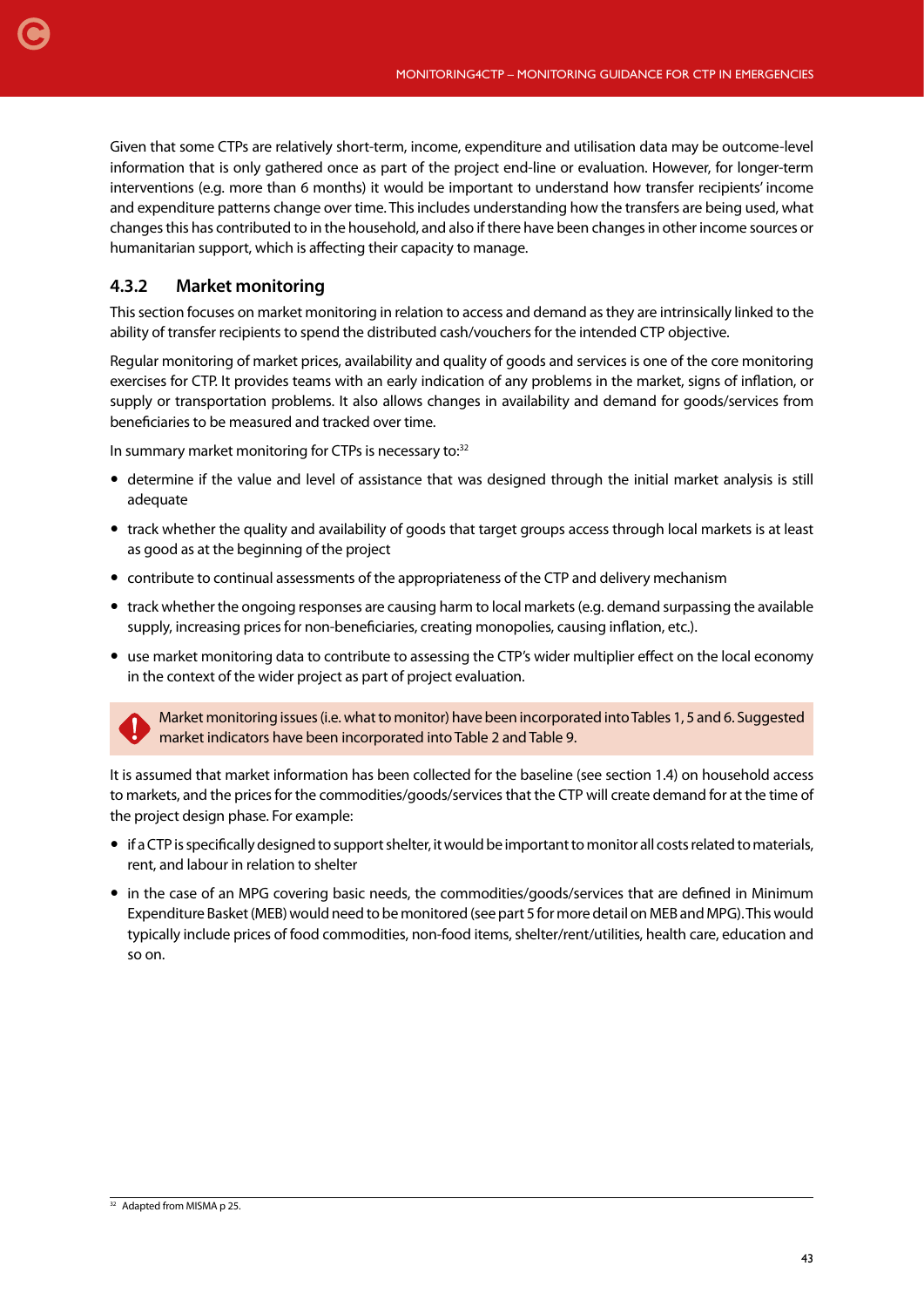Given that some CTPs are relatively short-term, income, expenditure and utilisation data may be outcome-level information that is only gathered once as part of the project end-line or evaluation. However, for longer-term interventions (e.g. more than 6 months) it would be important to understand how transfer recipients' income and expenditure patterns change over time. This includes understanding how the transfers are being used, what changes this has contributed to in the household, and also if there have been changes in other income sources or humanitarian support, which is affecting their capacity to manage.

### 4.3.2 Market monitoring

This section focuses on market monitoring in relation to access and demand as they are intrinsically linked to the ability of transfer recipients to spend the distributed cash/vouchers for the intended CTP objective.

Regular monitoring of market prices, availability and quality of goods and services is one of the core monitoring exercises for CTP. It provides teams with an early indication of any problems in the market, signs of inflation, or supply or transportation problems. It also allows changes in availability and demand for goods/services from beneficiaries to be measured and tracked over time.

In summary market monitoring for CTPs is necessary to:[32]

- determine if the value and level of assistance that was designed through the initial market analysis is still adequate
- track whether the quality and availability of goods that target groups access through local markets is at least as good as at the beginning of the project
- contribute to continual assessments of the appropriateness of the CTP and delivery mechanism
- track whether the ongoing responses are causing harm to local markets (e.g. demand surpassing the available supply, increasing prices for non-beneficiaries, creating monopolies, causing inflation, etc.).
- use market monitoring data to contribute to assessing the CTP's wider multiplier effect on the local economy in the context of the wider project as part of project evaluation.

> Market monitoring issues (i.e. what to monitor) have been incorporated into Tables 1, 5 and 6. Suggested market indicators have been incorporated into Table 2 and Table 9.

It is assumed that market information has been collected for the baseline (see section 1.4) on household access to markets, and the prices for the commodities/goods/services that the CTP will create demand for at the time of the project design phase. For example:

- if a CTP is specifically designed to support shelter, it would be important to monitor all costs related to materials, rent, and labour in relation to shelter
- in the case of an MPG covering basic needs, the commodities/goods/services that are defined in Minimum Expenditure Basket (MEB) would need to be monitored (see part 5 for more detail on MEB and MPG). This would typically include prices of food commodities, non-food items, shelter/rent/utilities, health care, education and so on.

[32] Adapted from MISMA p 25.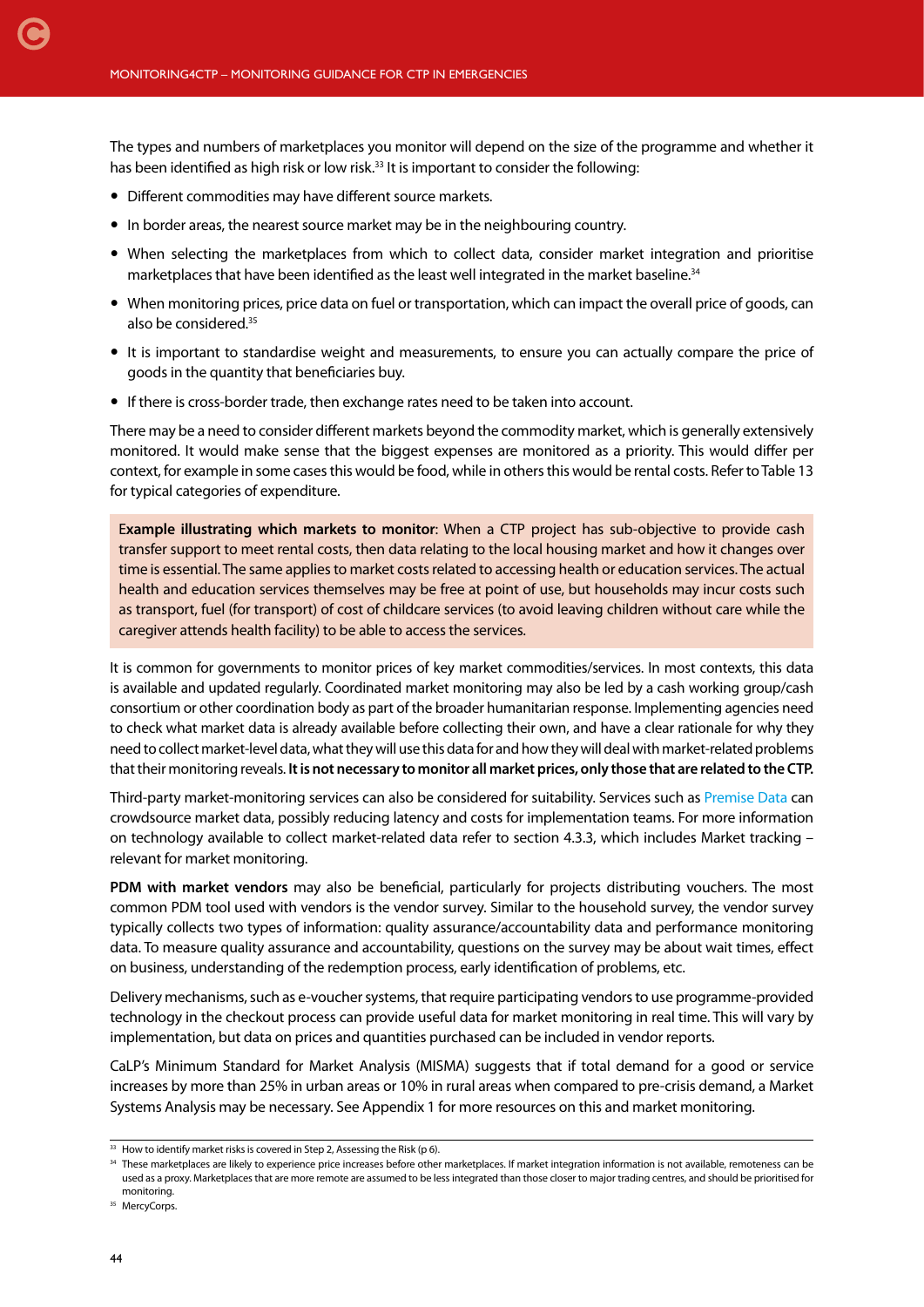The types and numbers of marketplaces you monitor will depend on the size of the programme and whether it has been identified as high risk or low risk.[33] It is important to consider the following:

- Different commodities may have different source markets.
- In border areas, the nearest source market may be in the neighbouring country.
- When selecting the marketplaces from which to collect data, consider market integration and prioritise marketplaces that have been identified as the least well integrated in the market baseline.[34]
- When monitoring prices, price data on fuel or transportation, which can impact the overall price of goods, can also be considered.[35]
- It is important to standardise weight and measurements, to ensure you can actually compare the price of goods in the quantity that beneficiaries buy.
- If there is cross-border trade, then exchange rates need to be taken into account.

There may be a need to consider different markets beyond the commodity market, which is generally extensively monitored. It would make sense that the biggest expenses are monitored as a priority. This would differ per context, for example in some cases this would be food, while in others this would be rental costs. Refer to Table 13 for typical categories of expenditure.

> **Example illustrating which markets to monitor**: When a CTP project has sub-objective to provide cash transfer support to meet rental costs, then data relating to the local housing market and how it changes over time is essential. The same applies to market costs related to accessing health or education services. The actual health and education services themselves may be free at point of use, but households may incur costs such as transport, fuel (for transport) of cost of childcare services (to avoid leaving children without care while the caregiver attends health facility) to be able to access the services.

It is common for governments to monitor prices of key market commodities/services. In most contexts, this data is available and updated regularly. Coordinated market monitoring may also be led by a cash working group/cash consortium or other coordination body as part of the broader humanitarian response. Implementing agencies need to check what market data is already available before collecting their own, and have a clear rationale for why they need to collect market-level data, what they will use this data for and how they will deal with market-related problems that their monitoring reveals. **It is not necessary to monitor all market prices, only those that are related to the CTP.**

Third-party market-monitoring services can also be considered for suitability. Services such as Premise Data can crowdsource market data, possibly reducing latency and costs for implementation teams. For more information on technology available to collect market-related data refer to section 4.3.3, which includes Market tracking – relevant for market monitoring.

**PDM with market vendors** may also be beneficial, particularly for projects distributing vouchers. The most common PDM tool used with vendors is the vendor survey. Similar to the household survey, the vendor survey typically collects two types of information: quality assurance/accountability data and performance monitoring data. To measure quality assurance and accountability, questions on the survey may be about wait times, effect on business, understanding of the redemption process, early identification of problems, etc.

Delivery mechanisms, such as e-voucher systems, that require participating vendors to use programme-provided technology in the checkout process can provide useful data for market monitoring in real time. This will vary by implementation, but data on prices and quantities purchased can be included in vendor reports.

CaLP's Minimum Standard for Market Analysis (MISMA) suggests that if total demand for a good or service increases by more than 25% in urban areas or 10% in rural areas when compared to pre-crisis demand, a Market Systems Analysis may be necessary. See Appendix 1 for more resources on this and market monitoring.

---

[33] How to identify market risks is covered in Step 2, Assessing the Risk (p 6).

[34] These marketplaces are likely to experience price increases before other marketplaces. If market integration information is not available, remoteness can be used as a proxy. Marketplaces that are more remote are assumed to be less integrated than those closer to major trading centres, and should be prioritised for monitoring.

[35] MercyCorps.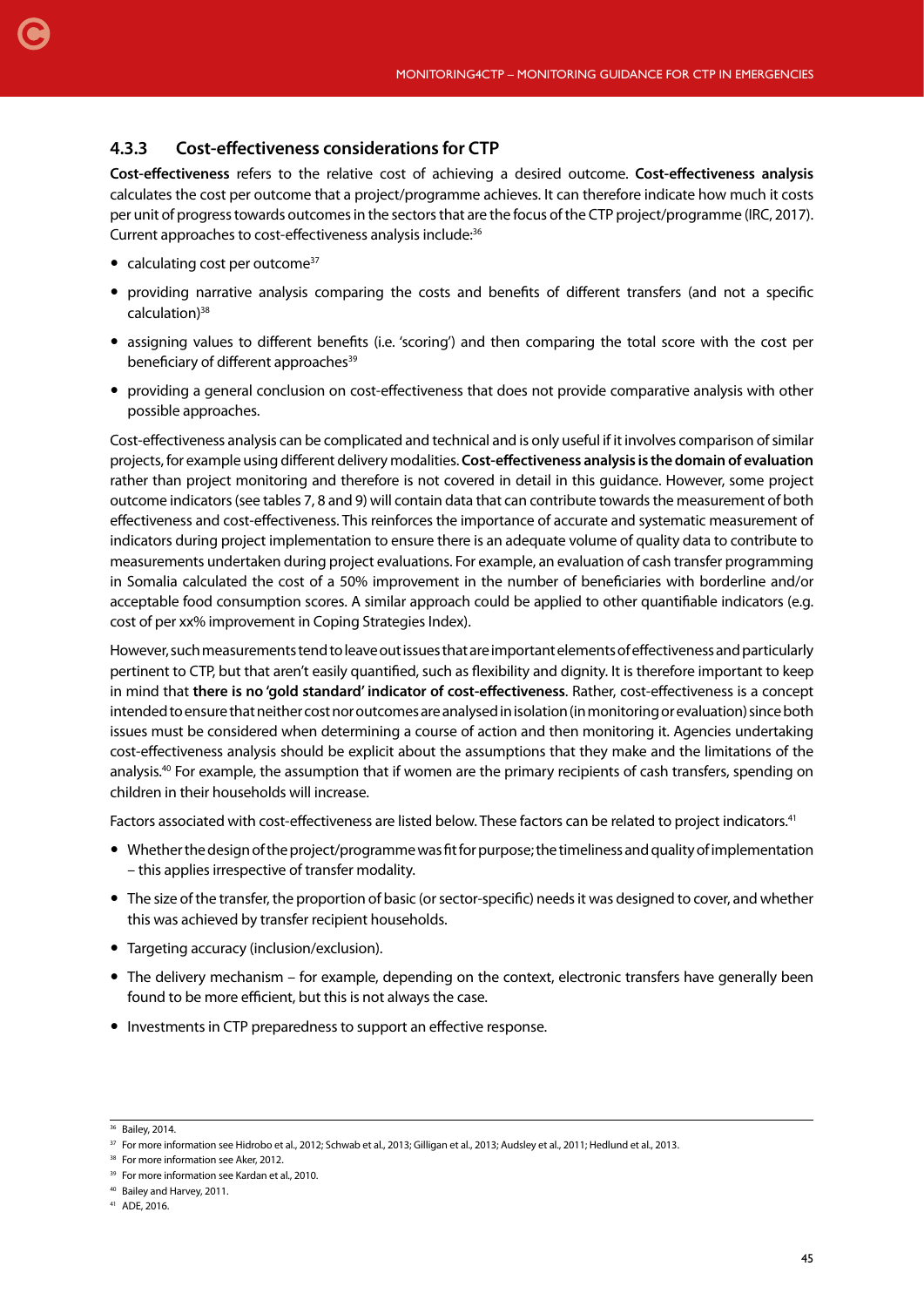### 4.3.3 Cost-effectiveness considerations for CTP

**Cost-effectiveness** refers to the relative cost of achieving a desired outcome. **Cost-effectiveness analysis** calculates the cost per outcome that a project/programme achieves. It can therefore indicate how much it costs per unit of progress towards outcomes in the sectors that are the focus of the CTP project/programme (IRC, 2017). Current approaches to cost-effectiveness analysis include:[36]

- calculating cost per outcome[37]
- providing narrative analysis comparing the costs and benefits of different transfers (and not a specific calculation)[38]
- assigning values to different benefits (i.e. 'scoring') and then comparing the total score with the cost per beneficiary of different approaches[39]
- providing a general conclusion on cost-effectiveness that does not provide comparative analysis with other possible approaches.

Cost-effectiveness analysis can be complicated and technical and is only useful if it involves comparison of similar projects, for example using different delivery modalities. **Cost-effectiveness analysis is the domain of evaluation** rather than project monitoring and therefore is not covered in detail in this guidance. However, some project outcome indicators (see tables 7, 8 and 9) will contain data that can contribute towards the measurement of both effectiveness and cost-effectiveness. This reinforces the importance of accurate and systematic measurement of indicators during project implementation to ensure there is an adequate volume of quality data to contribute to measurements undertaken during project evaluations. For example, an evaluation of cash transfer programming in Somalia calculated the cost of a 50% improvement in the number of beneficiaries with borderline and/or acceptable food consumption scores. A similar approach could be applied to other quantifiable indicators (e.g. cost of per xx% improvement in Coping Strategies Index).

However, such measurements tend to leave out issues that are important elements of effectiveness and particularly pertinent to CTP, but that aren't easily quantified, such as flexibility and dignity. It is therefore important to keep in mind that **there is no 'gold standard' indicator of cost-effectiveness**. Rather, cost-effectiveness is a concept intended to ensure that neither cost nor outcomes are analysed in isolation (in monitoring or evaluation) since both issues must be considered when determining a course of action and then monitoring it. Agencies undertaking cost-effectiveness analysis should be explicit about the assumptions that they make and the limitations of the analysis.[40] For example, the assumption that if women are the primary recipients of cash transfers, spending on children in their households will increase.

Factors associated with cost-effectiveness are listed below. These factors can be related to project indicators.[41]

- Whether the design of the project/programme was fit for purpose; the timeliness and quality of implementation – this applies irrespective of transfer modality.
- The size of the transfer, the proportion of basic (or sector-specific) needs it was designed to cover, and whether this was achieved by transfer recipient households.
- Targeting accuracy (inclusion/exclusion).
- The delivery mechanism – for example, depending on the context, electronic transfers have generally been found to be more efficient, but this is not always the case.
- Investments in CTP preparedness to support an effective response.

---

[36] Bailey, 2014.
[37] For more information see Hidrobo et al., 2012; Schwab et al., 2013; Gilligan et al., 2013; Audsley et al., 2011; Hedlund et al., 2013.
[38] For more information see Aker, 2012.
[39] For more information see Kardan et al., 2010.
[40] Bailey and Harvey, 2011.
[41] ADE, 2016.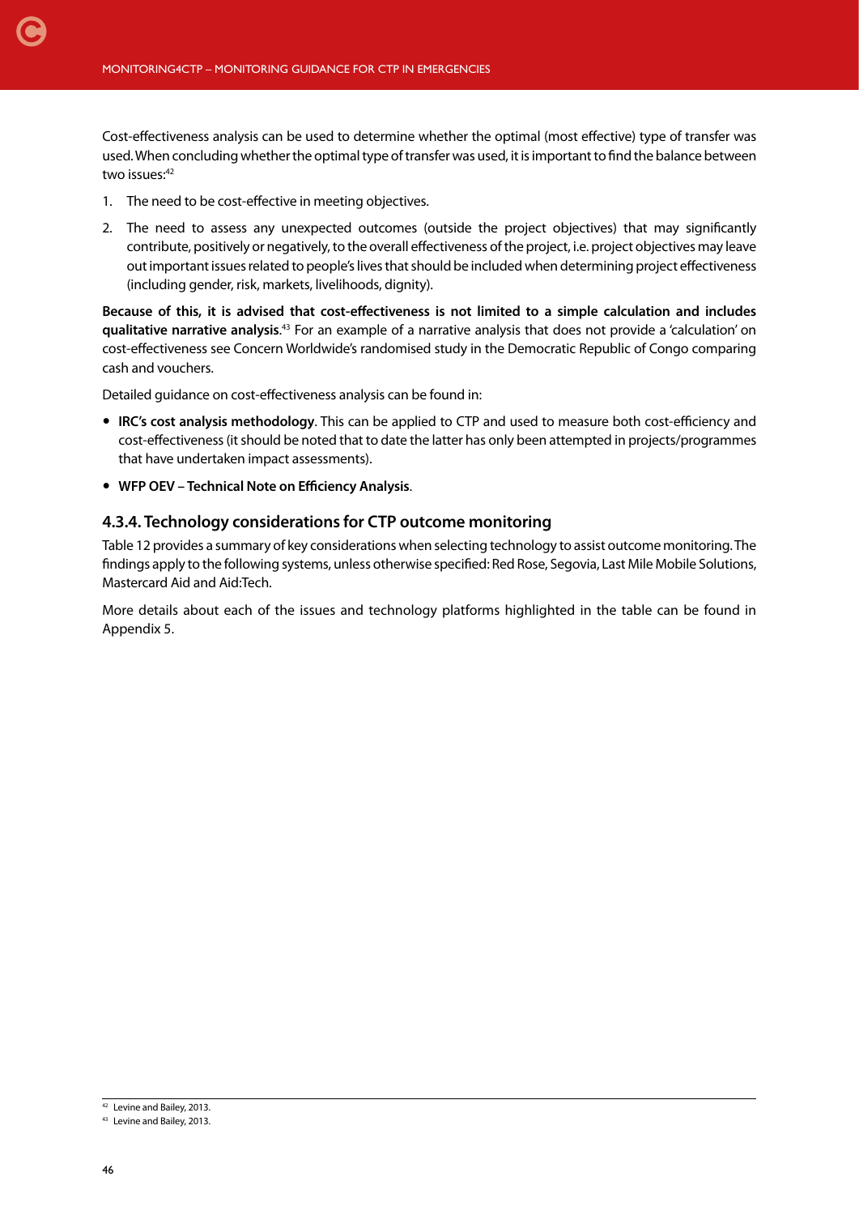Cost-effectiveness analysis can be used to determine whether the optimal (most effective) type of transfer was used. When concluding whether the optimal type of transfer was used, it is important to find the balance between two issues:[42]

1. The need to be cost-effective in meeting objectives.
2. The need to assess any unexpected outcomes (outside the project objectives) that may significantly contribute, positively or negatively, to the overall effectiveness of the project, i.e. project objectives may leave out important issues related to people's lives that should be included when determining project effectiveness (including gender, risk, markets, livelihoods, dignity).

**Because of this, it is advised that cost-effectiveness is not limited to a simple calculation and includes qualitative narrative analysis**.[43] For an example of a narrative analysis that does not provide a 'calculation' on cost-effectiveness see Concern Worldwide's randomised study in the Democratic Republic of Congo comparing cash and vouchers.

Detailed guidance on cost-effectiveness analysis can be found in:

- **IRC's cost analysis methodology**. This can be applied to CTP and used to measure both cost-efficiency and cost-effectiveness (it should be noted that to date the latter has only been attempted in projects/programmes that have undertaken impact assessments).
- **WFP OEV – Technical Note on Efficiency Analysis**.

### 4.3.4. Technology considerations for CTP outcome monitoring

Table 12 provides a summary of key considerations when selecting technology to assist outcome monitoring. The findings apply to the following systems, unless otherwise specified: Red Rose, Segovia, Last Mile Mobile Solutions, Mastercard Aid and Aid:Tech.

More details about each of the issues and technology platforms highlighted in the table can be found in Appendix 5.

[42] Levine and Bailey, 2013.

[43] Levine and Bailey, 2013.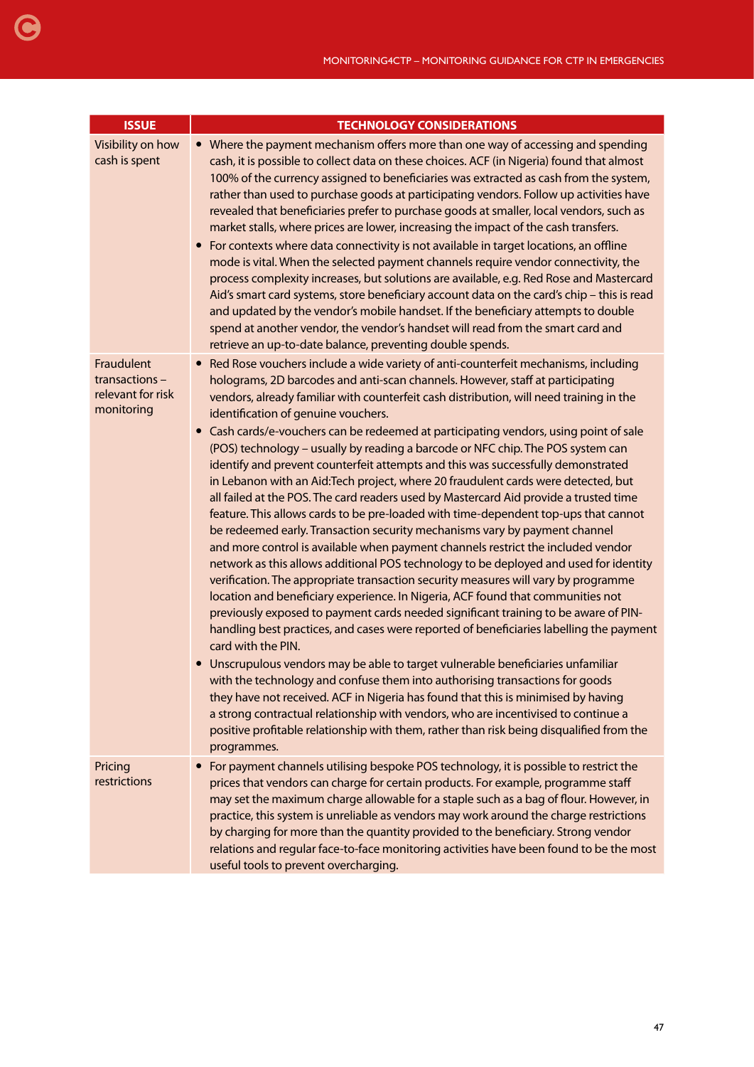| ISSUE | TECHNOLOGY CONSIDERATIONS |
|---|---|
| Visibility on how cash is spent | • Where the payment mechanism offers more than one way of accessing and spending cash, it is possible to collect data on these choices. ACF (in Nigeria) found that almost 100% of the currency assigned to beneficiaries was extracted as cash from the system, rather than used to purchase goods at participating vendors. Follow up activities have revealed that beneficiaries prefer to purchase goods at smaller, local vendors, such as market stalls, where prices are lower, increasing the impact of the cash transfers.<br>• For contexts where data connectivity is not available in target locations, an offline mode is vital. When the selected payment channels require vendor connectivity, the process complexity increases, but solutions are available, e.g. Red Rose and Mastercard Aid's smart card systems, store beneficiary account data on the card's chip – this is read and updated by the vendor's mobile handset. If the beneficiary attempts to double spend at another vendor, the vendor's handset will read from the smart card and retrieve an up-to-date balance, preventing double spends. |
| Fraudulent transactions – relevant for risk monitoring | • Red Rose vouchers include a wide variety of anti-counterfeit mechanisms, including holograms, 2D barcodes and anti-scan channels. However, staff at participating vendors, already familiar with counterfeit cash distribution, will need training in the identification of genuine vouchers.<br>• Cash cards/e-vouchers can be redeemed at participating vendors, using point of sale (POS) technology – usually by reading a barcode or NFC chip. The POS system can identify and prevent counterfeit attempts and this was successfully demonstrated in Lebanon with an Aid:Tech project, where 20 fraudulent cards were detected, but all failed at the POS. The card readers used by Mastercard Aid provide a trusted time feature. This allows cards to be pre-loaded with time-dependent top-ups that cannot be redeemed early. Transaction security mechanisms vary by payment channel and more control is available when payment channels restrict the included vendor network as this allows additional POS technology to be deployed and used for identity verification. The appropriate transaction security measures will vary by programme location and beneficiary experience. In Nigeria, ACF found that communities not previously exposed to payment cards needed significant training to be aware of PIN-handling best practices, and cases were reported of beneficiaries labelling the payment card with the PIN.<br>• Unscrupulous vendors may be able to target vulnerable beneficiaries unfamiliar with the technology and confuse them into authorising transactions for goods they have not received. ACF in Nigeria has found that this is minimised by having a strong contractual relationship with vendors, who are incentivised to continue a positive profitable relationship with them, rather than risk being disqualified from the programmes. |
| Pricing restrictions | • For payment channels utilising bespoke POS technology, it is possible to restrict the prices that vendors can charge for certain products. For example, programme staff may set the maximum charge allowable for a staple such as a bag of flour. However, in practice, this system is unreliable as vendors may work around the charge restrictions by charging for more than the quantity provided to the beneficiary. Strong vendor relations and regular face-to-face monitoring activities have been found to be the most useful tools to prevent overcharging. |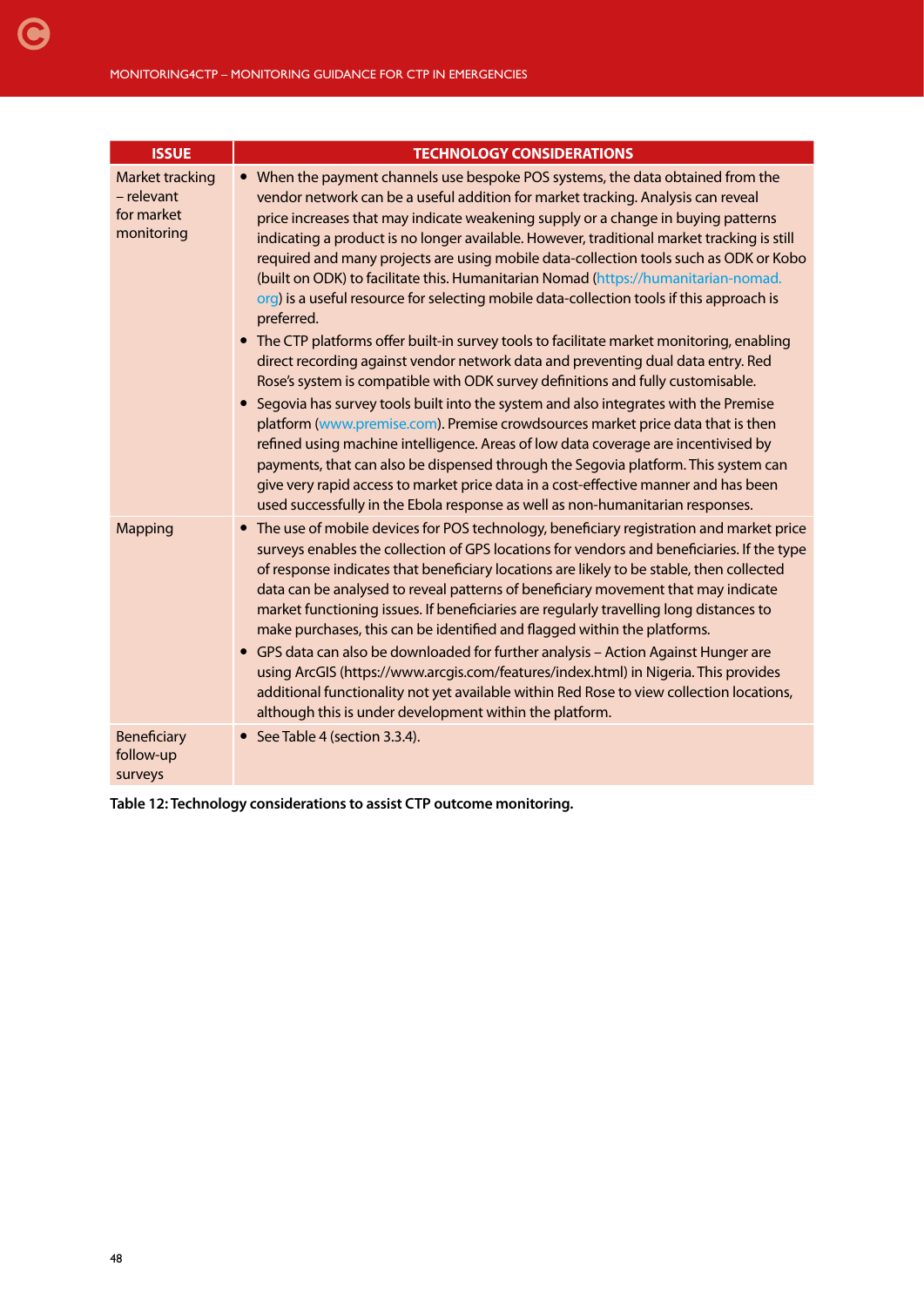| ISSUE | TECHNOLOGY CONSIDERATIONS |
|---|---|
| Market tracking – relevant for market monitoring | • When the payment channels use bespoke POS systems, the data obtained from the vendor network can be a useful addition for market tracking. Analysis can reveal price increases that may indicate weakening supply or a change in buying patterns indicating a product is no longer available. However, traditional market tracking is still required and many projects are using mobile data-collection tools such as ODK or Kobo (built on ODK) to facilitate this. Humanitarian Nomad (https://humanitarian-nomad.org) is a useful resource for selecting mobile data-collection tools if this approach is preferred.<br>• The CTP platforms offer built-in survey tools to facilitate market monitoring, enabling direct recording against vendor network data and preventing dual data entry. Red Rose's system is compatible with ODK survey definitions and fully customisable.<br>• Segovia has survey tools built into the system and also integrates with the Premise platform (www.premise.com). Premise crowdsources market price data that is then refined using machine intelligence. Areas of low data coverage are incentivised by payments, that can also be dispensed through the Segovia platform. This system can give very rapid access to market price data in a cost-effective manner and has been used successfully in the Ebola response as well as non-humanitarian responses. |
| Mapping | • The use of mobile devices for POS technology, beneficiary registration and market price surveys enables the collection of GPS locations for vendors and beneficiaries. If the type of response indicates that beneficiary locations are likely to be stable, then collected data can be analysed to reveal patterns of beneficiary movement that may indicate market functioning issues. If beneficiaries are regularly travelling long distances to make purchases, this can be identified and flagged within the platforms.<br>• GPS data can also be downloaded for further analysis – Action Against Hunger are using ArcGIS (https://www.arcgis.com/features/index.html) in Nigeria. This provides additional functionality not yet available within Red Rose to view collection locations, although this is under development within the platform. |
| Beneficiary follow-up surveys | • See Table 4 (section 3.3.4). |

**Table 12: Technology considerations to assist CTP outcome monitoring.**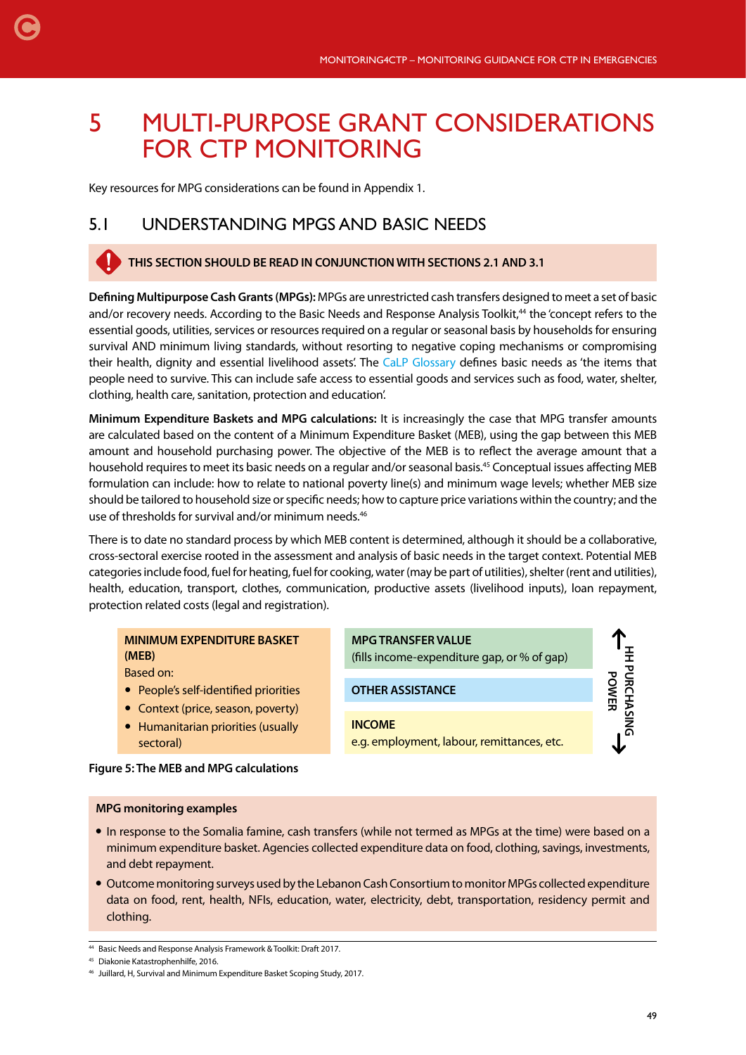# 5 MULTI-PURPOSE GRANT CONSIDERATIONS FOR CTP MONITORING

Key resources for MPG considerations can be found in Appendix 1.

## 5.1 UNDERSTANDING MPGS AND BASIC NEEDS

**THIS SECTION SHOULD BE READ IN CONJUNCTION WITH SECTIONS 2.1 AND 3.1**

**Defining Multipurpose Cash Grants (MPGs):** MPGs are unrestricted cash transfers designed to meet a set of basic and/or recovery needs. According to the Basic Needs and Response Analysis Toolkit,[44] the 'concept refers to the essential goods, utilities, services or resources required on a regular or seasonal basis by households for ensuring survival AND minimum living standards, without resorting to negative coping mechanisms or compromising their health, dignity and essential livelihood assets'. The CaLP Glossary defines basic needs as 'the items that people need to survive. This can include safe access to essential goods and services such as food, water, shelter, clothing, health care, sanitation, protection and education'.

**Minimum Expenditure Baskets and MPG calculations:** It is increasingly the case that MPG transfer amounts are calculated based on the content of a Minimum Expenditure Basket (MEB), using the gap between this MEB amount and household purchasing power. The objective of the MEB is to reflect the average amount that a household requires to meet its basic needs on a regular and/or seasonal basis.[45] Conceptual issues affecting MEB formulation can include: how to relate to national poverty line(s) and minimum wage levels; whether MEB size should be tailored to household size or specific needs; how to capture price variations within the country; and the use of thresholds for survival and/or minimum needs.[46]

There is to date no standard process by which MEB content is determined, although it should be a collaborative, cross-sectoral exercise rooted in the assessment and analysis of basic needs in the target context. Potential MEB categories include food, fuel for heating, fuel for cooking, water (may be part of utilities), shelter (rent and utilities), health, education, transport, clothes, communication, productive assets (livelihood inputs), loan repayment, protection related costs (legal and registration).

| MINIMUM EXPENDITURE BASKET (MEB) | | |
|---|---|---|
| Based on:<br>• People's self-identified priorities<br>• Context (price, season, poverty)<br>• Humanitarian priorities (usually sectoral) | **MPG TRANSFER VALUE**<br>(fills income-expenditure gap, or % of gap) | ↑ HH PURCHASING POWER ↓ |
| | **OTHER ASSISTANCE** | |
| | **INCOME**<br>e.g. employment, labour, remittances, etc. | |

**Figure 5: The MEB and MPG calculations**

**MPG monitoring examples**

- In response to the Somalia famine, cash transfers (while not termed as MPGs at the time) were based on a minimum expenditure basket. Agencies collected expenditure data on food, clothing, savings, investments, and debt repayment.
- Outcome monitoring surveys used by the Lebanon Cash Consortium to monitor MPGs collected expenditure data on food, rent, health, NFIs, education, water, electricity, debt, transportation, residency permit and clothing.

---

[44] Basic Needs and Response Analysis Framework & Toolkit: Draft 2017.

[45] Diakonie Katastrophenhilfe, 2016.

[46] Juillard, H, Survival and Minimum Expenditure Basket Scoping Study, 2017.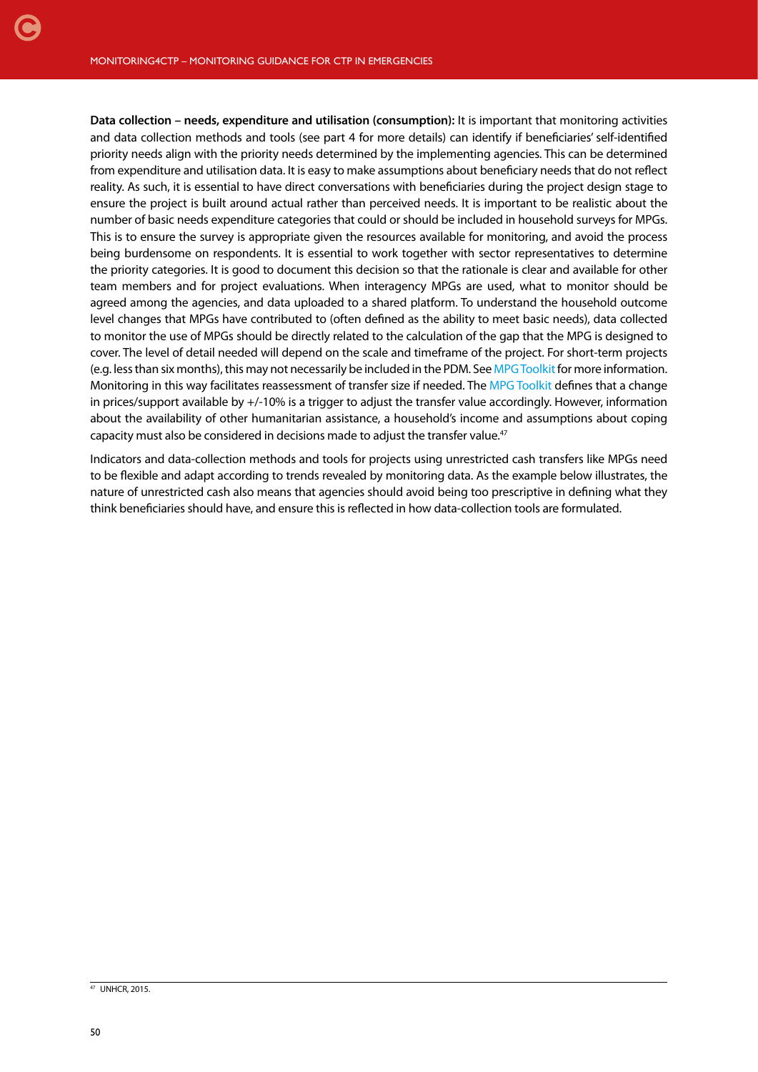**Data collection – needs, expenditure and utilisation (consumption):** It is important that monitoring activities and data collection methods and tools (see part 4 for more details) can identify if beneficiaries' self-identified priority needs align with the priority needs determined by the implementing agencies. This can be determined from expenditure and utilisation data. It is easy to make assumptions about beneficiary needs that do not reflect reality. As such, it is essential to have direct conversations with beneficiaries during the project design stage to ensure the project is built around actual rather than perceived needs. It is important to be realistic about the number of basic needs expenditure categories that could or should be included in household surveys for MPGs. This is to ensure the survey is appropriate given the resources available for monitoring, and avoid the process being burdensome on respondents. It is essential to work together with sector representatives to determine the priority categories. It is good to document this decision so that the rationale is clear and available for other team members and for project evaluations. When interagency MPGs are used, what to monitor should be agreed among the agencies, and data uploaded to a shared platform. To understand the household outcome level changes that MPGs have contributed to (often defined as the ability to meet basic needs), data collected to monitor the use of MPGs should be directly related to the calculation of the gap that the MPG is designed to cover. The level of detail needed will depend on the scale and timeframe of the project. For short-term projects (e.g. less than six months), this may not necessarily be included in the PDM. See MPG Toolkit for more information. Monitoring in this way facilitates reassessment of transfer size if needed. The MPG Toolkit defines that a change in prices/support available by +/-10% is a trigger to adjust the transfer value accordingly. However, information about the availability of other humanitarian assistance, a household's income and assumptions about coping capacity must also be considered in decisions made to adjust the transfer value.[47]

Indicators and data-collection methods and tools for projects using unrestricted cash transfers like MPGs need to be flexible and adapt according to trends revealed by monitoring data. As the example below illustrates, the nature of unrestricted cash also means that agencies should avoid being too prescriptive in defining what they think beneficiaries should have, and ensure this is reflected in how data-collection tools are formulated.

[47] UNHCR, 2015.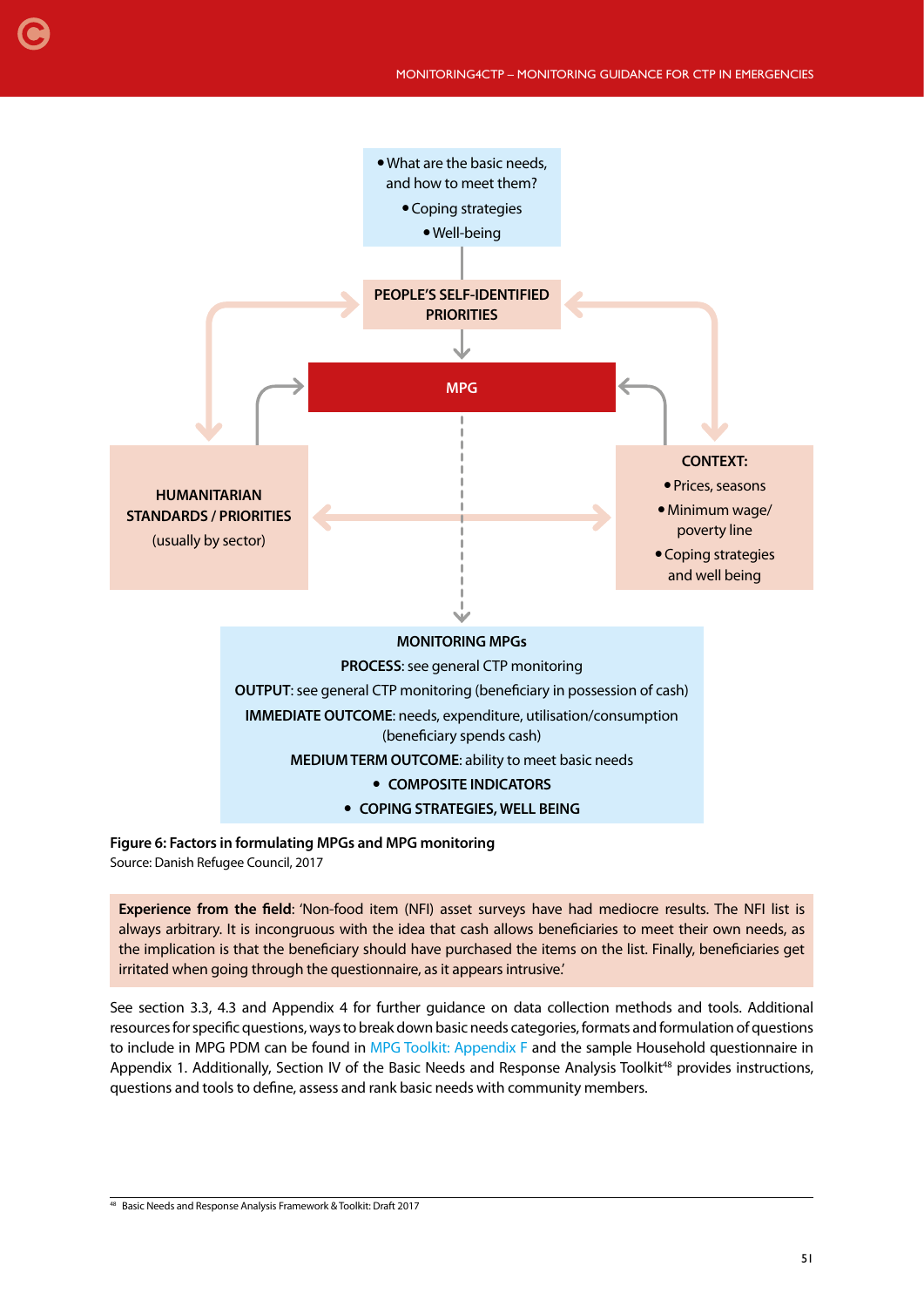- What are the basic needs, and how to meet them?
- Coping strategies
- Well-being

**PEOPLE'S SELF-IDENTIFIED PRIORITIES**

**MPG**

**HUMANITARIAN STANDARDS / PRIORITIES**
(usually by sector)

**CONTEXT:**
- Prices, seasons
- Minimum wage/ poverty line
- Coping strategies and well being

**MONITORING MPGs**

**PROCESS**: see general CTP monitoring

**OUTPUT**: see general CTP monitoring (beneficiary in possession of cash)

**IMMEDIATE OUTCOME**: needs, expenditure, utilisation/consumption (beneficiary spends cash)

**MEDIUM TERM OUTCOME**: ability to meet basic needs

- **COMPOSITE INDICATORS**
- **COPING STRATEGIES, WELL BEING**

**Figure 6: Factors in formulating MPGs and MPG monitoring**
Source: Danish Refugee Council, 2017

**Experience from the field**: 'Non-food item (NFI) asset surveys have had mediocre results. The NFI list is always arbitrary. It is incongruous with the idea that cash allows beneficiaries to meet their own needs, as the implication is that the beneficiary should have purchased the items on the list. Finally, beneficiaries get irritated when going through the questionnaire, as it appears intrusive.'

See section 3.3, 4.3 and Appendix 4 for further guidance on data collection methods and tools. Additional resources for specific questions, ways to break down basic needs categories, formats and formulation of questions to include in MPG PDM can be found in MPG Toolkit: Appendix F and the sample Household questionnaire in Appendix 1. Additionally, Section IV of the Basic Needs and Response Analysis Toolkit[48] provides instructions, questions and tools to define, assess and rank basic needs with community members.

[48] Basic Needs and Response Analysis Framework & Toolkit: Draft 2017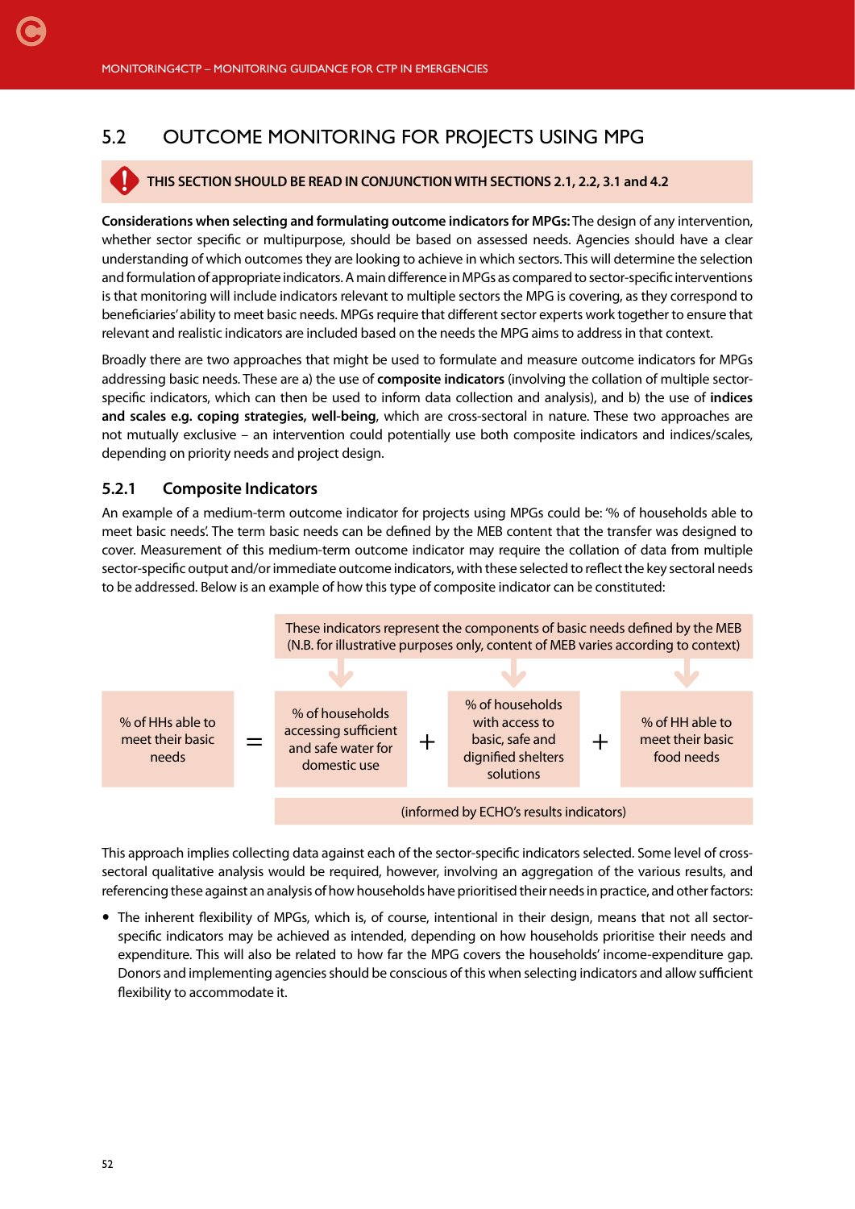## 5.2 OUTCOME MONITORING FOR PROJECTS USING MPG

**THIS SECTION SHOULD BE READ IN CONJUNCTION WITH SECTIONS 2.1, 2.2, 3.1 and 4.2**

**Considerations when selecting and formulating outcome indicators for MPGs:** The design of any intervention, whether sector specific or multipurpose, should be based on assessed needs. Agencies should have a clear understanding of which outcomes they are looking to achieve in which sectors. This will determine the selection and formulation of appropriate indicators. A main difference in MPGs as compared to sector-specific interventions is that monitoring will include indicators relevant to multiple sectors the MPG is covering, as they correspond to beneficiaries' ability to meet basic needs. MPGs require that different sector experts work together to ensure that relevant and realistic indicators are included based on the needs the MPG aims to address in that context.

Broadly there are two approaches that might be used to formulate and measure outcome indicators for MPGs addressing basic needs. These are a) the use of **composite indicators** (involving the collation of multiple sector-specific indicators, which can then be used to inform data collection and analysis), and b) the use of **indices and scales e.g. coping strategies, well-being**, which are cross-sectoral in nature. These two approaches are not mutually exclusive – an intervention could potentially use both composite indicators and indices/scales, depending on priority needs and project design.

### 5.2.1 Composite Indicators

An example of a medium-term outcome indicator for projects using MPGs could be: '% of households able to meet basic needs'. The term basic needs can be defined by the MEB content that the transfer was designed to cover. Measurement of this medium-term outcome indicator may require the collation of data from multiple sector-specific output and/or immediate outcome indicators, with these selected to reflect the key sectoral needs to be addressed. Below is an example of how this type of composite indicator can be constituted:

These indicators represent the components of basic needs defined by the MEB (N.B. for illustrative purposes only, content of MEB varies according to context)

| % of HHs able to meet their basic needs | = | % of households accessing sufficient and safe water for domestic use | + | % of households with access to basic, safe and dignified shelters solutions | + | % of HH able to meet their basic food needs |
|---|---|---|---|---|---|---|

(informed by ECHO's results indicators)

This approach implies collecting data against each of the sector-specific indicators selected. Some level of cross-sectoral qualitative analysis would be required, however, involving an aggregation of the various results, and referencing these against an analysis of how households have prioritised their needs in practice, and other factors:

- The inherent flexibility of MPGs, which is, of course, intentional in their design, means that not all sector-specific indicators may be achieved as intended, depending on how households prioritise their needs and expenditure. This will also be related to how far the MPG covers the households' income-expenditure gap. Donors and implementing agencies should be conscious of this when selecting indicators and allow sufficient flexibility to accommodate it.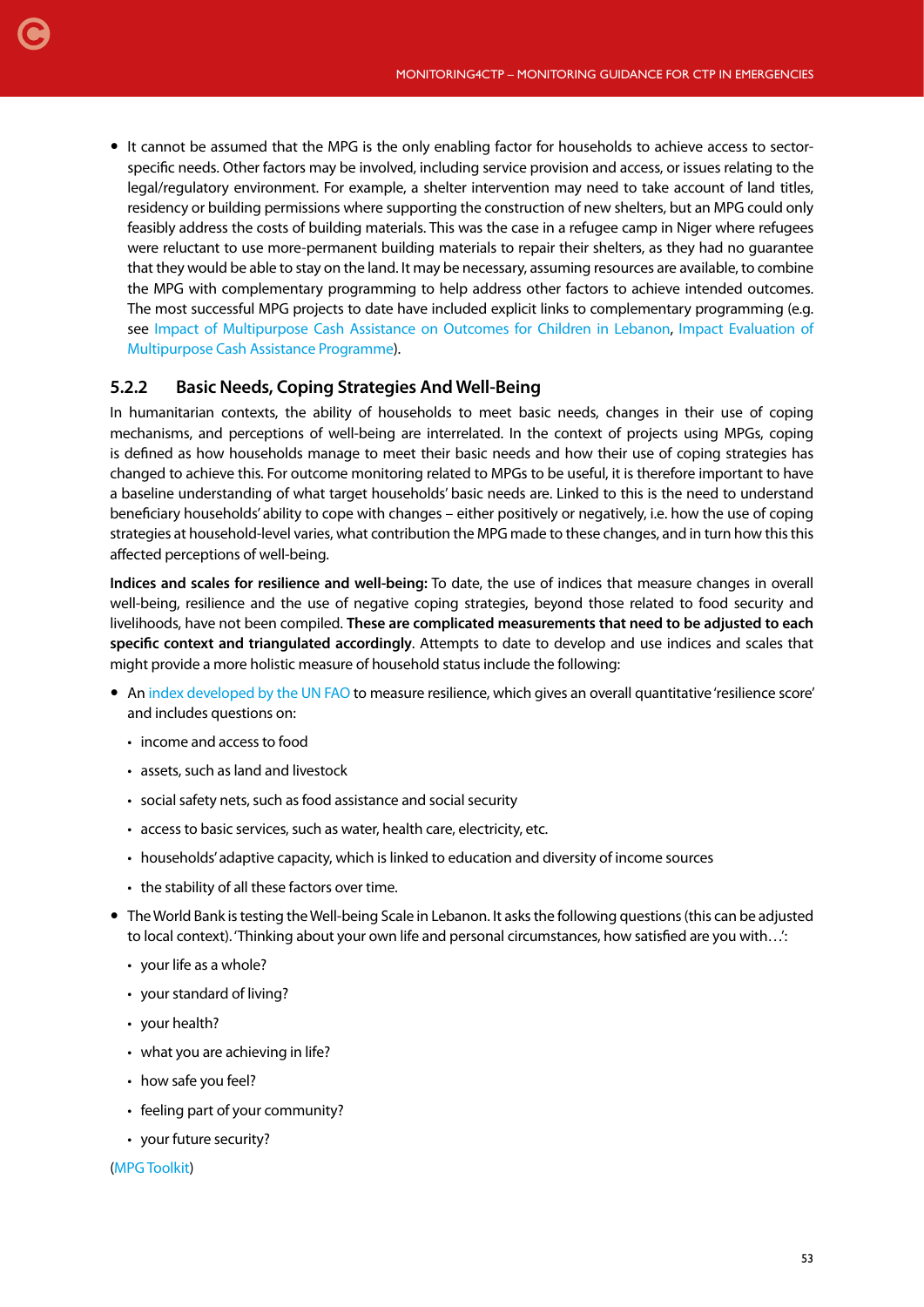- It cannot be assumed that the MPG is the only enabling factor for households to achieve access to sector-specific needs. Other factors may be involved, including service provision and access, or issues relating to the legal/regulatory environment. For example, a shelter intervention may need to take account of land titles, residency or building permissions where supporting the construction of new shelters, but an MPG could only feasibly address the costs of building materials. This was the case in a refugee camp in Niger where refugees were reluctant to use more-permanent building materials to repair their shelters, as they had no guarantee that they would be able to stay on the land. It may be necessary, assuming resources are available, to combine the MPG with complementary programming to help address other factors to achieve intended outcomes. The most successful MPG projects to date have included explicit links to complementary programming (e.g. see Impact of Multipurpose Cash Assistance on Outcomes for Children in Lebanon, Impact Evaluation of Multipurpose Cash Assistance Programme).

### 5.2.2 Basic Needs, Coping Strategies And Well-Being

In humanitarian contexts, the ability of households to meet basic needs, changes in their use of coping mechanisms, and perceptions of well-being are interrelated. In the context of projects using MPGs, coping is defined as how households manage to meet their basic needs and how their use of coping strategies has changed to achieve this. For outcome monitoring related to MPGs to be useful, it is therefore important to have a baseline understanding of what target households' basic needs are. Linked to this is the need to understand beneficiary households' ability to cope with changes – either positively or negatively, i.e. how the use of coping strategies at household-level varies, what contribution the MPG made to these changes, and in turn how this this affected perceptions of well-being.

**Indices and scales for resilience and well-being:** To date, the use of indices that measure changes in overall well-being, resilience and the use of negative coping strategies, beyond those related to food security and livelihoods, have not been compiled. **These are complicated measurements that need to be adjusted to each specific context and triangulated accordingly**. Attempts to date to develop and use indices and scales that might provide a more holistic measure of household status include the following:

- An index developed by the UN FAO to measure resilience, which gives an overall quantitative 'resilience score' and includes questions on:
  - income and access to food
  - assets, such as land and livestock
  - social safety nets, such as food assistance and social security
  - access to basic services, such as water, health care, electricity, etc.
  - households' adaptive capacity, which is linked to education and diversity of income sources
  - the stability of all these factors over time.
- The World Bank is testing the Well-being Scale in Lebanon. It asks the following questions (this can be adjusted to local context). 'Thinking about your own life and personal circumstances, how satisfied are you with…':
  - your life as a whole?
  - your standard of living?
  - your health?
  - what you are achieving in life?
  - how safe you feel?
  - feeling part of your community?
  - your future security?

(MPG Toolkit)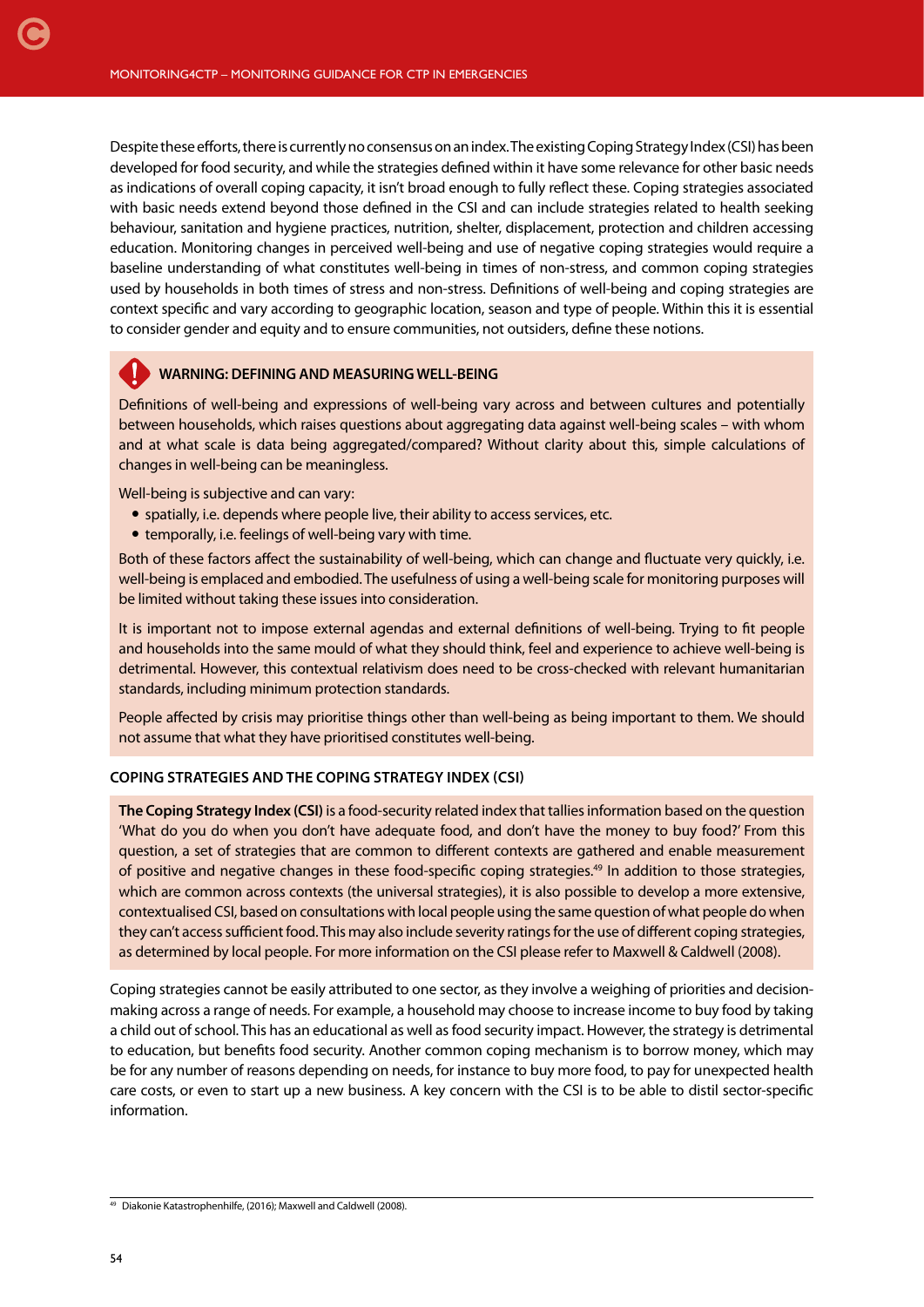Despite these efforts, there is currently no consensus on an index. The existing Coping Strategy Index (CSI) has been developed for food security, and while the strategies defined within it have some relevance for other basic needs as indications of overall coping capacity, it isn't broad enough to fully reflect these. Coping strategies associated with basic needs extend beyond those defined in the CSI and can include strategies related to health seeking behaviour, sanitation and hygiene practices, nutrition, shelter, displacement, protection and children accessing education. Monitoring changes in perceived well-being and use of negative coping strategies would require a baseline understanding of what constitutes well-being in times of non-stress, and common coping strategies used by households in both times of stress and non-stress. Definitions of well-being and coping strategies are context specific and vary according to geographic location, season and type of people. Within this it is essential to consider gender and equity and to ensure communities, not outsiders, define these notions.

**WARNING: DEFINING AND MEASURING WELL-BEING**

Definitions of well-being and expressions of well-being vary across and between cultures and potentially between households, which raises questions about aggregating data against well-being scales – with whom and at what scale is data being aggregated/compared? Without clarity about this, simple calculations of changes in well-being can be meaningless.

Well-being is subjective and can vary:

- spatially, i.e. depends where people live, their ability to access services, etc.
- temporally, i.e. feelings of well-being vary with time.

Both of these factors affect the sustainability of well-being, which can change and fluctuate very quickly, i.e. well-being is emplaced and embodied. The usefulness of using a well-being scale for monitoring purposes will be limited without taking these issues into consideration.

It is important not to impose external agendas and external definitions of well-being. Trying to fit people and households into the same mould of what they should think, feel and experience to achieve well-being is detrimental. However, this contextual relativism does need to be cross-checked with relevant humanitarian standards, including minimum protection standards.

People affected by crisis may prioritise things other than well-being as being important to them. We should not assume that what they have prioritised constitutes well-being.

### COPING STRATEGIES AND THE COPING STRATEGY INDEX (CSI)

**The Coping Strategy Index (CSI)** is a food-security related index that tallies information based on the question 'What do you do when you don't have adequate food, and don't have the money to buy food?' From this question, a set of strategies that are common to different contexts are gathered and enable measurement of positive and negative changes in these food-specific coping strategies.[49] In addition to those strategies, which are common across contexts (the universal strategies), it is also possible to develop a more extensive, contextualised CSI, based on consultations with local people using the same question of what people do when they can't access sufficient food. This may also include severity ratings for the use of different coping strategies, as determined by local people. For more information on the CSI please refer to Maxwell & Caldwell (2008).

Coping strategies cannot be easily attributed to one sector, as they involve a weighing of priorities and decision-making across a range of needs. For example, a household may choose to increase income to buy food by taking a child out of school. This has an educational as well as food security impact. However, the strategy is detrimental to education, but benefits food security. Another common coping mechanism is to borrow money, which may be for any number of reasons depending on needs, for instance to buy more food, to pay for unexpected health care costs, or even to start up a new business. A key concern with the CSI is to be able to distil sector-specific information.

[49] Diakonie Katastrophenhilfe, (2016); Maxwell and Caldwell (2008).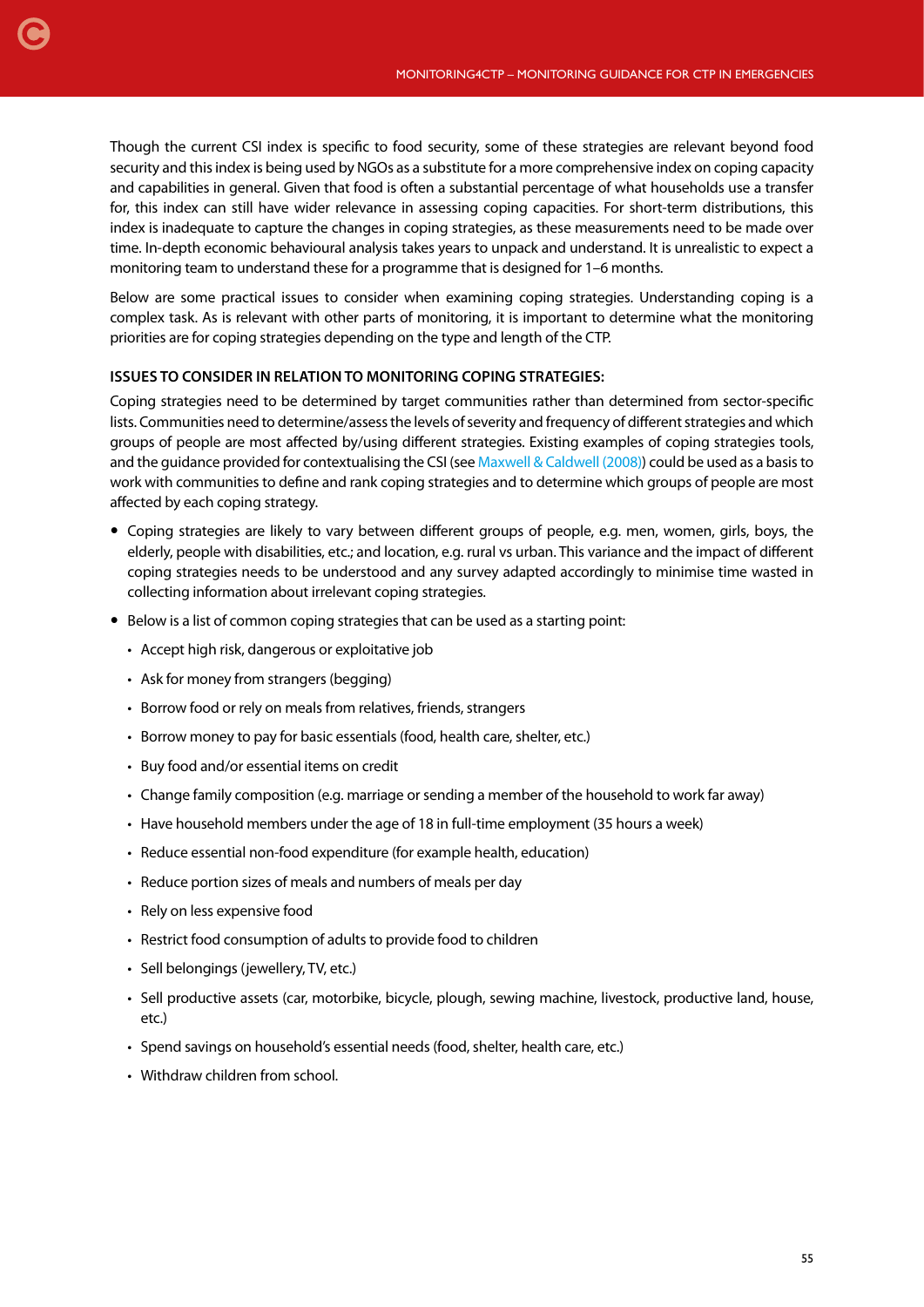Though the current CSI index is specific to food security, some of these strategies are relevant beyond food security and this index is being used by NGOs as a substitute for a more comprehensive index on coping capacity and capabilities in general. Given that food is often a substantial percentage of what households use a transfer for, this index can still have wider relevance in assessing coping capacities. For short-term distributions, this index is inadequate to capture the changes in coping strategies, as these measurements need to be made over time. In-depth economic behavioural analysis takes years to unpack and understand. It is unrealistic to expect a monitoring team to understand these for a programme that is designed for 1–6 months.

Below are some practical issues to consider when examining coping strategies. Understanding coping is a complex task. As is relevant with other parts of monitoring, it is important to determine what the monitoring priorities are for coping strategies depending on the type and length of the CTP.

#### ISSUES TO CONSIDER IN RELATION TO MONITORING COPING STRATEGIES:

Coping strategies need to be determined by target communities rather than determined from sector-specific lists. Communities need to determine/assess the levels of severity and frequency of different strategies and which groups of people are most affected by/using different strategies. Existing examples of coping strategies tools, and the guidance provided for contextualising the CSI (see Maxwell & Caldwell (2008)) could be used as a basis to work with communities to define and rank coping strategies and to determine which groups of people are most affected by each coping strategy.

- Coping strategies are likely to vary between different groups of people, e.g. men, women, girls, boys, the elderly, people with disabilities, etc.; and location, e.g. rural vs urban. This variance and the impact of different coping strategies needs to be understood and any survey adapted accordingly to minimise time wasted in collecting information about irrelevant coping strategies.
- Below is a list of common coping strategies that can be used as a starting point:
  - Accept high risk, dangerous or exploitative job
  - Ask for money from strangers (begging)
  - Borrow food or rely on meals from relatives, friends, strangers
  - Borrow money to pay for basic essentials (food, health care, shelter, etc.)
  - Buy food and/or essential items on credit
  - Change family composition (e.g. marriage or sending a member of the household to work far away)
  - Have household members under the age of 18 in full-time employment (35 hours a week)
  - Reduce essential non-food expenditure (for example health, education)
  - Reduce portion sizes of meals and numbers of meals per day
  - Rely on less expensive food
  - Restrict food consumption of adults to provide food to children
  - Sell belongings (jewellery, TV, etc.)
  - Sell productive assets (car, motorbike, bicycle, plough, sewing machine, livestock, productive land, house, etc.)
  - Spend savings on household's essential needs (food, shelter, health care, etc.)
  - Withdraw children from school.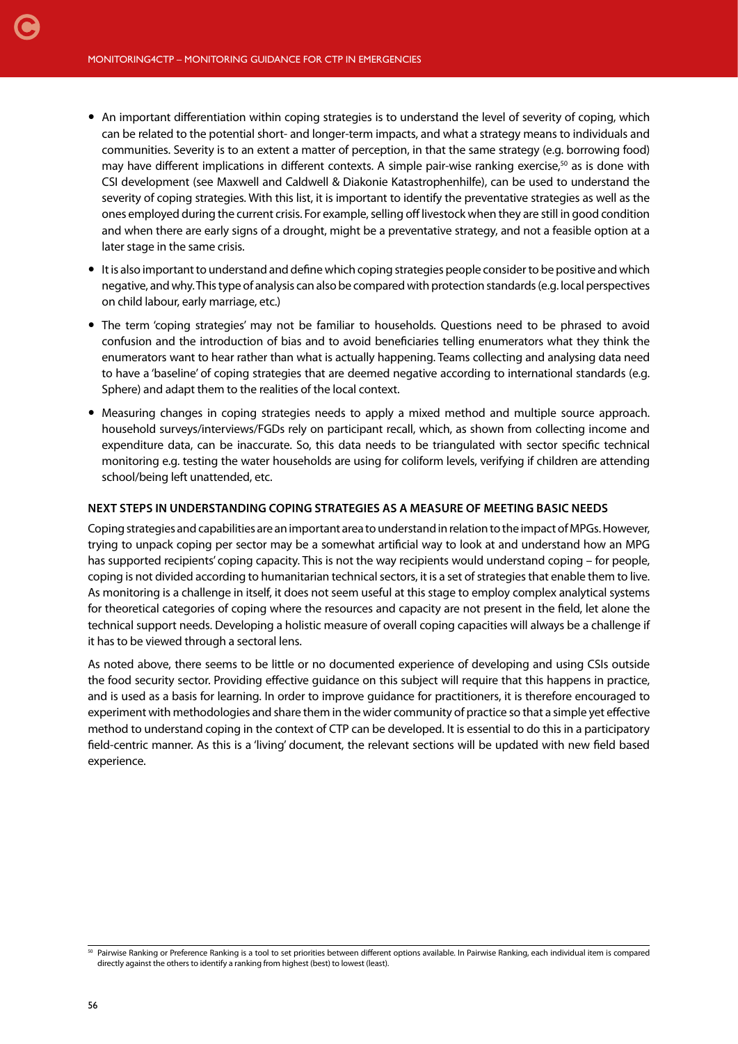- An important differentiation within coping strategies is to understand the level of severity of coping, which can be related to the potential short- and longer-term impacts, and what a strategy means to individuals and communities. Severity is to an extent a matter of perception, in that the same strategy (e.g. borrowing food) may have different implications in different contexts. A simple pair-wise ranking exercise,[50] as is done with CSI development (see Maxwell and Caldwell & Diakonie Katastrophenhilfe), can be used to understand the severity of coping strategies. With this list, it is important to identify the preventative strategies as well as the ones employed during the current crisis. For example, selling off livestock when they are still in good condition and when there are early signs of a drought, might be a preventative strategy, and not a feasible option at a later stage in the same crisis.
- It is also important to understand and define which coping strategies people consider to be positive and which negative, and why. This type of analysis can also be compared with protection standards (e.g. local perspectives on child labour, early marriage, etc.)
- The term 'coping strategies' may not be familiar to households. Questions need to be phrased to avoid confusion and the introduction of bias and to avoid beneficiaries telling enumerators what they think the enumerators want to hear rather than what is actually happening. Teams collecting and analysing data need to have a 'baseline' of coping strategies that are deemed negative according to international standards (e.g. Sphere) and adapt them to the realities of the local context.
- Measuring changes in coping strategies needs to apply a mixed method and multiple source approach. household surveys/interviews/FGDs rely on participant recall, which, as shown from collecting income and expenditure data, can be inaccurate. So, this data needs to be triangulated with sector specific technical monitoring e.g. testing the water households are using for coliform levels, verifying if children are attending school/being left unattended, etc.

### NEXT STEPS IN UNDERSTANDING COPING STRATEGIES AS A MEASURE OF MEETING BASIC NEEDS

Coping strategies and capabilities are an important area to understand in relation to the impact of MPGs. However, trying to unpack coping per sector may be a somewhat artificial way to look at and understand how an MPG has supported recipients' coping capacity. This is not the way recipients would understand coping – for people, coping is not divided according to humanitarian technical sectors, it is a set of strategies that enable them to live. As monitoring is a challenge in itself, it does not seem useful at this stage to employ complex analytical systems for theoretical categories of coping where the resources and capacity are not present in the field, let alone the technical support needs. Developing a holistic measure of overall coping capacities will always be a challenge if it has to be viewed through a sectoral lens.

As noted above, there seems to be little or no documented experience of developing and using CSIs outside the food security sector. Providing effective guidance on this subject will require that this happens in practice, and is used as a basis for learning. In order to improve guidance for practitioners, it is therefore encouraged to experiment with methodologies and share them in the wider community of practice so that a simple yet effective method to understand coping in the context of CTP can be developed. It is essential to do this in a participatory field-centric manner. As this is a 'living' document, the relevant sections will be updated with new field based experience.

[50] Pairwise Ranking or Preference Ranking is a tool to set priorities between different options available. In Pairwise Ranking, each individual item is compared directly against the others to identify a ranking from highest (best) to lowest (least).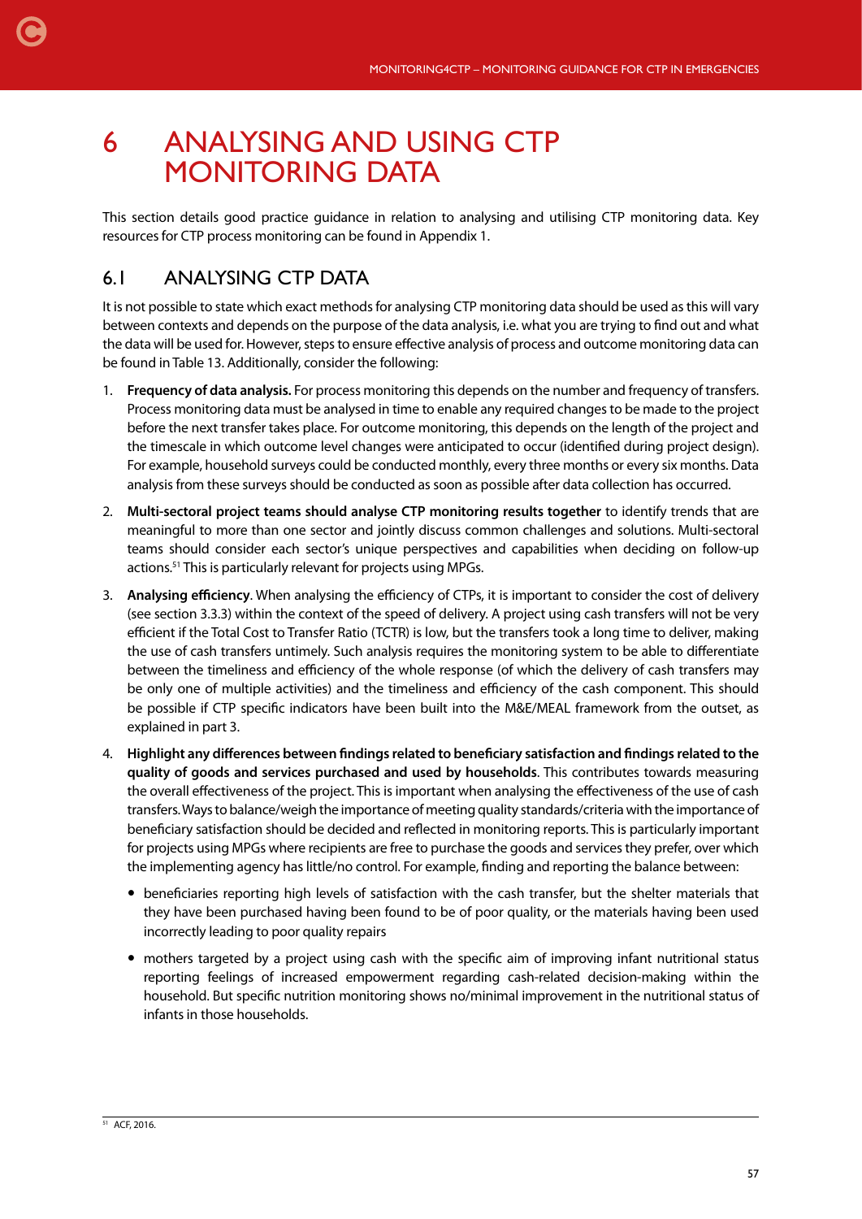# 6 ANALYSING AND USING CTP MONITORING DATA

This section details good practice guidance in relation to analysing and utilising CTP monitoring data. Key resources for CTP process monitoring can be found in Appendix 1.

## 6.1 ANALYSING CTP DATA

It is not possible to state which exact methods for analysing CTP monitoring data should be used as this will vary between contexts and depends on the purpose of the data analysis, i.e. what you are trying to find out and what the data will be used for. However, steps to ensure effective analysis of process and outcome monitoring data can be found in Table 13. Additionally, consider the following:

1. **Frequency of data analysis.** For process monitoring this depends on the number and frequency of transfers. Process monitoring data must be analysed in time to enable any required changes to be made to the project before the next transfer takes place. For outcome monitoring, this depends on the length of the project and the timescale in which outcome level changes were anticipated to occur (identified during project design). For example, household surveys could be conducted monthly, every three months or every six months. Data analysis from these surveys should be conducted as soon as possible after data collection has occurred.

2. **Multi-sectoral project teams should analyse CTP monitoring results together** to identify trends that are meaningful to more than one sector and jointly discuss common challenges and solutions. Multi-sectoral teams should consider each sector's unique perspectives and capabilities when deciding on follow-up actions.[51] This is particularly relevant for projects using MPGs.

3. **Analysing efficiency**. When analysing the efficiency of CTPs, it is important to consider the cost of delivery (see section 3.3.3) within the context of the speed of delivery. A project using cash transfers will not be very efficient if the Total Cost to Transfer Ratio (TCTR) is low, but the transfers took a long time to deliver, making the use of cash transfers untimely. Such analysis requires the monitoring system to be able to differentiate between the timeliness and efficiency of the whole response (of which the delivery of cash transfers may be only one of multiple activities) and the timeliness and efficiency of the cash component. This should be possible if CTP specific indicators have been built into the M&E/MEAL framework from the outset, as explained in part 3.

4. **Highlight any differences between findings related to beneficiary satisfaction and findings related to the quality of goods and services purchased and used by households**. This contributes towards measuring the overall effectiveness of the project. This is important when analysing the effectiveness of the use of cash transfers. Ways to balance/weigh the importance of meeting quality standards/criteria with the importance of beneficiary satisfaction should be decided and reflected in monitoring reports. This is particularly important for projects using MPGs where recipients are free to purchase the goods and services they prefer, over which the implementing agency has little/no control. For example, finding and reporting the balance between:

   - beneficiaries reporting high levels of satisfaction with the cash transfer, but the shelter materials that they have been purchased having been found to be of poor quality, or the materials having been used incorrectly leading to poor quality repairs
   - mothers targeted by a project using cash with the specific aim of improving infant nutritional status reporting feelings of increased empowerment regarding cash-related decision-making within the household. But specific nutrition monitoring shows no/minimal improvement in the nutritional status of infants in those households.

[51] ACF, 2016.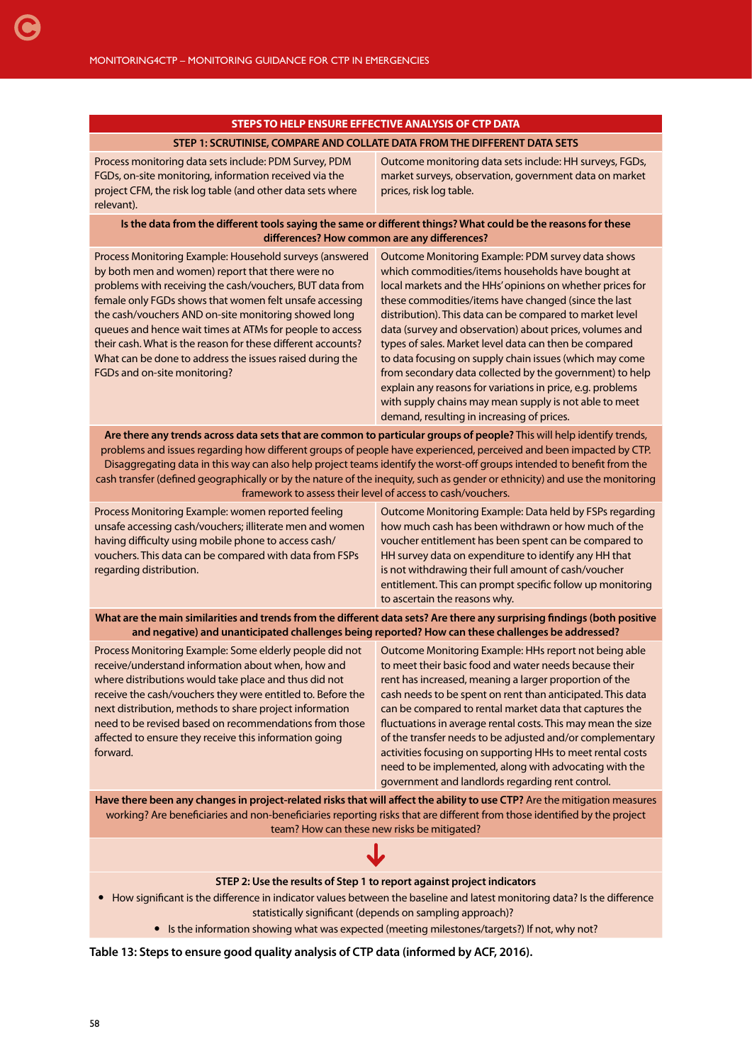| STEPS TO HELP ENSURE EFFECTIVE ANALYSIS OF CTP DATA | |
|---|---|
| **STEP 1: SCRUTINISE, COMPARE AND COLLATE DATA FROM THE DIFFERENT DATA SETS** | |
| Process monitoring data sets include: PDM Survey, PDM FGDs, on-site monitoring, information received via the project CFM, the risk log table (and other data sets where relevant). | Outcome monitoring data sets include: HH surveys, FGDs, market surveys, observation, government data on market prices, risk log table. |
| **Is the data from the different tools saying the same or different things? What could be the reasons for these differences? How common are any differences?** | |
| Process Monitoring Example: Household surveys (answered by both men and women) report that there were no problems with receiving the cash/vouchers, BUT data from female only FGDs shows that women felt unsafe accessing the cash/vouchers AND on-site monitoring showed long queues and hence wait times at ATMs for people to access their cash. What is the reason for these different accounts? What can be done to address the issues raised during the FGDs and on-site monitoring? | Outcome Monitoring Example: PDM survey data shows which commodities/items households have bought at local markets and the HHs' opinions on whether prices for these commodities/items have changed (since the last distribution). This data can be compared to market level data (survey and observation) about prices, volumes and types of sales. Market level data can then be compared to data focusing on supply chain issues (which may come from secondary data collected by the government) to help explain any reasons for variations in price, e.g. problems with supply chains may mean supply is not able to meet demand, resulting in increasing of prices. |
| **Are there any trends across data sets that are common to particular groups of people?** This will help identify trends, problems and issues regarding how different groups of people have experienced, perceived and been impacted by CTP. Disaggregating data in this way can also help project teams identify the worst-off groups intended to benefit from the cash transfer (defined geographically or by the nature of the inequity, such as gender or ethnicity) and use the monitoring framework to assess their level of access to cash/vouchers. | |
| Process Monitoring Example: women reported feeling unsafe accessing cash/vouchers; illiterate men and women having difficulty using mobile phone to access cash/vouchers. This data can be compared with data from FSPs regarding distribution. | Outcome Monitoring Example: Data held by FSPs regarding how much cash has been withdrawn or how much of the voucher entitlement has been spent can be compared to HH survey data on expenditure to identify any HH that is not withdrawing their full amount of cash/voucher entitlement. This can prompt specific follow up monitoring to ascertain the reasons why. |
| **What are the main similarities and trends from the different data sets? Are there any surprising findings (both positive and negative) and unanticipated challenges being reported? How can these challenges be addressed?** | |
| Process Monitoring Example: Some elderly people did not receive/understand information about when, how and where distributions would take place and thus did not receive the cash/vouchers they were entitled to. Before the next distribution, methods to share project information need to be revised based on recommendations from those affected to ensure they receive this information going forward. | Outcome Monitoring Example: HHs report not being able to meet their basic food and water needs because their rent has increased, meaning a larger proportion of the cash needs to be spent on rent than anticipated. This data can be compared to rental market data that captures the fluctuations in average rental costs. This may mean the size of the transfer needs to be adjusted and/or complementary activities focusing on supporting HHs to meet rental costs need to be implemented, along with advocating with the government and landlords regarding rent control. |
| **Have there been any changes in project-related risks that will affect the ability to use CTP?** Are the mitigation measures working? Are beneficiaries and non-beneficiaries reporting risks that are different from those identified by the project team? How can these new risks be mitigated? | |
| ↓ | |
| **STEP 2: Use the results of Step 1 to report against project indicators**<br>• How significant is the difference in indicator values between the baseline and latest monitoring data? Is the difference statistically significant (depends on sampling approach)?<br>• Is the information showing what was expected (meeting milestones/targets?) If not, why not? | |

**Table 13: Steps to ensure good quality analysis of CTP data (informed by ACF, 2016).**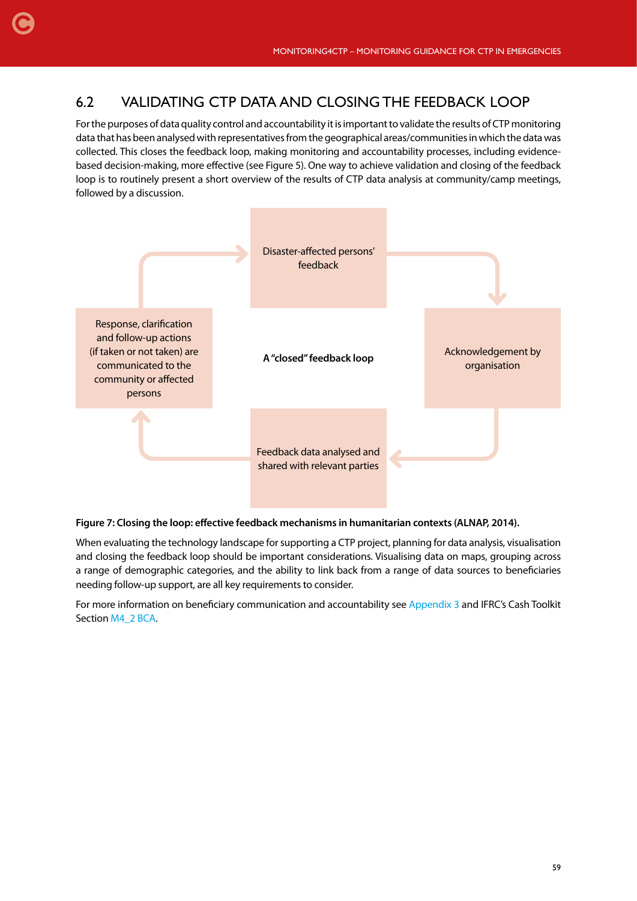## 6.2 VALIDATING CTP DATA AND CLOSING THE FEEDBACK LOOP

For the purposes of data quality control and accountability it is important to validate the results of CTP monitoring data that has been analysed with representatives from the geographical areas/communities in which the data was collected. This closes the feedback loop, making monitoring and accountability processes, including evidence-based decision-making, more effective (see Figure 5). One way to achieve validation and closing of the feedback loop is to routinely present a short overview of the results of CTP data analysis at community/camp meetings, followed by a discussion.

Disaster-affected persons' feedback

Acknowledgement by organisation

Feedback data analysed and shared with relevant parties

Response, clarification and follow-up actions (if taken or not taken) are communicated to the community or affected persons

**A "closed" feedback loop**

**Figure 7: Closing the loop: effective feedback mechanisms in humanitarian contexts (ALNAP, 2014).**

When evaluating the technology landscape for supporting a CTP project, planning for data analysis, visualisation and closing the feedback loop should be important considerations. Visualising data on maps, grouping across a range of demographic categories, and the ability to link back from a range of data sources to beneficiaries needing follow-up support, are all key requirements to consider.

For more information on beneficiary communication and accountability see Appendix 3 and IFRC's Cash Toolkit Section M4_2 BCA.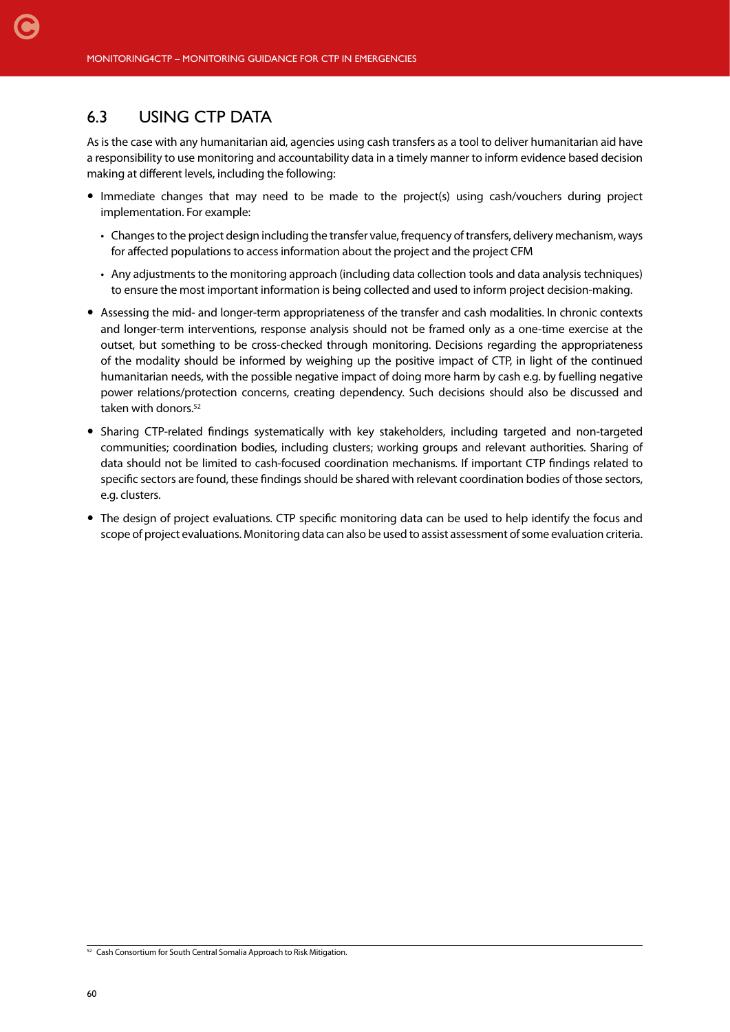## 6.3 USING CTP DATA

As is the case with any humanitarian aid, agencies using cash transfers as a tool to deliver humanitarian aid have a responsibility to use monitoring and accountability data in a timely manner to inform evidence based decision making at different levels, including the following:

- Immediate changes that may need to be made to the project(s) using cash/vouchers during project implementation. For example:
  - Changes to the project design including the transfer value, frequency of transfers, delivery mechanism, ways for affected populations to access information about the project and the project CFM
  - Any adjustments to the monitoring approach (including data collection tools and data analysis techniques) to ensure the most important information is being collected and used to inform project decision-making.
- Assessing the mid- and longer-term appropriateness of the transfer and cash modalities. In chronic contexts and longer-term interventions, response analysis should not be framed only as a one-time exercise at the outset, but something to be cross-checked through monitoring. Decisions regarding the appropriateness of the modality should be informed by weighing up the positive impact of CTP, in light of the continued humanitarian needs, with the possible negative impact of doing more harm by cash e.g. by fuelling negative power relations/protection concerns, creating dependency. Such decisions should also be discussed and taken with donors.[52]
- Sharing CTP-related findings systematically with key stakeholders, including targeted and non-targeted communities; coordination bodies, including clusters; working groups and relevant authorities. Sharing of data should not be limited to cash-focused coordination mechanisms. If important CTP findings related to specific sectors are found, these findings should be shared with relevant coordination bodies of those sectors, e.g. clusters.
- The design of project evaluations. CTP specific monitoring data can be used to help identify the focus and scope of project evaluations. Monitoring data can also be used to assist assessment of some evaluation criteria.

[52] Cash Consortium for South Central Somalia Approach to Risk Mitigation.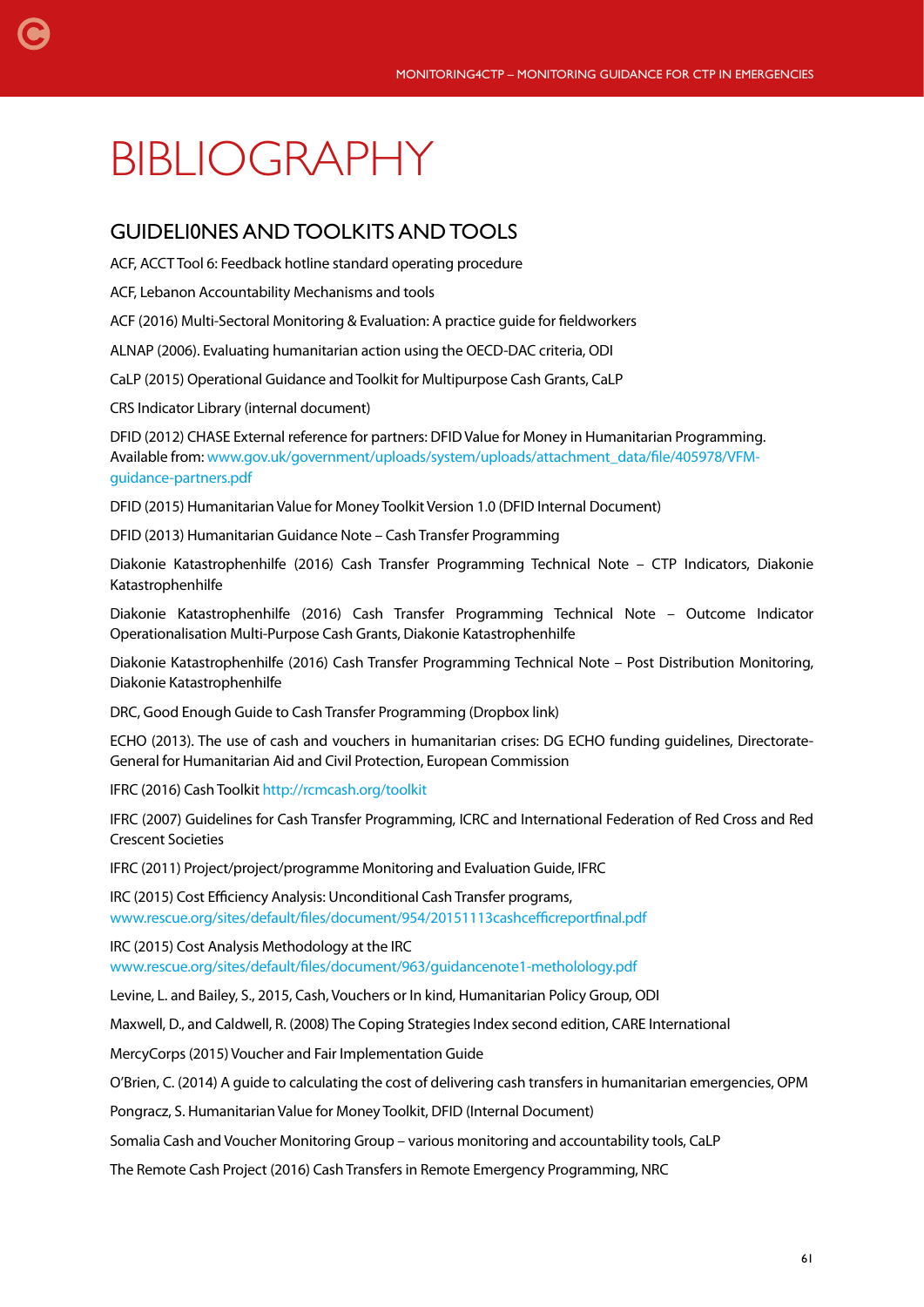# BIBLIOGRAPHY

## GUIDELI0NES AND TOOLKITS AND TOOLS

ACF, ACCT Tool 6: Feedback hotline standard operating procedure

ACF, Lebanon Accountability Mechanisms and tools

ACF (2016) Multi-Sectoral Monitoring & Evaluation: A practice guide for fieldworkers

ALNAP (2006). Evaluating humanitarian action using the OECD-DAC criteria, ODI

CaLP (2015) Operational Guidance and Toolkit for Multipurpose Cash Grants, CaLP

CRS Indicator Library (internal document)

DFID (2012) CHASE External reference for partners: DFID Value for Money in Humanitarian Programming. Available from: www.gov.uk/government/uploads/system/uploads/attachment_data/file/405978/VFM-guidance-partners.pdf

DFID (2015) Humanitarian Value for Money Toolkit Version 1.0 (DFID Internal Document)

DFID (2013) Humanitarian Guidance Note – Cash Transfer Programming

Diakonie Katastrophenhilfe (2016) Cash Transfer Programming Technical Note – CTP Indicators, Diakonie Katastrophenhilfe

Diakonie Katastrophenhilfe (2016) Cash Transfer Programming Technical Note – Outcome Indicator Operationalisation Multi-Purpose Cash Grants, Diakonie Katastrophenhilfe

Diakonie Katastrophenhilfe (2016) Cash Transfer Programming Technical Note – Post Distribution Monitoring, Diakonie Katastrophenhilfe

DRC, Good Enough Guide to Cash Transfer Programming (Dropbox link)

ECHO (2013). The use of cash and vouchers in humanitarian crises: DG ECHO funding guidelines, Directorate-General for Humanitarian Aid and Civil Protection, European Commission

IFRC (2016) Cash Toolkit http://rcmcash.org/toolkit

IFRC (2007) Guidelines for Cash Transfer Programming, ICRC and International Federation of Red Cross and Red Crescent Societies

IFRC (2011) Project/project/programme Monitoring and Evaluation Guide, IFRC

IRC (2015) Cost Efficiency Analysis: Unconditional Cash Transfer programs, www.rescue.org/sites/default/files/document/954/20151113cashcefficreportfinal.pdf

IRC (2015) Cost Analysis Methodology at the IRC www.rescue.org/sites/default/files/document/963/guidancenote1-metholology.pdf

Levine, L. and Bailey, S., 2015, Cash, Vouchers or In kind, Humanitarian Policy Group, ODI

Maxwell, D., and Caldwell, R. (2008) The Coping Strategies Index second edition, CARE International

MercyCorps (2015) Voucher and Fair Implementation Guide

O'Brien, C. (2014) A guide to calculating the cost of delivering cash transfers in humanitarian emergencies, OPM

Pongracz, S. Humanitarian Value for Money Toolkit, DFID (Internal Document)

Somalia Cash and Voucher Monitoring Group – various monitoring and accountability tools, CaLP

The Remote Cash Project (2016) Cash Transfers in Remote Emergency Programming, NRC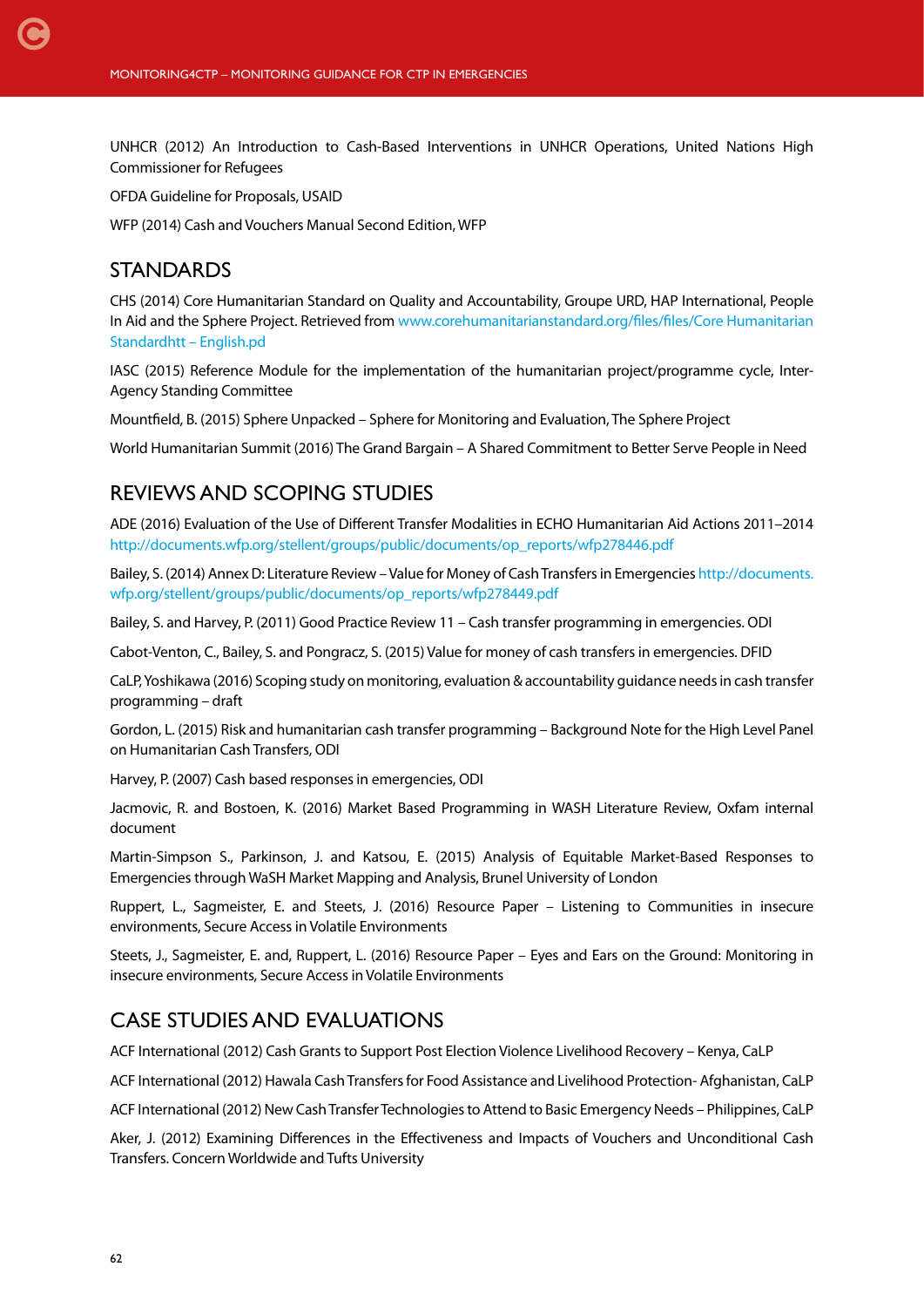UNHCR (2012) An Introduction to Cash-Based Interventions in UNHCR Operations, United Nations High Commissioner for Refugees

OFDA Guideline for Proposals, USAID

WFP (2014) Cash and Vouchers Manual Second Edition, WFP

## STANDARDS

CHS (2014) Core Humanitarian Standard on Quality and Accountability, Groupe URD, HAP International, People In Aid and the Sphere Project. Retrieved from www.corehumanitarianstandard.org/files/files/Core Humanitarian Standardhtt – English.pd

IASC (2015) Reference Module for the implementation of the humanitarian project/programme cycle, Inter-Agency Standing Committee

Mountfield, B. (2015) Sphere Unpacked – Sphere for Monitoring and Evaluation, The Sphere Project

World Humanitarian Summit (2016) The Grand Bargain – A Shared Commitment to Better Serve People in Need

## REVIEWS AND SCOPING STUDIES

ADE (2016) Evaluation of the Use of Different Transfer Modalities in ECHO Humanitarian Aid Actions 2011–2014 http://documents.wfp.org/stellent/groups/public/documents/op_reports/wfp278446.pdf

Bailey, S. (2014) Annex D: Literature Review – Value for Money of Cash Transfers in Emergencies http://documents.wfp.org/stellent/groups/public/documents/op_reports/wfp278449.pdf

Bailey, S. and Harvey, P. (2011) Good Practice Review 11 – Cash transfer programming in emergencies. ODI

Cabot-Venton, C., Bailey, S. and Pongracz, S. (2015) Value for money of cash transfers in emergencies. DFID

CaLP, Yoshikawa (2016) Scoping study on monitoring, evaluation & accountability guidance needs in cash transfer programming – draft

Gordon, L. (2015) Risk and humanitarian cash transfer programming – Background Note for the High Level Panel on Humanitarian Cash Transfers, ODI

Harvey, P. (2007) Cash based responses in emergencies, ODI

Jacmovic, R. and Bostoen, K. (2016) Market Based Programming in WASH Literature Review, Oxfam internal document

Martin-Simpson S., Parkinson, J. and Katsou, E. (2015) Analysis of Equitable Market-Based Responses to Emergencies through WaSH Market Mapping and Analysis, Brunel University of London

Ruppert, L., Sagmeister, E. and Steets, J. (2016) Resource Paper – Listening to Communities in insecure environments, Secure Access in Volatile Environments

Steets, J., Sagmeister, E. and, Ruppert, L. (2016) Resource Paper – Eyes and Ears on the Ground: Monitoring in insecure environments, Secure Access in Volatile Environments

## CASE STUDIES AND EVALUATIONS

ACF International (2012) Cash Grants to Support Post Election Violence Livelihood Recovery – Kenya, CaLP

ACF International (2012) Hawala Cash Transfers for Food Assistance and Livelihood Protection- Afghanistan, CaLP

ACF International (2012) New Cash Transfer Technologies to Attend to Basic Emergency Needs – Philippines, CaLP

Aker, J. (2012) Examining Differences in the Effectiveness and Impacts of Vouchers and Unconditional Cash Transfers. Concern Worldwide and Tufts University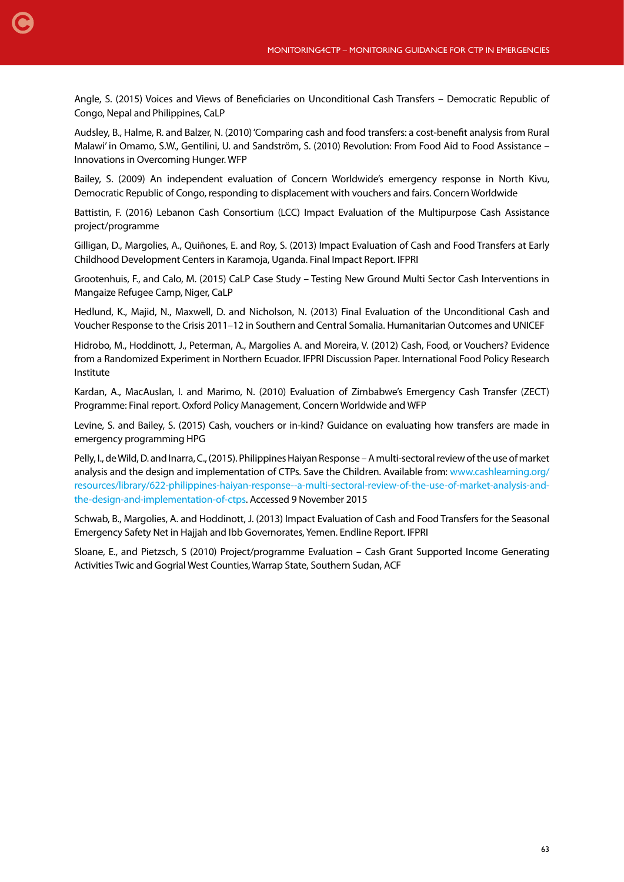Angle, S. (2015) Voices and Views of Beneficiaries on Unconditional Cash Transfers – Democratic Republic of Congo, Nepal and Philippines, CaLP

Audsley, B., Halme, R. and Balzer, N. (2010) 'Comparing cash and food transfers: a cost-benefit analysis from Rural Malawi' in Omamo, S.W., Gentilini, U. and Sandström, S. (2010) Revolution: From Food Aid to Food Assistance – Innovations in Overcoming Hunger. WFP

Bailey, S. (2009) An independent evaluation of Concern Worldwide's emergency response in North Kivu, Democratic Republic of Congo, responding to displacement with vouchers and fairs. Concern Worldwide

Battistin, F. (2016) Lebanon Cash Consortium (LCC) Impact Evaluation of the Multipurpose Cash Assistance project/programme

Gilligan, D., Margolies, A., Quiñones, E. and Roy, S. (2013) Impact Evaluation of Cash and Food Transfers at Early Childhood Development Centers in Karamoja, Uganda. Final Impact Report. IFPRI

Grootenhuis, F., and Calo, M. (2015) CaLP Case Study – Testing New Ground Multi Sector Cash Interventions in Mangaize Refugee Camp, Niger, CaLP

Hedlund, K., Majid, N., Maxwell, D. and Nicholson, N. (2013) Final Evaluation of the Unconditional Cash and Voucher Response to the Crisis 2011–12 in Southern and Central Somalia. Humanitarian Outcomes and UNICEF

Hidrobo, M., Hoddinott, J., Peterman, A., Margolies A. and Moreira, V. (2012) Cash, Food, or Vouchers? Evidence from a Randomized Experiment in Northern Ecuador. IFPRI Discussion Paper. International Food Policy Research Institute

Kardan, A., MacAuslan, I. and Marimo, N. (2010) Evaluation of Zimbabwe's Emergency Cash Transfer (ZECT) Programme: Final report. Oxford Policy Management, Concern Worldwide and WFP

Levine, S. and Bailey, S. (2015) Cash, vouchers or in-kind? Guidance on evaluating how transfers are made in emergency programming HPG

Pelly, I., de Wild, D. and Inarra, C., (2015). Philippines Haiyan Response – A multi-sectoral review of the use of market analysis and the design and implementation of CTPs. Save the Children. Available from: www.cashlearning.org/resources/library/622-philippines-haiyan-response--a-multi-sectoral-review-of-the-use-of-market-analysis-and-the-design-and-implementation-of-ctps. Accessed 9 November 2015

Schwab, B., Margolies, A. and Hoddinott, J. (2013) Impact Evaluation of Cash and Food Transfers for the Seasonal Emergency Safety Net in Hajjah and Ibb Governorates, Yemen. Endline Report. IFPRI

Sloane, E., and Pietzsch, S (2010) Project/programme Evaluation – Cash Grant Supported Income Generating Activities Twic and Gogrial West Counties, Warrap State, Southern Sudan, ACF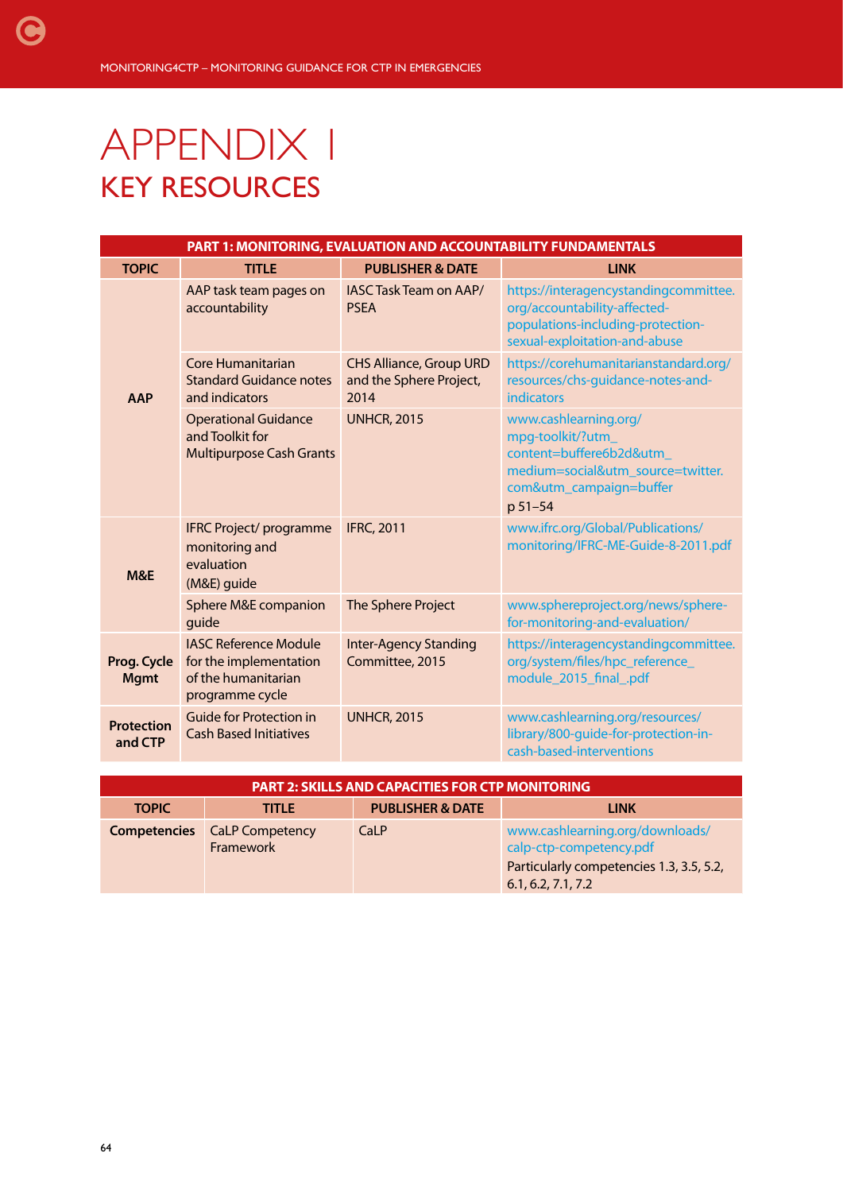# APPENDIX I
## KEY RESOURCES

| PART 1: MONITORING, EVALUATION AND ACCOUNTABILITY FUNDAMENTALS | | | |
|---|---|---|---|
| **TOPIC** | **TITLE** | **PUBLISHER & DATE** | **LINK** |
| **AAP** | AAP task team pages on accountability | IASC Task Team on AAP/PSEA | https://interagencystandingcommittee.org/accountability-affected-populations-including-protection-sexual-exploitation-and-abuse |
| | Core Humanitarian Standard Guidance notes and indicators | CHS Alliance, Group URD and the Sphere Project, 2014 | https://corehumanitarianstandard.org/resources/chs-guidance-notes-and-indicators |
| | Operational Guidance and Toolkit for Multipurpose Cash Grants | UNHCR, 2015 | www.cashlearning.org/mpg-toolkit/?utm_content=buffere6b2d&utm_medium=social&utm_source=twitter.com&utm_campaign=buffer p 51–54 |
| **M&E** | IFRC Project/ programme monitoring and evaluation (M&E) guide | IFRC, 2011 | www.ifrc.org/Global/Publications/monitoring/IFRC-ME-Guide-8-2011.pdf |
| | Sphere M&E companion guide | The Sphere Project | www.sphereproject.org/news/sphere-for-monitoring-and-evaluation/ |
| **Prog. Cycle Mgmt** | IASC Reference Module for the implementation of the humanitarian programme cycle | Inter-Agency Standing Committee, 2015 | https://interagencystandingcommittee.org/system/files/hpc_reference_module_2015_final_.pdf |
| **Protection and CTP** | Guide for Protection in Cash Based Initiatives | UNHCR, 2015 | www.cashlearning.org/resources/library/800-guide-for-protection-in-cash-based-interventions |

| PART 2: SKILLS AND CAPACITIES FOR CTP MONITORING | | | |
|---|---|---|---|
| **TOPIC** | **TITLE** | **PUBLISHER & DATE** | **LINK** |
| **Competencies** | CaLP Competency Framework | CaLP | www.cashlearning.org/downloads/calp-ctp-competency.pdf Particularly competencies 1.3, 3.5, 5.2, 6.1, 6.2, 7.1, 7.2 |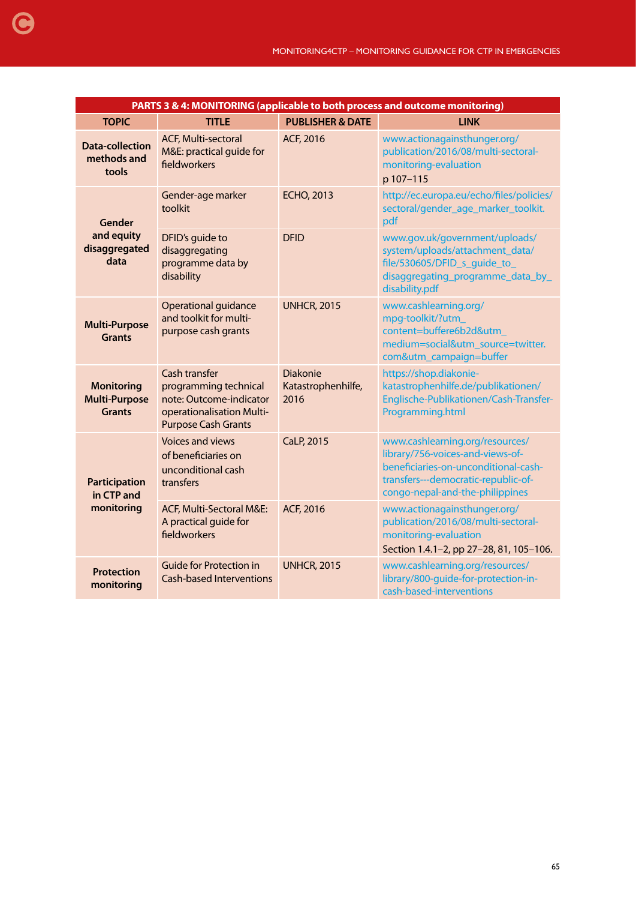| PARTS 3 & 4: MONITORING (applicable to both process and outcome monitoring) | | | |
|---|---|---|---|
| **TOPIC** | **TITLE** | **PUBLISHER & DATE** | **LINK** |
| **Data-collection methods and tools** | ACF, Multi-sectoral M&E: practical guide for fieldworkers | ACF, 2016 | www.actionagainsthunger.org/publication/2016/08/multi-sectoral-monitoring-evaluation p 107–115 |
| **Gender and equity disaggregated data** | Gender-age marker toolkit | ECHO, 2013 | http://ec.europa.eu/echo/files/policies/sectoral/gender_age_marker_toolkit.pdf |
| | DFID's guide to disaggregating programme data by disability | DFID | www.gov.uk/government/uploads/system/uploads/attachment_data/file/530605/DFID_s_guide_to_disaggregating_programme_data_by_disability.pdf |
| **Multi-Purpose Grants** | Operational guidance and toolkit for multi-purpose cash grants | UNHCR, 2015 | www.cashlearning.org/mpg-toolkit/?utm_content=buffere6b2d&utm_medium=social&utm_source=twitter.com&utm_campaign=buffer |
| **Monitoring Multi-Purpose Grants** | Cash transfer programming technical note: Outcome-indicator operationalisation Multi-Purpose Cash Grants | Diakonie Katastrophenhilfe, 2016 | https://shop.diakonie-katastrophenhilfe.de/publikationen/Englische-Publikationen/Cash-Transfer-Programming.html |
| **Participation in CTP and monitoring** | Voices and views of beneficiaries on unconditional cash transfers | CaLP, 2015 | www.cashlearning.org/resources/library/756-voices-and-views-of-beneficiaries-on-unconditional-cash-transfers---democratic-republic-of-congo-nepal-and-the-philippines |
| | ACF, Multi-Sectoral M&E: A practical guide for fieldworkers | ACF, 2016 | www.actionagainsthunger.org/publication/2016/08/multi-sectoral-monitoring-evaluation Section 1.4.1–2, pp 27–28, 81, 105–106. |
| **Protection monitoring** | Guide for Protection in Cash-based Interventions | UNHCR, 2015 | www.cashlearning.org/resources/library/800-guide-for-protection-in-cash-based-interventions |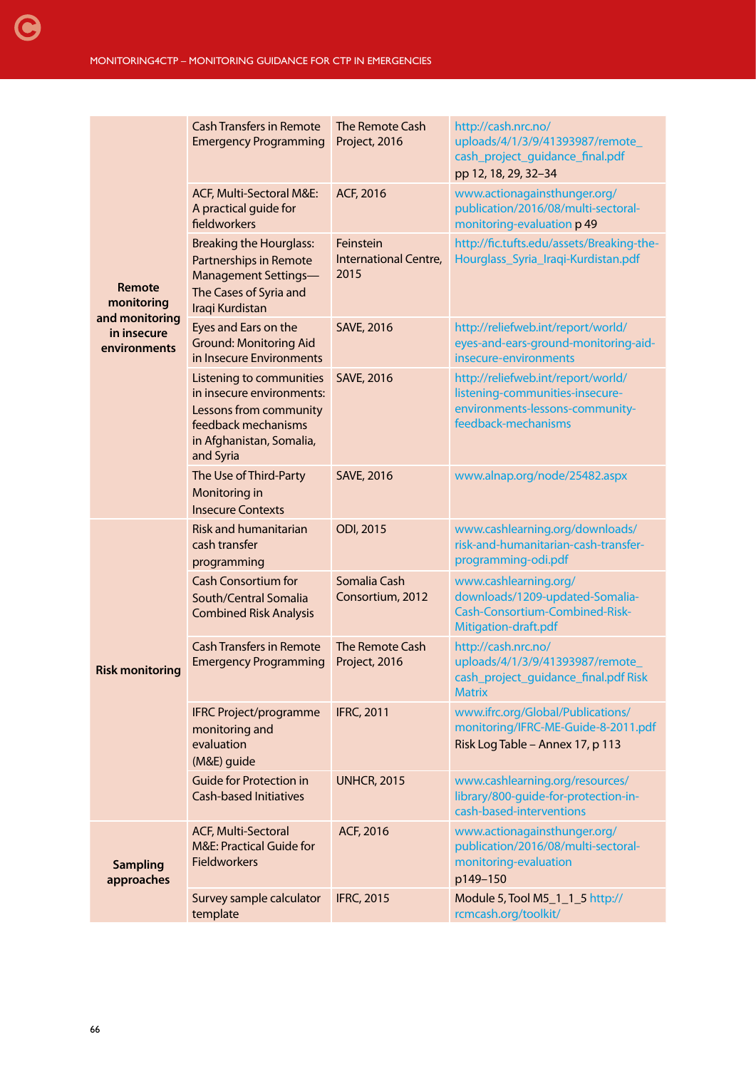| | | | |
|---|---|---|---|
| **Remote monitoring and monitoring in insecure environments** | Cash Transfers in Remote Emergency Programming | The Remote Cash Project, 2016 | http://cash.nrc.no/uploads/4/1/3/9/41393987/remote_cash_project_guidance_final.pdf pp 12, 18, 29, 32–34 |
| | ACF, Multi-Sectoral M&E: A practical guide for fieldworkers | ACF, 2016 | www.actionagainsthunger.org/publication/2016/08/multi-sectoral-monitoring-evaluation p 49 |
| | Breaking the Hourglass: Partnerships in Remote Management Settings—The Cases of Syria and Iraqi Kurdistan | Feinstein International Centre, 2015 | http://fic.tufts.edu/assets/Breaking-the-Hourglass_Syria_Iraqi-Kurdistan.pdf |
| | Eyes and Ears on the Ground: Monitoring Aid in Insecure Environments | SAVE, 2016 | http://reliefweb.int/report/world/eyes-and-ears-ground-monitoring-aid-insecure-environments |
| | Listening to communities in insecure environments: Lessons from community feedback mechanisms in Afghanistan, Somalia, and Syria | SAVE, 2016 | http://reliefweb.int/report/world/listening-communities-insecure-environments-lessons-community-feedback-mechanisms |
| | The Use of Third-Party Monitoring in Insecure Contexts | SAVE, 2016 | www.alnap.org/node/25482.aspx |
| **Risk monitoring** | Risk and humanitarian cash transfer programming | ODI, 2015 | www.cashlearning.org/downloads/risk-and-humanitarian-cash-transfer-programming-odi.pdf |
| | Cash Consortium for South/Central Somalia Combined Risk Analysis | Somalia Cash Consortium, 2012 | www.cashlearning.org/downloads/1209-updated-Somalia-Cash-Consortium-Combined-Risk-Mitigation-draft.pdf |
| | Cash Transfers in Remote Emergency Programming | The Remote Cash Project, 2016 | http://cash.nrc.no/uploads/4/1/3/9/41393987/remote_cash_project_guidance_final.pdf Risk Matrix |
| | IFRC Project/programme monitoring and evaluation (M&E) guide | IFRC, 2011 | www.ifrc.org/Global/Publications/monitoring/IFRC-ME-Guide-8-2011.pdf Risk Log Table – Annex 17, p 113 |
| | Guide for Protection in Cash-based Initiatives | UNHCR, 2015 | www.cashlearning.org/resources/library/800-guide-for-protection-in-cash-based-interventions |
| **Sampling approaches** | ACF, Multi-Sectoral M&E: Practical Guide for Fieldworkers | ACF, 2016 | www.actionagainsthunger.org/publication/2016/08/multi-sectoral-monitoring-evaluation p149–150 |
| | Survey sample calculator template | IFRC, 2015 | Module 5, Tool M5_1_1_5 http://rcmcash.org/toolkit/ |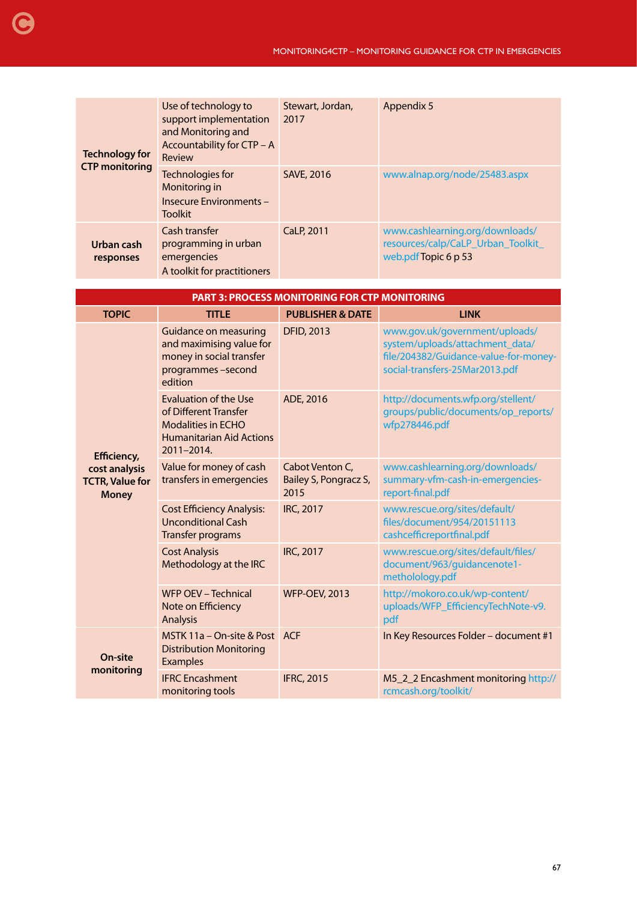| | | | |
|---|---|---|---|
| **Technology for CTP monitoring** | Use of technology to support implementation and Monitoring and Accountability for CTP – A Review | Stewart, Jordan, 2017 | Appendix 5 |
| | Technologies for Monitoring in Insecure Environments – Toolkit | SAVE, 2016 | www.alnap.org/node/25483.aspx |
| **Urban cash responses** | Cash transfer programming in urban emergencies A toolkit for practitioners | CaLP, 2011 | www.cashlearning.org/downloads/resources/calp/CaLP_Urban_Toolkit_web.pdf Topic 6 p 53 |

**PART 3: PROCESS MONITORING FOR CTP MONITORING**

| TOPIC | TITLE | PUBLISHER & DATE | LINK |
|---|---|---|---|
| **Efficiency, cost analysis TCTR, Value for Money** | Guidance on measuring and maximising value for money in social transfer programmes –second edition | DFID, 2013 | www.gov.uk/government/uploads/system/uploads/attachment_data/file/204382/Guidance-value-for-money-social-transfers-25Mar2013.pdf |
| | Evaluation of the Use of Different Transfer Modalities in ECHO Humanitarian Aid Actions 2011–2014. | ADE, 2016 | http://documents.wfp.org/stellent/groups/public/documents/op_reports/wfp278446.pdf |
| | Value for money of cash transfers in emergencies | Cabot Venton C, Bailey S, Pongracz S, 2015 | www.cashlearning.org/downloads/summary-vfm-cash-in-emergencies-report-final.pdf |
| | Cost Efficiency Analysis: Unconditional Cash Transfer programs | IRC, 2017 | www.rescue.org/sites/default/files/document/954/20151113cashcefficreportfinal.pdf |
| | Cost Analysis Methodology at the IRC | IRC, 2017 | www.rescue.org/sites/default/files/document/963/guidancenote1-methology.pdf |
| | WFP OEV – Technical Note on Efficiency Analysis | WFP-OEV, 2013 | http://mokoro.co.uk/wp-content/uploads/WFP_EfficiencyTechNote-v9.pdf |
| **On-site monitoring** | MSTK 11a – On-site & Post Distribution Monitoring Examples | ACF | In Key Resources Folder – document #1 |
| | IFRC Encashment monitoring tools | IFRC, 2015 | M5_2_2 Encashment monitoring http://rcmcash.org/toolkit/ |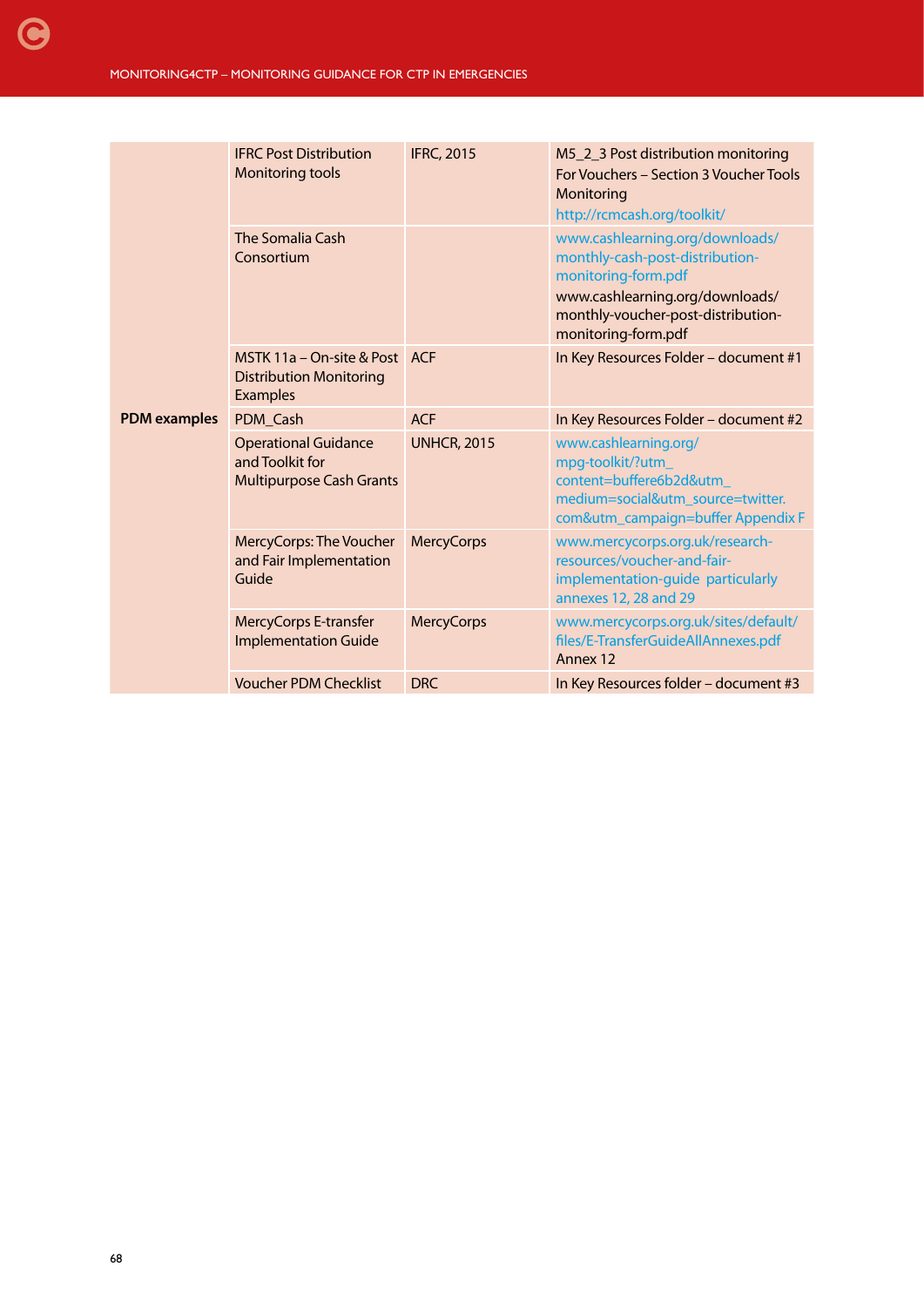| | | | |
|---|---|---|---|
| PDM examples | IFRC Post Distribution Monitoring tools | IFRC, 2015 | M5_2_3 Post distribution monitoring For Vouchers – Section 3 Voucher Tools Monitoring http://rcmcash.org/toolkit/ |
| | The Somalia Cash Consortium | | www.cashlearning.org/downloads/monthly-cash-post-distribution-monitoring-form.pdf www.cashlearning.org/downloads/monthly-voucher-post-distribution-monitoring-form.pdf |
| | MSTK 11a – On-site & Post Distribution Monitoring Examples | ACF | In Key Resources Folder – document #1 |
| | PDM_Cash | ACF | In Key Resources Folder – document #2 |
| | Operational Guidance and Toolkit for Multipurpose Cash Grants | UNHCR, 2015 | www.cashlearning.org/mpg-toolkit/?utm_content=buffere6b2d&utm_medium=social&utm_source=twitter.com&utm_campaign=buffer Appendix F |
| | MercyCorps: The Voucher and Fair Implementation Guide | MercyCorps | www.mercycorps.org.uk/research-resources/voucher-and-fair-implementation-guide particularly annexes 12, 28 and 29 |
| | MercyCorps E-transfer Implementation Guide | MercyCorps | www.mercycorps.org.uk/sites/default/files/E-TransferGuideAllAnnexes.pdf Annex 12 |
| | Voucher PDM Checklist | DRC | In Key Resources folder – document #3 |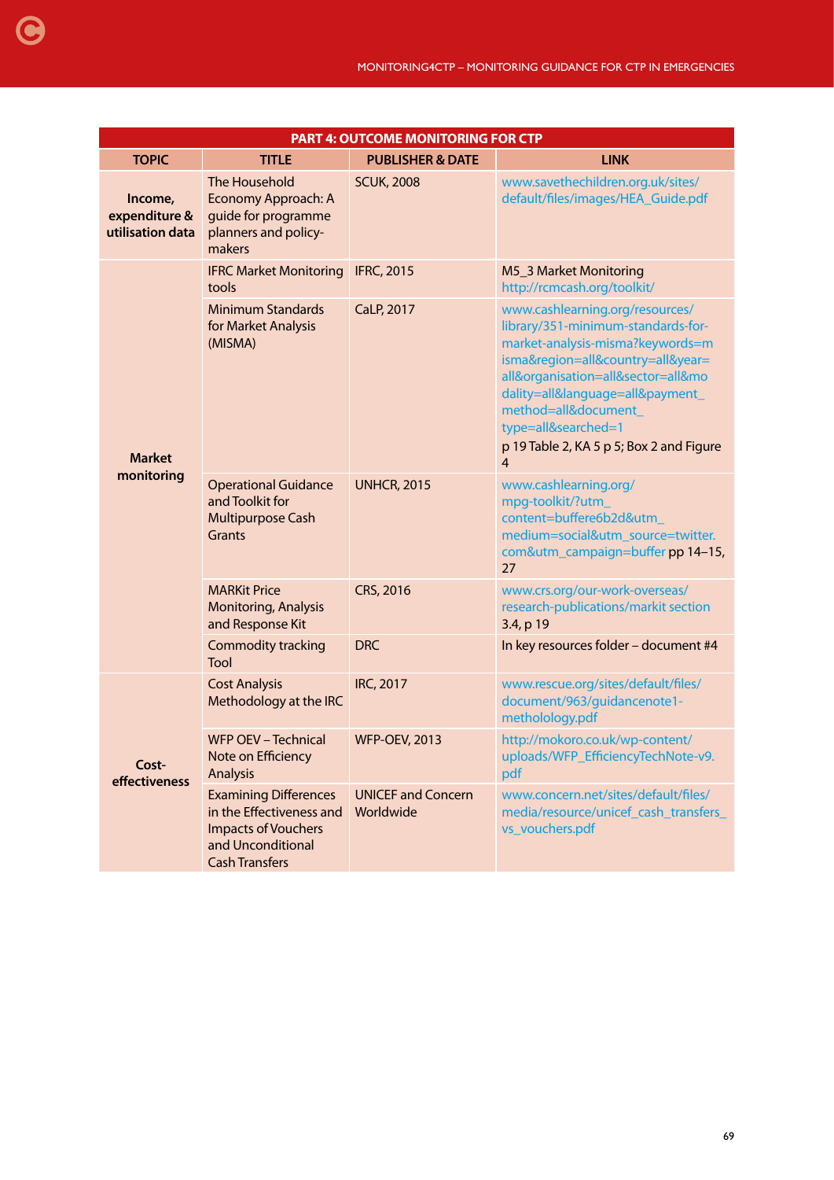| PART 4: OUTCOME MONITORING FOR CTP | | | |
|---|---|---|---|
| **TOPIC** | **TITLE** | **PUBLISHER & DATE** | **LINK** |
| **Income, expenditure & utilisation data** | The Household Economy Approach: A guide for programme planners and policy-makers | SCUK, 2008 | www.savethechildren.org.uk/sites/default/files/images/HEA_Guide.pdf |
| **Market monitoring** | IFRC Market Monitoring tools | IFRC, 2015 | M5_3 Market Monitoring http://rcmcash.org/toolkit/ |
| | Minimum Standards for Market Analysis (MISMA) | CaLP, 2017 | www.cashlearning.org/resources/library/351-minimum-standards-for-market-analysis-misma?keywords=misma&region=all&country=all&year=all&organisation=all&sector=all&modality=all&language=all&payment_method=all&document_type=all&searched=1 p 19 Table 2, KA 5 p 5; Box 2 and Figure 4 |
| | Operational Guidance and Toolkit for Multipurpose Cash Grants | UNHCR, 2015 | www.cashlearning.org/mpg-toolkit/?utm_content=buffere6b2d&utm_medium=social&utm_source=twitter.com&utm_campaign=buffer pp 14–15, 27 |
| | MARKit Price Monitoring, Analysis and Response Kit | CRS, 2016 | www.crs.org/our-work-overseas/research-publications/markit section 3.4, p 19 |
| | Commodity tracking Tool | DRC | In key resources folder – document #4 |
| **Cost-effectiveness** | Cost Analysis Methodology at the IRC | IRC, 2017 | www.rescue.org/sites/default/files/document/963/guidancenote1-methology.pdf |
| | WFP OEV – Technical Note on Efficiency Analysis | WFP-OEV, 2013 | http://mokoro.co.uk/wp-content/uploads/WFP_EfficiencyTechNote-v9.pdf |
| | Examining Differences in the Effectiveness and Impacts of Vouchers and Unconditional Cash Transfers | UNICEF and Concern Worldwide | www.concern.net/sites/default/files/media/resource/unicef_cash_transfers_vs_vouchers.pdf |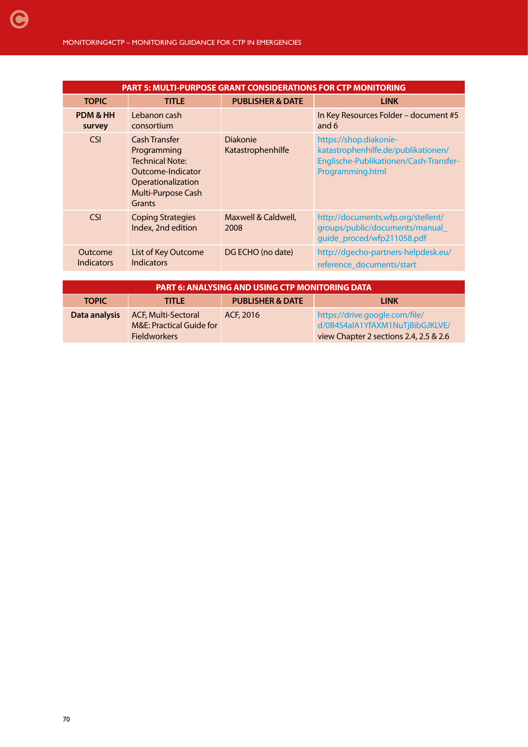| PART 5: MULTI-PURPOSE GRANT CONSIDERATIONS FOR CTP MONITORING | | | |
|---|---|---|---|
| **TOPIC** | **TITLE** | **PUBLISHER & DATE** | **LINK** |
| **PDM & HH survey** | Lebanon cash consortium | | In Key Resources Folder – document #5 and 6 |
| CSI | Cash Transfer Programming Technical Note: Outcome-Indicator Operationalization Multi-Purpose Cash Grants | Diakonie Katastrophenhilfe | https://shop.diakonie-katastrophenhilfe.de/publikationen/Englische-Publikationen/Cash-Transfer-Programming.html |
| CSI | Coping Strategies Index, 2nd edition | Maxwell & Caldwell, 2008 | http://documents.wfp.org/stellent/groups/public/documents/manual_guide_proced/wfp211058.pdf |
| Outcome Indicators | List of Key Outcome Indicators | DG ECHO (no date) | http://dgecho-partners-helpdesk.eu/reference_documents/start |

| PART 6: ANALYSING AND USING CTP MONITORING DATA | | | |
|---|---|---|---|
| **TOPIC** | **TITLE** | **PUBLISHER & DATE** | **LINK** |
| **Data analysis** | ACF, Multi-Sectoral M&E: Practical Guide for Fieldworkers | ACF, 2016 | https://drive.google.com/file/d/0B4S4aIA1YfAXM1NuTjBibGJKLVE/ view Chapter 2 sections 2.4, 2.5 & 2.6 |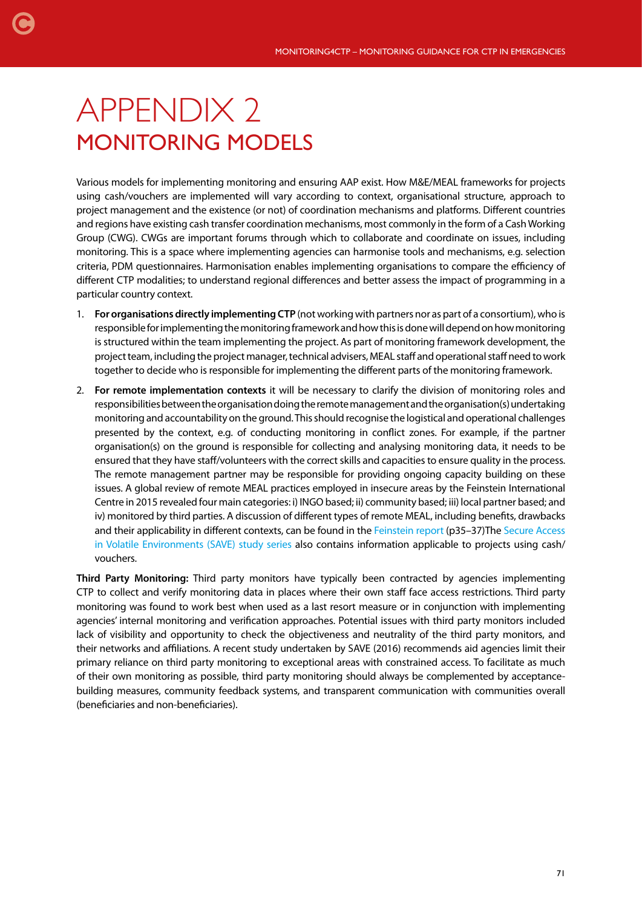# APPENDIX 2
## MONITORING MODELS

Various models for implementing monitoring and ensuring AAP exist. How M&E/MEAL frameworks for projects using cash/vouchers are implemented will vary according to context, organisational structure, approach to project management and the existence (or not) of coordination mechanisms and platforms. Different countries and regions have existing cash transfer coordination mechanisms, most commonly in the form of a Cash Working Group (CWG). CWGs are important forums through which to collaborate and coordinate on issues, including monitoring. This is a space where implementing agencies can harmonise tools and mechanisms, e.g. selection criteria, PDM questionnaires. Harmonisation enables implementing organisations to compare the efficiency of different CTP modalities; to understand regional differences and better assess the impact of programming in a particular country context.

1. **For organisations directly implementing CTP** (not working with partners nor as part of a consortium), who is responsible for implementing the monitoring framework and how this is done will depend on how monitoring is structured within the team implementing the project. As part of monitoring framework development, the project team, including the project manager, technical advisers, MEAL staff and operational staff need to work together to decide who is responsible for implementing the different parts of the monitoring framework.

2. **For remote implementation contexts** it will be necessary to clarify the division of monitoring roles and responsibilities between the organisation doing the remote management and the organisation(s) undertaking monitoring and accountability on the ground. This should recognise the logistical and operational challenges presented by the context, e.g. of conducting monitoring in conflict zones. For example, if the partner organisation(s) on the ground is responsible for collecting and analysing monitoring data, it needs to be ensured that they have staff/volunteers with the correct skills and capacities to ensure quality in the process. The remote management partner may be responsible for providing ongoing capacity building on these issues. A global review of remote MEAL practices employed in insecure areas by the Feinstein International Centre in 2015 revealed four main categories: i) INGO based; ii) community based; iii) local partner based; and iv) monitored by third parties. A discussion of different types of remote MEAL, including benefits, drawbacks and their applicability in different contexts, can be found in the Feinstein report (p35–37)The Secure Access in Volatile Environments (SAVE) study series also contains information applicable to projects using cash/vouchers.

**Third Party Monitoring:** Third party monitors have typically been contracted by agencies implementing CTP to collect and verify monitoring data in places where their own staff face access restrictions. Third party monitoring was found to work best when used as a last resort measure or in conjunction with implementing agencies' internal monitoring and verification approaches. Potential issues with third party monitors included lack of visibility and opportunity to check the objectiveness and neutrality of the third party monitors, and their networks and affiliations. A recent study undertaken by SAVE (2016) recommends aid agencies limit their primary reliance on third party monitoring to exceptional areas with constrained access. To facilitate as much of their own monitoring as possible, third party monitoring should always be complemented by acceptance-building measures, community feedback systems, and transparent communication with communities overall (beneficiaries and non-beneficiaries).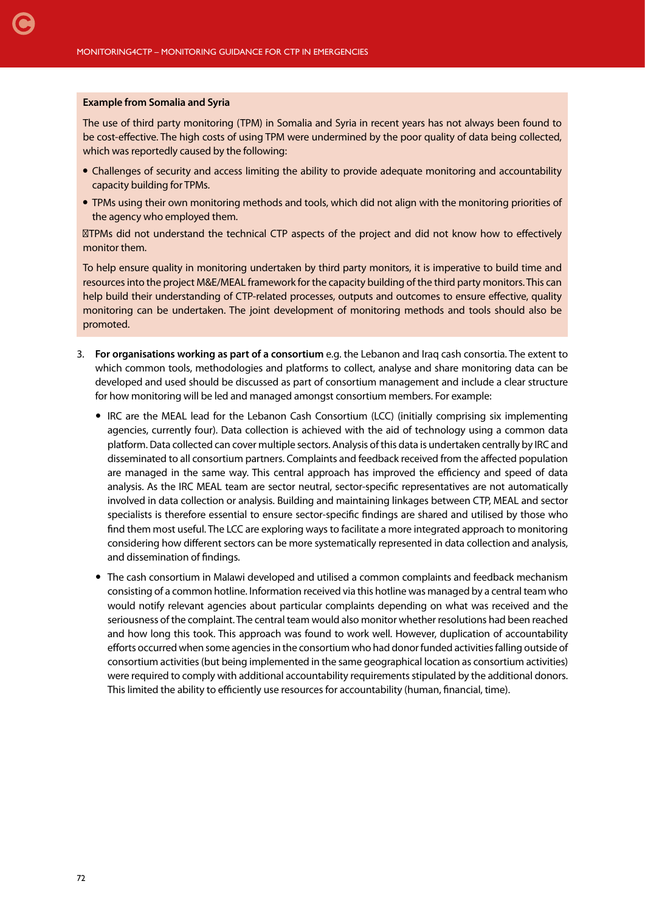**Example from Somalia and Syria**

The use of third party monitoring (TPM) in Somalia and Syria in recent years has not always been found to be cost-effective. The high costs of using TPM were undermined by the poor quality of data being collected, which was reportedly caused by the following:

- Challenges of security and access limiting the ability to provide adequate monitoring and accountability capacity building for TPMs.
- TPMs using their own monitoring methods and tools, which did not align with the monitoring priorities of the agency who employed them.
- TPMs did not understand the technical CTP aspects of the project and did not know how to effectively monitor them.

To help ensure quality in monitoring undertaken by third party monitors, it is imperative to build time and resources into the project M&E/MEAL framework for the capacity building of the third party monitors. This can help build their understanding of CTP-related processes, outputs and outcomes to ensure effective, quality monitoring can be undertaken. The joint development of monitoring methods and tools should also be promoted.

3. **For organisations working as part of a consortium** e.g. the Lebanon and Iraq cash consortia. The extent to which common tools, methodologies and platforms to collect, analyse and share monitoring data can be developed and used should be discussed as part of consortium management and include a clear structure for how monitoring will be led and managed amongst consortium members. For example:

    - IRC are the MEAL lead for the Lebanon Cash Consortium (LCC) (initially comprising six implementing agencies, currently four). Data collection is achieved with the aid of technology using a common data platform. Data collected can cover multiple sectors. Analysis of this data is undertaken centrally by IRC and disseminated to all consortium partners. Complaints and feedback received from the affected population are managed in the same way. This central approach has improved the efficiency and speed of data analysis. As the IRC MEAL team are sector neutral, sector-specific representatives are not automatically involved in data collection or analysis. Building and maintaining linkages between CTP, MEAL and sector specialists is therefore essential to ensure sector-specific findings are shared and utilised by those who find them most useful. The LCC are exploring ways to facilitate a more integrated approach to monitoring considering how different sectors can be more systematically represented in data collection and analysis, and dissemination of findings.

    - The cash consortium in Malawi developed and utilised a common complaints and feedback mechanism consisting of a common hotline. Information received via this hotline was managed by a central team who would notify relevant agencies about particular complaints depending on what was received and the seriousness of the complaint. The central team would also monitor whether resolutions had been reached and how long this took. This approach was found to work well. However, duplication of accountability efforts occurred when some agencies in the consortium who had donor funded activities falling outside of consortium activities (but being implemented in the same geographical location as consortium activities) were required to comply with additional accountability requirements stipulated by the additional donors. This limited the ability to efficiently use resources for accountability (human, financial, time).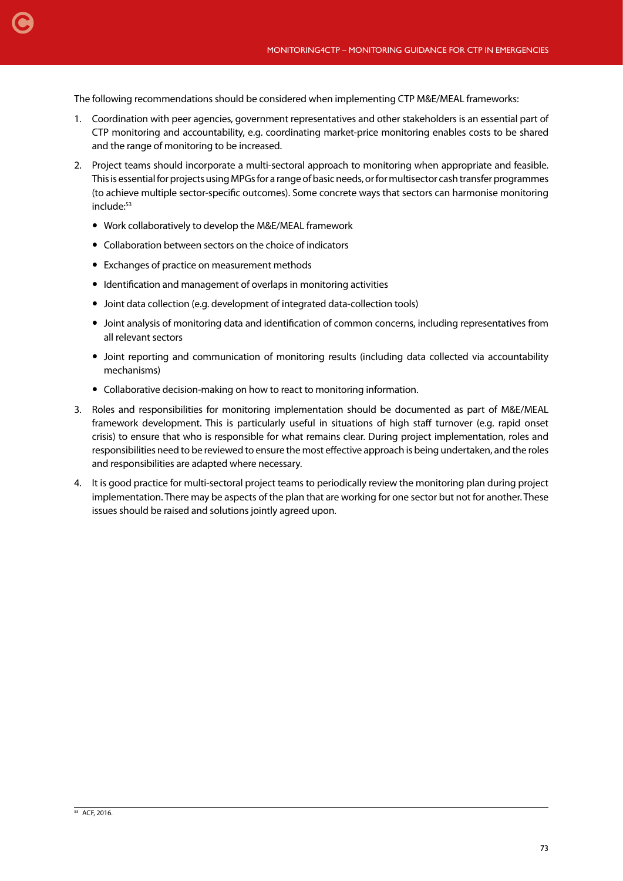The following recommendations should be considered when implementing CTP M&E/MEAL frameworks:

1. Coordination with peer agencies, government representatives and other stakeholders is an essential part of CTP monitoring and accountability, e.g. coordinating market-price monitoring enables costs to be shared and the range of monitoring to be increased.

2. Project teams should incorporate a multi-sectoral approach to monitoring when appropriate and feasible. This is essential for projects using MPGs for a range of basic needs, or for multisector cash transfer programmes (to achieve multiple sector-specific outcomes). Some concrete ways that sectors can harmonise monitoring include:[53]

   - Work collaboratively to develop the M&E/MEAL framework
   - Collaboration between sectors on the choice of indicators
   - Exchanges of practice on measurement methods
   - Identification and management of overlaps in monitoring activities
   - Joint data collection (e.g. development of integrated data-collection tools)
   - Joint analysis of monitoring data and identification of common concerns, including representatives from all relevant sectors
   - Joint reporting and communication of monitoring results (including data collected via accountability mechanisms)
   - Collaborative decision-making on how to react to monitoring information.

3. Roles and responsibilities for monitoring implementation should be documented as part of M&E/MEAL framework development. This is particularly useful in situations of high staff turnover (e.g. rapid onset crisis) to ensure that who is responsible for what remains clear. During project implementation, roles and responsibilities need to be reviewed to ensure the most effective approach is being undertaken, and the roles and responsibilities are adapted where necessary.

4. It is good practice for multi-sectoral project teams to periodically review the monitoring plan during project implementation. There may be aspects of the plan that are working for one sector but not for another. These issues should be raised and solutions jointly agreed upon.

[53] ACF, 2016.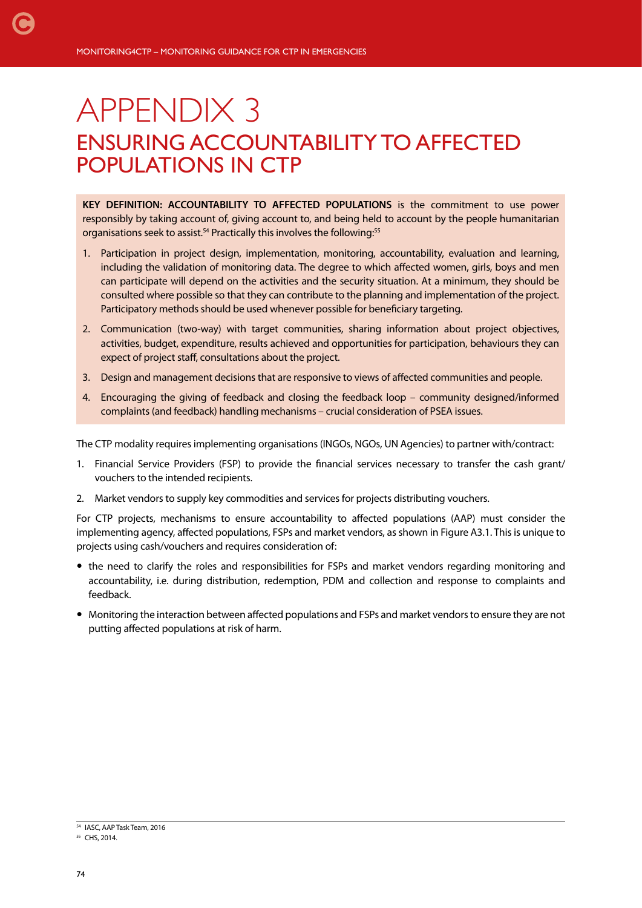# APPENDIX 3

## ENSURING ACCOUNTABILITY TO AFFECTED POPULATIONS IN CTP

**KEY DEFINITION: ACCOUNTABILITY TO AFFECTED POPULATIONS** is the commitment to use power responsibly by taking account of, giving account to, and being held to account by the people humanitarian organisations seek to assist.[54] Practically this involves the following:[55]

1. Participation in project design, implementation, monitoring, accountability, evaluation and learning, including the validation of monitoring data. The degree to which affected women, girls, boys and men can participate will depend on the activities and the security situation. At a minimum, they should be consulted where possible so that they can contribute to the planning and implementation of the project. Participatory methods should be used whenever possible for beneficiary targeting.
2. Communication (two-way) with target communities, sharing information about project objectives, activities, budget, expenditure, results achieved and opportunities for participation, behaviours they can expect of project staff, consultations about the project.
3. Design and management decisions that are responsive to views of affected communities and people.
4. Encouraging the giving of feedback and closing the feedback loop – community designed/informed complaints (and feedback) handling mechanisms – crucial consideration of PSEA issues.

The CTP modality requires implementing organisations (INGOs, NGOs, UN Agencies) to partner with/contract:

1. Financial Service Providers (FSP) to provide the financial services necessary to transfer the cash grant/ vouchers to the intended recipients.
2. Market vendors to supply key commodities and services for projects distributing vouchers.

For CTP projects, mechanisms to ensure accountability to affected populations (AAP) must consider the implementing agency, affected populations, FSPs and market vendors, as shown in Figure A3.1. This is unique to projects using cash/vouchers and requires consideration of:

- the need to clarify the roles and responsibilities for FSPs and market vendors regarding monitoring and accountability, i.e. during distribution, redemption, PDM and collection and response to complaints and feedback.
- Monitoring the interaction between affected populations and FSPs and market vendors to ensure they are not putting affected populations at risk of harm.

[54] IASC, AAP Task Team, 2016

[55] CHS, 2014.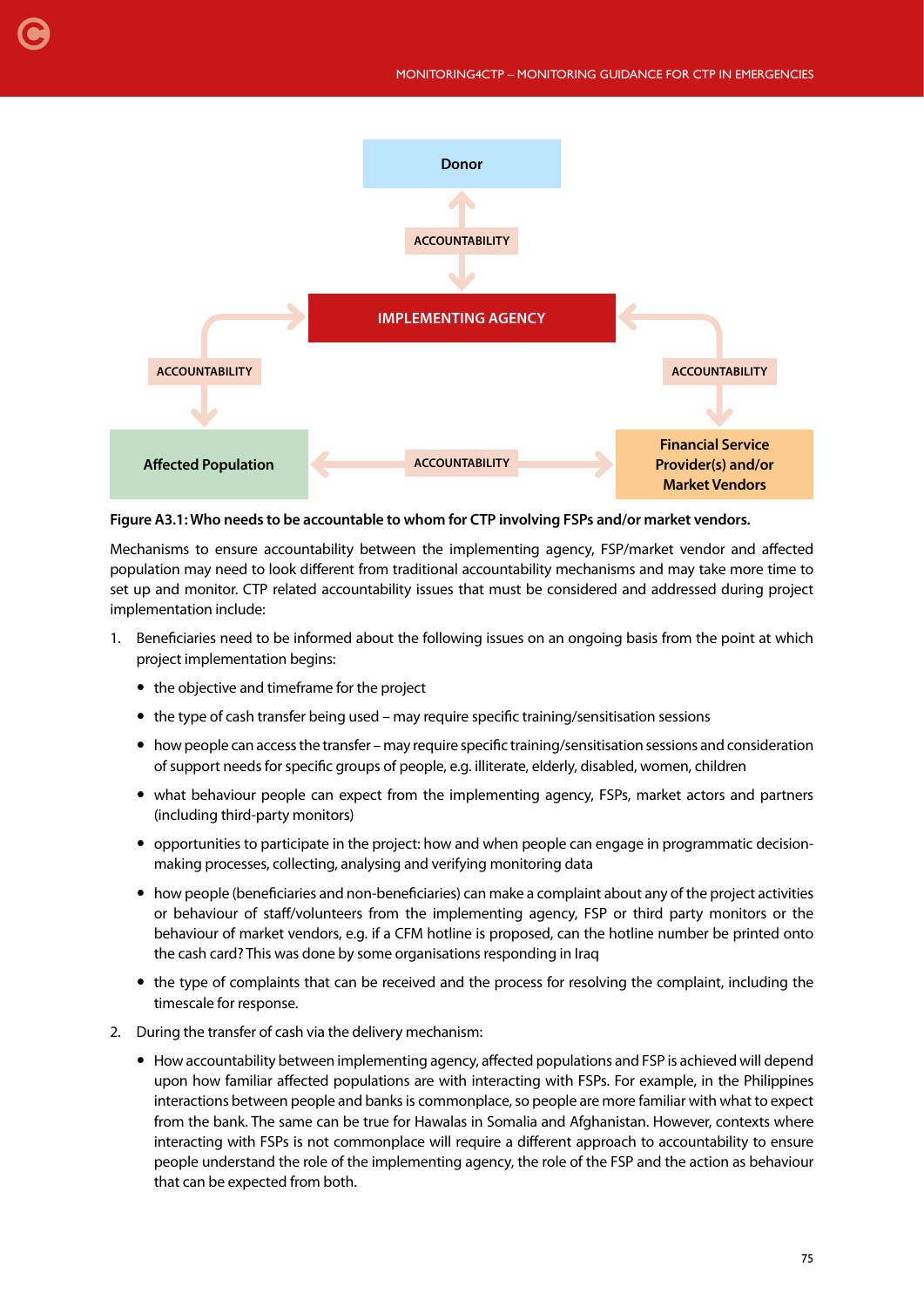Donor

ACCOUNTABILITY

IMPLEMENTING AGENCY

ACCOUNTABILITY

ACCOUNTABILITY

Affected Population

ACCOUNTABILITY

Financial Service Provider(s) and/or Market Vendors

**Figure A3.1: Who needs to be accountable to whom for CTP involving FSPs and/or market vendors.**

Mechanisms to ensure accountability between the implementing agency, FSP/market vendor and affected population may need to look different from traditional accountability mechanisms and may take more time to set up and monitor. CTP related accountability issues that must be considered and addressed during project implementation include:

1. Beneficiaries need to be informed about the following issues on an ongoing basis from the point at which project implementation begins:
   - the objective and timeframe for the project
   - the type of cash transfer being used – may require specific training/sensitisation sessions
   - how people can access the transfer – may require specific training/sensitisation sessions and consideration of support needs for specific groups of people, e.g. illiterate, elderly, disabled, women, children
   - what behaviour people can expect from the implementing agency, FSPs, market actors and partners (including third-party monitors)
   - opportunities to participate in the project: how and when people can engage in programmatic decision-making processes, collecting, analysing and verifying monitoring data
   - how people (beneficiaries and non-beneficiaries) can make a complaint about any of the project activities or behaviour of staff/volunteers from the implementing agency, FSP or third party monitors or the behaviour of market vendors, e.g. if a CFM hotline is proposed, can the hotline number be printed onto the cash card? This was done by some organisations responding in Iraq
   - the type of complaints that can be received and the process for resolving the complaint, including the timescale for response.
2. During the transfer of cash via the delivery mechanism:
   - How accountability between implementing agency, affected populations and FSP is achieved will depend upon how familiar affected populations are with interacting with FSPs. For example, in the Philippines interactions between people and banks is commonplace, so people are more familiar with what to expect from the bank. The same can be true for Hawalas in Somalia and Afghanistan. However, contexts where interacting with FSPs is not commonplace will require a different approach to accountability to ensure people understand the role of the implementing agency, the role of the FSP and the action as behaviour that can be expected from both.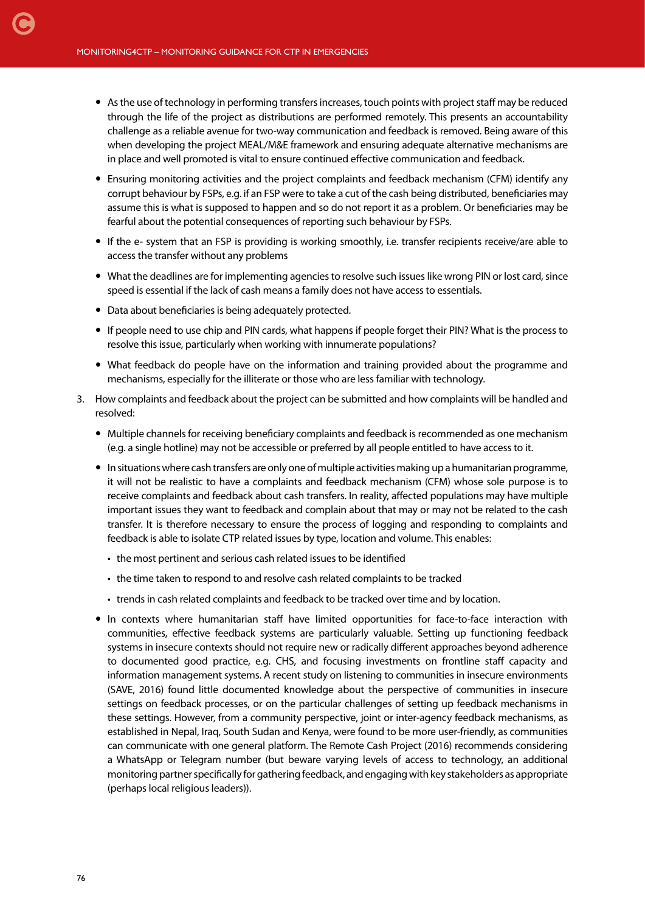- As the use of technology in performing transfers increases, touch points with project staff may be reduced through the life of the project as distributions are performed remotely. This presents an accountability challenge as a reliable avenue for two-way communication and feedback is removed. Being aware of this when developing the project MEAL/M&E framework and ensuring adequate alternative mechanisms are in place and well promoted is vital to ensure continued effective communication and feedback.
- Ensuring monitoring activities and the project complaints and feedback mechanism (CFM) identify any corrupt behaviour by FSPs, e.g. if an FSP were to take a cut of the cash being distributed, beneficiaries may assume this is what is supposed to happen and so do not report it as a problem. Or beneficiaries may be fearful about the potential consequences of reporting such behaviour by FSPs.
- If the e- system that an FSP is providing is working smoothly, i.e. transfer recipients receive/are able to access the transfer without any problems
- What the deadlines are for implementing agencies to resolve such issues like wrong PIN or lost card, since speed is essential if the lack of cash means a family does not have access to essentials.
- Data about beneficiaries is being adequately protected.
- If people need to use chip and PIN cards, what happens if people forget their PIN? What is the process to resolve this issue, particularly when working with innumerate populations?
- What feedback do people have on the information and training provided about the programme and mechanisms, especially for the illiterate or those who are less familiar with technology.

3. How complaints and feedback about the project can be submitted and how complaints will be handled and resolved:
   - Multiple channels for receiving beneficiary complaints and feedback is recommended as one mechanism (e.g. a single hotline) may not be accessible or preferred by all people entitled to have access to it.
   - In situations where cash transfers are only one of multiple activities making up a humanitarian programme, it will not be realistic to have a complaints and feedback mechanism (CFM) whose sole purpose is to receive complaints and feedback about cash transfers. In reality, affected populations may have multiple important issues they want to feedback and complain about that may or may not be related to the cash transfer. It is therefore necessary to ensure the process of logging and responding to complaints and feedback is able to isolate CTP related issues by type, location and volume. This enables:
     - the most pertinent and serious cash related issues to be identified
     - the time taken to respond to and resolve cash related complaints to be tracked
     - trends in cash related complaints and feedback to be tracked over time and by location.
   - In contexts where humanitarian staff have limited opportunities for face-to-face interaction with communities, effective feedback systems are particularly valuable. Setting up functioning feedback systems in insecure contexts should not require new or radically different approaches beyond adherence to documented good practice, e.g. CHS, and focusing investments on frontline staff capacity and information management systems. A recent study on listening to communities in insecure environments (SAVE, 2016) found little documented knowledge about the perspective of communities in insecure settings on feedback processes, or on the particular challenges of setting up feedback mechanisms in these settings. However, from a community perspective, joint or inter-agency feedback mechanisms, as established in Nepal, Iraq, South Sudan and Kenya, were found to be more user-friendly, as communities can communicate with one general platform. The Remote Cash Project (2016) recommends considering a WhatsApp or Telegram number (but beware varying levels of access to technology, an additional monitoring partner specifically for gathering feedback, and engaging with key stakeholders as appropriate (perhaps local religious leaders)).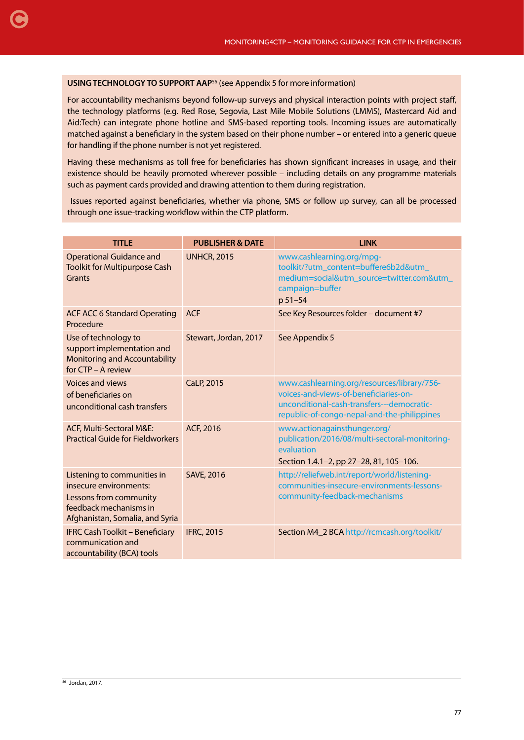**USING TECHNOLOGY TO SUPPORT AAP**[56] (see Appendix 5 for more information)

For accountability mechanisms beyond follow-up surveys and physical interaction points with project staff, the technology platforms (e.g. Red Rose, Segovia, Last Mile Mobile Solutions (LMMS), Mastercard Aid and Aid:Tech) can integrate phone hotline and SMS-based reporting tools. Incoming issues are automatically matched against a beneficiary in the system based on their phone number – or entered into a generic queue for handling if the phone number is not yet registered.

Having these mechanisms as toll free for beneficiaries has shown significant increases in usage, and their existence should be heavily promoted wherever possible – including details on any programme materials such as payment cards provided and drawing attention to them during registration.

Issues reported against beneficiaries, whether via phone, SMS or follow up survey, can all be processed through one issue-tracking workflow within the CTP platform.

| TITLE | PUBLISHER & DATE | LINK |
|---|---|---|
| Operational Guidance and Toolkit for Multipurpose Cash Grants | UNHCR, 2015 | www.cashlearning.org/mpg-toolkit/?utm_content=buffere6b2d&utm_medium=social&utm_source=twitter.com&utm_campaign=buffer p 51–54 |
| ACF ACC 6 Standard Operating Procedure | ACF | See Key Resources folder – document #7 |
| Use of technology to support implementation and Monitoring and Accountability for CTP – A review | Stewart, Jordan, 2017 | See Appendix 5 |
| Voices and views of beneficiaries on unconditional cash transfers | CaLP, 2015 | www.cashlearning.org/resources/library/756-voices-and-views-of-beneficiaries-on-unconditional-cash-transfers---democratic-republic-of-congo-nepal-and-the-philippines |
| ACF, Multi-Sectoral M&E: Practical Guide for Fieldworkers | ACF, 2016 | www.actionagainsthunger.org/publication/2016/08/multi-sectoral-monitoring-evaluation Section 1.4.1–2, pp 27–28, 81, 105–106. |
| Listening to communities in insecure environments: Lessons from community feedback mechanisms in Afghanistan, Somalia, and Syria | SAVE, 2016 | http://reliefweb.int/report/world/listening-communities-insecure-environments-lessons-community-feedback-mechanisms |
| IFRC Cash Toolkit – Beneficiary communication and accountability (BCA) tools | IFRC, 2015 | Section M4_2 BCA http://rcmcash.org/toolkit/ |

[56] Jordan, 2017.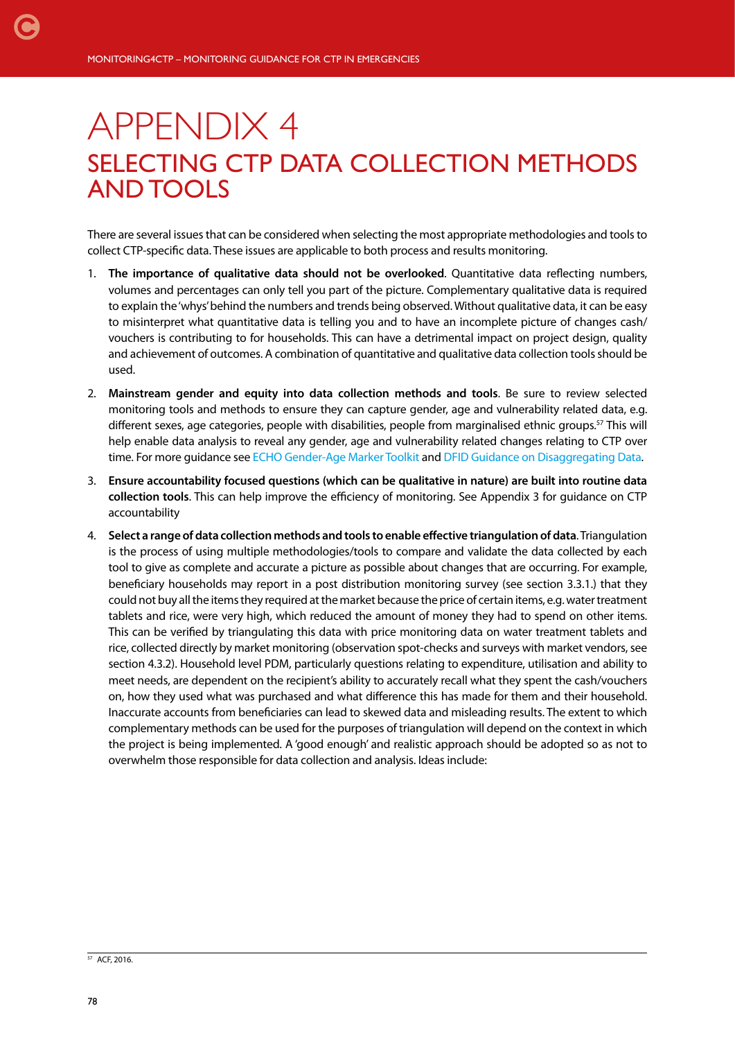# APPENDIX 4

## SELECTING CTP DATA COLLECTION METHODS AND TOOLS

There are several issues that can be considered when selecting the most appropriate methodologies and tools to collect CTP-specific data. These issues are applicable to both process and results monitoring.

1. **The importance of qualitative data should not be overlooked**. Quantitative data reflecting numbers, volumes and percentages can only tell you part of the picture. Complementary qualitative data is required to explain the 'whys' behind the numbers and trends being observed. Without qualitative data, it can be easy to misinterpret what quantitative data is telling you and to have an incomplete picture of changes cash/vouchers is contributing to for households. This can have a detrimental impact on project design, quality and achievement of outcomes. A combination of quantitative and qualitative data collection tools should be used.

2. **Mainstream gender and equity into data collection methods and tools**. Be sure to review selected monitoring tools and methods to ensure they can capture gender, age and vulnerability related data, e.g. different sexes, age categories, people with disabilities, people from marginalised ethnic groups.[57] This will help enable data analysis to reveal any gender, age and vulnerability related changes relating to CTP over time. For more guidance see ECHO Gender-Age Marker Toolkit and DFID Guidance on Disaggregating Data.

3. **Ensure accountability focused questions (which can be qualitative in nature) are built into routine data collection tools**. This can help improve the efficiency of monitoring. See Appendix 3 for guidance on CTP accountability

4. **Select a range of data collection methods and tools to enable effective triangulation of data**. Triangulation is the process of using multiple methodologies/tools to compare and validate the data collected by each tool to give as complete and accurate a picture as possible about changes that are occurring. For example, beneficiary households may report in a post distribution monitoring survey (see section 3.3.1.) that they could not buy all the items they required at the market because the price of certain items, e.g. water treatment tablets and rice, were very high, which reduced the amount of money they had to spend on other items. This can be verified by triangulating this data with price monitoring data on water treatment tablets and rice, collected directly by market monitoring (observation spot-checks and surveys with market vendors, see section 4.3.2). Household level PDM, particularly questions relating to expenditure, utilisation and ability to meet needs, are dependent on the recipient's ability to accurately recall what they spent the cash/vouchers on, how they used what was purchased and what difference this has made for them and their household. Inaccurate accounts from beneficiaries can lead to skewed data and misleading results. The extent to which complementary methods can be used for the purposes of triangulation will depend on the context in which the project is being implemented. A 'good enough' and realistic approach should be adopted so as not to overwhelm those responsible for data collection and analysis. Ideas include:

---

[57] ACF, 2016.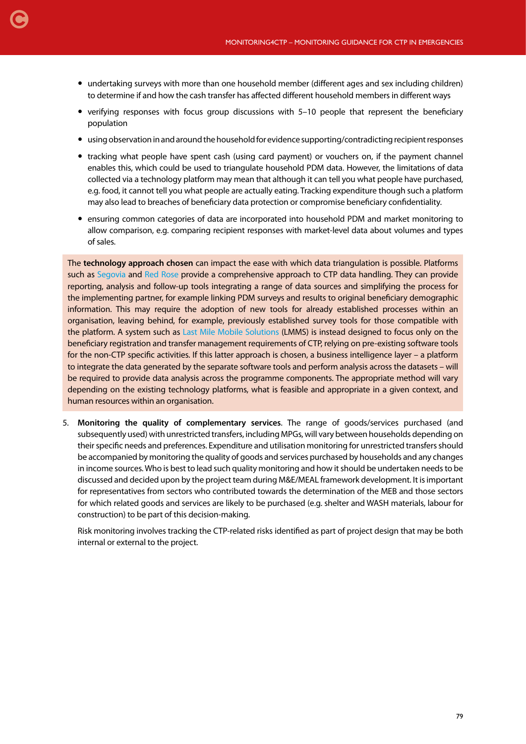- undertaking surveys with more than one household member (different ages and sex including children) to determine if and how the cash transfer has affected different household members in different ways
- verifying responses with focus group discussions with 5–10 people that represent the beneficiary population
- using observation in and around the household for evidence supporting/contradicting recipient responses
- tracking what people have spent cash (using card payment) or vouchers on, if the payment channel enables this, which could be used to triangulate household PDM data. However, the limitations of data collected via a technology platform may mean that although it can tell you what people have purchased, e.g. food, it cannot tell you what people are actually eating. Tracking expenditure though such a platform may also lead to breaches of beneficiary data protection or compromise beneficiary confidentiality.
- ensuring common categories of data are incorporated into household PDM and market monitoring to allow comparison, e.g. comparing recipient responses with market-level data about volumes and types of sales.

The **technology approach chosen** can impact the ease with which data triangulation is possible. Platforms such as Segovia and Red Rose provide a comprehensive approach to CTP data handling. They can provide reporting, analysis and follow-up tools integrating a range of data sources and simplifying the process for the implementing partner, for example linking PDM surveys and results to original beneficiary demographic information. This may require the adoption of new tools for already established processes within an organisation, leaving behind, for example, previously established survey tools for those compatible with the platform. A system such as Last Mile Mobile Solutions (LMMS) is instead designed to focus only on the beneficiary registration and transfer management requirements of CTP, relying on pre-existing software tools for the non-CTP specific activities. If this latter approach is chosen, a business intelligence layer – a platform to integrate the data generated by the separate software tools and perform analysis across the datasets – will be required to provide data analysis across the programme components. The appropriate method will vary depending on the existing technology platforms, what is feasible and appropriate in a given context, and human resources within an organisation.

5. **Monitoring the quality of complementary services**. The range of goods/services purchased (and subsequently used) with unrestricted transfers, including MPGs, will vary between households depending on their specific needs and preferences. Expenditure and utilisation monitoring for unrestricted transfers should be accompanied by monitoring the quality of goods and services purchased by households and any changes in income sources. Who is best to lead such quality monitoring and how it should be undertaken needs to be discussed and decided upon by the project team during M&E/MEAL framework development. It is important for representatives from sectors who contributed towards the determination of the MEB and those sectors for which related goods and services are likely to be purchased (e.g. shelter and WASH materials, labour for construction) to be part of this decision-making.

   Risk monitoring involves tracking the CTP-related risks identified as part of project design that may be both internal or external to the project.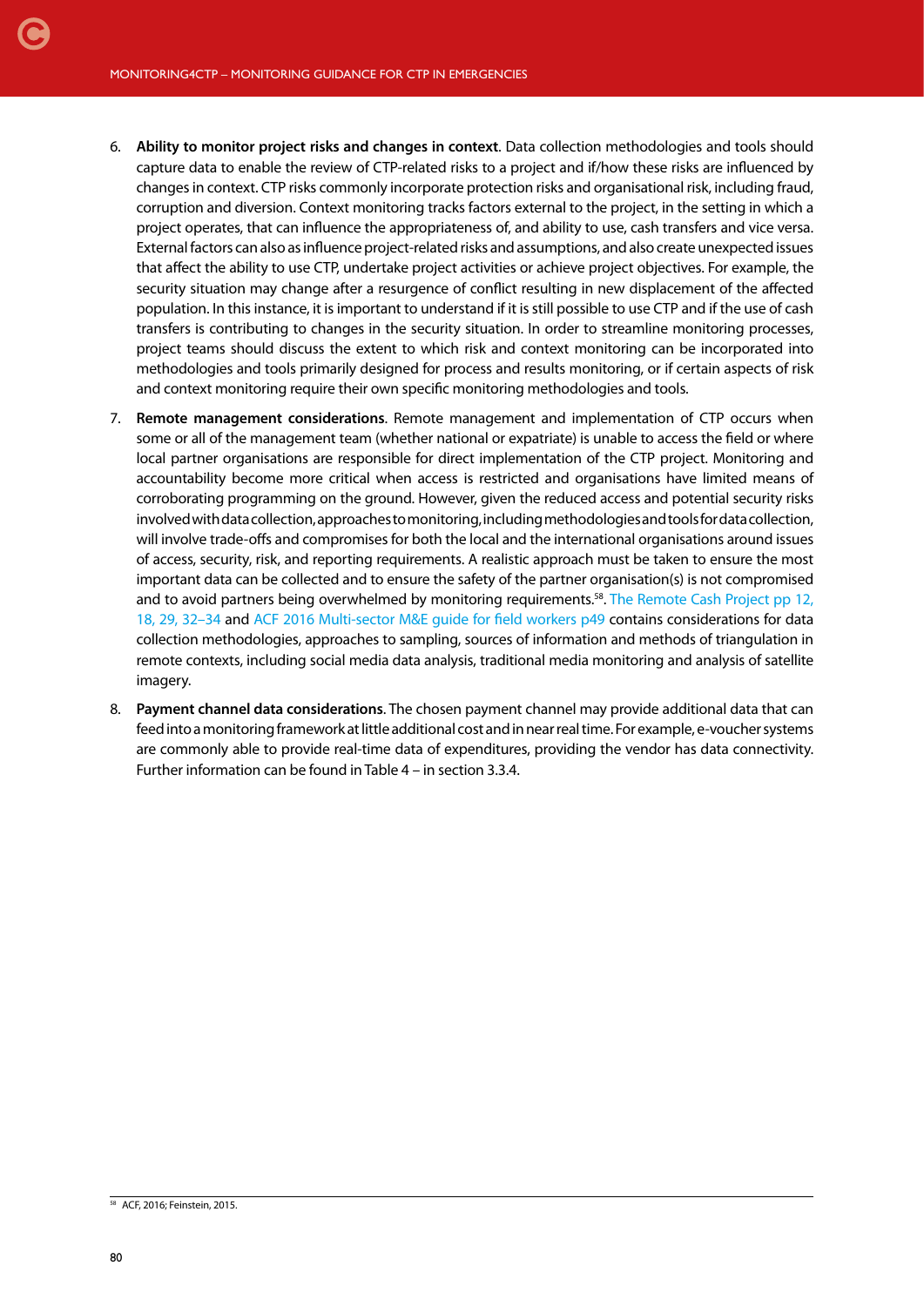6. **Ability to monitor project risks and changes in context**. Data collection methodologies and tools should capture data to enable the review of CTP-related risks to a project and if/how these risks are influenced by changes in context. CTP risks commonly incorporate protection risks and organisational risk, including fraud, corruption and diversion. Context monitoring tracks factors external to the project, in the setting in which a project operates, that can influence the appropriateness of, and ability to use, cash transfers and vice versa. External factors can also as influence project-related risks and assumptions, and also create unexpected issues that affect the ability to use CTP, undertake project activities or achieve project objectives. For example, the security situation may change after a resurgence of conflict resulting in new displacement of the affected population. In this instance, it is important to understand if it is still possible to use CTP and if the use of cash transfers is contributing to changes in the security situation. In order to streamline monitoring processes, project teams should discuss the extent to which risk and context monitoring can be incorporated into methodologies and tools primarily designed for process and results monitoring, or if certain aspects of risk and context monitoring require their own specific monitoring methodologies and tools.

7. **Remote management considerations**. Remote management and implementation of CTP occurs when some or all of the management team (whether national or expatriate) is unable to access the field or where local partner organisations are responsible for direct implementation of the CTP project. Monitoring and accountability become more critical when access is restricted and organisations have limited means of corroborating programming on the ground. However, given the reduced access and potential security risks involved with data collection, approaches to monitoring, including methodologies and tools for data collection, will involve trade-offs and compromises for both the local and the international organisations around issues of access, security, risk, and reporting requirements. A realistic approach must be taken to ensure the most important data can be collected and to ensure the safety of the partner organisation(s) is not compromised and to avoid partners being overwhelmed by monitoring requirements.[58]. The Remote Cash Project pp 12, 18, 29, 32–34 and ACF 2016 Multi-sector M&E guide for field workers p49 contains considerations for data collection methodologies, approaches to sampling, sources of information and methods of triangulation in remote contexts, including social media data analysis, traditional media monitoring and analysis of satellite imagery.

8. **Payment channel data considerations**. The chosen payment channel may provide additional data that can feed into a monitoring framework at little additional cost and in near real time. For example, e-voucher systems are commonly able to provide real-time data of expenditures, providing the vendor has data connectivity. Further information can be found in Table 4 – in section 3.3.4.

[58] ACF, 2016; Feinstein, 2015.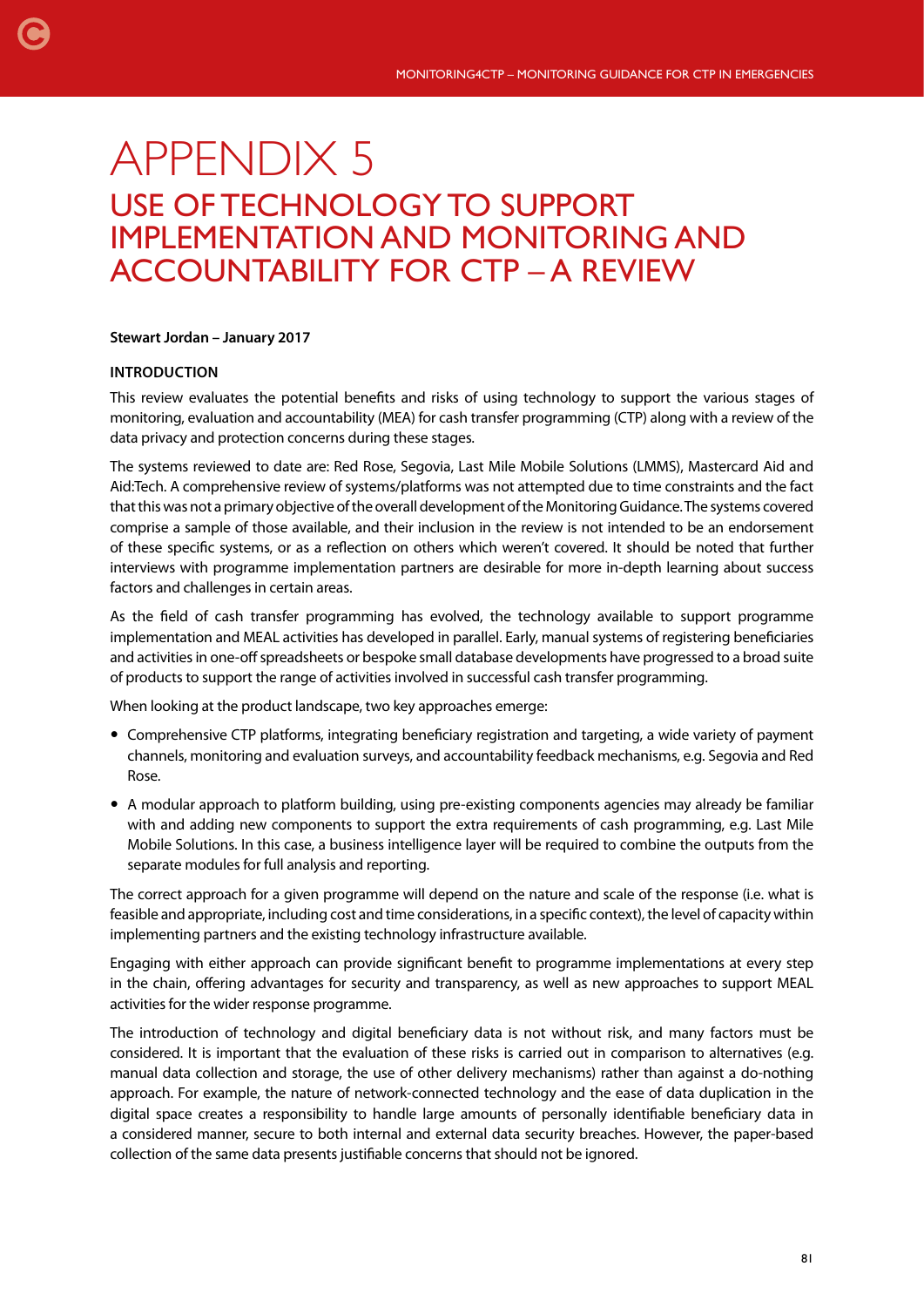# APPENDIX 5

## USE OF TECHNOLOGY TO SUPPORT IMPLEMENTATION AND MONITORING AND ACCOUNTABILITY FOR CTP – A REVIEW

**Stewart Jordan – January 2017**

**INTRODUCTION**

This review evaluates the potential benefits and risks of using technology to support the various stages of monitoring, evaluation and accountability (MEA) for cash transfer programming (CTP) along with a review of the data privacy and protection concerns during these stages.

The systems reviewed to date are: Red Rose, Segovia, Last Mile Mobile Solutions (LMMS), Mastercard Aid and Aid:Tech. A comprehensive review of systems/platforms was not attempted due to time constraints and the fact that this was not a primary objective of the overall development of the Monitoring Guidance. The systems covered comprise a sample of those available, and their inclusion in the review is not intended to be an endorsement of these specific systems, or as a reflection on others which weren't covered. It should be noted that further interviews with programme implementation partners are desirable for more in-depth learning about success factors and challenges in certain areas.

As the field of cash transfer programming has evolved, the technology available to support programme implementation and MEAL activities has developed in parallel. Early, manual systems of registering beneficiaries and activities in one-off spreadsheets or bespoke small database developments have progressed to a broad suite of products to support the range of activities involved in successful cash transfer programming.

When looking at the product landscape, two key approaches emerge:

- Comprehensive CTP platforms, integrating beneficiary registration and targeting, a wide variety of payment channels, monitoring and evaluation surveys, and accountability feedback mechanisms, e.g. Segovia and Red Rose.
- A modular approach to platform building, using pre-existing components agencies may already be familiar with and adding new components to support the extra requirements of cash programming, e.g. Last Mile Mobile Solutions. In this case, a business intelligence layer will be required to combine the outputs from the separate modules for full analysis and reporting.

The correct approach for a given programme will depend on the nature and scale of the response (i.e. what is feasible and appropriate, including cost and time considerations, in a specific context), the level of capacity within implementing partners and the existing technology infrastructure available.

Engaging with either approach can provide significant benefit to programme implementations at every step in the chain, offering advantages for security and transparency, as well as new approaches to support MEAL activities for the wider response programme.

The introduction of technology and digital beneficiary data is not without risk, and many factors must be considered. It is important that the evaluation of these risks is carried out in comparison to alternatives (e.g. manual data collection and storage, the use of other delivery mechanisms) rather than against a do-nothing approach. For example, the nature of network-connected technology and the ease of data duplication in the digital space creates a responsibility to handle large amounts of personally identifiable beneficiary data in a considered manner, secure to both internal and external data security breaches. However, the paper-based collection of the same data presents justifiable concerns that should not be ignored.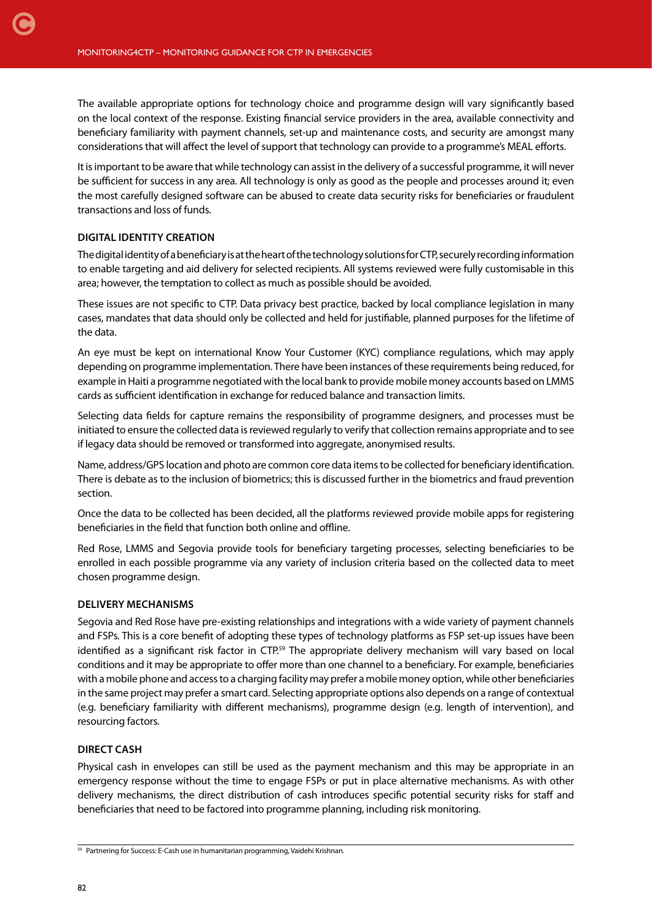The available appropriate options for technology choice and programme design will vary significantly based on the local context of the response. Existing financial service providers in the area, available connectivity and beneficiary familiarity with payment channels, set-up and maintenance costs, and security are amongst many considerations that will affect the level of support that technology can provide to a programme's MEAL efforts.

It is important to be aware that while technology can assist in the delivery of a successful programme, it will never be sufficient for success in any area. All technology is only as good as the people and processes around it; even the most carefully designed software can be abused to create data security risks for beneficiaries or fraudulent transactions and loss of funds.

### DIGITAL IDENTITY CREATION

The digital identity of a beneficiary is at the heart of the technology solutions for CTP, securely recording information to enable targeting and aid delivery for selected recipients. All systems reviewed were fully customisable in this area; however, the temptation to collect as much as possible should be avoided.

These issues are not specific to CTP. Data privacy best practice, backed by local compliance legislation in many cases, mandates that data should only be collected and held for justifiable, planned purposes for the lifetime of the data.

An eye must be kept on international Know Your Customer (KYC) compliance regulations, which may apply depending on programme implementation. There have been instances of these requirements being reduced, for example in Haiti a programme negotiated with the local bank to provide mobile money accounts based on LMMS cards as sufficient identification in exchange for reduced balance and transaction limits.

Selecting data fields for capture remains the responsibility of programme designers, and processes must be initiated to ensure the collected data is reviewed regularly to verify that collection remains appropriate and to see if legacy data should be removed or transformed into aggregate, anonymised results.

Name, address/GPS location and photo are common core data items to be collected for beneficiary identification. There is debate as to the inclusion of biometrics; this is discussed further in the biometrics and fraud prevention section.

Once the data to be collected has been decided, all the platforms reviewed provide mobile apps for registering beneficiaries in the field that function both online and offline.

Red Rose, LMMS and Segovia provide tools for beneficiary targeting processes, selecting beneficiaries to be enrolled in each possible programme via any variety of inclusion criteria based on the collected data to meet chosen programme design.

### DELIVERY MECHANISMS

Segovia and Red Rose have pre-existing relationships and integrations with a wide variety of payment channels and FSPs. This is a core benefit of adopting these types of technology platforms as FSP set-up issues have been identified as a significant risk factor in CTP.[59] The appropriate delivery mechanism will vary based on local conditions and it may be appropriate to offer more than one channel to a beneficiary. For example, beneficiaries with a mobile phone and access to a charging facility may prefer a mobile money option, while other beneficiaries in the same project may prefer a smart card. Selecting appropriate options also depends on a range of contextual (e.g. beneficiary familiarity with different mechanisms), programme design (e.g. length of intervention), and resourcing factors.

### DIRECT CASH

Physical cash in envelopes can still be used as the payment mechanism and this may be appropriate in an emergency response without the time to engage FSPs or put in place alternative mechanisms. As with other delivery mechanisms, the direct distribution of cash introduces specific potential security risks for staff and beneficiaries that need to be factored into programme planning, including risk monitoring.

---

[59] Partnering for Success: E-Cash use in humanitarian programming, Vaidehi Krishnan.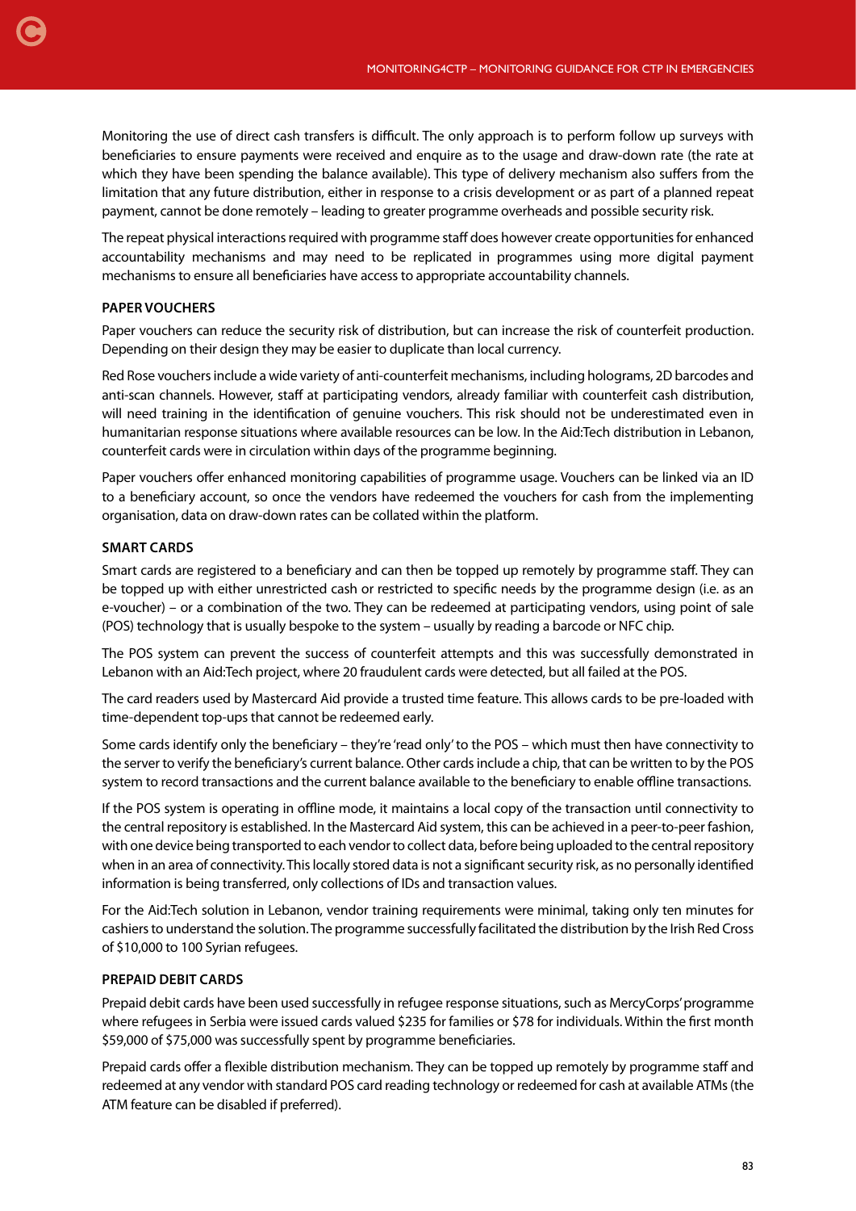Monitoring the use of direct cash transfers is difficult. The only approach is to perform follow up surveys with beneficiaries to ensure payments were received and enquire as to the usage and draw-down rate (the rate at which they have been spending the balance available). This type of delivery mechanism also suffers from the limitation that any future distribution, either in response to a crisis development or as part of a planned repeat payment, cannot be done remotely – leading to greater programme overheads and possible security risk.

The repeat physical interactions required with programme staff does however create opportunities for enhanced accountability mechanisms and may need to be replicated in programmes using more digital payment mechanisms to ensure all beneficiaries have access to appropriate accountability channels.

### PAPER VOUCHERS

Paper vouchers can reduce the security risk of distribution, but can increase the risk of counterfeit production. Depending on their design they may be easier to duplicate than local currency.

Red Rose vouchers include a wide variety of anti-counterfeit mechanisms, including holograms, 2D barcodes and anti-scan channels. However, staff at participating vendors, already familiar with counterfeit cash distribution, will need training in the identification of genuine vouchers. This risk should not be underestimated even in humanitarian response situations where available resources can be low. In the Aid:Tech distribution in Lebanon, counterfeit cards were in circulation within days of the programme beginning.

Paper vouchers offer enhanced monitoring capabilities of programme usage. Vouchers can be linked via an ID to a beneficiary account, so once the vendors have redeemed the vouchers for cash from the implementing organisation, data on draw-down rates can be collated within the platform.

### SMART CARDS

Smart cards are registered to a beneficiary and can then be topped up remotely by programme staff. They can be topped up with either unrestricted cash or restricted to specific needs by the programme design (i.e. as an e-voucher) – or a combination of the two. They can be redeemed at participating vendors, using point of sale (POS) technology that is usually bespoke to the system – usually by reading a barcode or NFC chip.

The POS system can prevent the success of counterfeit attempts and this was successfully demonstrated in Lebanon with an Aid:Tech project, where 20 fraudulent cards were detected, but all failed at the POS.

The card readers used by Mastercard Aid provide a trusted time feature. This allows cards to be pre-loaded with time-dependent top-ups that cannot be redeemed early.

Some cards identify only the beneficiary – they're 'read only' to the POS – which must then have connectivity to the server to verify the beneficiary's current balance. Other cards include a chip, that can be written to by the POS system to record transactions and the current balance available to the beneficiary to enable offline transactions.

If the POS system is operating in offline mode, it maintains a local copy of the transaction until connectivity to the central repository is established. In the Mastercard Aid system, this can be achieved in a peer-to-peer fashion, with one device being transported to each vendor to collect data, before being uploaded to the central repository when in an area of connectivity. This locally stored data is not a significant security risk, as no personally identified information is being transferred, only collections of IDs and transaction values.

For the Aid:Tech solution in Lebanon, vendor training requirements were minimal, taking only ten minutes for cashiers to understand the solution. The programme successfully facilitated the distribution by the Irish Red Cross of $10,000 to 100 Syrian refugees.

### PREPAID DEBIT CARDS

Prepaid debit cards have been used successfully in refugee response situations, such as MercyCorps' programme where refugees in Serbia were issued cards valued $235 for families or $78 for individuals. Within the first month $59,000 of $75,000 was successfully spent by programme beneficiaries.

Prepaid cards offer a flexible distribution mechanism. They can be topped up remotely by programme staff and redeemed at any vendor with standard POS card reading technology or redeemed for cash at available ATMs (the ATM feature can be disabled if preferred).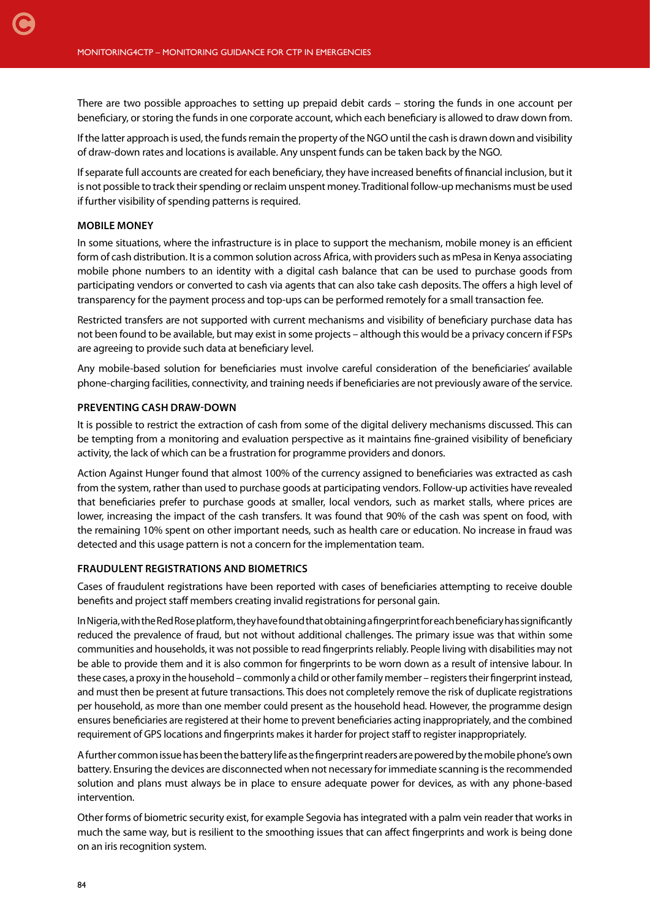There are two possible approaches to setting up prepaid debit cards – storing the funds in one account per beneficiary, or storing the funds in one corporate account, which each beneficiary is allowed to draw down from.

If the latter approach is used, the funds remain the property of the NGO until the cash is drawn down and visibility of draw-down rates and locations is available. Any unspent funds can be taken back by the NGO.

If separate full accounts are created for each beneficiary, they have increased benefits of financial inclusion, but it is not possible to track their spending or reclaim unspent money. Traditional follow-up mechanisms must be used if further visibility of spending patterns is required.

#### MOBILE MONEY

In some situations, where the infrastructure is in place to support the mechanism, mobile money is an efficient form of cash distribution. It is a common solution across Africa, with providers such as mPesa in Kenya associating mobile phone numbers to an identity with a digital cash balance that can be used to purchase goods from participating vendors or converted to cash via agents that can also take cash deposits. The offers a high level of transparency for the payment process and top-ups can be performed remotely for a small transaction fee.

Restricted transfers are not supported with current mechanisms and visibility of beneficiary purchase data has not been found to be available, but may exist in some projects – although this would be a privacy concern if FSPs are agreeing to provide such data at beneficiary level.

Any mobile-based solution for beneficiaries must involve careful consideration of the beneficiaries' available phone-charging facilities, connectivity, and training needs if beneficiaries are not previously aware of the service.

#### PREVENTING CASH DRAW-DOWN

It is possible to restrict the extraction of cash from some of the digital delivery mechanisms discussed. This can be tempting from a monitoring and evaluation perspective as it maintains fine-grained visibility of beneficiary activity, the lack of which can be a frustration for programme providers and donors.

Action Against Hunger found that almost 100% of the currency assigned to beneficiaries was extracted as cash from the system, rather than used to purchase goods at participating vendors. Follow-up activities have revealed that beneficiaries prefer to purchase goods at smaller, local vendors, such as market stalls, where prices are lower, increasing the impact of the cash transfers. It was found that 90% of the cash was spent on food, with the remaining 10% spent on other important needs, such as health care or education. No increase in fraud was detected and this usage pattern is not a concern for the implementation team.

#### FRAUDULENT REGISTRATIONS AND BIOMETRICS

Cases of fraudulent registrations have been reported with cases of beneficiaries attempting to receive double benefits and project staff members creating invalid registrations for personal gain.

In Nigeria, with the Red Rose platform, they have found that obtaining a fingerprint for each beneficiary has significantly reduced the prevalence of fraud, but not without additional challenges. The primary issue was that within some communities and households, it was not possible to read fingerprints reliably. People living with disabilities may not be able to provide them and it is also common for fingerprints to be worn down as a result of intensive labour. In these cases, a proxy in the household – commonly a child or other family member – registers their fingerprint instead, and must then be present at future transactions. This does not completely remove the risk of duplicate registrations per household, as more than one member could present as the household head. However, the programme design ensures beneficiaries are registered at their home to prevent beneficiaries acting inappropriately, and the combined requirement of GPS locations and fingerprints makes it harder for project staff to register inappropriately.

A further common issue has been the battery life as the fingerprint readers are powered by the mobile phone's own battery. Ensuring the devices are disconnected when not necessary for immediate scanning is the recommended solution and plans must always be in place to ensure adequate power for devices, as with any phone-based intervention.

Other forms of biometric security exist, for example Segovia has integrated with a palm vein reader that works in much the same way, but is resilient to the smoothing issues that can affect fingerprints and work is being done on an iris recognition system.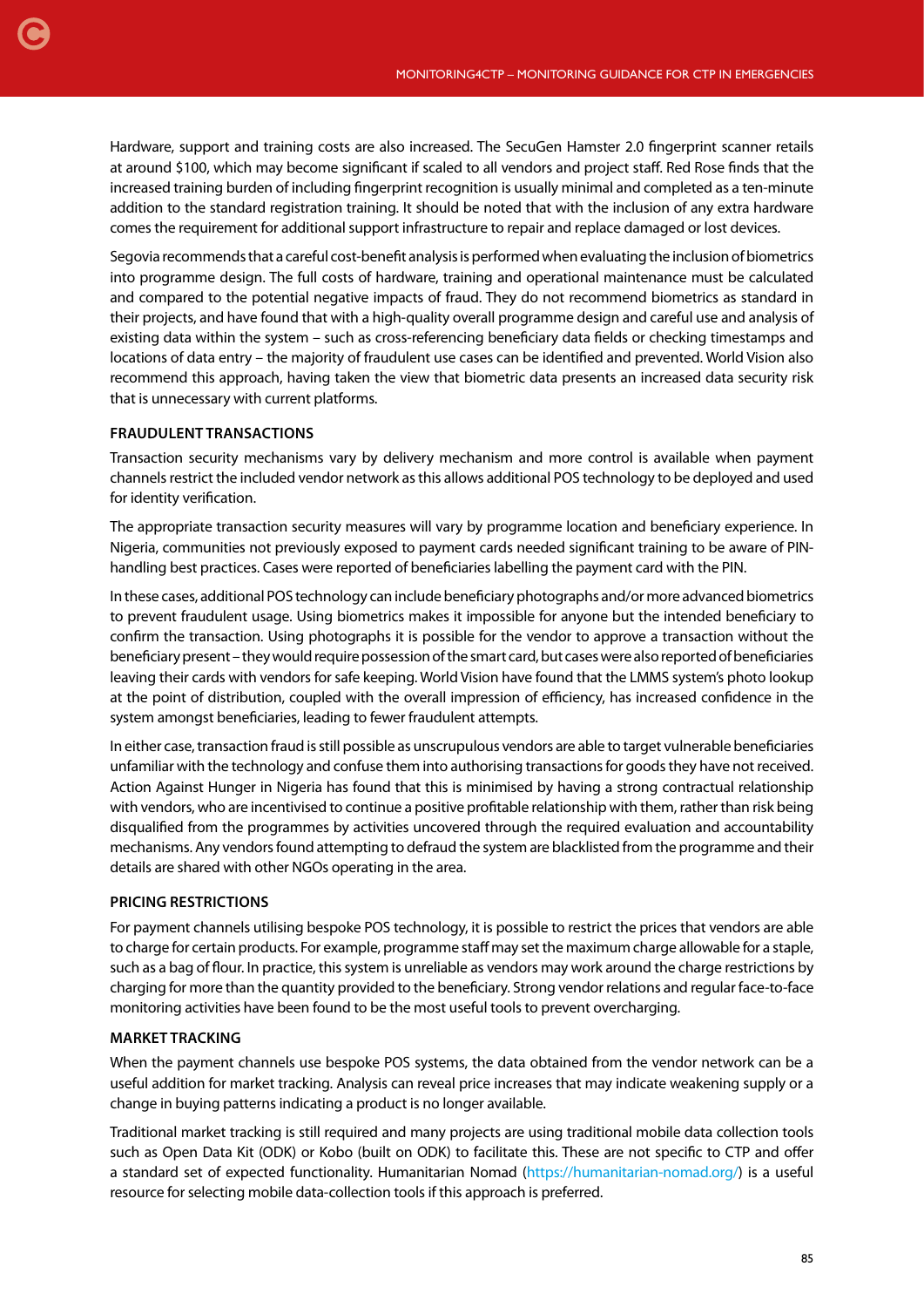Hardware, support and training costs are also increased. The SecuGen Hamster 2.0 fingerprint scanner retails at around $100, which may become significant if scaled to all vendors and project staff. Red Rose finds that the increased training burden of including fingerprint recognition is usually minimal and completed as a ten-minute addition to the standard registration training. It should be noted that with the inclusion of any extra hardware comes the requirement for additional support infrastructure to repair and replace damaged or lost devices.

Segovia recommends that a careful cost-benefit analysis is performed when evaluating the inclusion of biometrics into programme design. The full costs of hardware, training and operational maintenance must be calculated and compared to the potential negative impacts of fraud. They do not recommend biometrics as standard in their projects, and have found that with a high-quality overall programme design and careful use and analysis of existing data within the system – such as cross-referencing beneficiary data fields or checking timestamps and locations of data entry – the majority of fraudulent use cases can be identified and prevented. World Vision also recommend this approach, having taken the view that biometric data presents an increased data security risk that is unnecessary with current platforms.

### FRAUDULENT TRANSACTIONS

Transaction security mechanisms vary by delivery mechanism and more control is available when payment channels restrict the included vendor network as this allows additional POS technology to be deployed and used for identity verification.

The appropriate transaction security measures will vary by programme location and beneficiary experience. In Nigeria, communities not previously exposed to payment cards needed significant training to be aware of PIN-handling best practices. Cases were reported of beneficiaries labelling the payment card with the PIN.

In these cases, additional POS technology can include beneficiary photographs and/or more advanced biometrics to prevent fraudulent usage. Using biometrics makes it impossible for anyone but the intended beneficiary to confirm the transaction. Using photographs it is possible for the vendor to approve a transaction without the beneficiary present – they would require possession of the smart card, but cases were also reported of beneficiaries leaving their cards with vendors for safe keeping. World Vision have found that the LMMS system's photo lookup at the point of distribution, coupled with the overall impression of efficiency, has increased confidence in the system amongst beneficiaries, leading to fewer fraudulent attempts.

In either case, transaction fraud is still possible as unscrupulous vendors are able to target vulnerable beneficiaries unfamiliar with the technology and confuse them into authorising transactions for goods they have not received. Action Against Hunger in Nigeria has found that this is minimised by having a strong contractual relationship with vendors, who are incentivised to continue a positive profitable relationship with them, rather than risk being disqualified from the programmes by activities uncovered through the required evaluation and accountability mechanisms. Any vendors found attempting to defraud the system are blacklisted from the programme and their details are shared with other NGOs operating in the area.

### PRICING RESTRICTIONS

For payment channels utilising bespoke POS technology, it is possible to restrict the prices that vendors are able to charge for certain products. For example, programme staff may set the maximum charge allowable for a staple, such as a bag of flour. In practice, this system is unreliable as vendors may work around the charge restrictions by charging for more than the quantity provided to the beneficiary. Strong vendor relations and regular face-to-face monitoring activities have been found to be the most useful tools to prevent overcharging.

### MARKET TRACKING

When the payment channels use bespoke POS systems, the data obtained from the vendor network can be a useful addition for market tracking. Analysis can reveal price increases that may indicate weakening supply or a change in buying patterns indicating a product is no longer available.

Traditional market tracking is still required and many projects are using traditional mobile data collection tools such as Open Data Kit (ODK) or Kobo (built on ODK) to facilitate this. These are not specific to CTP and offer a standard set of expected functionality. Humanitarian Nomad (https://humanitarian-nomad.org/) is a useful resource for selecting mobile data-collection tools if this approach is preferred.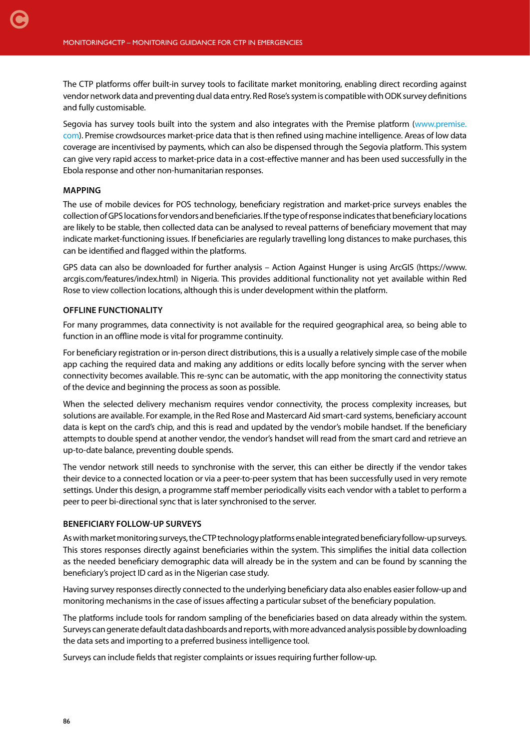The CTP platforms offer built-in survey tools to facilitate market monitoring, enabling direct recording against vendor network data and preventing dual data entry. Red Rose's system is compatible with ODK survey definitions and fully customisable.

Segovia has survey tools built into the system and also integrates with the Premise platform (www.premise.com). Premise crowdsources market-price data that is then refined using machine intelligence. Areas of low data coverage are incentivised by payments, which can also be dispensed through the Segovia platform. This system can give very rapid access to market-price data in a cost-effective manner and has been used successfully in the Ebola response and other non-humanitarian responses.

### MAPPING

The use of mobile devices for POS technology, beneficiary registration and market-price surveys enables the collection of GPS locations for vendors and beneficiaries. If the type of response indicates that beneficiary locations are likely to be stable, then collected data can be analysed to reveal patterns of beneficiary movement that may indicate market-functioning issues. If beneficiaries are regularly travelling long distances to make purchases, this can be identified and flagged within the platforms.

GPS data can also be downloaded for further analysis – Action Against Hunger is using ArcGIS (https://www.arcgis.com/features/index.html) in Nigeria. This provides additional functionality not yet available within Red Rose to view collection locations, although this is under development within the platform.

### OFFLINE FUNCTIONALITY

For many programmes, data connectivity is not available for the required geographical area, so being able to function in an offline mode is vital for programme continuity.

For beneficiary registration or in-person direct distributions, this is a usually a relatively simple case of the mobile app caching the required data and making any additions or edits locally before syncing with the server when connectivity becomes available. This re-sync can be automatic, with the app monitoring the connectivity status of the device and beginning the process as soon as possible.

When the selected delivery mechanism requires vendor connectivity, the process complexity increases, but solutions are available. For example, in the Red Rose and Mastercard Aid smart-card systems, beneficiary account data is kept on the card's chip, and this is read and updated by the vendor's mobile handset. If the beneficiary attempts to double spend at another vendor, the vendor's handset will read from the smart card and retrieve an up-to-date balance, preventing double spends.

The vendor network still needs to synchronise with the server, this can either be directly if the vendor takes their device to a connected location or via a peer-to-peer system that has been successfully used in very remote settings. Under this design, a programme staff member periodically visits each vendor with a tablet to perform a peer to peer bi-directional sync that is later synchronised to the server.

### BENEFICIARY FOLLOW-UP SURVEYS

As with market monitoring surveys, the CTP technology platforms enable integrated beneficiary follow-up surveys. This stores responses directly against beneficiaries within the system. This simplifies the initial data collection as the needed beneficiary demographic data will already be in the system and can be found by scanning the beneficiary's project ID card as in the Nigerian case study.

Having survey responses directly connected to the underlying beneficiary data also enables easier follow-up and monitoring mechanisms in the case of issues affecting a particular subset of the beneficiary population.

The platforms include tools for random sampling of the beneficiaries based on data already within the system. Surveys can generate default data dashboards and reports, with more advanced analysis possible by downloading the data sets and importing to a preferred business intelligence tool.

Surveys can include fields that register complaints or issues requiring further follow-up.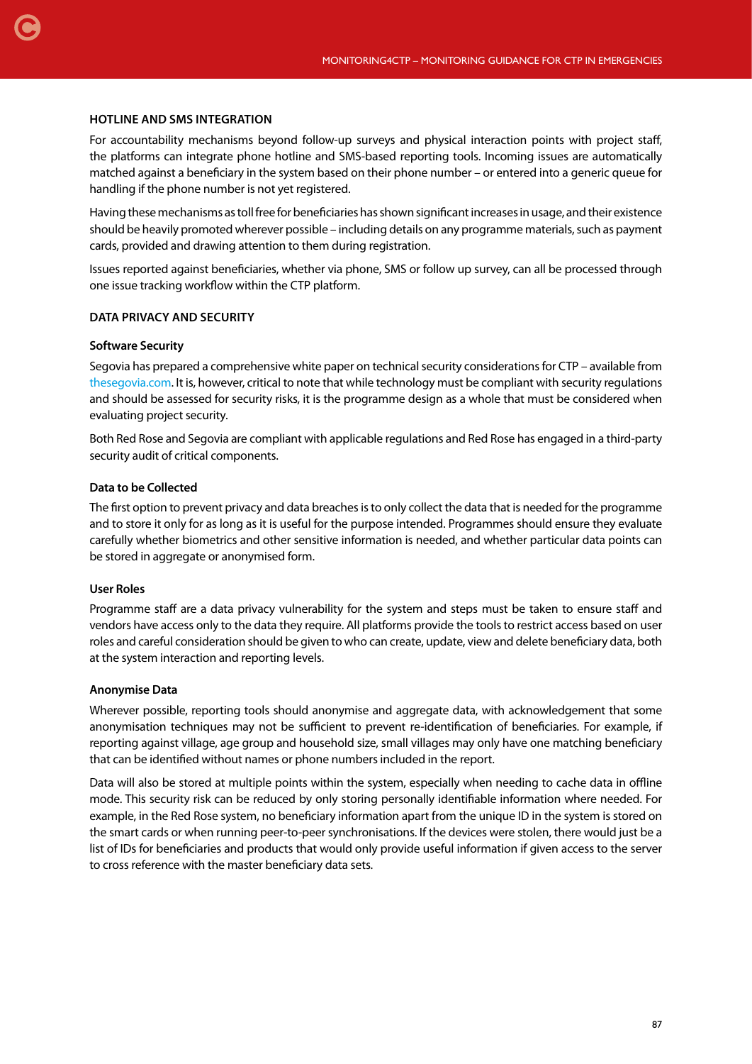## HOTLINE AND SMS INTEGRATION

For accountability mechanisms beyond follow-up surveys and physical interaction points with project staff, the platforms can integrate phone hotline and SMS-based reporting tools. Incoming issues are automatically matched against a beneficiary in the system based on their phone number – or entered into a generic queue for handling if the phone number is not yet registered.

Having these mechanisms as toll free for beneficiaries has shown significant increases in usage, and their existence should be heavily promoted wherever possible – including details on any programme materials, such as payment cards, provided and drawing attention to them during registration.

Issues reported against beneficiaries, whether via phone, SMS or follow up survey, can all be processed through one issue tracking workflow within the CTP platform.

## DATA PRIVACY AND SECURITY

### Software Security

Segovia has prepared a comprehensive white paper on technical security considerations for CTP – available from thesegovia.com. It is, however, critical to note that while technology must be compliant with security regulations and should be assessed for security risks, it is the programme design as a whole that must be considered when evaluating project security.

Both Red Rose and Segovia are compliant with applicable regulations and Red Rose has engaged in a third-party security audit of critical components.

### Data to be Collected

The first option to prevent privacy and data breaches is to only collect the data that is needed for the programme and to store it only for as long as it is useful for the purpose intended. Programmes should ensure they evaluate carefully whether biometrics and other sensitive information is needed, and whether particular data points can be stored in aggregate or anonymised form.

### User Roles

Programme staff are a data privacy vulnerability for the system and steps must be taken to ensure staff and vendors have access only to the data they require. All platforms provide the tools to restrict access based on user roles and careful consideration should be given to who can create, update, view and delete beneficiary data, both at the system interaction and reporting levels.

### Anonymise Data

Wherever possible, reporting tools should anonymise and aggregate data, with acknowledgement that some anonymisation techniques may not be sufficient to prevent re-identification of beneficiaries. For example, if reporting against village, age group and household size, small villages may only have one matching beneficiary that can be identified without names or phone numbers included in the report.

Data will also be stored at multiple points within the system, especially when needing to cache data in offline mode. This security risk can be reduced by only storing personally identifiable information where needed. For example, in the Red Rose system, no beneficiary information apart from the unique ID in the system is stored on the smart cards or when running peer-to-peer synchronisations. If the devices were stolen, there would just be a list of IDs for beneficiaries and products that would only provide useful information if given access to the server to cross reference with the master beneficiary data sets.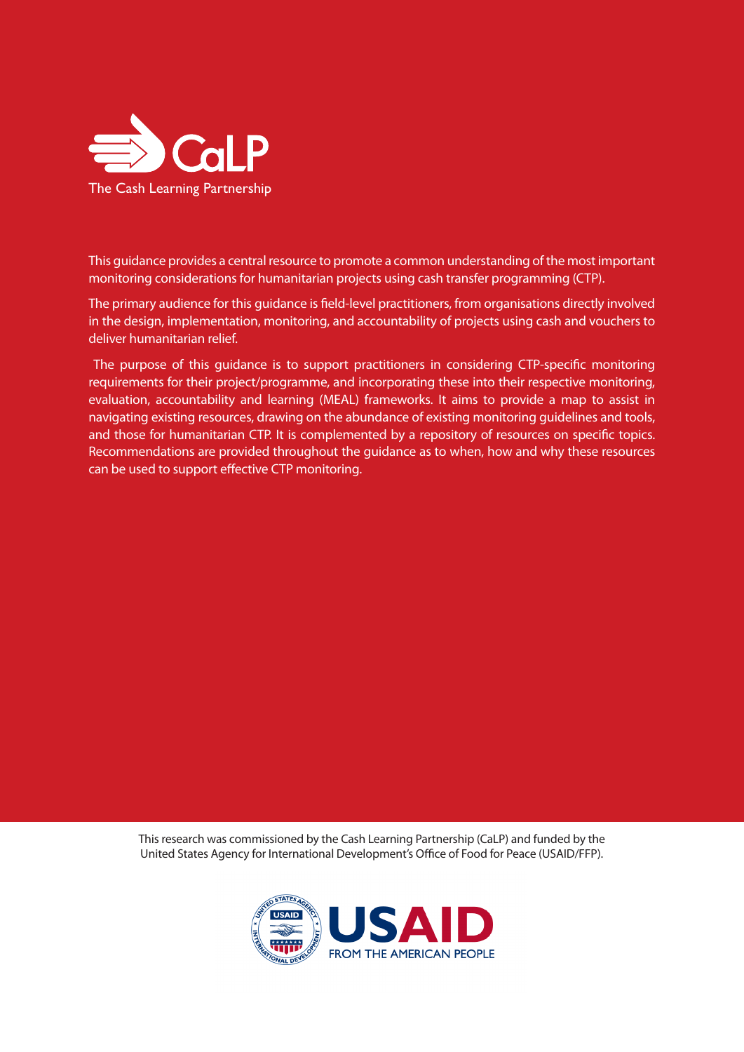CaLP

The Cash Learning Partnership

This guidance provides a central resource to promote a common understanding of the most important monitoring considerations for humanitarian projects using cash transfer programming (CTP).

The primary audience for this guidance is field-level practitioners, from organisations directly involved in the design, implementation, monitoring, and accountability of projects using cash and vouchers to deliver humanitarian relief.

The purpose of this guidance is to support practitioners in considering CTP-specific monitoring requirements for their project/programme, and incorporating these into their respective monitoring, evaluation, accountability and learning (MEAL) frameworks. It aims to provide a map to assist in navigating existing resources, drawing on the abundance of existing monitoring guidelines and tools, and those for humanitarian CTP. It is complemented by a repository of resources on specific topics. Recommendations are provided throughout the guidance as to when, how and why these resources can be used to support effective CTP monitoring.

This research was commissioned by the Cash Learning Partnership (CaLP) and funded by the United States Agency for International Development's Office of Food for Peace (USAID/FFP).

USAID

FROM THE AMERICAN PEOPLE